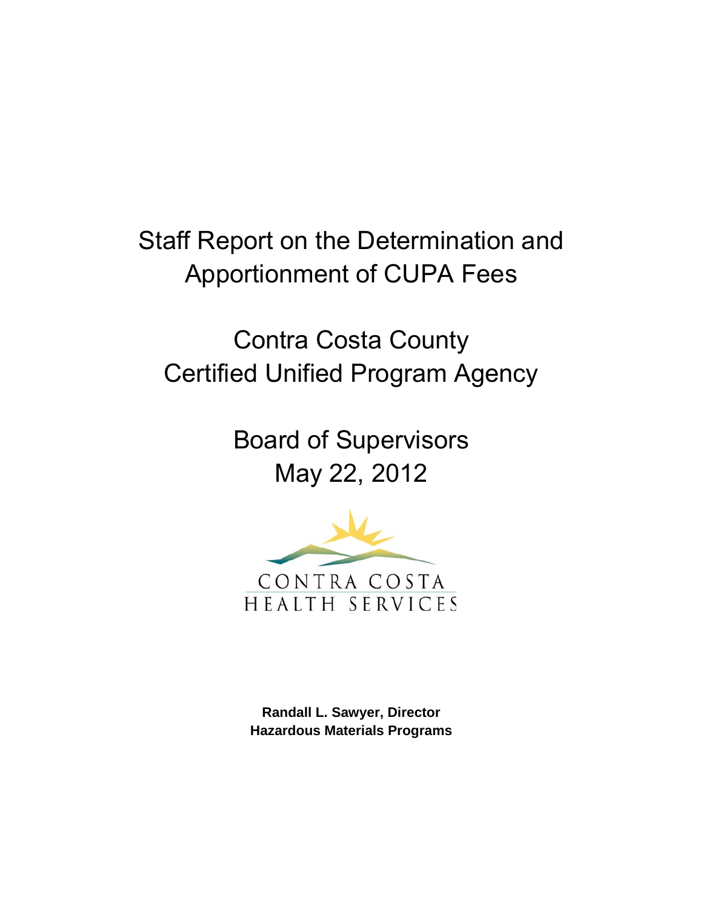# Staff Report on the Determination and Apportionment of CUPA Fees

# Contra Costa County Certified Unified Program Agency

## Board of Supervisors
## May 22, 2012

CONTRA COSTA
HEALTH SERVICES

**Randall L. Sawyer, Director**
**Hazardous Materials Programs**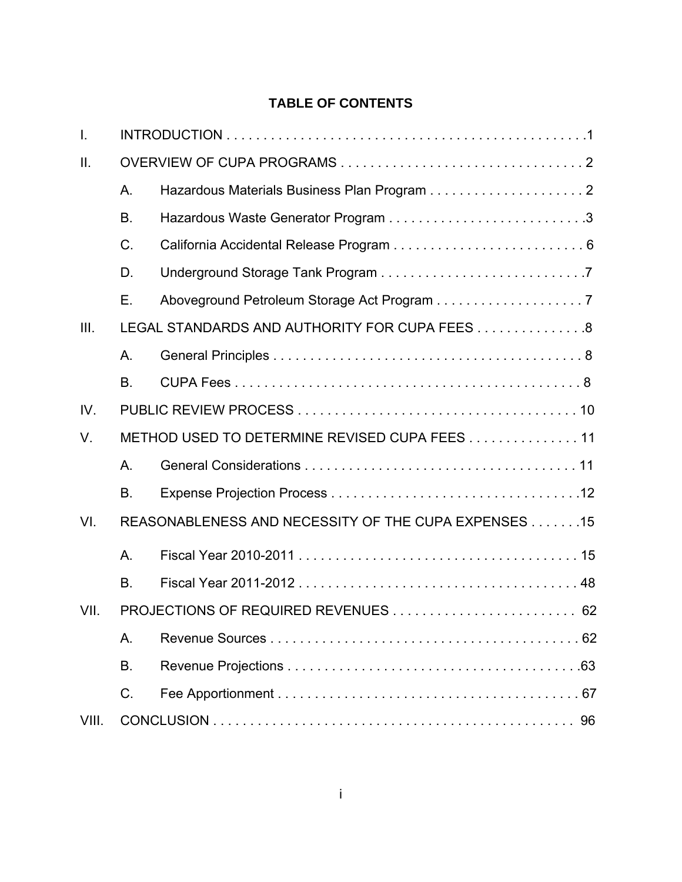# TABLE OF CONTENTS

| | | | |
|---|---|---|---|
| I. | INTRODUCTION | | 1 |
| II. | OVERVIEW OF CUPA PROGRAMS | | 2 |
| | A. | Hazardous Materials Business Plan Program | 2 |
| | B. | Hazardous Waste Generator Program | 3 |
| | C. | California Accidental Release Program | 6 |
| | D. | Underground Storage Tank Program | 7 |
| | E. | Aboveground Petroleum Storage Act Program | 7 |
| III. | LEGAL STANDARDS AND AUTHORITY FOR CUPA FEES | | 8 |
| | A. | General Principles | 8 |
| | B. | CUPA Fees | 8 |
| IV. | PUBLIC REVIEW PROCESS | | 10 |
| V. | METHOD USED TO DETERMINE REVISED CUPA FEES | | 11 |
| | A. | General Considerations | 11 |
| | B. | Expense Projection Process | 12 |
| VI. | REASONABLENESS AND NECESSITY OF THE CUPA EXPENSES | | 15 |
| | A. | Fiscal Year 2010-2011 | 15 |
| | B. | Fiscal Year 2011-2012 | 48 |
| VII. | PROJECTIONS OF REQUIRED REVENUES | | 62 |
| | A. | Revenue Sources | 62 |
| | B. | Revenue Projections | 63 |
| | C. | Fee Apportionment | 67 |
| VIII. | CONCLUSION | | 96 |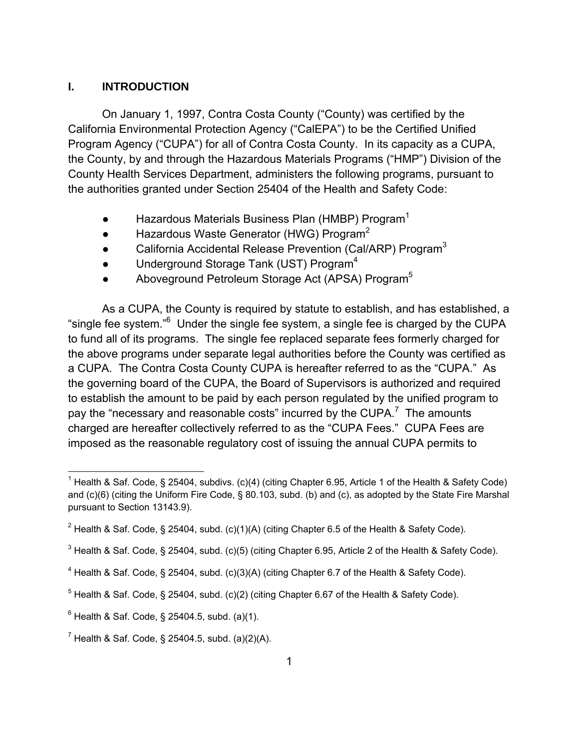## I. INTRODUCTION

On January 1, 1997, Contra Costa County ("County) was certified by the California Environmental Protection Agency ("CalEPA") to be the Certified Unified Program Agency ("CUPA") for all of Contra Costa County. In its capacity as a CUPA, the County, by and through the Hazardous Materials Programs ("HMP") Division of the County Health Services Department, administers the following programs, pursuant to the authorities granted under Section 25404 of the Health and Safety Code:

- Hazardous Materials Business Plan (HMBP) Program[1]
- Hazardous Waste Generator (HWG) Program[2]
- California Accidental Release Prevention (Cal/ARP) Program[3]
- Underground Storage Tank (UST) Program[4]
- Aboveground Petroleum Storage Act (APSA) Program[5]

As a CUPA, the County is required by statute to establish, and has established, a "single fee system."[6] Under the single fee system, a single fee is charged by the CUPA to fund all of its programs. The single fee replaced separate fees formerly charged for the above programs under separate legal authorities before the County was certified as a CUPA. The Contra Costa County CUPA is hereafter referred to as the "CUPA." As the governing board of the CUPA, the Board of Supervisors is authorized and required to establish the amount to be paid by each person regulated by the unified program to pay the "necessary and reasonable costs" incurred by the CUPA.[7] The amounts charged are hereafter collectively referred to as the "CUPA Fees." CUPA Fees are imposed as the reasonable regulatory cost of issuing the annual CUPA permits to

---

[1] Health & Saf. Code, § 25404, subdivs. (c)(4) (citing Chapter 6.95, Article 1 of the Health & Safety Code) and (c)(6) (citing the Uniform Fire Code, § 80.103, subd. (b) and (c), as adopted by the State Fire Marshal pursuant to Section 13143.9).

[2] Health & Saf. Code, § 25404, subd. (c)(1)(A) (citing Chapter 6.5 of the Health & Safety Code).

[3] Health & Saf. Code, § 25404, subd. (c)(5) (citing Chapter 6.95, Article 2 of the Health & Safety Code).

[4] Health & Saf. Code, § 25404, subd. (c)(3)(A) (citing Chapter 6.7 of the Health & Safety Code).

[5] Health & Saf. Code, § 25404, subd. (c)(2) (citing Chapter 6.67 of the Health & Safety Code).

[6] Health & Saf. Code, § 25404.5, subd. (a)(1).

[7] Health & Saf. Code, § 25404.5, subd. (a)(2)(A).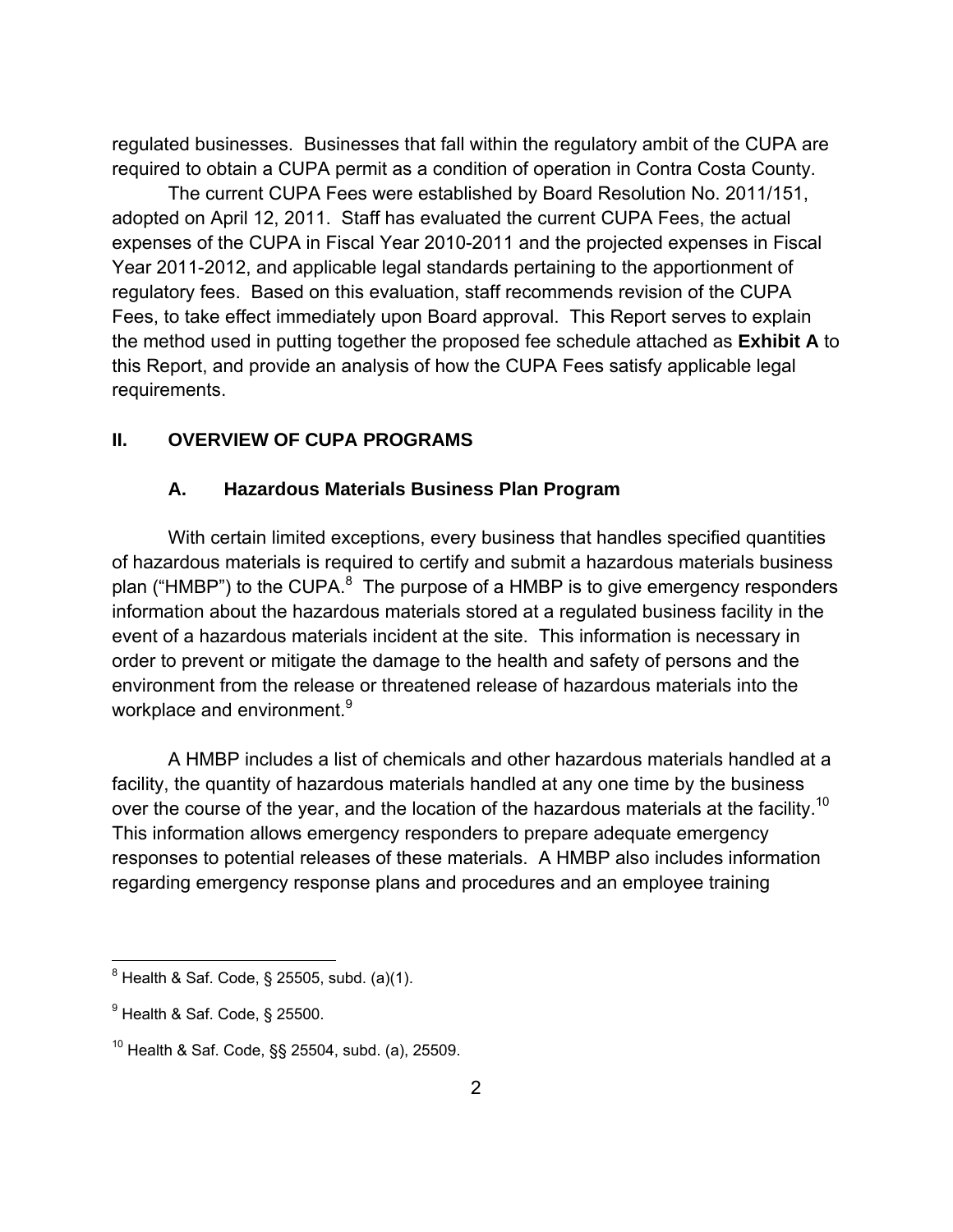regulated businesses. Businesses that fall within the regulatory ambit of the CUPA are required to obtain a CUPA permit as a condition of operation in Contra Costa County.

The current CUPA Fees were established by Board Resolution No. 2011/151, adopted on April 12, 2011. Staff has evaluated the current CUPA Fees, the actual expenses of the CUPA in Fiscal Year 2010-2011 and the projected expenses in Fiscal Year 2011-2012, and applicable legal standards pertaining to the apportionment of regulatory fees. Based on this evaluation, staff recommends revision of the CUPA Fees, to take effect immediately upon Board approval. This Report serves to explain the method used in putting together the proposed fee schedule attached as **Exhibit A** to this Report, and provide an analysis of how the CUPA Fees satisfy applicable legal requirements.

## II. OVERVIEW OF CUPA PROGRAMS

### A. Hazardous Materials Business Plan Program

With certain limited exceptions, every business that handles specified quantities of hazardous materials is required to certify and submit a hazardous materials business plan ("HMBP") to the CUPA.[8] The purpose of a HMBP is to give emergency responders information about the hazardous materials stored at a regulated business facility in the event of a hazardous materials incident at the site. This information is necessary in order to prevent or mitigate the damage to the health and safety of persons and the environment from the release or threatened release of hazardous materials into the workplace and environment.[9]

A HMBP includes a list of chemicals and other hazardous materials handled at a facility, the quantity of hazardous materials handled at any one time by the business over the course of the year, and the location of the hazardous materials at the facility.[10] This information allows emergency responders to prepare adequate emergency responses to potential releases of these materials. A HMBP also includes information regarding emergency response plans and procedures and an employee training

---

[8] Health & Saf. Code, § 25505, subd. (a)(1).

[9] Health & Saf. Code, § 25500.

[10] Health & Saf. Code, §§ 25504, subd. (a), 25509.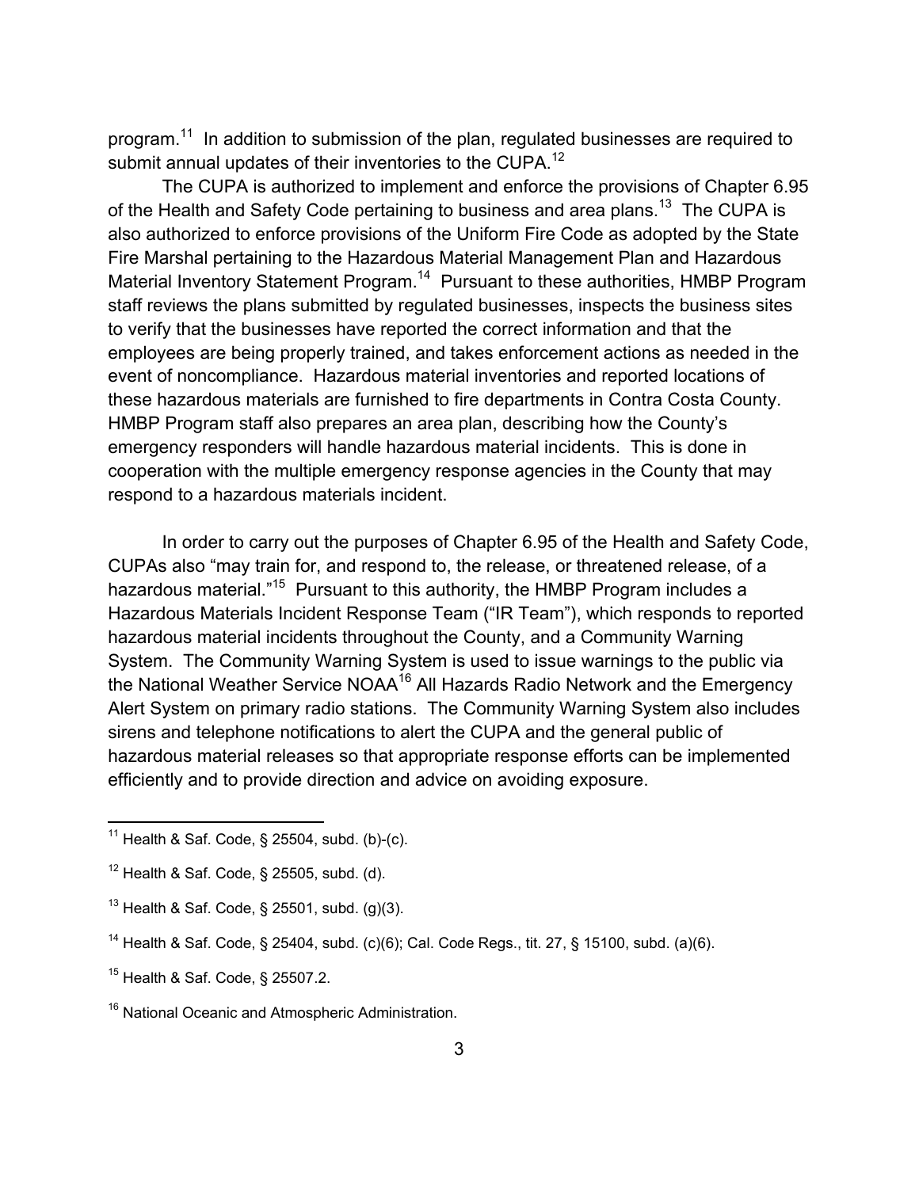program.[11] In addition to submission of the plan, regulated businesses are required to submit annual updates of their inventories to the CUPA.[12]

The CUPA is authorized to implement and enforce the provisions of Chapter 6.95 of the Health and Safety Code pertaining to business and area plans.[13] The CUPA is also authorized to enforce provisions of the Uniform Fire Code as adopted by the State Fire Marshal pertaining to the Hazardous Material Management Plan and Hazardous Material Inventory Statement Program.[14] Pursuant to these authorities, HMBP Program staff reviews the plans submitted by regulated businesses, inspects the business sites to verify that the businesses have reported the correct information and that the employees are being properly trained, and takes enforcement actions as needed in the event of noncompliance. Hazardous material inventories and reported locations of these hazardous materials are furnished to fire departments in Contra Costa County. HMBP Program staff also prepares an area plan, describing how the County's emergency responders will handle hazardous material incidents. This is done in cooperation with the multiple emergency response agencies in the County that may respond to a hazardous materials incident.

In order to carry out the purposes of Chapter 6.95 of the Health and Safety Code, CUPAs also "may train for, and respond to, the release, or threatened release, of a hazardous material."[15] Pursuant to this authority, the HMBP Program includes a Hazardous Materials Incident Response Team ("IR Team"), which responds to reported hazardous material incidents throughout the County, and a Community Warning System. The Community Warning System is used to issue warnings to the public via the National Weather Service NOAA[16] All Hazards Radio Network and the Emergency Alert System on primary radio stations. The Community Warning System also includes sirens and telephone notifications to alert the CUPA and the general public of hazardous material releases so that appropriate response efforts can be implemented efficiently and to provide direction and advice on avoiding exposure.

---

[11] Health & Saf. Code, § 25504, subd. (b)-(c).

[12] Health & Saf. Code, § 25505, subd. (d).

[13] Health & Saf. Code, § 25501, subd. (g)(3).

[14] Health & Saf. Code, § 25404, subd. (c)(6); Cal. Code Regs., tit. 27, § 15100, subd. (a)(6).

[15] Health & Saf. Code, § 25507.2.

[16] National Oceanic and Atmospheric Administration.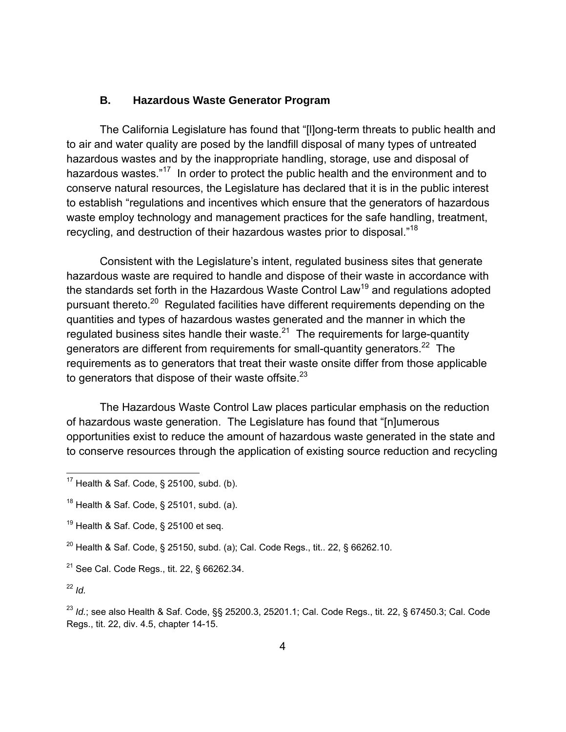### B. Hazardous Waste Generator Program

The California Legislature has found that "[l]ong-term threats to public health and to air and water quality are posed by the landfill disposal of many types of untreated hazardous wastes and by the inappropriate handling, storage, use and disposal of hazardous wastes."[17] In order to protect the public health and the environment and to conserve natural resources, the Legislature has declared that it is in the public interest to establish "regulations and incentives which ensure that the generators of hazardous waste employ technology and management practices for the safe handling, treatment, recycling, and destruction of their hazardous wastes prior to disposal."[18]

Consistent with the Legislature's intent, regulated business sites that generate hazardous waste are required to handle and dispose of their waste in accordance with the standards set forth in the Hazardous Waste Control Law[19] and regulations adopted pursuant thereto.[20] Regulated facilities have different requirements depending on the quantities and types of hazardous wastes generated and the manner in which the regulated business sites handle their waste.[21] The requirements for large-quantity generators are different from requirements for small-quantity generators.[22] The requirements as to generators that treat their waste onsite differ from those applicable to generators that dispose of their waste offsite.[23]

The Hazardous Waste Control Law places particular emphasis on the reduction of hazardous waste generation. The Legislature has found that "[n]umerous opportunities exist to reduce the amount of hazardous waste generated in the state and to conserve resources through the application of existing source reduction and recycling

---

[17] Health & Saf. Code, § 25100, subd. (b).

[18] Health & Saf. Code, § 25101, subd. (a).

[19] Health & Saf. Code, § 25100 et seq.

[20] Health & Saf. Code, § 25150, subd. (a); Cal. Code Regs., tit.. 22, § 66262.10.

[21] See Cal. Code Regs., tit. 22, § 66262.34.

[22] *Id.*

[23] *Id.*; see also Health & Saf. Code, §§ 25200.3, 25201.1; Cal. Code Regs., tit. 22, § 67450.3; Cal. Code Regs., tit. 22, div. 4.5, chapter 14-15.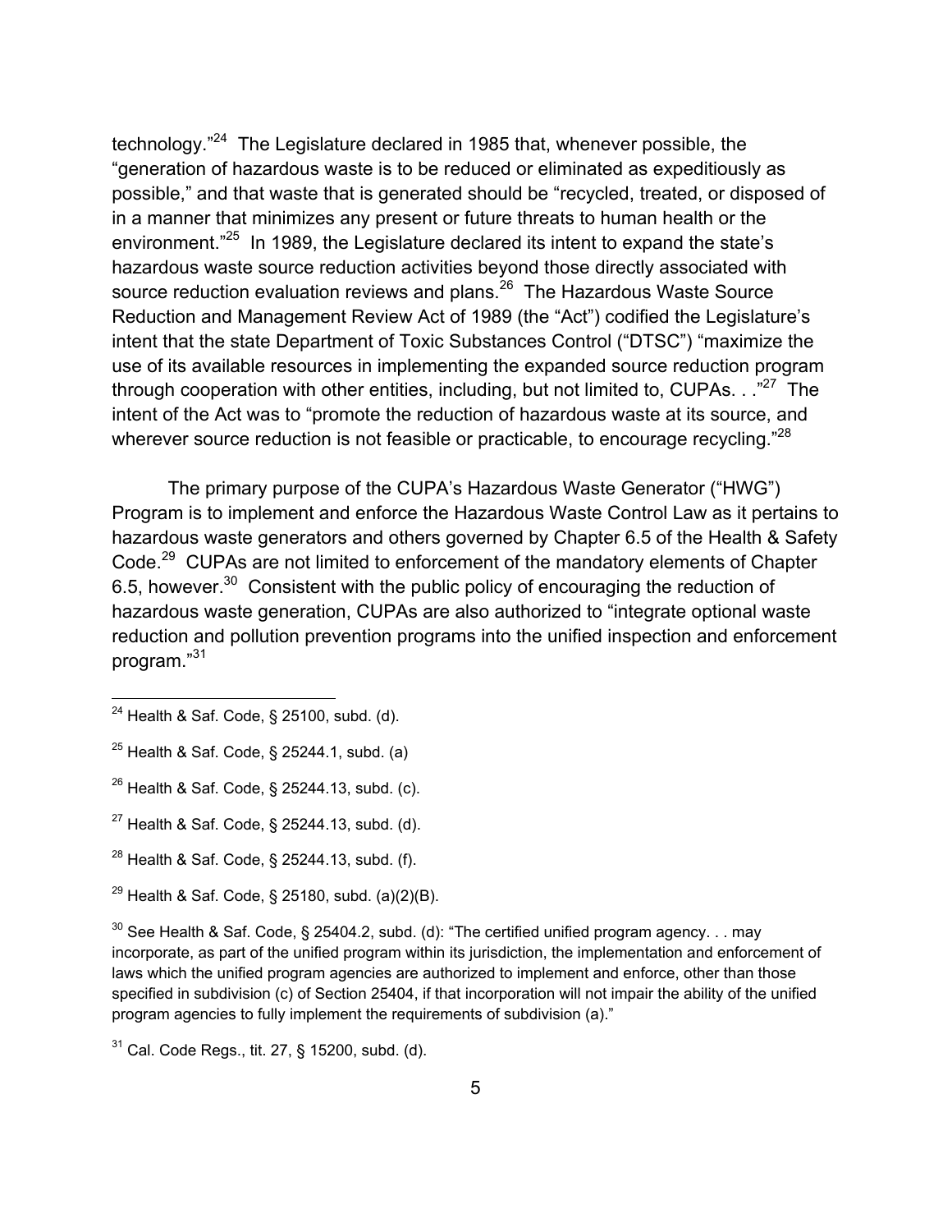technology."[24] The Legislature declared in 1985 that, whenever possible, the "generation of hazardous waste is to be reduced or eliminated as expeditiously as possible," and that waste that is generated should be "recycled, treated, or disposed of in a manner that minimizes any present or future threats to human health or the environment."[25] In 1989, the Legislature declared its intent to expand the state's hazardous waste source reduction activities beyond those directly associated with source reduction evaluation reviews and plans.[26] The Hazardous Waste Source Reduction and Management Review Act of 1989 (the "Act") codified the Legislature's intent that the state Department of Toxic Substances Control ("DTSC") "maximize the use of its available resources in implementing the expanded source reduction program through cooperation with other entities, including, but not limited to, CUPAs. . ."[27] The intent of the Act was to "promote the reduction of hazardous waste at its source, and wherever source reduction is not feasible or practicable, to encourage recycling."[28]

The primary purpose of the CUPA's Hazardous Waste Generator ("HWG") Program is to implement and enforce the Hazardous Waste Control Law as it pertains to hazardous waste generators and others governed by Chapter 6.5 of the Health & Safety Code.[29] CUPAs are not limited to enforcement of the mandatory elements of Chapter 6.5, however.[30] Consistent with the public policy of encouraging the reduction of hazardous waste generation, CUPAs are also authorized to "integrate optional waste reduction and pollution prevention programs into the unified inspection and enforcement program."[31]

---

[24] Health & Saf. Code, § 25100, subd. (d).

[25] Health & Saf. Code, § 25244.1, subd. (a)

[26] Health & Saf. Code, § 25244.13, subd. (c).

[27] Health & Saf. Code, § 25244.13, subd. (d).

[28] Health & Saf. Code, § 25244.13, subd. (f).

[29] Health & Saf. Code, § 25180, subd. (a)(2)(B).

[30] See Health & Saf. Code, § 25404.2, subd. (d): "The certified unified program agency. . . may incorporate, as part of the unified program within its jurisdiction, the implementation and enforcement of laws which the unified program agencies are authorized to implement and enforce, other than those specified in subdivision (c) of Section 25404, if that incorporation will not impair the ability of the unified program agencies to fully implement the requirements of subdivision (a)."

[31] Cal. Code Regs., tit. 27, § 15200, subd. (d).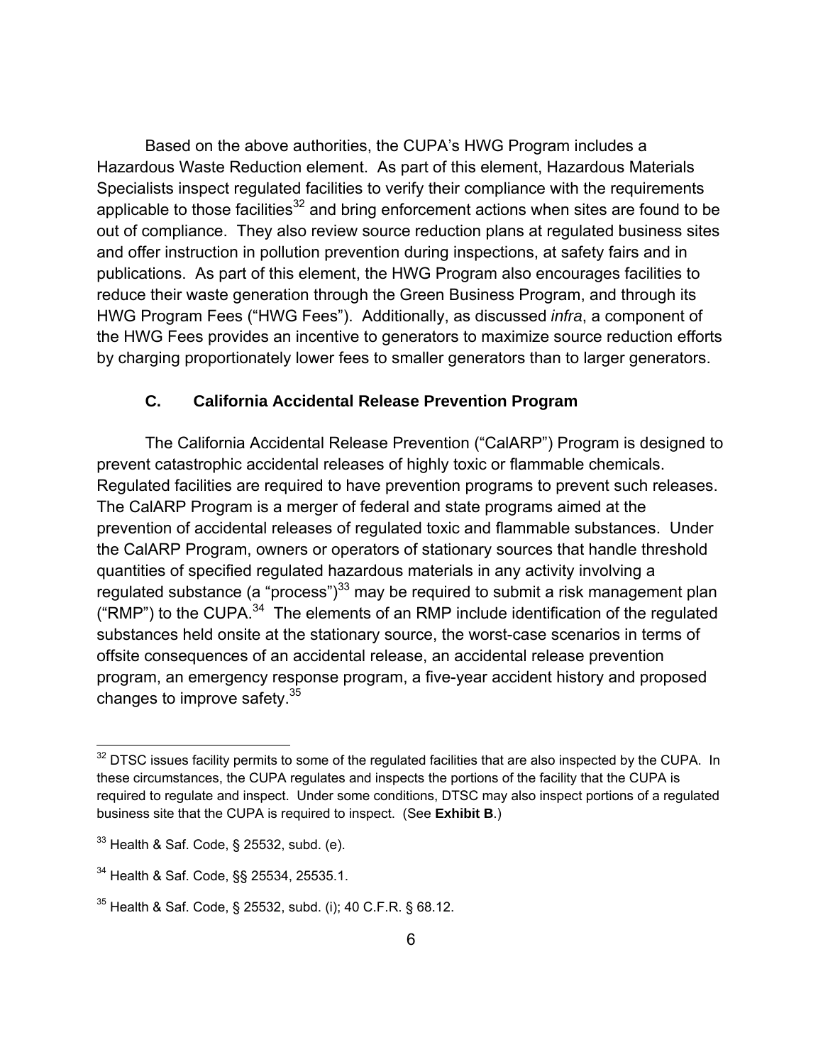Based on the above authorities, the CUPA's HWG Program includes a Hazardous Waste Reduction element. As part of this element, Hazardous Materials Specialists inspect regulated facilities to verify their compliance with the requirements applicable to those facilities[32] and bring enforcement actions when sites are found to be out of compliance. They also review source reduction plans at regulated business sites and offer instruction in pollution prevention during inspections, at safety fairs and in publications. As part of this element, the HWG Program also encourages facilities to reduce their waste generation through the Green Business Program, and through its HWG Program Fees ("HWG Fees"). Additionally, as discussed *infra*, a component of the HWG Fees provides an incentive to generators to maximize source reduction efforts by charging proportionately lower fees to smaller generators than to larger generators.

### C. California Accidental Release Prevention Program

The California Accidental Release Prevention ("CalARP") Program is designed to prevent catastrophic accidental releases of highly toxic or flammable chemicals. Regulated facilities are required to have prevention programs to prevent such releases. The CalARP Program is a merger of federal and state programs aimed at the prevention of accidental releases of regulated toxic and flammable substances. Under the CalARP Program, owners or operators of stationary sources that handle threshold quantities of specified regulated hazardous materials in any activity involving a regulated substance (a "process")[33] may be required to submit a risk management plan ("RMP") to the CUPA.[34] The elements of an RMP include identification of the regulated substances held onsite at the stationary source, the worst-case scenarios in terms of offsite consequences of an accidental release, an accidental release prevention program, an emergency response program, a five-year accident history and proposed changes to improve safety.[35]

---

[32] DTSC issues facility permits to some of the regulated facilities that are also inspected by the CUPA. In these circumstances, the CUPA regulates and inspects the portions of the facility that the CUPA is required to regulate and inspect. Under some conditions, DTSC may also inspect portions of a regulated business site that the CUPA is required to inspect. (See **Exhibit B**.)

[33] Health & Saf. Code, § 25532, subd. (e).

[34] Health & Saf. Code, §§ 25534, 25535.1.

[35] Health & Saf. Code, § 25532, subd. (i); 40 C.F.R. § 68.12.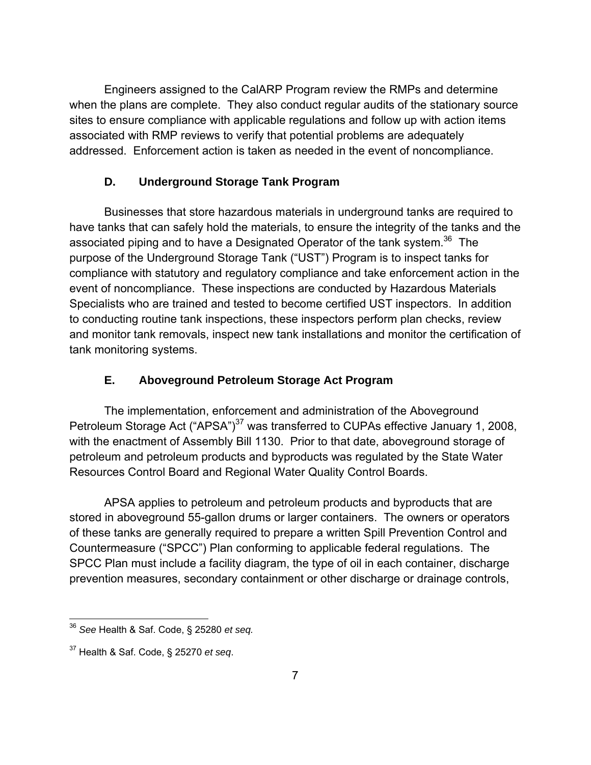Engineers assigned to the CalARP Program review the RMPs and determine when the plans are complete. They also conduct regular audits of the stationary source sites to ensure compliance with applicable regulations and follow up with action items associated with RMP reviews to verify that potential problems are adequately addressed. Enforcement action is taken as needed in the event of noncompliance.

### D. Underground Storage Tank Program

Businesses that store hazardous materials in underground tanks are required to have tanks that can safely hold the materials, to ensure the integrity of the tanks and the associated piping and to have a Designated Operator of the tank system.[36] The purpose of the Underground Storage Tank ("UST") Program is to inspect tanks for compliance with statutory and regulatory compliance and take enforcement action in the event of noncompliance. These inspections are conducted by Hazardous Materials Specialists who are trained and tested to become certified UST inspectors. In addition to conducting routine tank inspections, these inspectors perform plan checks, review and monitor tank removals, inspect new tank installations and monitor the certification of tank monitoring systems.

### E. Aboveground Petroleum Storage Act Program

The implementation, enforcement and administration of the Aboveground Petroleum Storage Act ("APSA")[37] was transferred to CUPAs effective January 1, 2008, with the enactment of Assembly Bill 1130. Prior to that date, aboveground storage of petroleum and petroleum products and byproducts was regulated by the State Water Resources Control Board and Regional Water Quality Control Boards.

APSA applies to petroleum and petroleum products and byproducts that are stored in aboveground 55-gallon drums or larger containers. The owners or operators of these tanks are generally required to prepare a written Spill Prevention Control and Countermeasure ("SPCC") Plan conforming to applicable federal regulations. The SPCC Plan must include a facility diagram, the type of oil in each container, discharge prevention measures, secondary containment or other discharge or drainage controls,

---

[36] *See* Health & Saf. Code, § 25280 *et seq.*

[37] Health & Saf. Code, § 25270 *et seq*.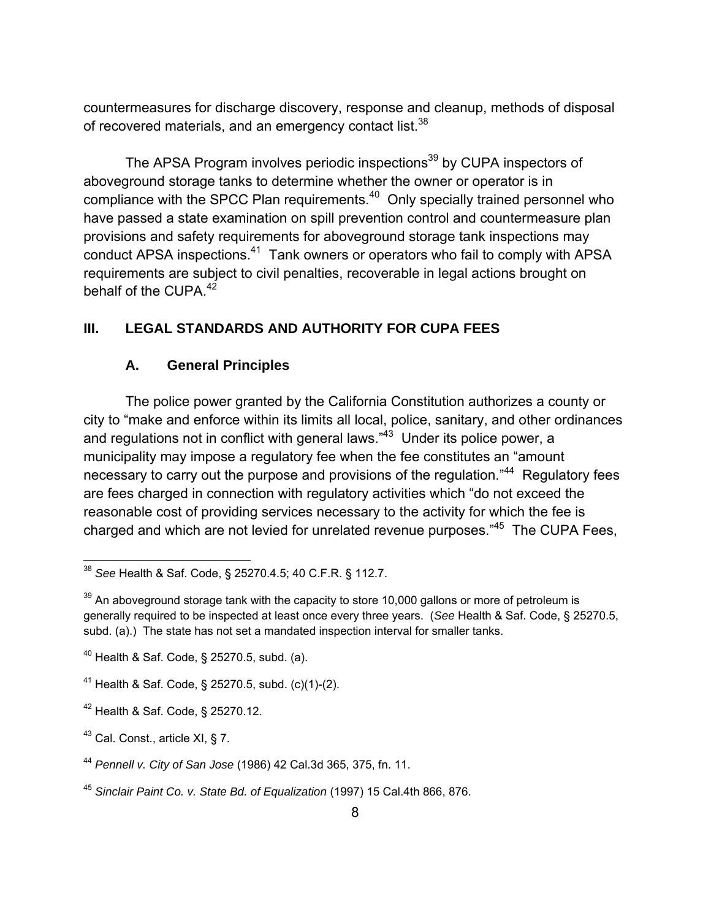countermeasures for discharge discovery, response and cleanup, methods of disposal of recovered materials, and an emergency contact list.[38]

The APSA Program involves periodic inspections[39] by CUPA inspectors of aboveground storage tanks to determine whether the owner or operator is in compliance with the SPCC Plan requirements.[40] Only specially trained personnel who have passed a state examination on spill prevention control and countermeasure plan provisions and safety requirements for aboveground storage tank inspections may conduct APSA inspections.[41] Tank owners or operators who fail to comply with APSA requirements are subject to civil penalties, recoverable in legal actions brought on behalf of the CUPA.[42]

## III. LEGAL STANDARDS AND AUTHORITY FOR CUPA FEES

### A. General Principles

The police power granted by the California Constitution authorizes a county or city to "make and enforce within its limits all local, police, sanitary, and other ordinances and regulations not in conflict with general laws."[43] Under its police power, a municipality may impose a regulatory fee when the fee constitutes an "amount necessary to carry out the purpose and provisions of the regulation."[44] Regulatory fees are fees charged in connection with regulatory activities which "do not exceed the reasonable cost of providing services necessary to the activity for which the fee is charged and which are not levied for unrelated revenue purposes."[45] The CUPA Fees,

---

[38] *See* Health & Saf. Code, § 25270.4.5; 40 C.F.R. § 112.7.

[39] An aboveground storage tank with the capacity to store 10,000 gallons or more of petroleum is generally required to be inspected at least once every three years. (*See* Health & Saf. Code, § 25270.5, subd. (a).) The state has not set a mandated inspection interval for smaller tanks.

[40] Health & Saf. Code, § 25270.5, subd. (a).

[41] Health & Saf. Code, § 25270.5, subd. (c)(1)-(2).

[42] Health & Saf. Code, § 25270.12.

[43] Cal. Const., article XI, § 7.

[44] *Pennell v. City of San Jose* (1986) 42 Cal.3d 365, 375, fn. 11.

[45] *Sinclair Paint Co. v. State Bd. of Equalization* (1997) 15 Cal.4th 866, 876.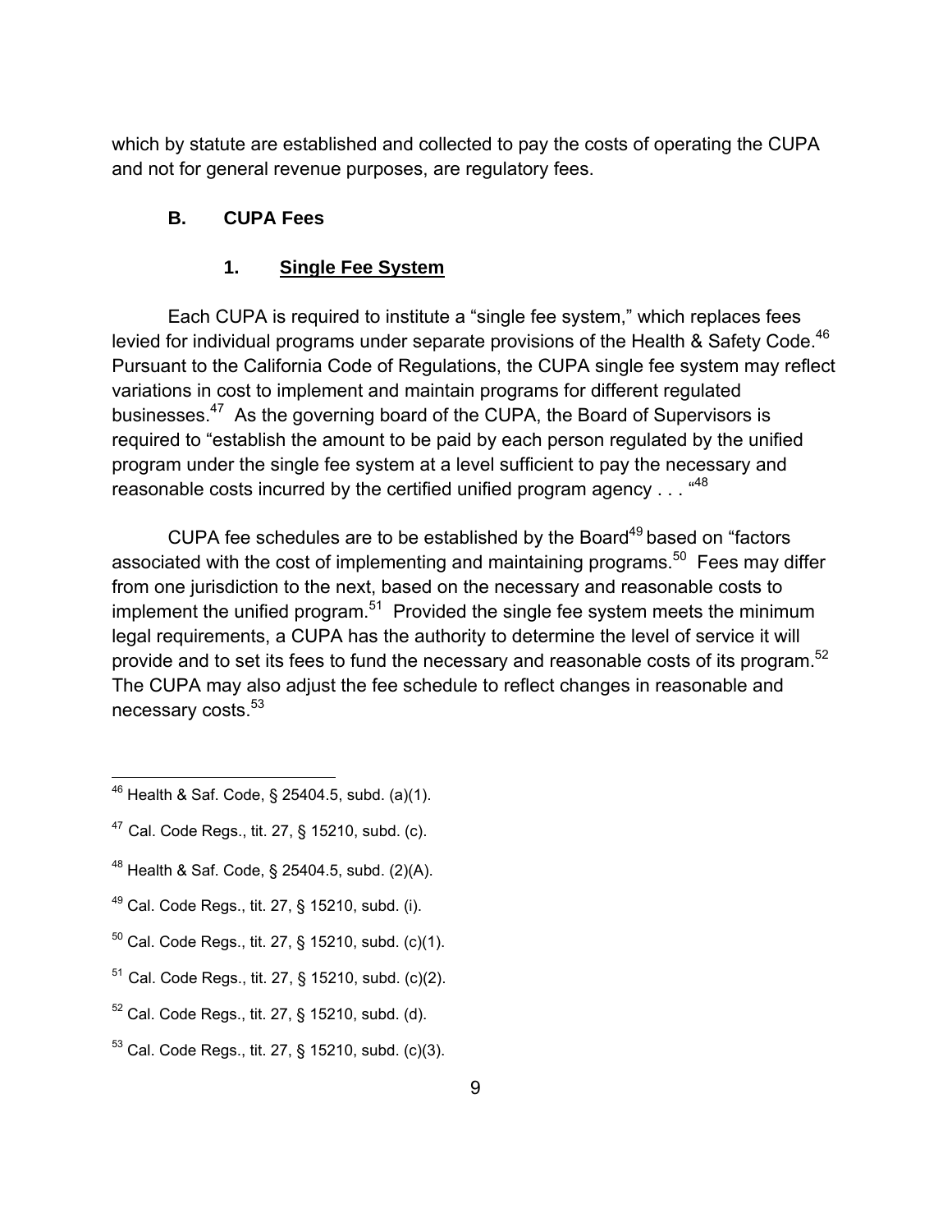which by statute are established and collected to pay the costs of operating the CUPA and not for general revenue purposes, are regulatory fees.

### B. CUPA Fees

#### 1. Single Fee System

Each CUPA is required to institute a "single fee system," which replaces fees levied for individual programs under separate provisions of the Health & Safety Code.[46] Pursuant to the California Code of Regulations, the CUPA single fee system may reflect variations in cost to implement and maintain programs for different regulated businesses.[47] As the governing board of the CUPA, the Board of Supervisors is required to "establish the amount to be paid by each person regulated by the unified program under the single fee system at a level sufficient to pay the necessary and reasonable costs incurred by the certified unified program agency . . . "[48]

CUPA fee schedules are to be established by the Board[49] based on "factors associated with the cost of implementing and maintaining programs.[50] Fees may differ from one jurisdiction to the next, based on the necessary and reasonable costs to implement the unified program.[51] Provided the single fee system meets the minimum legal requirements, a CUPA has the authority to determine the level of service it will provide and to set its fees to fund the necessary and reasonable costs of its program.[52] The CUPA may also adjust the fee schedule to reflect changes in reasonable and necessary costs.[53]

---

[46] Health & Saf. Code, § 25404.5, subd. (a)(1).

[47] Cal. Code Regs., tit. 27, § 15210, subd. (c).

[48] Health & Saf. Code, § 25404.5, subd. (2)(A).

[49] Cal. Code Regs., tit. 27, § 15210, subd. (i).

[50] Cal. Code Regs., tit. 27, § 15210, subd. (c)(1).

[51] Cal. Code Regs., tit. 27, § 15210, subd. (c)(2).

[52] Cal. Code Regs., tit. 27, § 15210, subd. (d).

[53] Cal. Code Regs., tit. 27, § 15210, subd. (c)(3).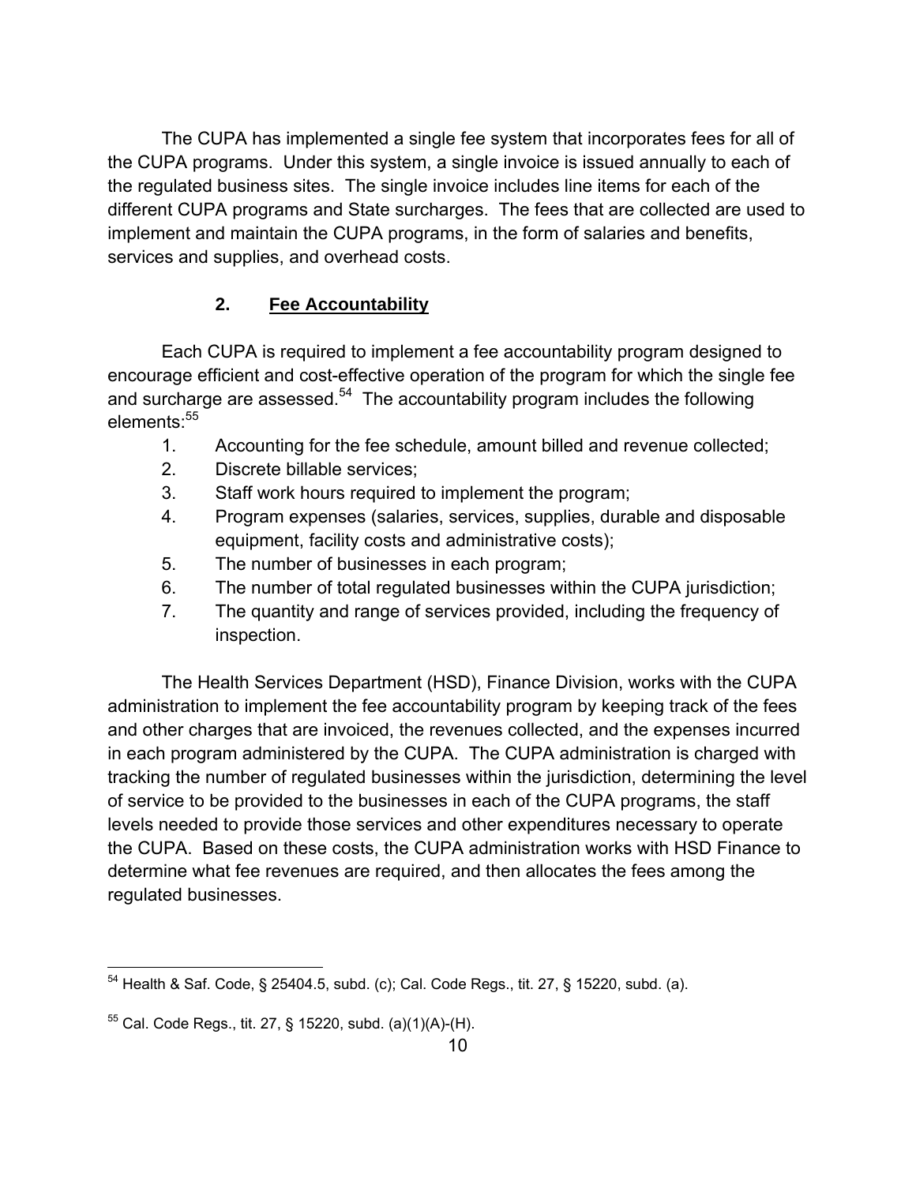The CUPA has implemented a single fee system that incorporates fees for all of the CUPA programs. Under this system, a single invoice is issued annually to each of the regulated business sites. The single invoice includes line items for each of the different CUPA programs and State surcharges. The fees that are collected are used to implement and maintain the CUPA programs, in the form of salaries and benefits, services and supplies, and overhead costs.

### 2. Fee Accountability

Each CUPA is required to implement a fee accountability program designed to encourage efficient and cost-effective operation of the program for which the single fee and surcharge are assessed.[54] The accountability program includes the following elements:[55]

1. Accounting for the fee schedule, amount billed and revenue collected;
2. Discrete billable services;
3. Staff work hours required to implement the program;
4. Program expenses (salaries, services, supplies, durable and disposable equipment, facility costs and administrative costs);
5. The number of businesses in each program;
6. The number of total regulated businesses within the CUPA jurisdiction;
7. The quantity and range of services provided, including the frequency of inspection.

The Health Services Department (HSD), Finance Division, works with the CUPA administration to implement the fee accountability program by keeping track of the fees and other charges that are invoiced, the revenues collected, and the expenses incurred in each program administered by the CUPA. The CUPA administration is charged with tracking the number of regulated businesses within the jurisdiction, determining the level of service to be provided to the businesses in each of the CUPA programs, the staff levels needed to provide those services and other expenditures necessary to operate the CUPA. Based on these costs, the CUPA administration works with HSD Finance to determine what fee revenues are required, and then allocates the fees among the regulated businesses.

---

[54] Health & Saf. Code, § 25404.5, subd. (c); Cal. Code Regs., tit. 27, § 15220, subd. (a).

[55] Cal. Code Regs., tit. 27, § 15220, subd. (a)(1)(A)-(H).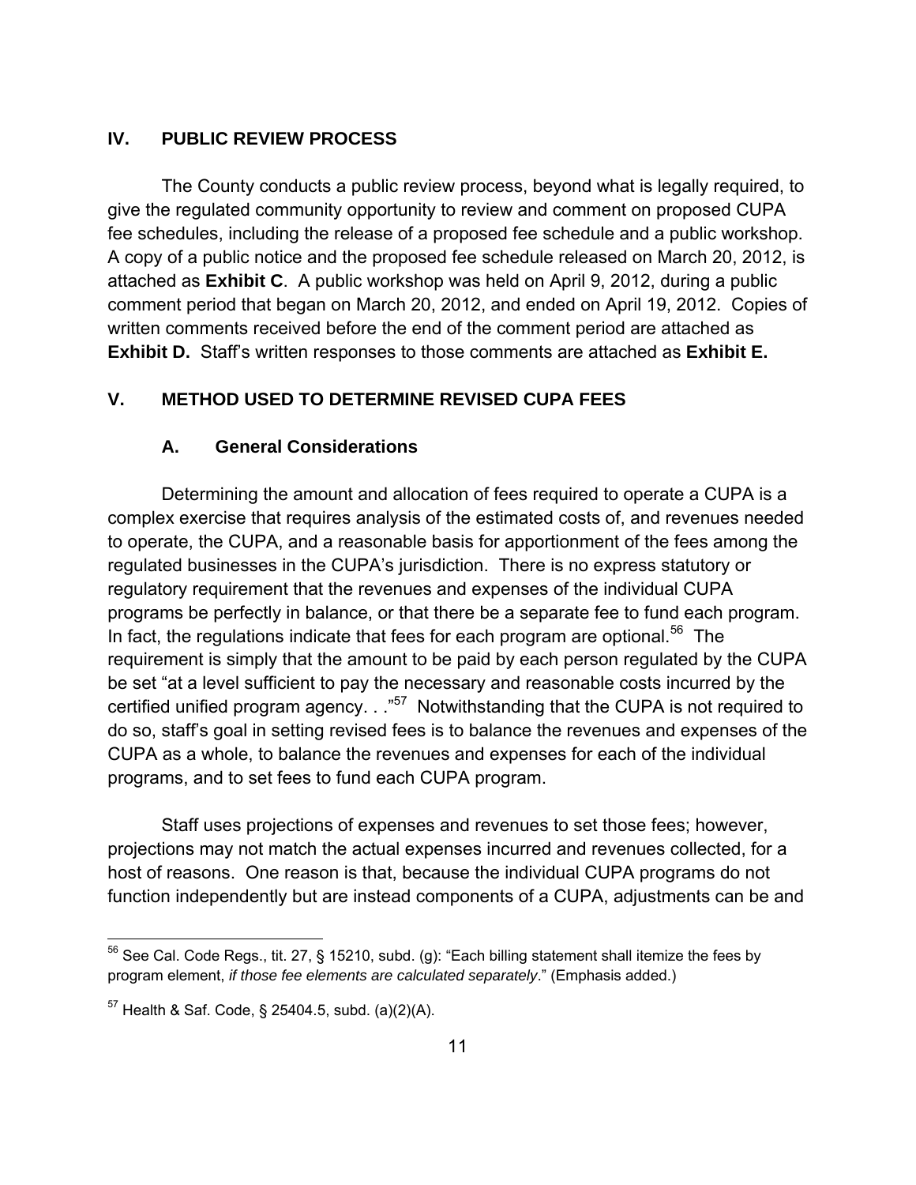## IV. PUBLIC REVIEW PROCESS

The County conducts a public review process, beyond what is legally required, to give the regulated community opportunity to review and comment on proposed CUPA fee schedules, including the release of a proposed fee schedule and a public workshop. A copy of a public notice and the proposed fee schedule released on March 20, 2012, is attached as **Exhibit C**. A public workshop was held on April 9, 2012, during a public comment period that began on March 20, 2012, and ended on April 19, 2012. Copies of written comments received before the end of the comment period are attached as **Exhibit D.** Staff's written responses to those comments are attached as **Exhibit E.**

## V. METHOD USED TO DETERMINE REVISED CUPA FEES

### A. General Considerations

Determining the amount and allocation of fees required to operate a CUPA is a complex exercise that requires analysis of the estimated costs of, and revenues needed to operate, the CUPA, and a reasonable basis for apportionment of the fees among the regulated businesses in the CUPA's jurisdiction. There is no express statutory or regulatory requirement that the revenues and expenses of the individual CUPA programs be perfectly in balance, or that there be a separate fee to fund each program. In fact, the regulations indicate that fees for each program are optional.[56] The requirement is simply that the amount to be paid by each person regulated by the CUPA be set "at a level sufficient to pay the necessary and reasonable costs incurred by the certified unified program agency. . ."[57] Notwithstanding that the CUPA is not required to do so, staff's goal in setting revised fees is to balance the revenues and expenses of the CUPA as a whole, to balance the revenues and expenses for each of the individual programs, and to set fees to fund each CUPA program.

Staff uses projections of expenses and revenues to set those fees; however, projections may not match the actual expenses incurred and revenues collected, for a host of reasons. One reason is that, because the individual CUPA programs do not function independently but are instead components of a CUPA, adjustments can be and

---

[56] See Cal. Code Regs., tit. 27, § 15210, subd. (g): "Each billing statement shall itemize the fees by program element, *if those fee elements are calculated separately*." (Emphasis added.)

[57] Health & Saf. Code, § 25404.5, subd. (a)(2)(A).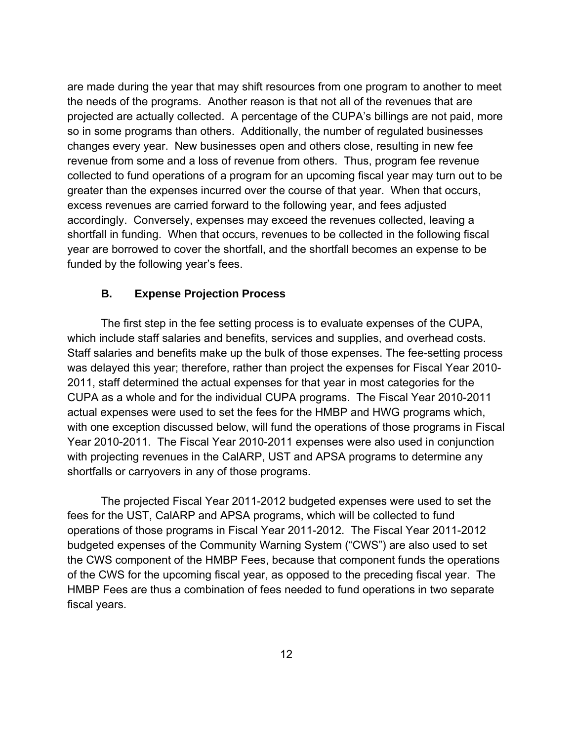are made during the year that may shift resources from one program to another to meet the needs of the programs. Another reason is that not all of the revenues that are projected are actually collected. A percentage of the CUPA's billings are not paid, more so in some programs than others. Additionally, the number of regulated businesses changes every year. New businesses open and others close, resulting in new fee revenue from some and a loss of revenue from others. Thus, program fee revenue collected to fund operations of a program for an upcoming fiscal year may turn out to be greater than the expenses incurred over the course of that year. When that occurs, excess revenues are carried forward to the following year, and fees adjusted accordingly. Conversely, expenses may exceed the revenues collected, leaving a shortfall in funding. When that occurs, revenues to be collected in the following fiscal year are borrowed to cover the shortfall, and the shortfall becomes an expense to be funded by the following year's fees.

### B. Expense Projection Process

The first step in the fee setting process is to evaluate expenses of the CUPA, which include staff salaries and benefits, services and supplies, and overhead costs. Staff salaries and benefits make up the bulk of those expenses. The fee-setting process was delayed this year; therefore, rather than project the expenses for Fiscal Year 2010-2011, staff determined the actual expenses for that year in most categories for the CUPA as a whole and for the individual CUPA programs. The Fiscal Year 2010-2011 actual expenses were used to set the fees for the HMBP and HWG programs which, with one exception discussed below, will fund the operations of those programs in Fiscal Year 2010-2011. The Fiscal Year 2010-2011 expenses were also used in conjunction with projecting revenues in the CalARP, UST and APSA programs to determine any shortfalls or carryovers in any of those programs.

The projected Fiscal Year 2011-2012 budgeted expenses were used to set the fees for the UST, CalARP and APSA programs, which will be collected to fund operations of those programs in Fiscal Year 2011-2012. The Fiscal Year 2011-2012 budgeted expenses of the Community Warning System ("CWS") are also used to set the CWS component of the HMBP Fees, because that component funds the operations of the CWS for the upcoming fiscal year, as opposed to the preceding fiscal year. The HMBP Fees are thus a combination of fees needed to fund operations in two separate fiscal years.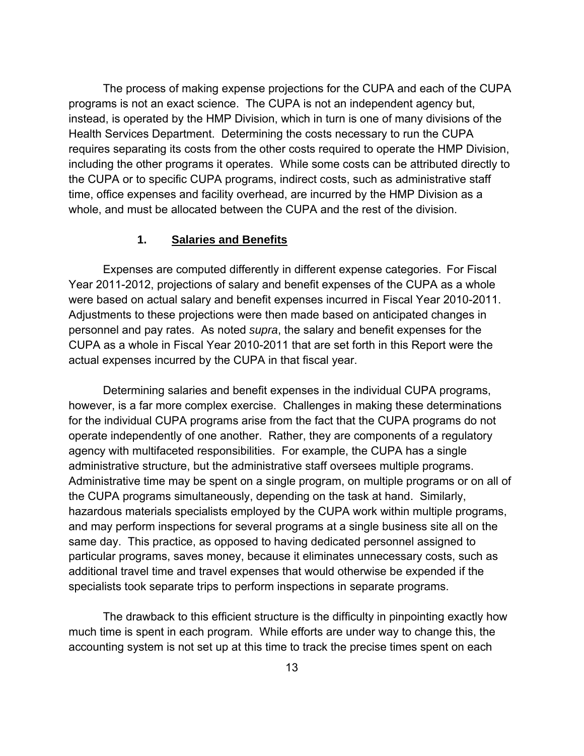The process of making expense projections for the CUPA and each of the CUPA programs is not an exact science. The CUPA is not an independent agency but, instead, is operated by the HMP Division, which in turn is one of many divisions of the Health Services Department. Determining the costs necessary to run the CUPA requires separating its costs from the other costs required to operate the HMP Division, including the other programs it operates. While some costs can be attributed directly to the CUPA or to specific CUPA programs, indirect costs, such as administrative staff time, office expenses and facility overhead, are incurred by the HMP Division as a whole, and must be allocated between the CUPA and the rest of the division.

### 1. <u>Salaries and Benefits</u>

Expenses are computed differently in different expense categories. For Fiscal Year 2011-2012, projections of salary and benefit expenses of the CUPA as a whole were based on actual salary and benefit expenses incurred in Fiscal Year 2010-2011. Adjustments to these projections were then made based on anticipated changes in personnel and pay rates. As noted *supra*, the salary and benefit expenses for the CUPA as a whole in Fiscal Year 2010-2011 that are set forth in this Report were the actual expenses incurred by the CUPA in that fiscal year.

Determining salaries and benefit expenses in the individual CUPA programs, however, is a far more complex exercise. Challenges in making these determinations for the individual CUPA programs arise from the fact that the CUPA programs do not operate independently of one another. Rather, they are components of a regulatory agency with multifaceted responsibilities. For example, the CUPA has a single administrative structure, but the administrative staff oversees multiple programs. Administrative time may be spent on a single program, on multiple programs or on all of the CUPA programs simultaneously, depending on the task at hand. Similarly, hazardous materials specialists employed by the CUPA work within multiple programs, and may perform inspections for several programs at a single business site all on the same day. This practice, as opposed to having dedicated personnel assigned to particular programs, saves money, because it eliminates unnecessary costs, such as additional travel time and travel expenses that would otherwise be expended if the specialists took separate trips to perform inspections in separate programs.

The drawback to this efficient structure is the difficulty in pinpointing exactly how much time is spent in each program. While efforts are under way to change this, the accounting system is not set up at this time to track the precise times spent on each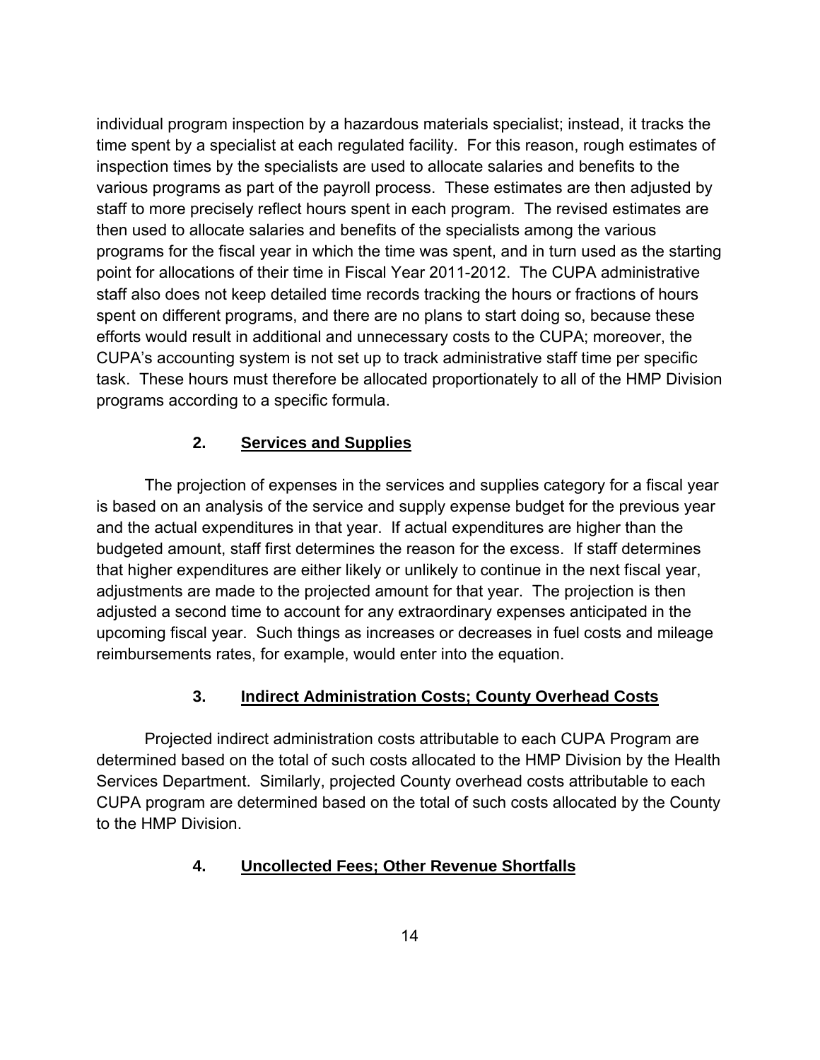individual program inspection by a hazardous materials specialist; instead, it tracks the time spent by a specialist at each regulated facility. For this reason, rough estimates of inspection times by the specialists are used to allocate salaries and benefits to the various programs as part of the payroll process. These estimates are then adjusted by staff to more precisely reflect hours spent in each program. The revised estimates are then used to allocate salaries and benefits of the specialists among the various programs for the fiscal year in which the time was spent, and in turn used as the starting point for allocations of their time in Fiscal Year 2011-2012. The CUPA administrative staff also does not keep detailed time records tracking the hours or fractions of hours spent on different programs, and there are no plans to start doing so, because these efforts would result in additional and unnecessary costs to the CUPA; moreover, the CUPA's accounting system is not set up to track administrative staff time per specific task. These hours must therefore be allocated proportionately to all of the HMP Division programs according to a specific formula.

### 2. <u>Services and Supplies</u>

The projection of expenses in the services and supplies category for a fiscal year is based on an analysis of the service and supply expense budget for the previous year and the actual expenditures in that year. If actual expenditures are higher than the budgeted amount, staff first determines the reason for the excess. If staff determines that higher expenditures are either likely or unlikely to continue in the next fiscal year, adjustments are made to the projected amount for that year. The projection is then adjusted a second time to account for any extraordinary expenses anticipated in the upcoming fiscal year. Such things as increases or decreases in fuel costs and mileage reimbursements rates, for example, would enter into the equation.

### 3. <u>Indirect Administration Costs; County Overhead Costs</u>

Projected indirect administration costs attributable to each CUPA Program are determined based on the total of such costs allocated to the HMP Division by the Health Services Department. Similarly, projected County overhead costs attributable to each CUPA program are determined based on the total of such costs allocated by the County to the HMP Division.

### 4. <u>Uncollected Fees; Other Revenue Shortfalls</u>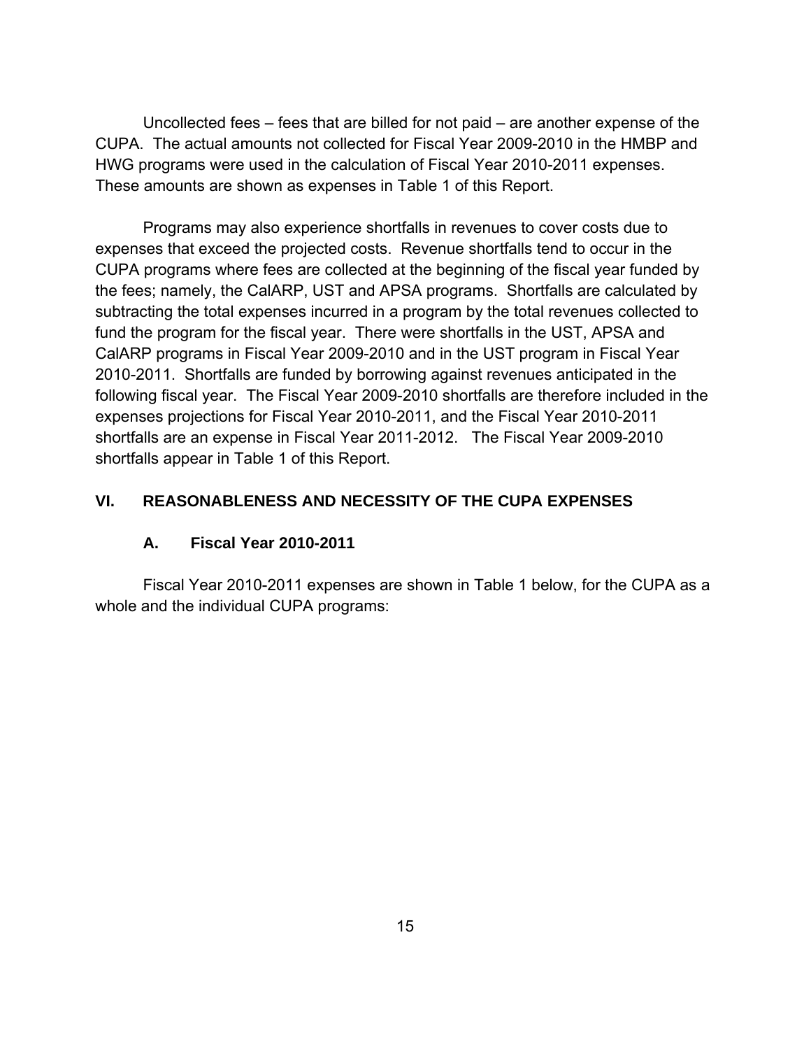Uncollected fees – fees that are billed for not paid – are another expense of the CUPA. The actual amounts not collected for Fiscal Year 2009-2010 in the HMBP and HWG programs were used in the calculation of Fiscal Year 2010-2011 expenses. These amounts are shown as expenses in Table 1 of this Report.

Programs may also experience shortfalls in revenues to cover costs due to expenses that exceed the projected costs. Revenue shortfalls tend to occur in the CUPA programs where fees are collected at the beginning of the fiscal year funded by the fees; namely, the CalARP, UST and APSA programs. Shortfalls are calculated by subtracting the total expenses incurred in a program by the total revenues collected to fund the program for the fiscal year. There were shortfalls in the UST, APSA and CalARP programs in Fiscal Year 2009-2010 and in the UST program in Fiscal Year 2010-2011. Shortfalls are funded by borrowing against revenues anticipated in the following fiscal year. The Fiscal Year 2009-2010 shortfalls are therefore included in the expenses projections for Fiscal Year 2010-2011, and the Fiscal Year 2010-2011 shortfalls are an expense in Fiscal Year 2011-2012. The Fiscal Year 2009-2010 shortfalls appear in Table 1 of this Report.

## VI. REASONABLENESS AND NECESSITY OF THE CUPA EXPENSES

### A. Fiscal Year 2010-2011

Fiscal Year 2010-2011 expenses are shown in Table 1 below, for the CUPA as a whole and the individual CUPA programs: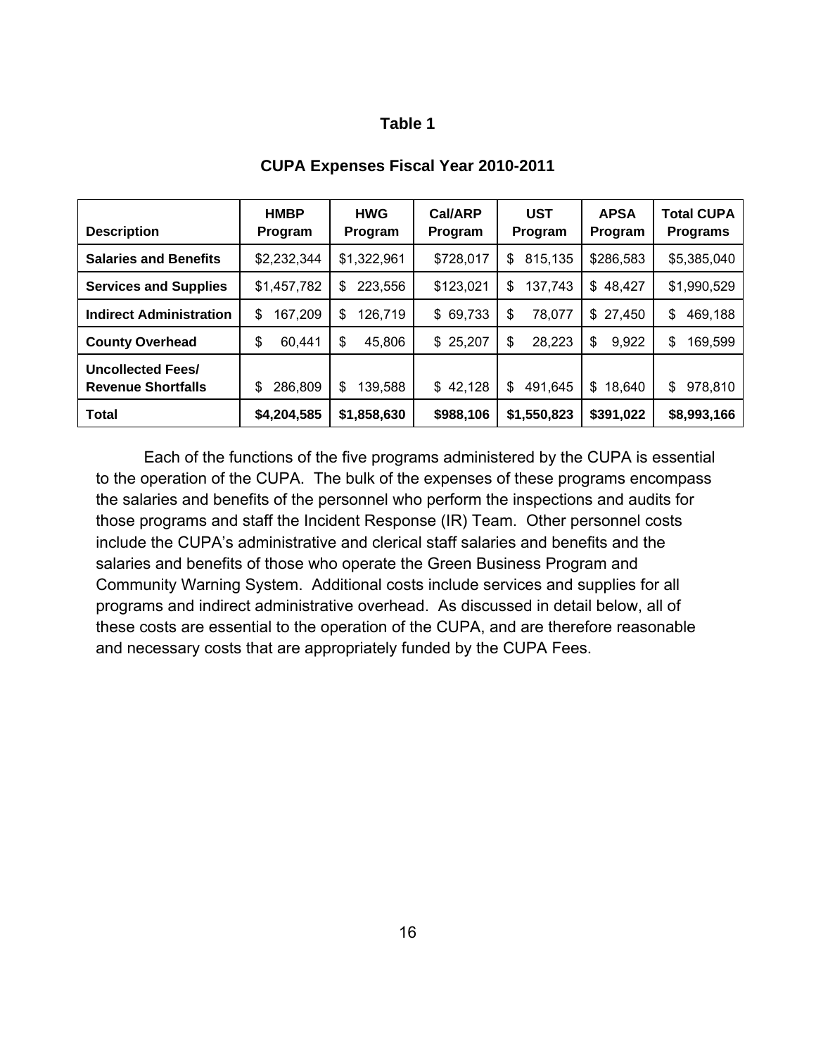**Table 1**

**CUPA Expenses Fiscal Year 2010-2011**

| Description | HMBP Program | HWG Program | Cal/ARP Program | UST Program | APSA Program | Total CUPA Programs |
|---|---|---|---|---|---|---|
| **Salaries and Benefits** | $2,232,344 | $1,322,961 | $728,017 | $ 815,135 | $286,583 | $5,385,040 |
| **Services and Supplies** | $1,457,782 | $ 223,556 | $123,021 | $ 137,743 | $ 48,427 | $1,990,529 |
| **Indirect Administration** | $ 167,209 | $ 126,719 | $ 69,733 | $ 78,077 | $ 27,450 | $ 469,188 |
| **County Overhead** | $ 60,441 | $ 45,806 | $ 25,207 | $ 28,223 | $ 9,922 | $ 169,599 |
| **Uncollected Fees/ Revenue Shortfalls** | $ 286,809 | $ 139,588 | $ 42,128 | $ 491,645 | $ 18,640 | $ 978,810 |
| **Total** | **$4,204,585** | **$1,858,630** | **$988,106** | **$1,550,823** | **$391,022** | **$8,993,166** |

Each of the functions of the five programs administered by the CUPA is essential to the operation of the CUPA. The bulk of the expenses of these programs encompass the salaries and benefits of the personnel who perform the inspections and audits for those programs and staff the Incident Response (IR) Team. Other personnel costs include the CUPA's administrative and clerical staff salaries and benefits and the salaries and benefits of those who operate the Green Business Program and Community Warning System. Additional costs include services and supplies for all programs and indirect administrative overhead. As discussed in detail below, all of these costs are essential to the operation of the CUPA, and are therefore reasonable and necessary costs that are appropriately funded by the CUPA Fees.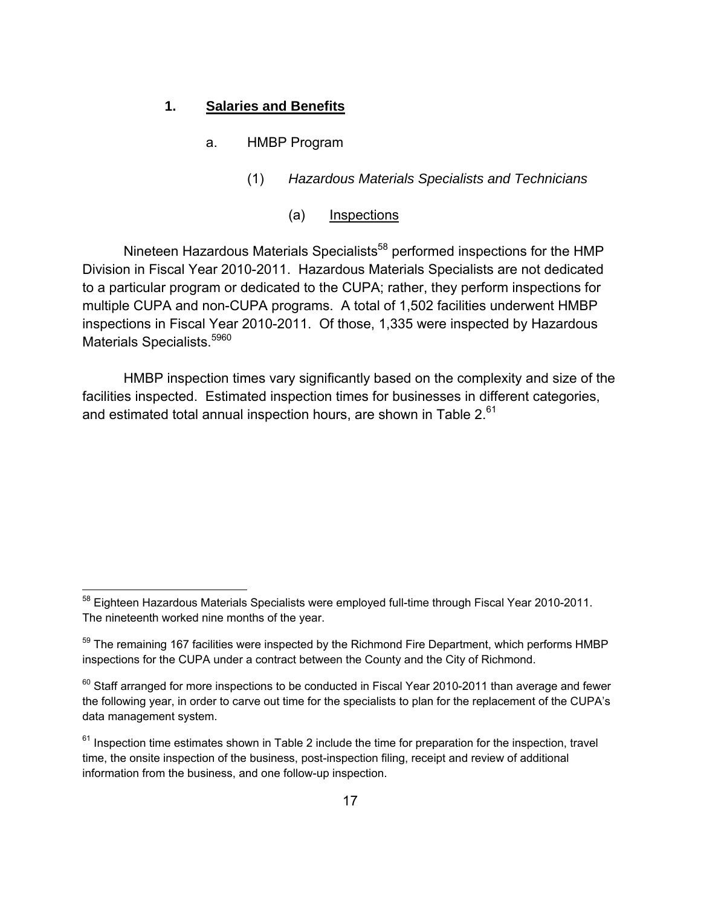### 1. Salaries and Benefits

#### a. HMBP Program

##### (1) *Hazardous Materials Specialists and Technicians*

###### (a) Inspections

Nineteen Hazardous Materials Specialists[58] performed inspections for the HMP Division in Fiscal Year 2010-2011. Hazardous Materials Specialists are not dedicated to a particular program or dedicated to the CUPA; rather, they perform inspections for multiple CUPA and non-CUPA programs. A total of 1,502 facilities underwent HMBP inspections in Fiscal Year 2010-2011. Of those, 1,335 were inspected by Hazardous Materials Specialists.[59][60]

HMBP inspection times vary significantly based on the complexity and size of the facilities inspected. Estimated inspection times for businesses in different categories, and estimated total annual inspection hours, are shown in Table 2.[61]

---

[58] Eighteen Hazardous Materials Specialists were employed full-time through Fiscal Year 2010-2011. The nineteenth worked nine months of the year.

[59] The remaining 167 facilities were inspected by the Richmond Fire Department, which performs HMBP inspections for the CUPA under a contract between the County and the City of Richmond.

[60] Staff arranged for more inspections to be conducted in Fiscal Year 2010-2011 than average and fewer the following year, in order to carve out time for the specialists to plan for the replacement of the CUPA's data management system.

[61] Inspection time estimates shown in Table 2 include the time for preparation for the inspection, travel time, the onsite inspection of the business, post-inspection filing, receipt and review of additional information from the business, and one follow-up inspection.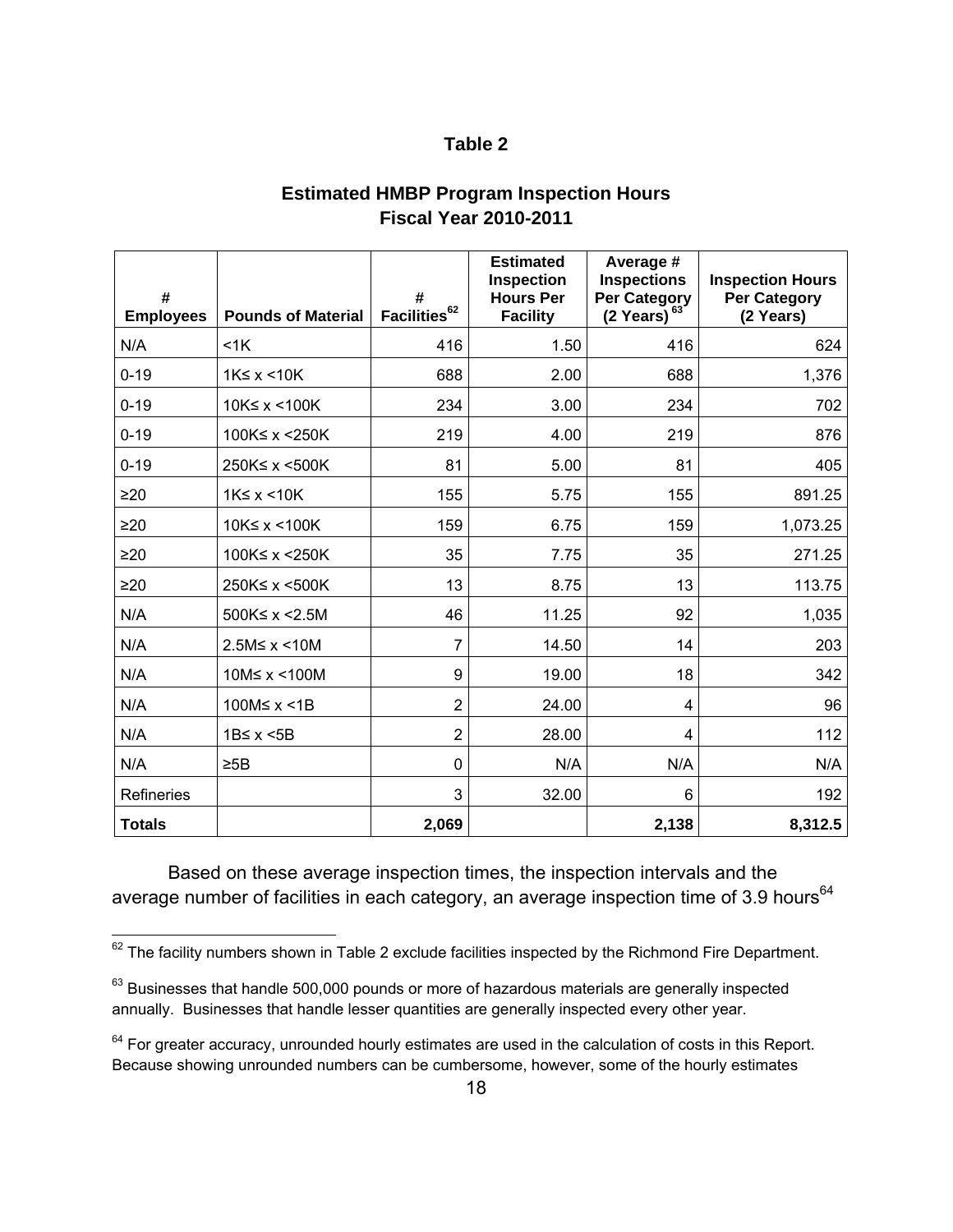## Table 2

### Estimated HMBP Program Inspection Hours
### Fiscal Year 2010-2011

| # Employees | Pounds of Material | # Facilities[62] | Estimated Inspection Hours Per Facility | Average # Inspections Per Category (2 Years)[63] | Inspection Hours Per Category (2 Years) |
|---|---|---|---|---|---|
| N/A | <1K | 416 | 1.50 | 416 | 624 |
| 0-19 | 1K≤ x <10K | 688 | 2.00 | 688 | 1,376 |
| 0-19 | 10K≤ x <100K | 234 | 3.00 | 234 | 702 |
| 0-19 | 100K≤ x <250K | 219 | 4.00 | 219 | 876 |
| 0-19 | 250K≤ x <500K | 81 | 5.00 | 81 | 405 |
| ≥20 | 1K≤ x <10K | 155 | 5.75 | 155 | 891.25 |
| ≥20 | 10K≤ x <100K | 159 | 6.75 | 159 | 1,073.25 |
| ≥20 | 100K≤ x <250K | 35 | 7.75 | 35 | 271.25 |
| ≥20 | 250K≤ x <500K | 13 | 8.75 | 13 | 113.75 |
| N/A | 500K≤ x <2.5M | 46 | 11.25 | 92 | 1,035 |
| N/A | 2.5M≤ x <10M | 7 | 14.50 | 14 | 203 |
| N/A | 10M≤ x <100M | 9 | 19.00 | 18 | 342 |
| N/A | 100M≤ x <1B | 2 | 24.00 | 4 | 96 |
| N/A | 1B≤ x <5B | 2 | 28.00 | 4 | 112 |
| N/A | ≥5B | 0 | N/A | N/A | N/A |
| Refineries | | 3 | 32.00 | 6 | 192 |
| **Totals** | | **2,069** | | **2,138** | **8,312.5** |

Based on these average inspection times, the inspection intervals and the average number of facilities in each category, an average inspection time of 3.9 hours[64]

---

[62] The facility numbers shown in Table 2 exclude facilities inspected by the Richmond Fire Department.

[63] Businesses that handle 500,000 pounds or more of hazardous materials are generally inspected annually. Businesses that handle lesser quantities are generally inspected every other year.

[64] For greater accuracy, unrounded hourly estimates are used in the calculation of costs in this Report. Because showing unrounded numbers can be cumbersome, however, some of the hourly estimates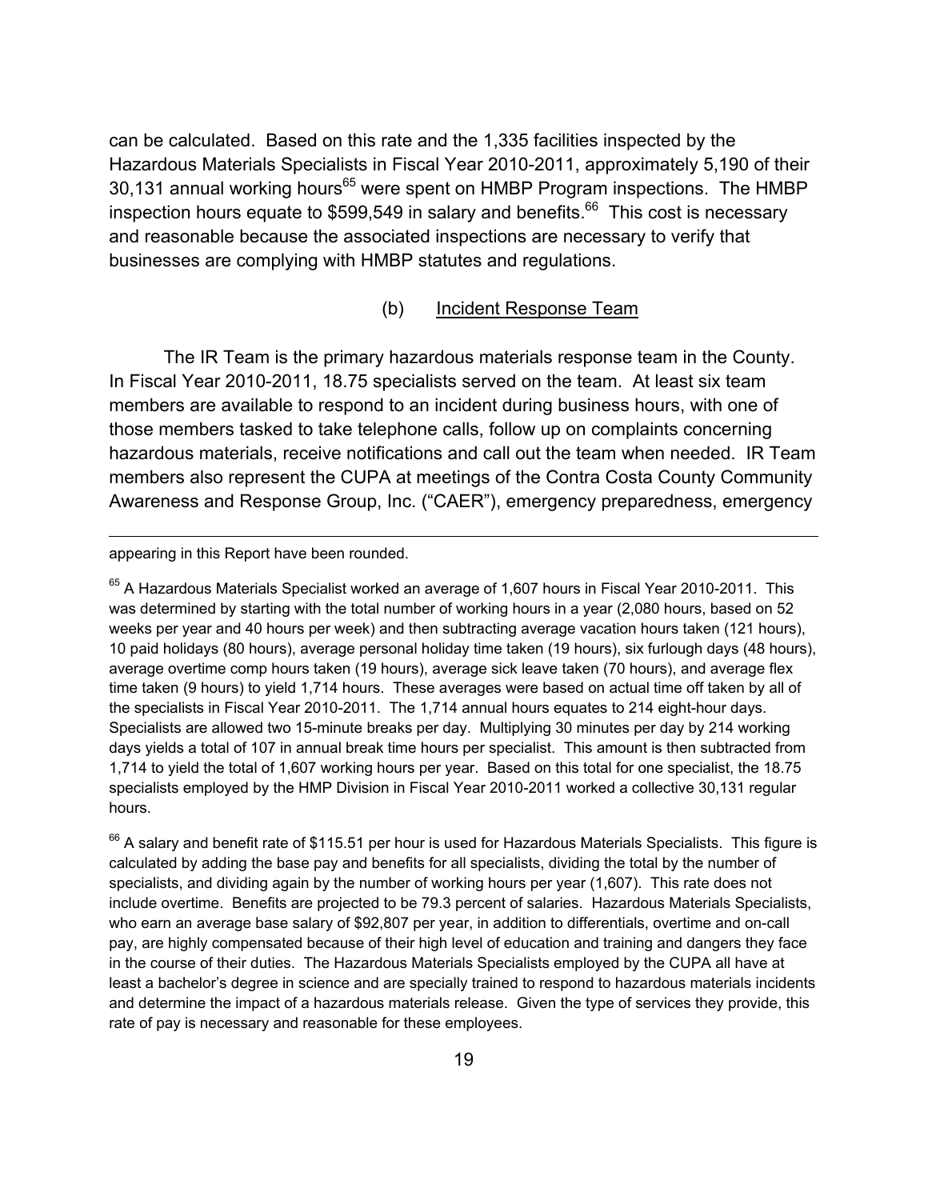can be calculated. Based on this rate and the 1,335 facilities inspected by the Hazardous Materials Specialists in Fiscal Year 2010-2011, approximately 5,190 of their 30,131 annual working hours[65] were spent on HMBP Program inspections. The HMBP inspection hours equate to $599,549 in salary and benefits.[66] This cost is necessary and reasonable because the associated inspections are necessary to verify that businesses are complying with HMBP statutes and regulations.

(b) Incident Response Team

The IR Team is the primary hazardous materials response team in the County. In Fiscal Year 2010-2011, 18.75 specialists served on the team. At least six team members are available to respond to an incident during business hours, with one of those members tasked to take telephone calls, follow up on complaints concerning hazardous materials, receive notifications and call out the team when needed. IR Team members also represent the CUPA at meetings of the Contra Costa County Community Awareness and Response Group, Inc. ("CAER"), emergency preparedness, emergency

---

appearing in this Report have been rounded.

[65] A Hazardous Materials Specialist worked an average of 1,607 hours in Fiscal Year 2010-2011. This was determined by starting with the total number of working hours in a year (2,080 hours, based on 52 weeks per year and 40 hours per week) and then subtracting average vacation hours taken (121 hours), 10 paid holidays (80 hours), average personal holiday time taken (19 hours), six furlough days (48 hours), average overtime comp hours taken (19 hours), average sick leave taken (70 hours), and average flex time taken (9 hours) to yield 1,714 hours. These averages were based on actual time off taken by all of the specialists in Fiscal Year 2010-2011. The 1,714 annual hours equates to 214 eight-hour days. Specialists are allowed two 15-minute breaks per day. Multiplying 30 minutes per day by 214 working days yields a total of 107 in annual break time hours per specialist. This amount is then subtracted from 1,714 to yield the total of 1,607 working hours per year. Based on this total for one specialist, the 18.75 specialists employed by the HMP Division in Fiscal Year 2010-2011 worked a collective 30,131 regular hours.

[66] A salary and benefit rate of $115.51 per hour is used for Hazardous Materials Specialists. This figure is calculated by adding the base pay and benefits for all specialists, dividing the total by the number of specialists, and dividing again by the number of working hours per year (1,607). This rate does not include overtime. Benefits are projected to be 79.3 percent of salaries. Hazardous Materials Specialists, who earn an average base salary of $92,807 per year, in addition to differentials, overtime and on-call pay, are highly compensated because of their high level of education and training and dangers they face in the course of their duties. The Hazardous Materials Specialists employed by the CUPA all have at least a bachelor's degree in science and are specially trained to respond to hazardous materials incidents and determine the impact of a hazardous materials release. Given the type of services they provide, this rate of pay is necessary and reasonable for these employees.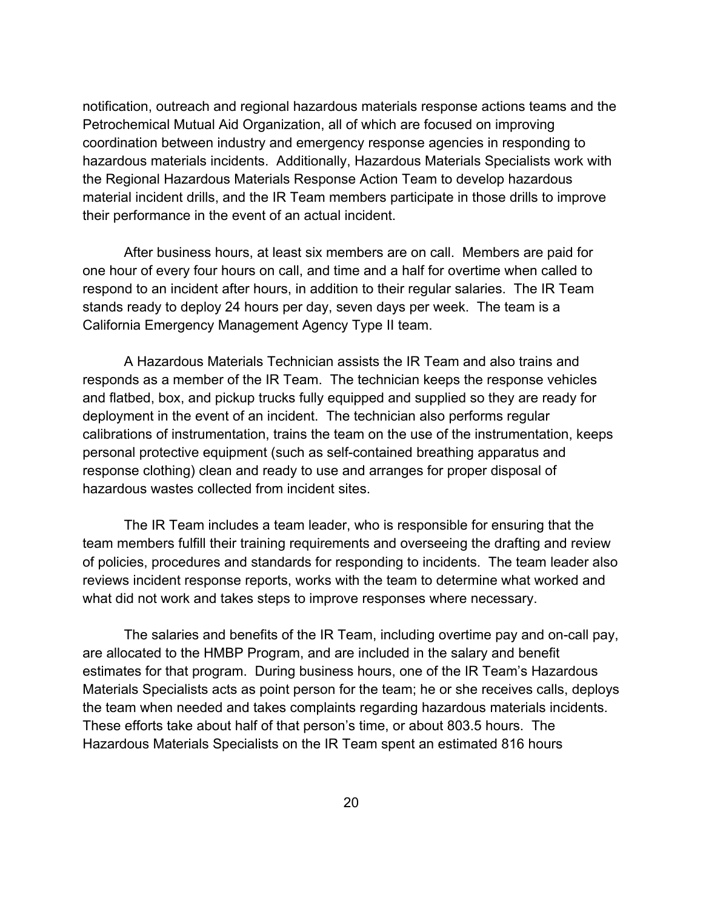notification, outreach and regional hazardous materials response actions teams and the Petrochemical Mutual Aid Organization, all of which are focused on improving coordination between industry and emergency response agencies in responding to hazardous materials incidents. Additionally, Hazardous Materials Specialists work with the Regional Hazardous Materials Response Action Team to develop hazardous material incident drills, and the IR Team members participate in those drills to improve their performance in the event of an actual incident.

After business hours, at least six members are on call. Members are paid for one hour of every four hours on call, and time and a half for overtime when called to respond to an incident after hours, in addition to their regular salaries. The IR Team stands ready to deploy 24 hours per day, seven days per week. The team is a California Emergency Management Agency Type II team.

A Hazardous Materials Technician assists the IR Team and also trains and responds as a member of the IR Team. The technician keeps the response vehicles and flatbed, box, and pickup trucks fully equipped and supplied so they are ready for deployment in the event of an incident. The technician also performs regular calibrations of instrumentation, trains the team on the use of the instrumentation, keeps personal protective equipment (such as self-contained breathing apparatus and response clothing) clean and ready to use and arranges for proper disposal of hazardous wastes collected from incident sites.

The IR Team includes a team leader, who is responsible for ensuring that the team members fulfill their training requirements and overseeing the drafting and review of policies, procedures and standards for responding to incidents. The team leader also reviews incident response reports, works with the team to determine what worked and what did not work and takes steps to improve responses where necessary.

The salaries and benefits of the IR Team, including overtime pay and on-call pay, are allocated to the HMBP Program, and are included in the salary and benefit estimates for that program. During business hours, one of the IR Team's Hazardous Materials Specialists acts as point person for the team; he or she receives calls, deploys the team when needed and takes complaints regarding hazardous materials incidents. These efforts take about half of that person's time, or about 803.5 hours. The Hazardous Materials Specialists on the IR Team spent an estimated 816 hours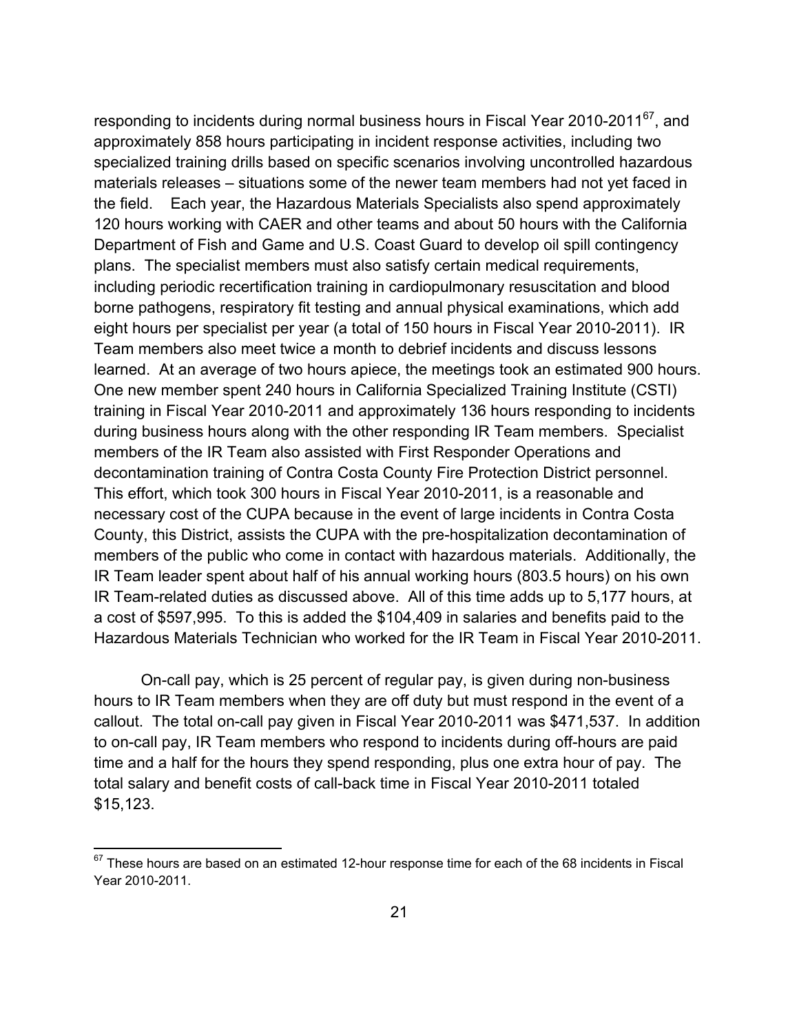responding to incidents during normal business hours in Fiscal Year 2010-2011[67], and approximately 858 hours participating in incident response activities, including two specialized training drills based on specific scenarios involving uncontrolled hazardous materials releases – situations some of the newer team members had not yet faced in the field. Each year, the Hazardous Materials Specialists also spend approximately 120 hours working with CAER and other teams and about 50 hours with the California Department of Fish and Game and U.S. Coast Guard to develop oil spill contingency plans. The specialist members must also satisfy certain medical requirements, including periodic recertification training in cardiopulmonary resuscitation and blood borne pathogens, respiratory fit testing and annual physical examinations, which add eight hours per specialist per year (a total of 150 hours in Fiscal Year 2010-2011). IR Team members also meet twice a month to debrief incidents and discuss lessons learned. At an average of two hours apiece, the meetings took an estimated 900 hours. One new member spent 240 hours in California Specialized Training Institute (CSTI) training in Fiscal Year 2010-2011 and approximately 136 hours responding to incidents during business hours along with the other responding IR Team members. Specialist members of the IR Team also assisted with First Responder Operations and decontamination training of Contra Costa County Fire Protection District personnel. This effort, which took 300 hours in Fiscal Year 2010-2011, is a reasonable and necessary cost of the CUPA because in the event of large incidents in Contra Costa County, this District, assists the CUPA with the pre-hospitalization decontamination of members of the public who come in contact with hazardous materials. Additionally, the IR Team leader spent about half of his annual working hours (803.5 hours) on his own IR Team-related duties as discussed above. All of this time adds up to 5,177 hours, at a cost of $597,995. To this is added the $104,409 in salaries and benefits paid to the Hazardous Materials Technician who worked for the IR Team in Fiscal Year 2010-2011.

On-call pay, which is 25 percent of regular pay, is given during non-business hours to IR Team members when they are off duty but must respond in the event of a callout. The total on-call pay given in Fiscal Year 2010-2011 was $471,537. In addition to on-call pay, IR Team members who respond to incidents during off-hours are paid time and a half for the hours they spend responding, plus one extra hour of pay. The total salary and benefit costs of call-back time in Fiscal Year 2010-2011 totaled $15,123.

[67] These hours are based on an estimated 12-hour response time for each of the 68 incidents in Fiscal Year 2010-2011.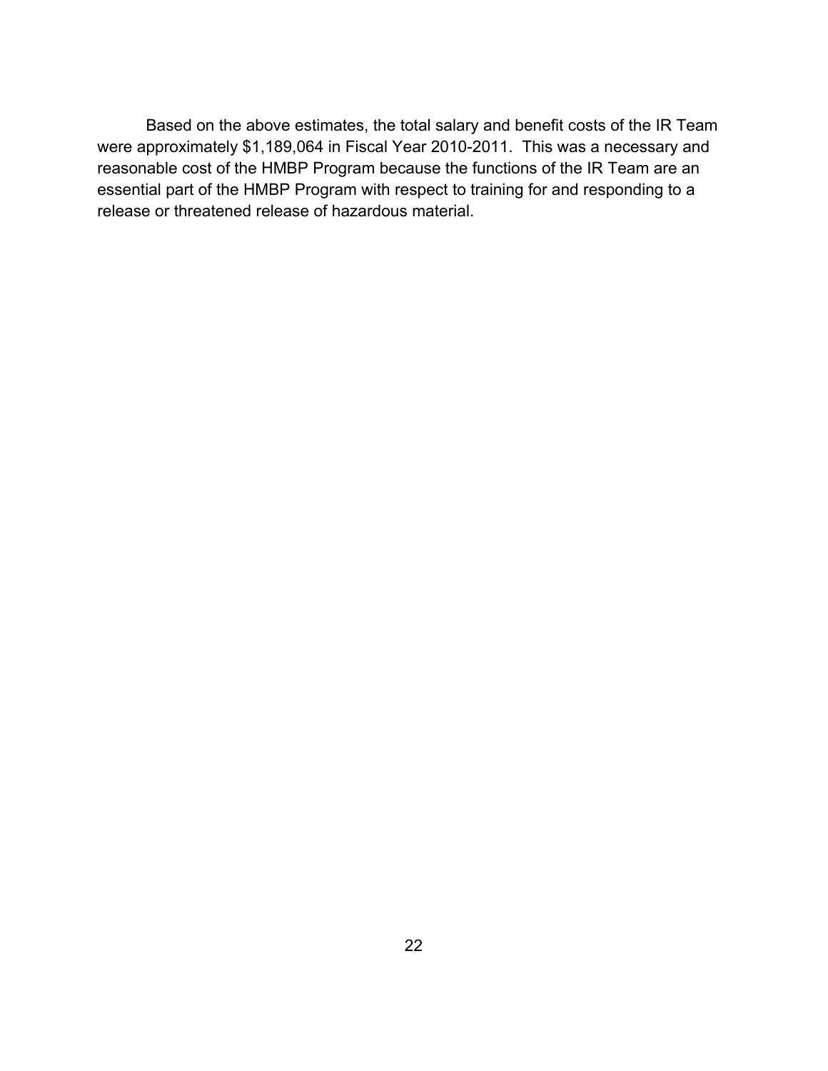Based on the above estimates, the total salary and benefit costs of the IR Team were approximately $1,189,064 in Fiscal Year 2010-2011. This was a necessary and reasonable cost of the HMBP Program because the functions of the IR Team are an essential part of the HMBP Program with respect to training for and responding to a release or threatened release of hazardous material.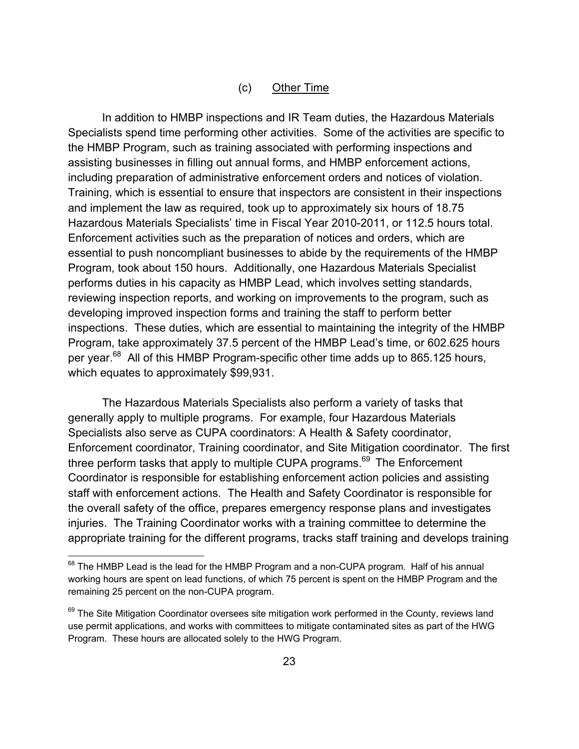### (c) Other Time

In addition to HMBP inspections and IR Team duties, the Hazardous Materials Specialists spend time performing other activities. Some of the activities are specific to the HMBP Program, such as training associated with performing inspections and assisting businesses in filling out annual forms, and HMBP enforcement actions, including preparation of administrative enforcement orders and notices of violation. Training, which is essential to ensure that inspectors are consistent in their inspections and implement the law as required, took up to approximately six hours of 18.75 Hazardous Materials Specialists' time in Fiscal Year 2010-2011, or 112.5 hours total. Enforcement activities such as the preparation of notices and orders, which are essential to push noncompliant businesses to abide by the requirements of the HMBP Program, took about 150 hours. Additionally, one Hazardous Materials Specialist performs duties in his capacity as HMBP Lead, which involves setting standards, reviewing inspection reports, and working on improvements to the program, such as developing improved inspection forms and training the staff to perform better inspections. These duties, which are essential to maintaining the integrity of the HMBP Program, take approximately 37.5 percent of the HMBP Lead's time, or 602.625 hours per year.[68] All of this HMBP Program-specific other time adds up to 865.125 hours, which equates to approximately $99,931.

The Hazardous Materials Specialists also perform a variety of tasks that generally apply to multiple programs. For example, four Hazardous Materials Specialists also serve as CUPA coordinators: A Health & Safety coordinator, Enforcement coordinator, Training coordinator, and Site Mitigation coordinator. The first three perform tasks that apply to multiple CUPA programs.[69] The Enforcement Coordinator is responsible for establishing enforcement action policies and assisting staff with enforcement actions. The Health and Safety Coordinator is responsible for the overall safety of the office, prepares emergency response plans and investigates injuries. The Training Coordinator works with a training committee to determine the appropriate training for the different programs, tracks staff training and develops training

[68] The HMBP Lead is the lead for the HMBP Program and a non-CUPA program. Half of his annual working hours are spent on lead functions, of which 75 percent is spent on the HMBP Program and the remaining 25 percent on the non-CUPA program.

[69] The Site Mitigation Coordinator oversees site mitigation work performed in the County, reviews land use permit applications, and works with committees to mitigate contaminated sites as part of the HWG Program. These hours are allocated solely to the HWG Program.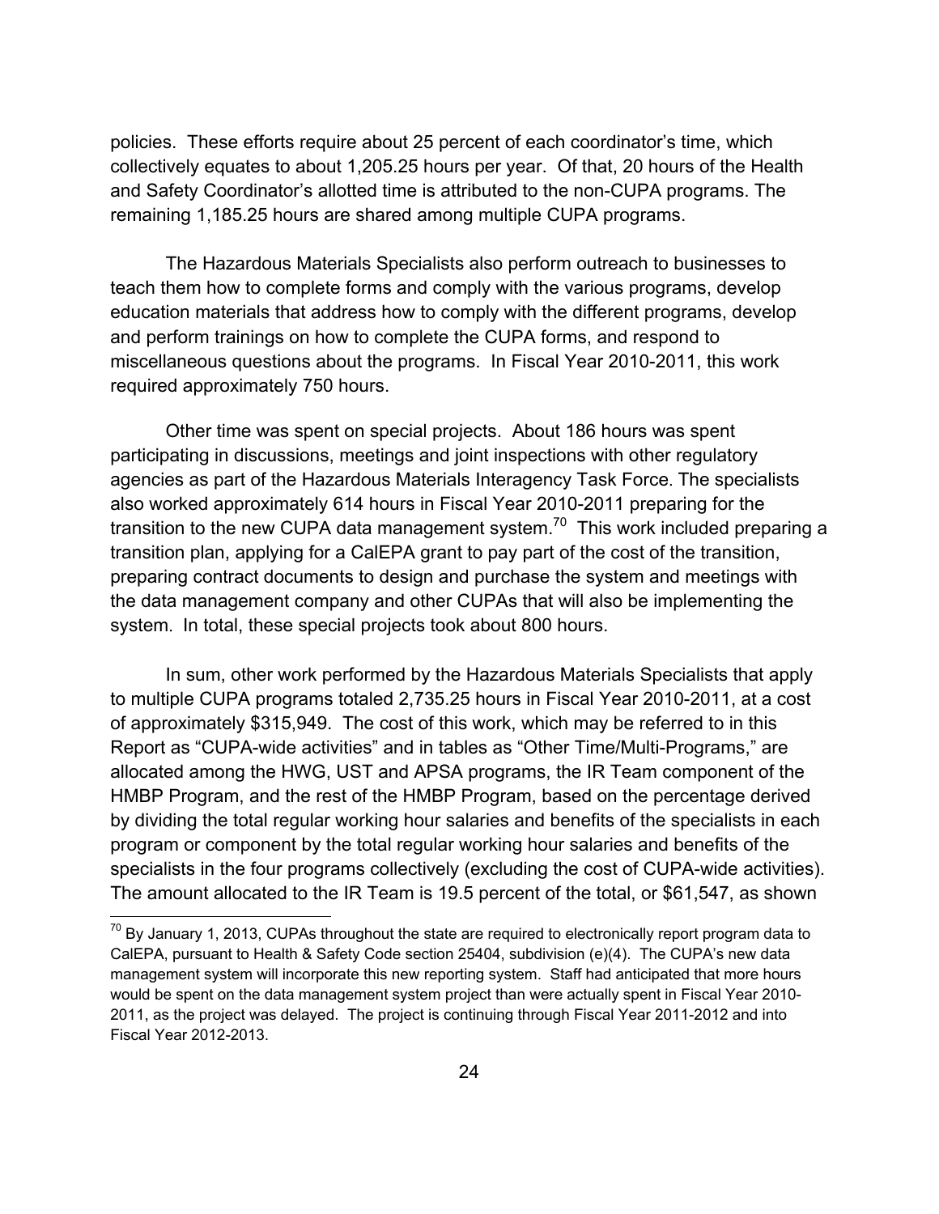policies. These efforts require about 25 percent of each coordinator's time, which collectively equates to about 1,205.25 hours per year. Of that, 20 hours of the Health and Safety Coordinator's allotted time is attributed to the non-CUPA programs. The remaining 1,185.25 hours are shared among multiple CUPA programs.

The Hazardous Materials Specialists also perform outreach to businesses to teach them how to complete forms and comply with the various programs, develop education materials that address how to comply with the different programs, develop and perform trainings on how to complete the CUPA forms, and respond to miscellaneous questions about the programs. In Fiscal Year 2010-2011, this work required approximately 750 hours.

Other time was spent on special projects. About 186 hours was spent participating in discussions, meetings and joint inspections with other regulatory agencies as part of the Hazardous Materials Interagency Task Force. The specialists also worked approximately 614 hours in Fiscal Year 2010-2011 preparing for the transition to the new CUPA data management system.[70] This work included preparing a transition plan, applying for a CalEPA grant to pay part of the cost of the transition, preparing contract documents to design and purchase the system and meetings with the data management company and other CUPAs that will also be implementing the system. In total, these special projects took about 800 hours.

In sum, other work performed by the Hazardous Materials Specialists that apply to multiple CUPA programs totaled 2,735.25 hours in Fiscal Year 2010-2011, at a cost of approximately $315,949. The cost of this work, which may be referred to in this Report as "CUPA-wide activities" and in tables as "Other Time/Multi-Programs," are allocated among the HWG, UST and APSA programs, the IR Team component of the HMBP Program, and the rest of the HMBP Program, based on the percentage derived by dividing the total regular working hour salaries and benefits of the specialists in each program or component by the total regular working hour salaries and benefits of the specialists in the four programs collectively (excluding the cost of CUPA-wide activities). The amount allocated to the IR Team is 19.5 percent of the total, or $61,547, as shown

[70] By January 1, 2013, CUPAs throughout the state are required to electronically report program data to CalEPA, pursuant to Health & Safety Code section 25404, subdivision (e)(4). The CUPA's new data management system will incorporate this new reporting system. Staff had anticipated that more hours would be spent on the data management system project than were actually spent in Fiscal Year 2010-2011, as the project was delayed. The project is continuing through Fiscal Year 2011-2012 and into Fiscal Year 2012-2013.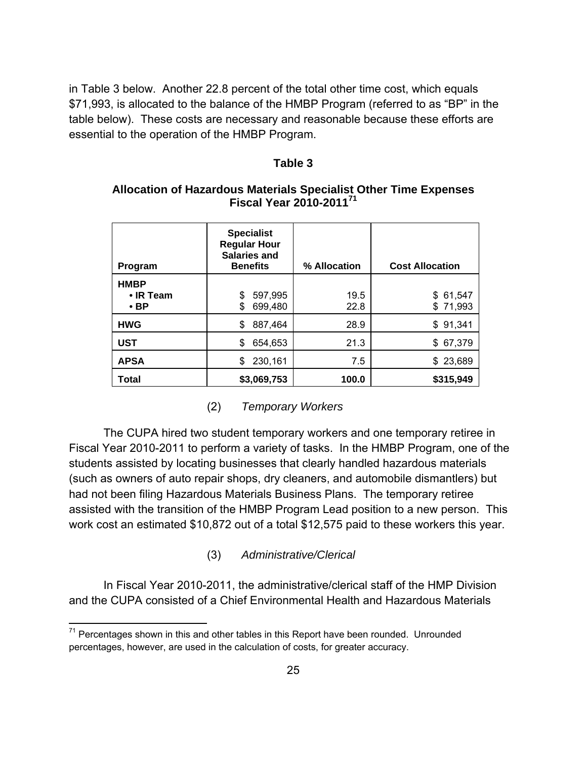in Table 3 below. Another 22.8 percent of the total other time cost, which equals $71,993, is allocated to the balance of the HMBP Program (referred to as "BP" in the table below). These costs are necessary and reasonable because these efforts are essential to the operation of the HMBP Program.

**Table 3**

**Allocation of Hazardous Materials Specialist Other Time Expenses Fiscal Year 2010-2011[71]**

| Program | Specialist Regular Hour Salaries and Benefits | % Allocation | Cost Allocation |
|---|---|---|---|
| **HMBP** | | | |
| **• IR Team** | $ 597,995 | 19.5 | $ 61,547 |
| **• BP** | $ 699,480 | 22.8 | $ 71,993 |
| **HWG** | $ 887,464 | 28.9 | $ 91,341 |
| **UST** | $ 654,653 | 21.3 | $ 67,379 |
| **APSA** | $ 230,161 | 7.5 | $ 23,689 |
| **Total** | **$3,069,753** | **100.0** | **$315,949** |

(2) *Temporary Workers*

The CUPA hired two student temporary workers and one temporary retiree in Fiscal Year 2010-2011 to perform a variety of tasks. In the HMBP Program, one of the students assisted by locating businesses that clearly handled hazardous materials (such as owners of auto repair shops, dry cleaners, and automobile dismantlers) but had not been filing Hazardous Materials Business Plans. The temporary retiree assisted with the transition of the HMBP Program Lead position to a new person. This work cost an estimated $10,872 out of a total $12,575 paid to these workers this year.

(3) *Administrative/Clerical*

In Fiscal Year 2010-2011, the administrative/clerical staff of the HMP Division and the CUPA consisted of a Chief Environmental Health and Hazardous Materials

[71] Percentages shown in this and other tables in this Report have been rounded. Unrounded percentages, however, are used in the calculation of costs, for greater accuracy.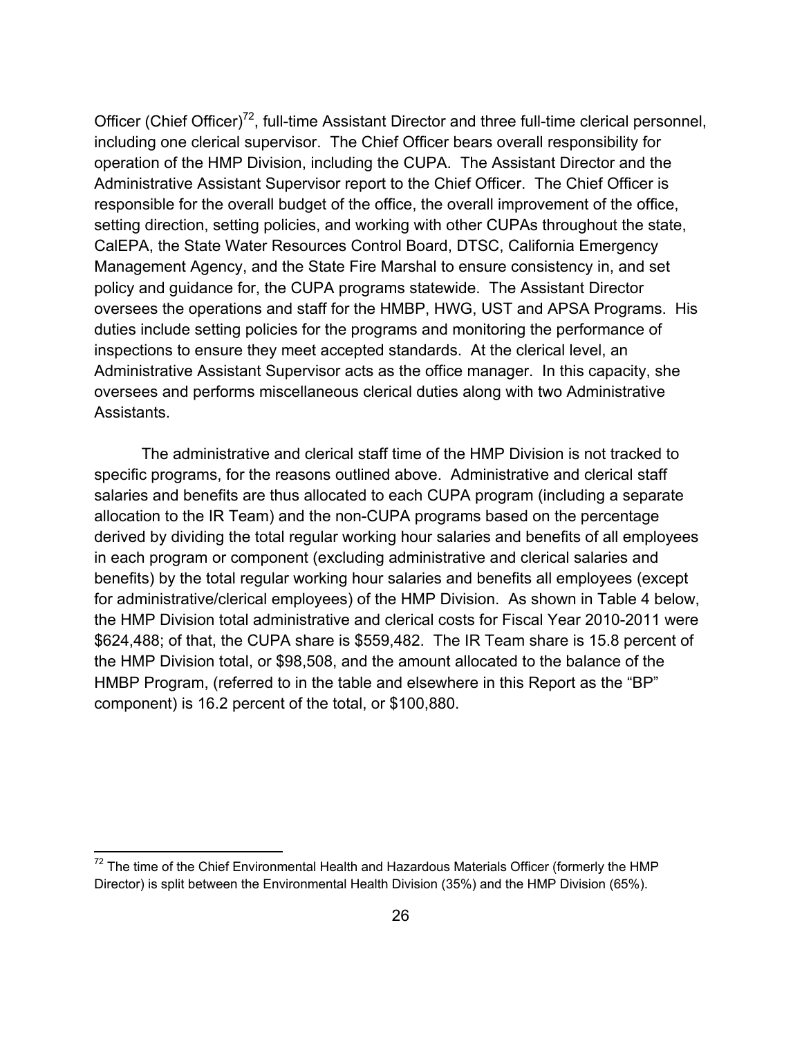Officer (Chief Officer)[72], full-time Assistant Director and three full-time clerical personnel, including one clerical supervisor. The Chief Officer bears overall responsibility for operation of the HMP Division, including the CUPA. The Assistant Director and the Administrative Assistant Supervisor report to the Chief Officer. The Chief Officer is responsible for the overall budget of the office, the overall improvement of the office, setting direction, setting policies, and working with other CUPAs throughout the state, CalEPA, the State Water Resources Control Board, DTSC, California Emergency Management Agency, and the State Fire Marshal to ensure consistency in, and set policy and guidance for, the CUPA programs statewide. The Assistant Director oversees the operations and staff for the HMBP, HWG, UST and APSA Programs. His duties include setting policies for the programs and monitoring the performance of inspections to ensure they meet accepted standards. At the clerical level, an Administrative Assistant Supervisor acts as the office manager. In this capacity, she oversees and performs miscellaneous clerical duties along with two Administrative Assistants.

The administrative and clerical staff time of the HMP Division is not tracked to specific programs, for the reasons outlined above. Administrative and clerical staff salaries and benefits are thus allocated to each CUPA program (including a separate allocation to the IR Team) and the non-CUPA programs based on the percentage derived by dividing the total regular working hour salaries and benefits of all employees in each program or component (excluding administrative and clerical salaries and benefits) by the total regular working hour salaries and benefits all employees (except for administrative/clerical employees) of the HMP Division. As shown in Table 4 below, the HMP Division total administrative and clerical costs for Fiscal Year 2010-2011 were \$624,488; of that, the CUPA share is \$559,482. The IR Team share is 15.8 percent of the HMP Division total, or \$98,508, and the amount allocated to the balance of the HMBP Program, (referred to in the table and elsewhere in this Report as the "BP" component) is 16.2 percent of the total, or \$100,880.

[72] The time of the Chief Environmental Health and Hazardous Materials Officer (formerly the HMP Director) is split between the Environmental Health Division (35%) and the HMP Division (65%).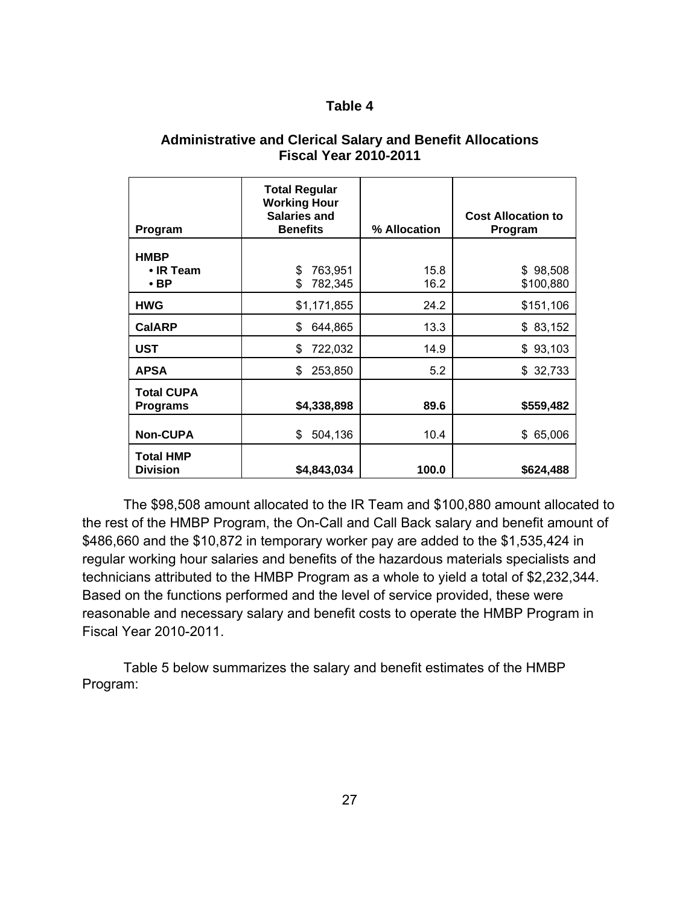**Table 4**

**Administrative and Clerical Salary and Benefit Allocations**
**Fiscal Year 2010-2011**

| Program | Total Regular Working Hour Salaries and Benefits | % Allocation | Cost Allocation to Program |
|---|---|---|---|
| **HMBP** | | | |
| **• IR Team** | $ 763,951 | 15.8 | $ 98,508 |
| **• BP** | $ 782,345 | 16.2 | $100,880 |
| **HWG** | $1,171,855 | 24.2 | $151,106 |
| **CalARP** | $ 644,865 | 13.3 | $ 83,152 |
| **UST** | $ 722,032 | 14.9 | $ 93,103 |
| **APSA** | $ 253,850 | 5.2 | $ 32,733 |
| **Total CUPA Programs** | **$4,338,898** | **89.6** | **$559,482** |
| **Non-CUPA** | $ 504,136 | 10.4 | $ 65,006 |
| **Total HMP Division** | **$4,843,034** | **100.0** | **$624,488** |

The $98,508 amount allocated to the IR Team and $100,880 amount allocated to the rest of the HMBP Program, the On-Call and Call Back salary and benefit amount of $486,660 and the $10,872 in temporary worker pay are added to the $1,535,424 in regular working hour salaries and benefits of the hazardous materials specialists and technicians attributed to the HMBP Program as a whole to yield a total of $2,232,344. Based on the functions performed and the level of service provided, these were reasonable and necessary salary and benefit costs to operate the HMBP Program in Fiscal Year 2010-2011.

Table 5 below summarizes the salary and benefit estimates of the HMBP Program: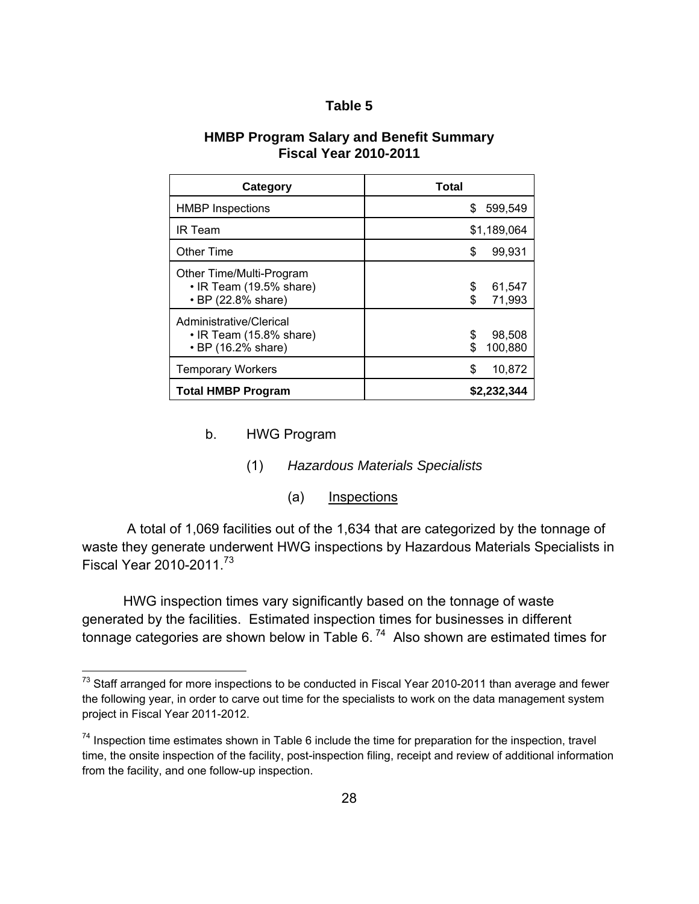**Table 5**

**HMBP Program Salary and Benefit Summary**
**Fiscal Year 2010-2011**

| Category | Total |
|---|---|
| HMBP Inspections | $ 599,549 |
| IR Team | $1,189,064 |
| Other Time | $ 99,931 |
| Other Time/Multi-Program<br>• IR Team (19.5% share)<br>• BP (22.8% share) | <br>$ 61,547<br>$ 71,993 |
| Administrative/Clerical<br>• IR Team (15.8% share)<br>• BP (16.2% share) | <br>$ 98,508<br>$ 100,880 |
| Temporary Workers | $ 10,872 |
| **Total HMBP Program** | **$2,232,344** |

b. HWG Program

(1) *Hazardous Materials Specialists*

(a) Inspections

A total of 1,069 facilities out of the 1,634 that are categorized by the tonnage of waste they generate underwent HWG inspections by Hazardous Materials Specialists in Fiscal Year 2010-2011.[73]

HWG inspection times vary significantly based on the tonnage of waste generated by the facilities. Estimated inspection times for businesses in different tonnage categories are shown below in Table 6.[74] Also shown are estimated times for

[73] Staff arranged for more inspections to be conducted in Fiscal Year 2010-2011 than average and fewer the following year, in order to carve out time for the specialists to work on the data management system project in Fiscal Year 2011-2012.

[74] Inspection time estimates shown in Table 6 include the time for preparation for the inspection, travel time, the onsite inspection of the facility, post-inspection filing, receipt and review of additional information from the facility, and one follow-up inspection.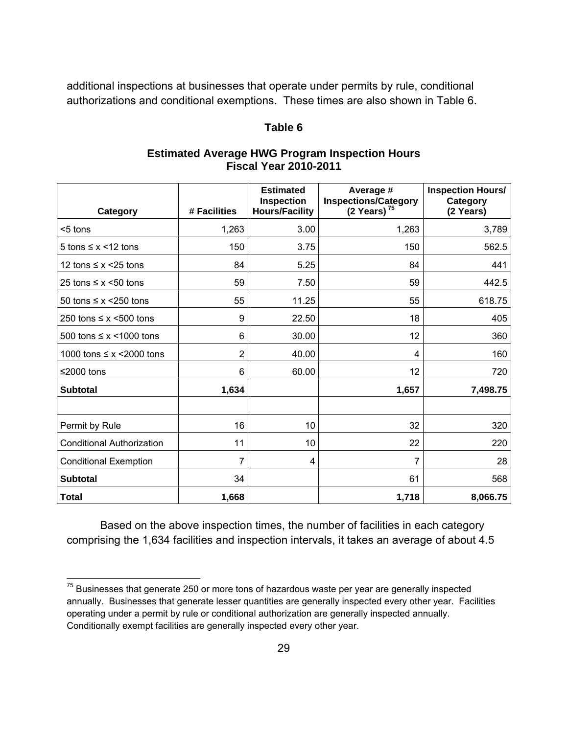additional inspections at businesses that operate under permits by rule, conditional authorizations and conditional exemptions. These times are also shown in Table 6.

**Table 6**

**Estimated Average HWG Program Inspection Hours**
**Fiscal Year 2010-2011**

| Category | # Facilities | Estimated Inspection Hours/Facility | Average # Inspections/Category (2 Years)[75] | Inspection Hours/ Category (2 Years) |
|---|---|---|---|---|
| <5 tons | 1,263 | 3.00 | 1,263 | 3,789 |
| 5 tons ≤ x <12 tons | 150 | 3.75 | 150 | 562.5 |
| 12 tons ≤ x <25 tons | 84 | 5.25 | 84 | 441 |
| 25 tons ≤ x <50 tons | 59 | 7.50 | 59 | 442.5 |
| 50 tons ≤ x <250 tons | 55 | 11.25 | 55 | 618.75 |
| 250 tons ≤ x <500 tons | 9 | 22.50 | 18 | 405 |
| 500 tons ≤ x <1000 tons | 6 | 30.00 | 12 | 360 |
| 1000 tons ≤ x <2000 tons | 2 | 40.00 | 4 | 160 |
| ≤2000 tons | 6 | 60.00 | 12 | 720 |
| **Subtotal** | **1,634** | | **1,657** | **7,498.75** |
| | | | | |
| Permit by Rule | 16 | 10 | 32 | 320 |
| Conditional Authorization | 11 | 10 | 22 | 220 |
| Conditional Exemption | 7 | 4 | 7 | 28 |
| **Subtotal** | 34 | | 61 | 568 |
| **Total** | **1,668** | | **1,718** | **8,066.75** |

Based on the above inspection times, the number of facilities in each category comprising the 1,634 facilities and inspection intervals, it takes an average of about 4.5

[75] Businesses that generate 250 or more tons of hazardous waste per year are generally inspected annually. Businesses that generate lesser quantities are generally inspected every other year. Facilities operating under a permit by rule or conditional authorization are generally inspected annually. Conditionally exempt facilities are generally inspected every other year.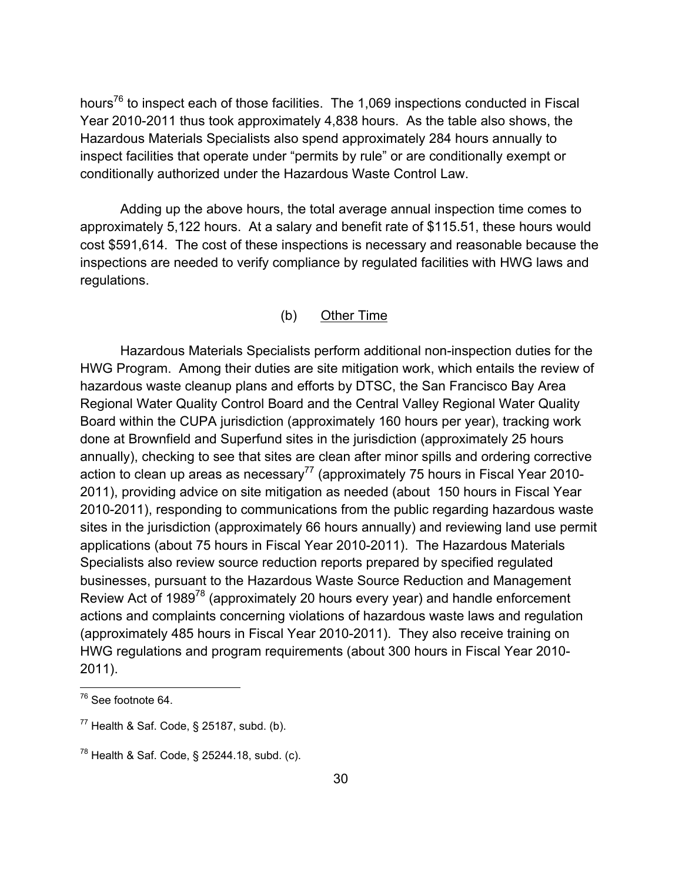hours[76] to inspect each of those facilities. The 1,069 inspections conducted in Fiscal Year 2010-2011 thus took approximately 4,838 hours. As the table also shows, the Hazardous Materials Specialists also spend approximately 284 hours annually to inspect facilities that operate under "permits by rule" or are conditionally exempt or conditionally authorized under the Hazardous Waste Control Law.

Adding up the above hours, the total average annual inspection time comes to approximately 5,122 hours. At a salary and benefit rate of $115.51, these hours would cost $591,614. The cost of these inspections is necessary and reasonable because the inspections are needed to verify compliance by regulated facilities with HWG laws and regulations.

(b) Other Time

Hazardous Materials Specialists perform additional non-inspection duties for the HWG Program. Among their duties are site mitigation work, which entails the review of hazardous waste cleanup plans and efforts by DTSC, the San Francisco Bay Area Regional Water Quality Control Board and the Central Valley Regional Water Quality Board within the CUPA jurisdiction (approximately 160 hours per year), tracking work done at Brownfield and Superfund sites in the jurisdiction (approximately 25 hours annually), checking to see that sites are clean after minor spills and ordering corrective action to clean up areas as necessary[77] (approximately 75 hours in Fiscal Year 2010-2011), providing advice on site mitigation as needed (about 150 hours in Fiscal Year 2010-2011), responding to communications from the public regarding hazardous waste sites in the jurisdiction (approximately 66 hours annually) and reviewing land use permit applications (about 75 hours in Fiscal Year 2010-2011). The Hazardous Materials Specialists also review source reduction reports prepared by specified regulated businesses, pursuant to the Hazardous Waste Source Reduction and Management Review Act of 1989[78] (approximately 20 hours every year) and handle enforcement actions and complaints concerning violations of hazardous waste laws and regulation (approximately 485 hours in Fiscal Year 2010-2011). They also receive training on HWG regulations and program requirements (about 300 hours in Fiscal Year 2010-2011).

---

[76] See footnote 64.

[77] Health & Saf. Code, § 25187, subd. (b).

[78] Health & Saf. Code, § 25244.18, subd. (c).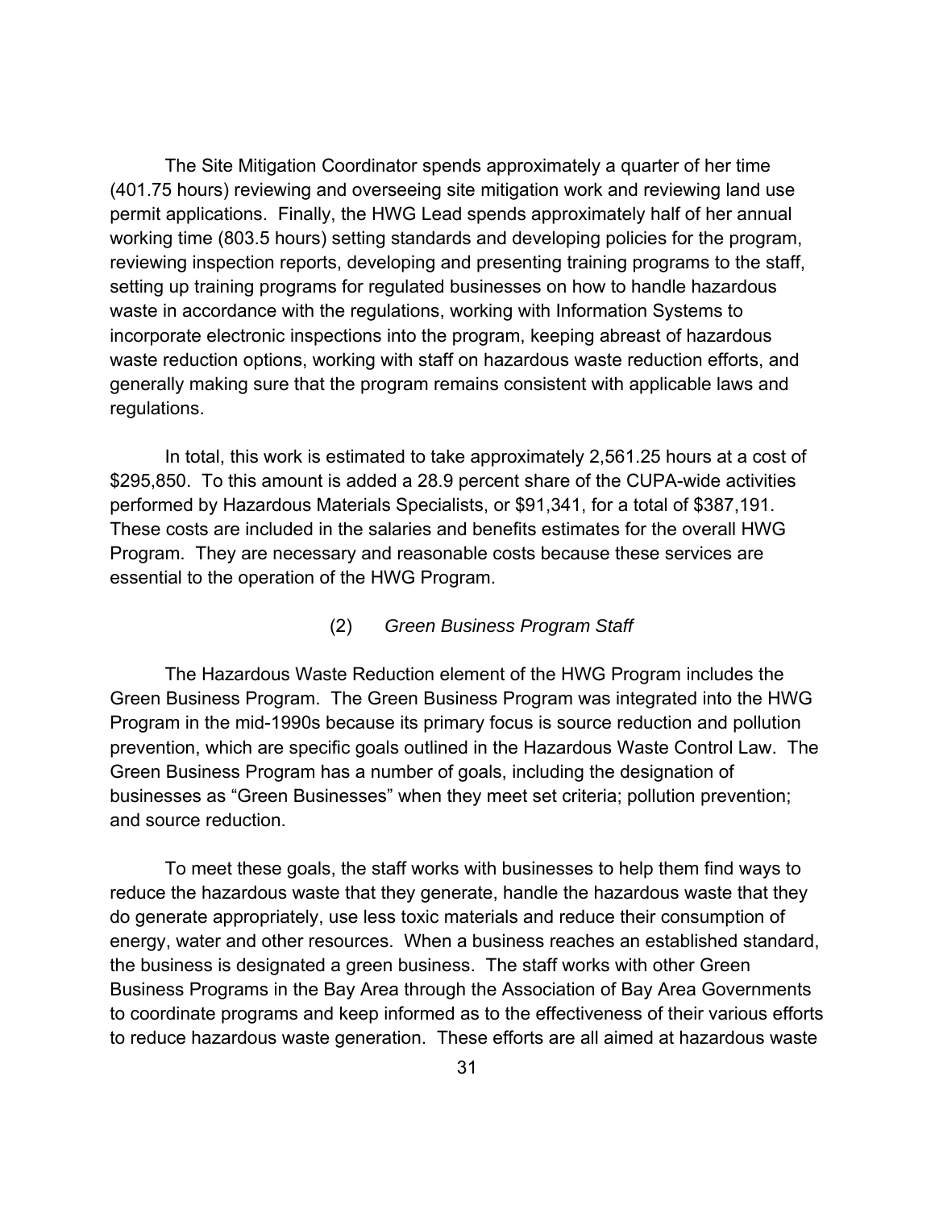The Site Mitigation Coordinator spends approximately a quarter of her time (401.75 hours) reviewing and overseeing site mitigation work and reviewing land use permit applications. Finally, the HWG Lead spends approximately half of her annual working time (803.5 hours) setting standards and developing policies for the program, reviewing inspection reports, developing and presenting training programs to the staff, setting up training programs for regulated businesses on how to handle hazardous waste in accordance with the regulations, working with Information Systems to incorporate electronic inspections into the program, keeping abreast of hazardous waste reduction options, working with staff on hazardous waste reduction efforts, and generally making sure that the program remains consistent with applicable laws and regulations.

In total, this work is estimated to take approximately 2,561.25 hours at a cost of $295,850. To this amount is added a 28.9 percent share of the CUPA-wide activities performed by Hazardous Materials Specialists, or $91,341, for a total of $387,191. These costs are included in the salaries and benefits estimates for the overall HWG Program. They are necessary and reasonable costs because these services are essential to the operation of the HWG Program.

(2) *Green Business Program Staff*

The Hazardous Waste Reduction element of the HWG Program includes the Green Business Program. The Green Business Program was integrated into the HWG Program in the mid-1990s because its primary focus is source reduction and pollution prevention, which are specific goals outlined in the Hazardous Waste Control Law. The Green Business Program has a number of goals, including the designation of businesses as "Green Businesses" when they meet set criteria; pollution prevention; and source reduction.

To meet these goals, the staff works with businesses to help them find ways to reduce the hazardous waste that they generate, handle the hazardous waste that they do generate appropriately, use less toxic materials and reduce their consumption of energy, water and other resources. When a business reaches an established standard, the business is designated a green business. The staff works with other Green Business Programs in the Bay Area through the Association of Bay Area Governments to coordinate programs and keep informed as to the effectiveness of their various efforts to reduce hazardous waste generation. These efforts are all aimed at hazardous waste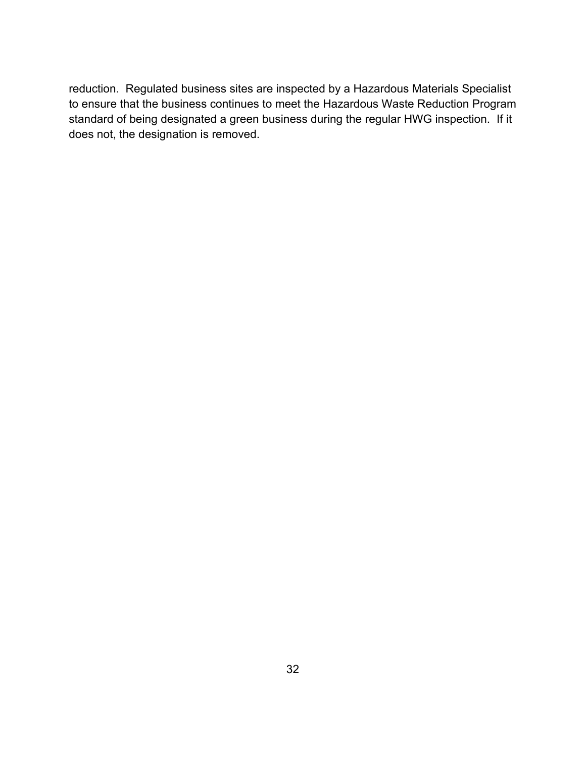reduction. Regulated business sites are inspected by a Hazardous Materials Specialist to ensure that the business continues to meet the Hazardous Waste Reduction Program standard of being designated a green business during the regular HWG inspection. If it does not, the designation is removed.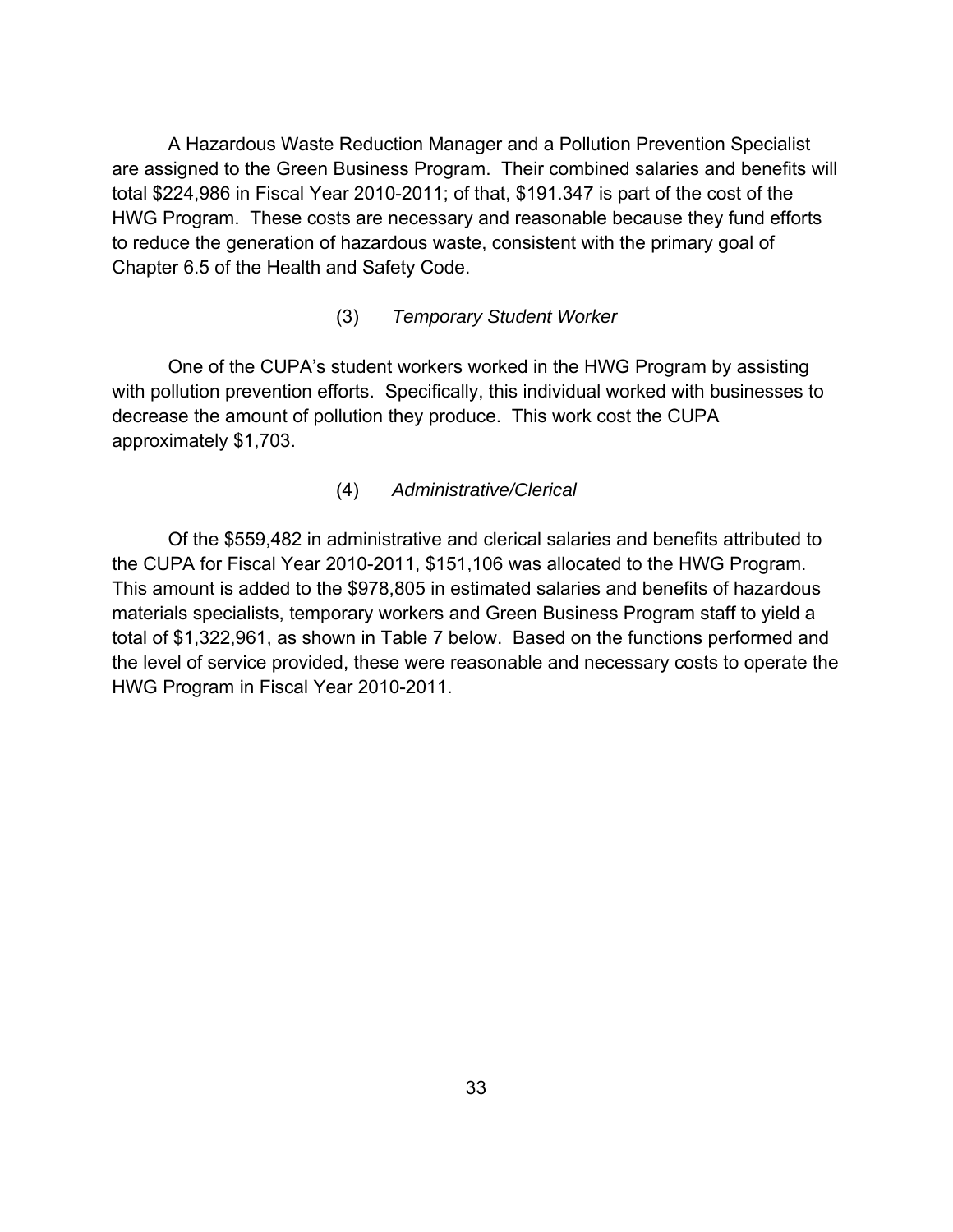A Hazardous Waste Reduction Manager and a Pollution Prevention Specialist are assigned to the Green Business Program. Their combined salaries and benefits will total $224,986 in Fiscal Year 2010-2011; of that, $191.347 is part of the cost of the HWG Program. These costs are necessary and reasonable because they fund efforts to reduce the generation of hazardous waste, consistent with the primary goal of Chapter 6.5 of the Health and Safety Code.

(3) *Temporary Student Worker*

One of the CUPA's student workers worked in the HWG Program by assisting with pollution prevention efforts. Specifically, this individual worked with businesses to decrease the amount of pollution they produce. This work cost the CUPA approximately $1,703.

(4) *Administrative/Clerical*

Of the $559,482 in administrative and clerical salaries and benefits attributed to the CUPA for Fiscal Year 2010-2011, $151,106 was allocated to the HWG Program. This amount is added to the $978,805 in estimated salaries and benefits of hazardous materials specialists, temporary workers and Green Business Program staff to yield a total of $1,322,961, as shown in Table 7 below. Based on the functions performed and the level of service provided, these were reasonable and necessary costs to operate the HWG Program in Fiscal Year 2010-2011.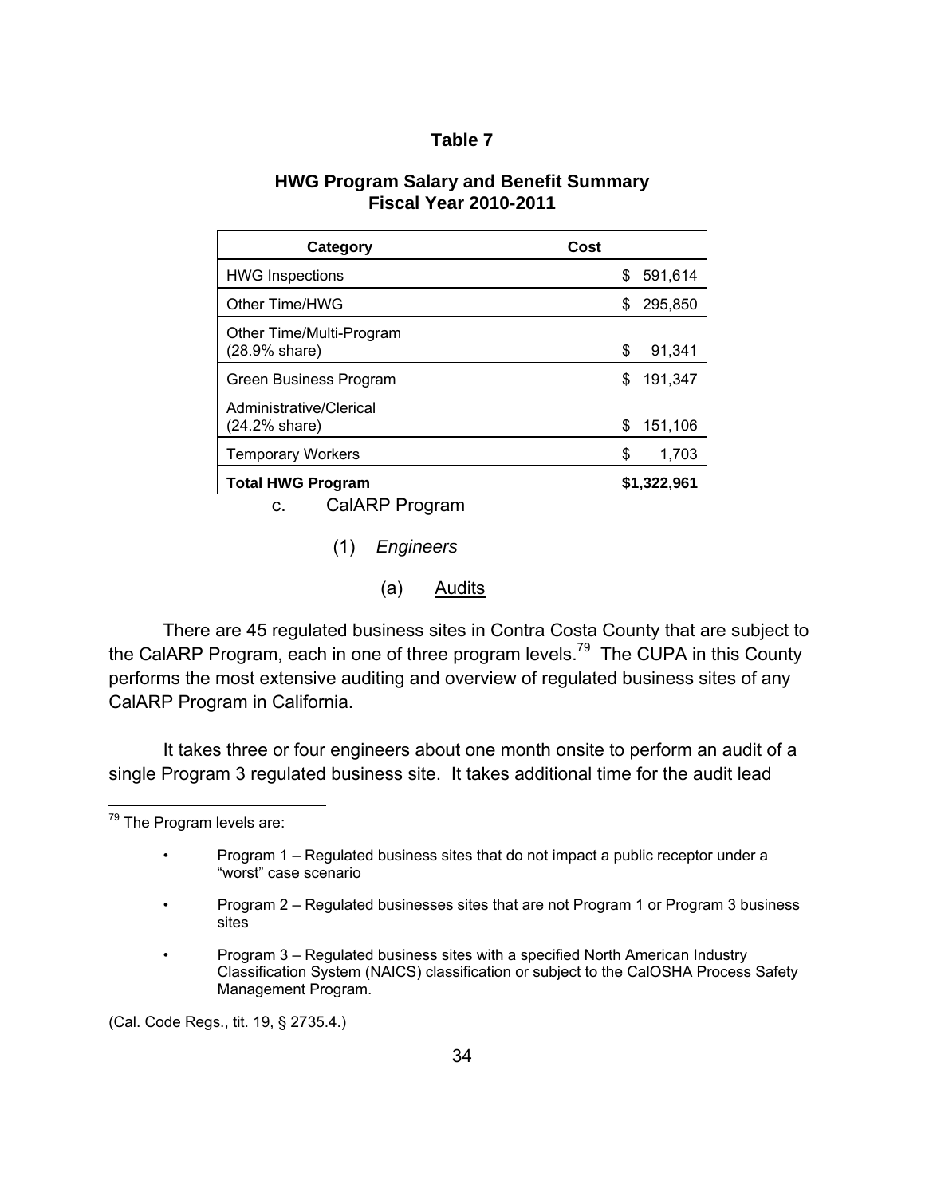**Table 7**

**HWG Program Salary and Benefit Summary**
**Fiscal Year 2010-2011**

| Category | Cost |
|---|---|
| HWG Inspections | $ 591,614 |
| Other Time/HWG | $ 295,850 |
| Other Time/Multi-Program (28.9% share) | $ 91,341 |
| Green Business Program | $ 191,347 |
| Administrative/Clerical (24.2% share) | $ 151,106 |
| Temporary Workers | $ 1,703 |
| **Total HWG Program** | **$1,322,961** |

c. CalARP Program

(1) *Engineers*

(a) Audits

There are 45 regulated business sites in Contra Costa County that are subject to the CalARP Program, each in one of three program levels.[79] The CUPA in this County performs the most extensive auditing and overview of regulated business sites of any CalARP Program in California.

It takes three or four engineers about one month onsite to perform an audit of a single Program 3 regulated business site. It takes additional time for the audit lead

---

[79] The Program levels are:

- Program 1 – Regulated business sites that do not impact a public receptor under a "worst" case scenario
- Program 2 – Regulated businesses sites that are not Program 1 or Program 3 business sites
- Program 3 – Regulated business sites with a specified North American Industry Classification System (NAICS) classification or subject to the CalOSHA Process Safety Management Program.

(Cal. Code Regs., tit. 19, § 2735.4.)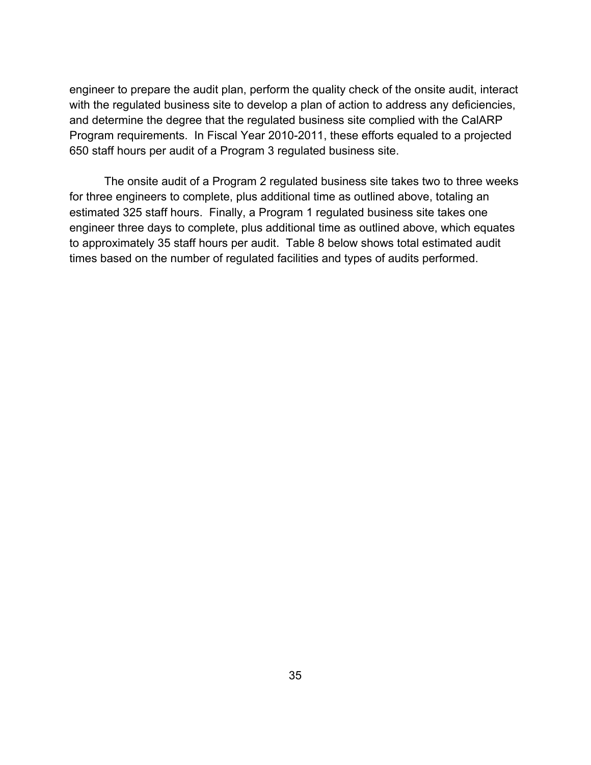engineer to prepare the audit plan, perform the quality check of the onsite audit, interact with the regulated business site to develop a plan of action to address any deficiencies, and determine the degree that the regulated business site complied with the CalARP Program requirements. In Fiscal Year 2010-2011, these efforts equaled to a projected 650 staff hours per audit of a Program 3 regulated business site.

The onsite audit of a Program 2 regulated business site takes two to three weeks for three engineers to complete, plus additional time as outlined above, totaling an estimated 325 staff hours. Finally, a Program 1 regulated business site takes one engineer three days to complete, plus additional time as outlined above, which equates to approximately 35 staff hours per audit. Table 8 below shows total estimated audit times based on the number of regulated facilities and types of audits performed.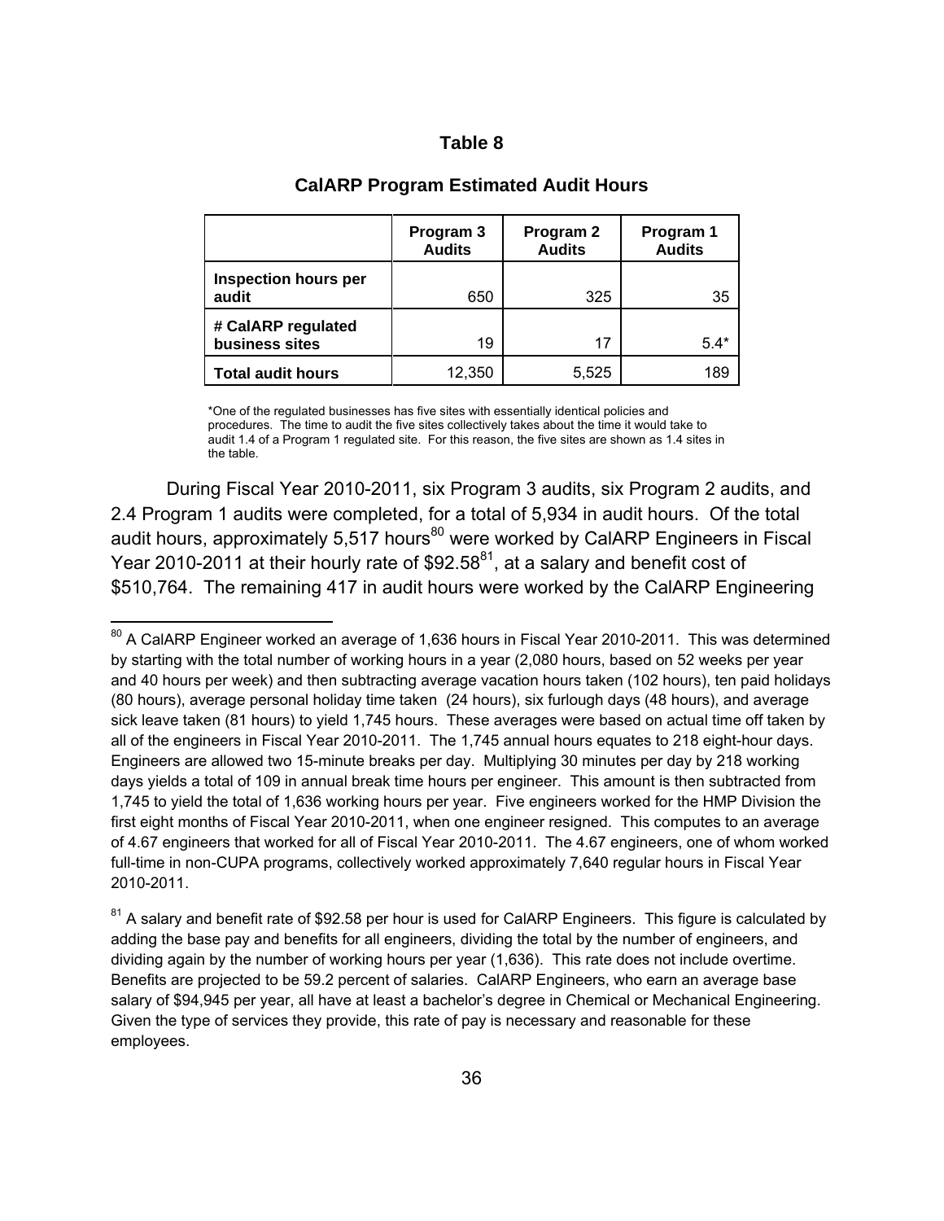**Table 8**

**CalARP Program Estimated Audit Hours**

| | Program 3 Audits | Program 2 Audits | Program 1 Audits |
|---|---|---|---|
| **Inspection hours per audit** | 650 | 325 | 35 |
| **# CalARP regulated business sites** | 19 | 17 | 5.4* |
| **Total audit hours** | 12,350 | 5,525 | 189 |

*One of the regulated businesses has five sites with essentially identical policies and procedures. The time to audit the five sites collectively takes about the time it would take to audit 1.4 of a Program 1 regulated site. For this reason, the five sites are shown as 1.4 sites in the table.

During Fiscal Year 2010-2011, six Program 3 audits, six Program 2 audits, and 2.4 Program 1 audits were completed, for a total of 5,934 in audit hours. Of the total audit hours, approximately 5,517 hours[80] were worked by CalARP Engineers in Fiscal Year 2010-2011 at their hourly rate of $92.58[81], at a salary and benefit cost of $510,764. The remaining 417 in audit hours were worked by the CalARP Engineering

---

[80] A CalARP Engineer worked an average of 1,636 hours in Fiscal Year 2010-2011. This was determined by starting with the total number of working hours in a year (2,080 hours, based on 52 weeks per year and 40 hours per week) and then subtracting average vacation hours taken (102 hours), ten paid holidays (80 hours), average personal holiday time taken (24 hours), six furlough days (48 hours), and average sick leave taken (81 hours) to yield 1,745 hours. These averages were based on actual time off taken by all of the engineers in Fiscal Year 2010-2011. The 1,745 annual hours equates to 218 eight-hour days. Engineers are allowed two 15-minute breaks per day. Multiplying 30 minutes per day by 218 working days yields a total of 109 in annual break time hours per engineer. This amount is then subtracted from 1,745 to yield the total of 1,636 working hours per year. Five engineers worked for the HMP Division the first eight months of Fiscal Year 2010-2011, when one engineer resigned. This computes to an average of 4.67 engineers that worked for all of Fiscal Year 2010-2011. The 4.67 engineers, one of whom worked full-time in non-CUPA programs, collectively worked approximately 7,640 regular hours in Fiscal Year 2010-2011.

[81] A salary and benefit rate of $92.58 per hour is used for CalARP Engineers. This figure is calculated by adding the base pay and benefits for all engineers, dividing the total by the number of engineers, and dividing again by the number of working hours per year (1,636). This rate does not include overtime. Benefits are projected to be 59.2 percent of salaries. CalARP Engineers, who earn an average base salary of $94,945 per year, all have at least a bachelor's degree in Chemical or Mechanical Engineering. Given the type of services they provide, this rate of pay is necessary and reasonable for these employees.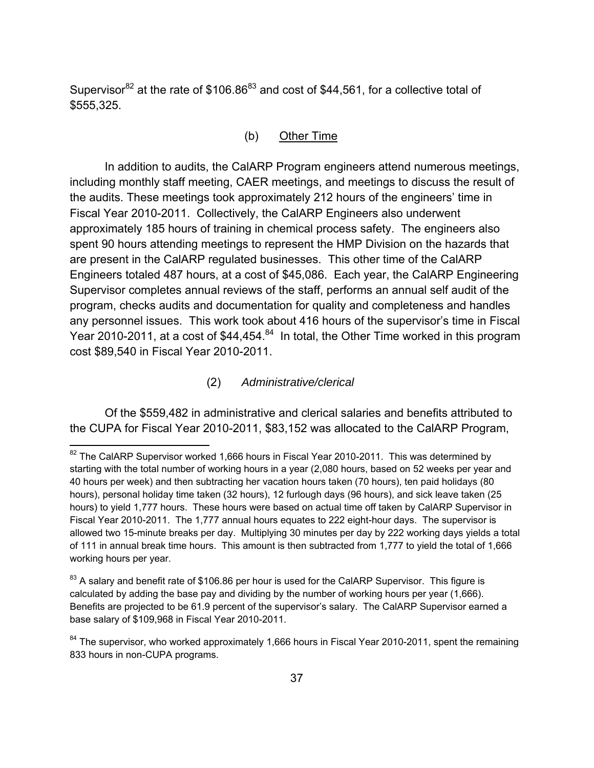Supervisor[82] at the rate of \$106.86[83] and cost of \$44,561, for a collective total of \$555,325.

(b) <u>Other Time</u>

In addition to audits, the CalARP Program engineers attend numerous meetings, including monthly staff meeting, CAER meetings, and meetings to discuss the result of the audits. These meetings took approximately 212 hours of the engineers' time in Fiscal Year 2010-2011. Collectively, the CalARP Engineers also underwent approximately 185 hours of training in chemical process safety. The engineers also spent 90 hours attending meetings to represent the HMP Division on the hazards that are present in the CalARP regulated businesses. This other time of the CalARP Engineers totaled 487 hours, at a cost of \$45,086. Each year, the CalARP Engineering Supervisor completes annual reviews of the staff, performs an annual self audit of the program, checks audits and documentation for quality and completeness and handles any personnel issues. This work took about 416 hours of the supervisor's time in Fiscal Year 2010-2011, at a cost of \$44,454.[84] In total, the Other Time worked in this program cost \$89,540 in Fiscal Year 2010-2011.

(2) *Administrative/clerical*

Of the \$559,482 in administrative and clerical salaries and benefits attributed to the CUPA for Fiscal Year 2010-2011, \$83,152 was allocated to the CalARP Program,

---

[82] The CalARP Supervisor worked 1,666 hours in Fiscal Year 2010-2011. This was determined by starting with the total number of working hours in a year (2,080 hours, based on 52 weeks per year and 40 hours per week) and then subtracting her vacation hours taken (70 hours), ten paid holidays (80 hours), personal holiday time taken (32 hours), 12 furlough days (96 hours), and sick leave taken (25 hours) to yield 1,777 hours. These hours were based on actual time off taken by CalARP Supervisor in Fiscal Year 2010-2011. The 1,777 annual hours equates to 222 eight-hour days. The supervisor is allowed two 15-minute breaks per day. Multiplying 30 minutes per day by 222 working days yields a total of 111 in annual break time hours. This amount is then subtracted from 1,777 to yield the total of 1,666 working hours per year.

[83] A salary and benefit rate of \$106.86 per hour is used for the CalARP Supervisor. This figure is calculated by adding the base pay and dividing by the number of working hours per year (1,666). Benefits are projected to be 61.9 percent of the supervisor's salary. The CalARP Supervisor earned a base salary of \$109,968 in Fiscal Year 2010-2011.

[84] The supervisor, who worked approximately 1,666 hours in Fiscal Year 2010-2011, spent the remaining 833 hours in non-CUPA programs.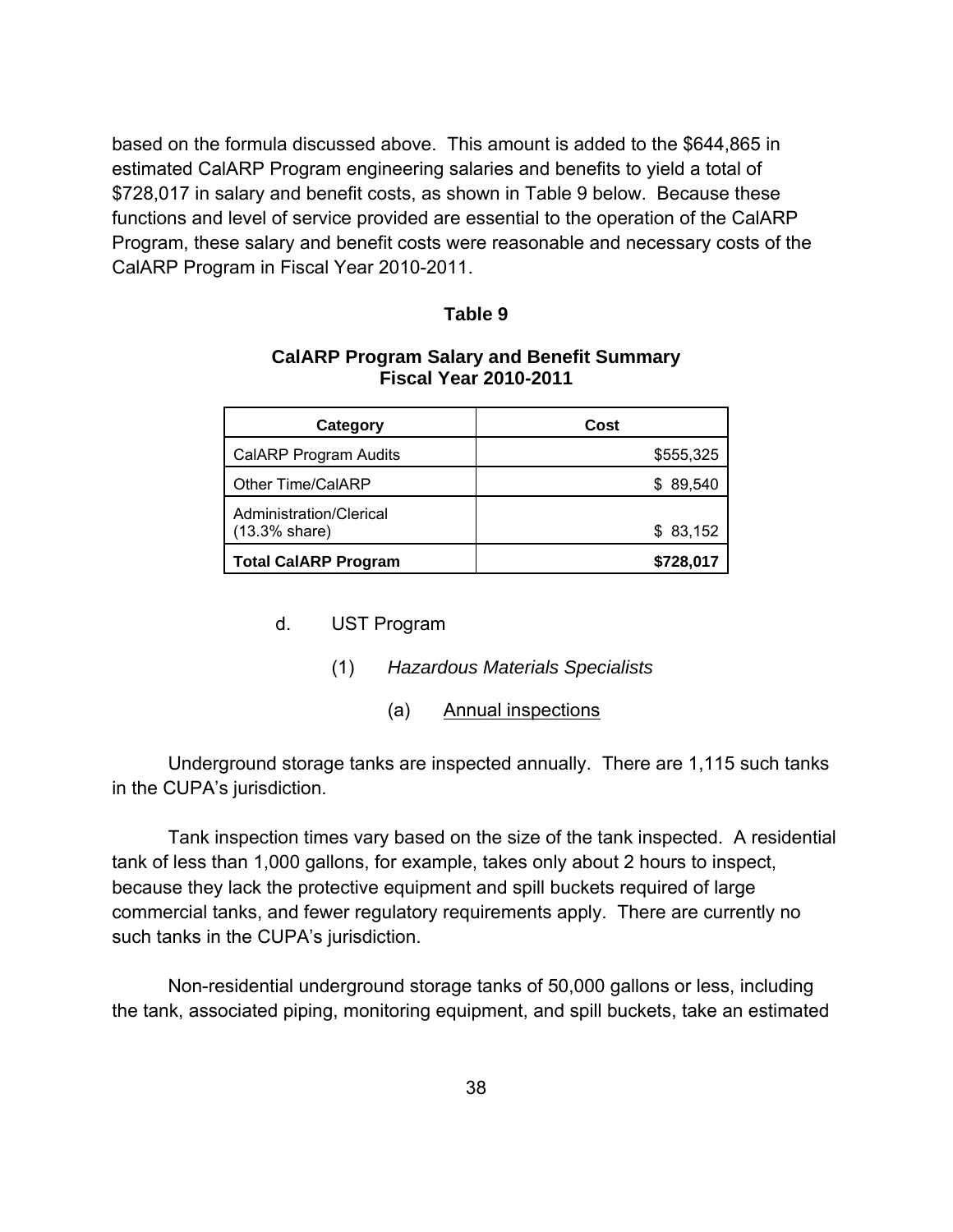based on the formula discussed above. This amount is added to the $644,865 in estimated CalARP Program engineering salaries and benefits to yield a total of $728,017 in salary and benefit costs, as shown in Table 9 below. Because these functions and level of service provided are essential to the operation of the CalARP Program, these salary and benefit costs were reasonable and necessary costs of the CalARP Program in Fiscal Year 2010-2011.

**Table 9**

**CalARP Program Salary and Benefit Summary**
**Fiscal Year 2010-2011**

| Category | Cost |
|---|---|
| CalARP Program Audits | $555,325 |
| Other Time/CalARP | $ 89,540 |
| Administration/Clerical (13.3% share) | $ 83,152 |
| **Total CalARP Program** | **$728,017** |

d. UST Program

(1) *Hazardous Materials Specialists*

(a) Annual inspections

Underground storage tanks are inspected annually. There are 1,115 such tanks in the CUPA's jurisdiction.

Tank inspection times vary based on the size of the tank inspected. A residential tank of less than 1,000 gallons, for example, takes only about 2 hours to inspect, because they lack the protective equipment and spill buckets required of large commercial tanks, and fewer regulatory requirements apply. There are currently no such tanks in the CUPA's jurisdiction.

Non-residential underground storage tanks of 50,000 gallons or less, including the tank, associated piping, monitoring equipment, and spill buckets, take an estimated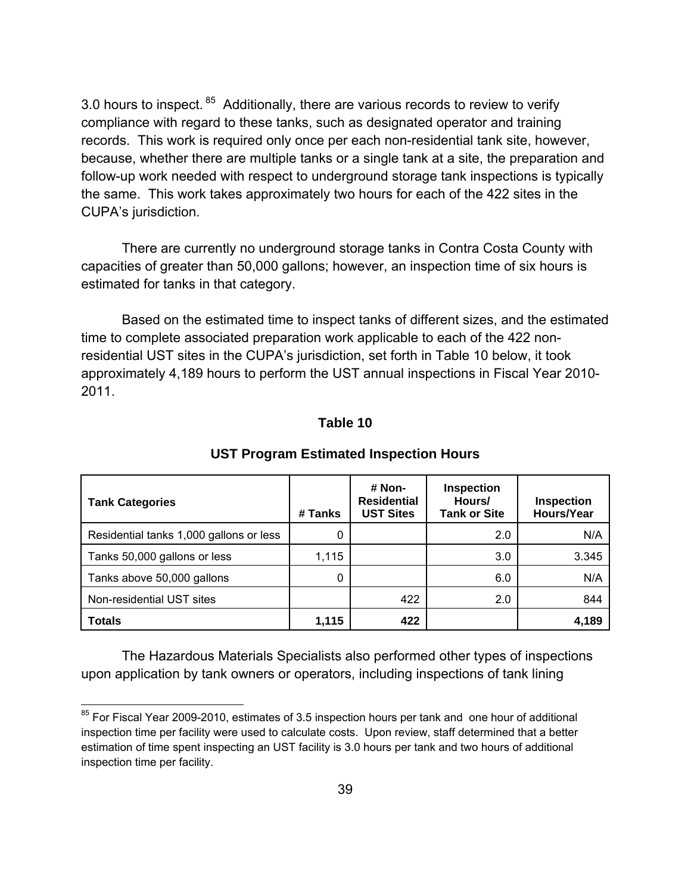3.0 hours to inspect.[85] Additionally, there are various records to review to verify compliance with regard to these tanks, such as designated operator and training records. This work is required only once per each non-residential tank site, however, because, whether there are multiple tanks or a single tank at a site, the preparation and follow-up work needed with respect to underground storage tank inspections is typically the same. This work takes approximately two hours for each of the 422 sites in the CUPA's jurisdiction.

There are currently no underground storage tanks in Contra Costa County with capacities of greater than 50,000 gallons; however, an inspection time of six hours is estimated for tanks in that category.

Based on the estimated time to inspect tanks of different sizes, and the estimated time to complete associated preparation work applicable to each of the 422 non-residential UST sites in the CUPA's jurisdiction, set forth in Table 10 below, it took approximately 4,189 hours to perform the UST annual inspections in Fiscal Year 2010-2011.

**Table 10**

**UST Program Estimated Inspection Hours**

| Tank Categories | # Tanks | # Non-Residential UST Sites | Inspection Hours/ Tank or Site | Inspection Hours/Year |
|---|---|---|---|---|
| Residential tanks 1,000 gallons or less | 0 | | 2.0 | N/A |
| Tanks 50,000 gallons or less | 1,115 | | 3.0 | 3.345 |
| Tanks above 50,000 gallons | 0 | | 6.0 | N/A |
| Non-residential UST sites | | 422 | 2.0 | 844 |
| **Totals** | **1,115** | **422** | | **4,189** |

The Hazardous Materials Specialists also performed other types of inspections upon application by tank owners or operators, including inspections of tank lining

[85] For Fiscal Year 2009-2010, estimates of 3.5 inspection hours per tank and one hour of additional inspection time per facility were used to calculate costs. Upon review, staff determined that a better estimation of time spent inspecting an UST facility is 3.0 hours per tank and two hours of additional inspection time per facility.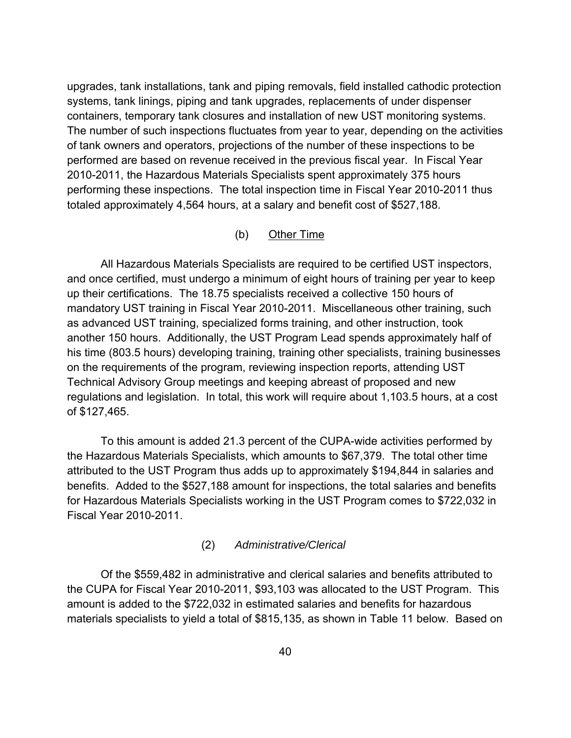upgrades, tank installations, tank and piping removals, field installed cathodic protection systems, tank linings, piping and tank upgrades, replacements of under dispenser containers, temporary tank closures and installation of new UST monitoring systems. The number of such inspections fluctuates from year to year, depending on the activities of tank owners and operators, projections of the number of these inspections to be performed are based on revenue received in the previous fiscal year. In Fiscal Year 2010-2011, the Hazardous Materials Specialists spent approximately 375 hours performing these inspections. The total inspection time in Fiscal Year 2010-2011 thus totaled approximately 4,564 hours, at a salary and benefit cost of $527,188.

(b) Other Time

All Hazardous Materials Specialists are required to be certified UST inspectors, and once certified, must undergo a minimum of eight hours of training per year to keep up their certifications. The 18.75 specialists received a collective 150 hours of mandatory UST training in Fiscal Year 2010-2011. Miscellaneous other training, such as advanced UST training, specialized forms training, and other instruction, took another 150 hours. Additionally, the UST Program Lead spends approximately half of his time (803.5 hours) developing training, training other specialists, training businesses on the requirements of the program, reviewing inspection reports, attending UST Technical Advisory Group meetings and keeping abreast of proposed and new regulations and legislation. In total, this work will require about 1,103.5 hours, at a cost of $127,465.

To this amount is added 21.3 percent of the CUPA-wide activities performed by the Hazardous Materials Specialists, which amounts to $67,379. The total other time attributed to the UST Program thus adds up to approximately $194,844 in salaries and benefits. Added to the $527,188 amount for inspections, the total salaries and benefits for Hazardous Materials Specialists working in the UST Program comes to $722,032 in Fiscal Year 2010-2011.

(2) *Administrative/Clerical*

Of the $559,482 in administrative and clerical salaries and benefits attributed to the CUPA for Fiscal Year 2010-2011, $93,103 was allocated to the UST Program. This amount is added to the $722,032 in estimated salaries and benefits for hazardous materials specialists to yield a total of $815,135, as shown in Table 11 below. Based on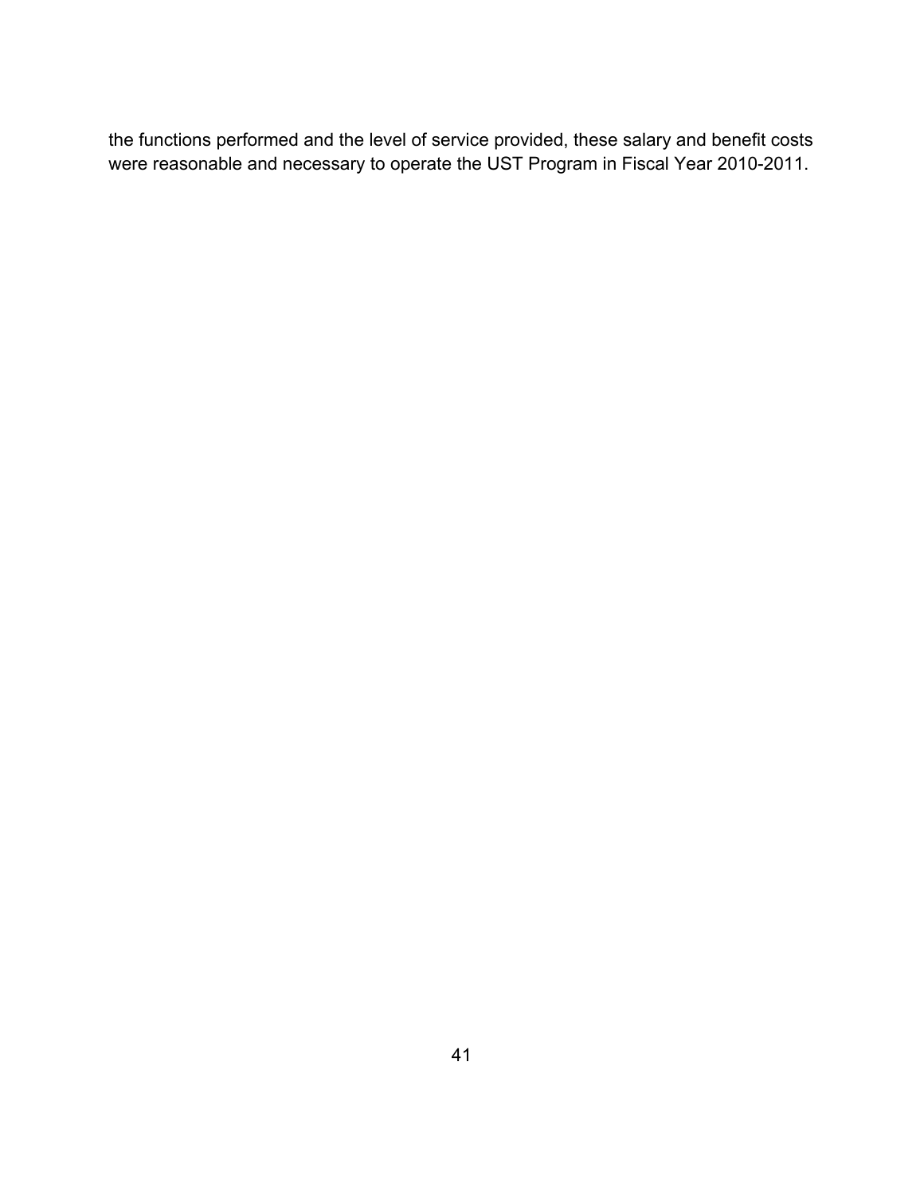the functions performed and the level of service provided, these salary and benefit costs were reasonable and necessary to operate the UST Program in Fiscal Year 2010-2011.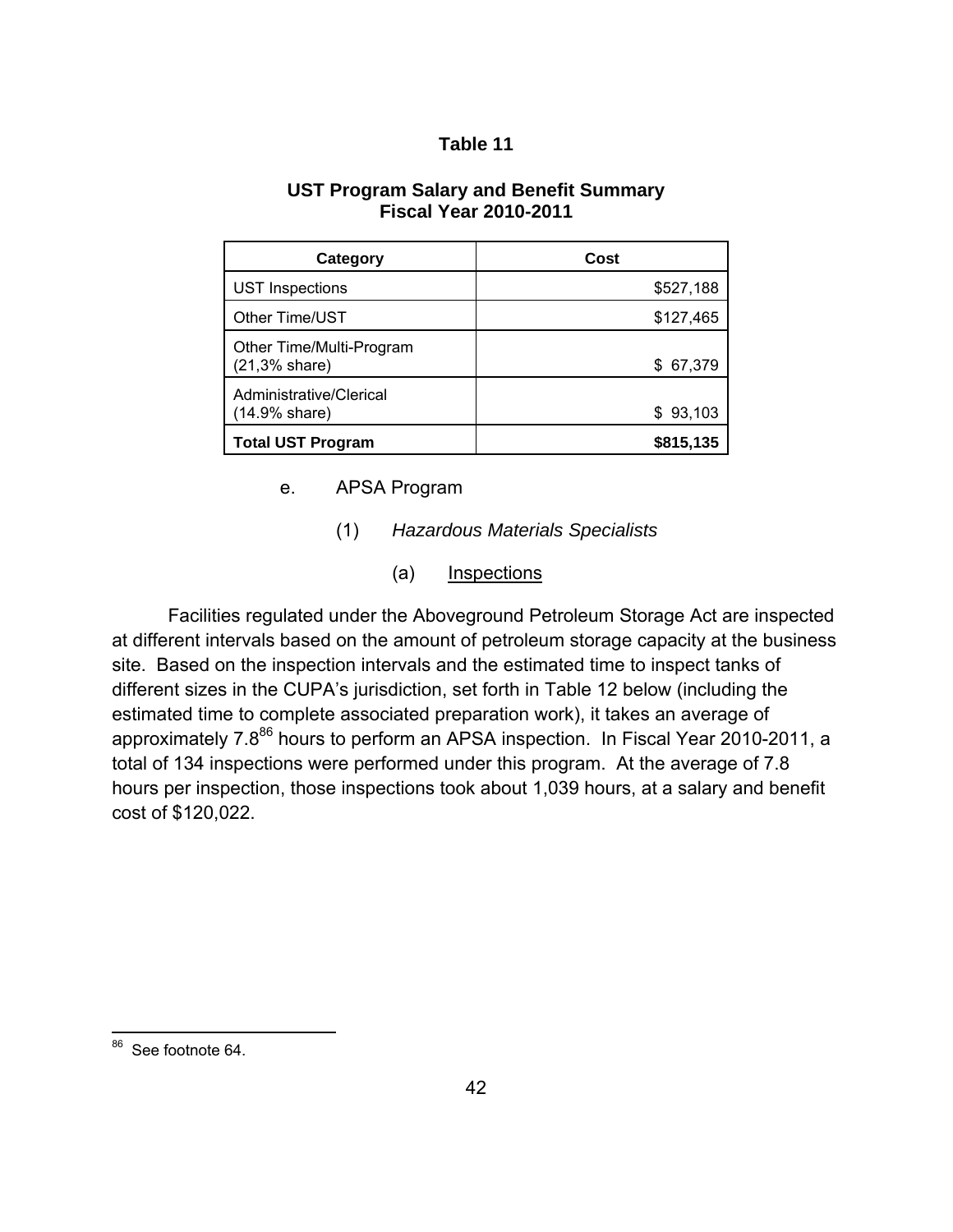**Table 11**

**UST Program Salary and Benefit Summary**
**Fiscal Year 2010-2011**

| Category | Cost |
|---|---|
| UST Inspections | $527,188 |
| Other Time/UST | $127,465 |
| Other Time/Multi-Program (21,3% share) | $ 67,379 |
| Administrative/Clerical (14.9% share) | $ 93,103 |
| **Total UST Program** | **$815,135** |

e. APSA Program

(1) *Hazardous Materials Specialists*

(a) Inspections

Facilities regulated under the Aboveground Petroleum Storage Act are inspected at different intervals based on the amount of petroleum storage capacity at the business site. Based on the inspection intervals and the estimated time to inspect tanks of different sizes in the CUPA's jurisdiction, set forth in Table 12 below (including the estimated time to complete associated preparation work), it takes an average of approximately 7.8[86] hours to perform an APSA inspection. In Fiscal Year 2010-2011, a total of 134 inspections were performed under this program. At the average of 7.8 hours per inspection, those inspections took about 1,039 hours, at a salary and benefit cost of $120,022.

---

[86] See footnote 64.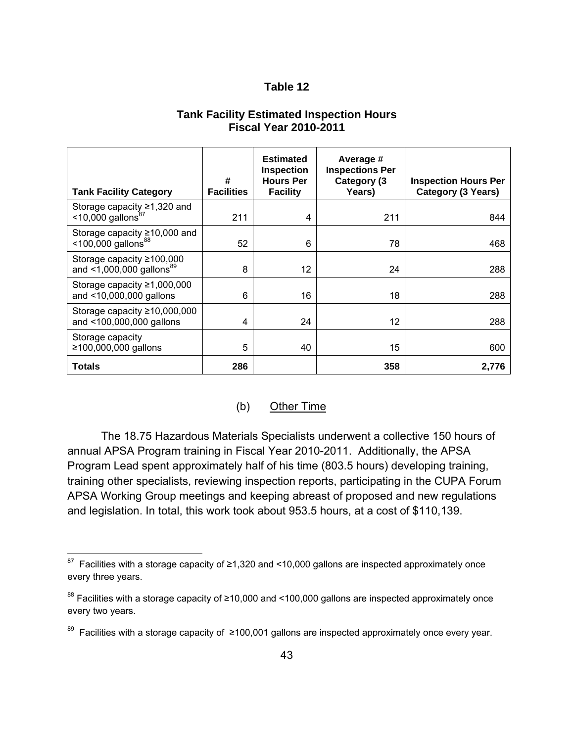**Table 12**

**Tank Facility Estimated Inspection Hours**
**Fiscal Year 2010-2011**

| Tank Facility Category | # Facilities | Estimated Inspection Hours Per Facility | Average # Inspections Per Category (3 Years) | Inspection Hours Per Category (3 Years) |
|---|---|---|---|---|
| Storage capacity ≥1,320 and <10,000 gallons[87] | 211 | 4 | 211 | 844 |
| Storage capacity ≥10,000 and <100,000 gallons[88] | 52 | 6 | 78 | 468 |
| Storage capacity ≥100,000 and <1,000,000 gallons[89] | 8 | 12 | 24 | 288 |
| Storage capacity ≥1,000,000 and <10,000,000 gallons | 6 | 16 | 18 | 288 |
| Storage capacity ≥10,000,000 and <100,000,000 gallons | 4 | 24 | 12 | 288 |
| Storage capacity ≥100,000,000 gallons | 5 | 40 | 15 | 600 |
| **Totals** | **286** | | **358** | **2,776** |

(b) Other Time

The 18.75 Hazardous Materials Specialists underwent a collective 150 hours of annual APSA Program training in Fiscal Year 2010-2011. Additionally, the APSA Program Lead spent approximately half of his time (803.5 hours) developing training, training other specialists, reviewing inspection reports, participating in the CUPA Forum APSA Working Group meetings and keeping abreast of proposed and new regulations and legislation. In total, this work took about 953.5 hours, at a cost of $110,139.

---

[87] Facilities with a storage capacity of ≥1,320 and <10,000 gallons are inspected approximately once every three years.

[88] Facilities with a storage capacity of ≥10,000 and <100,000 gallons are inspected approximately once every two years.

[89] Facilities with a storage capacity of ≥100,001 gallons are inspected approximately once every year.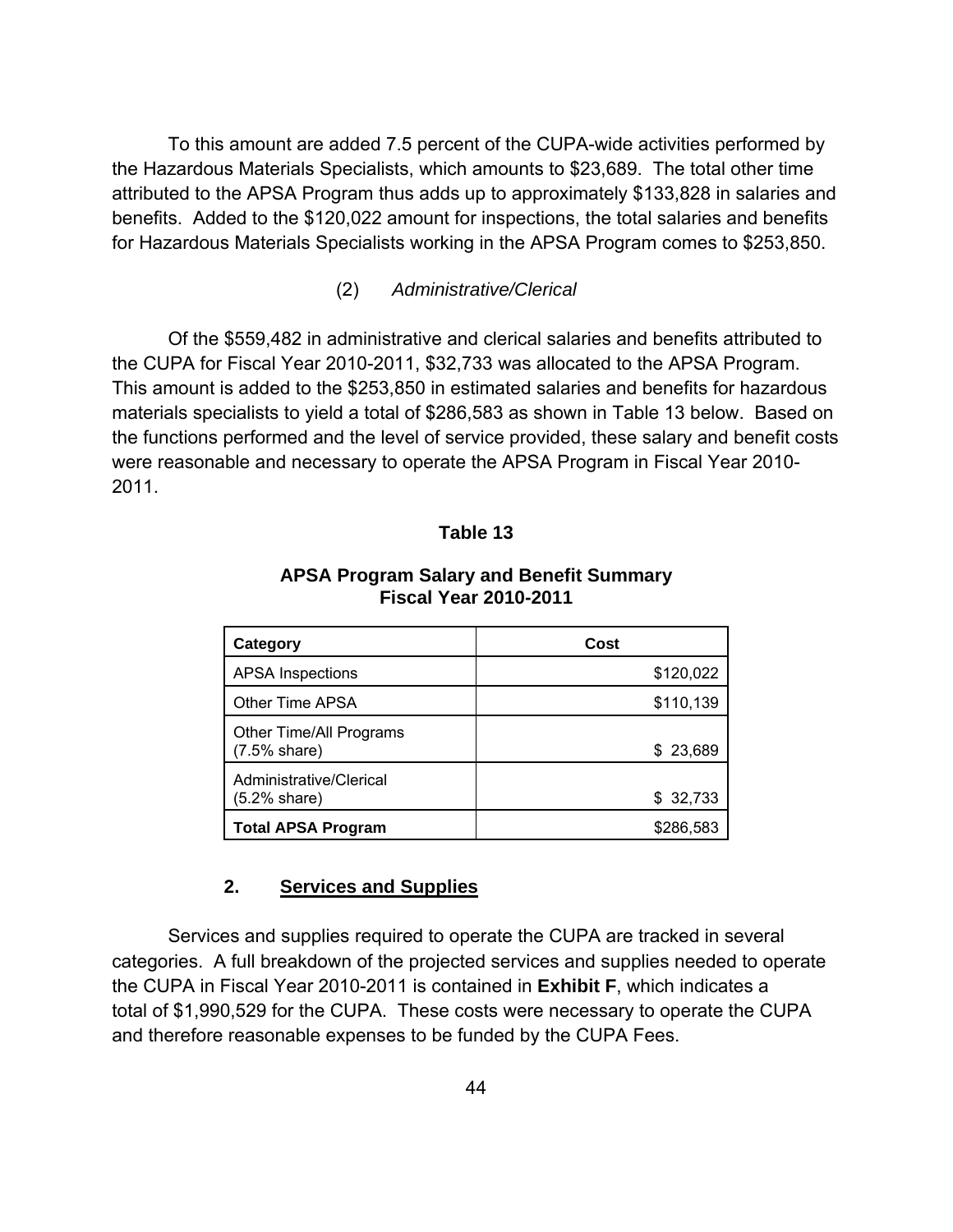To this amount are added 7.5 percent of the CUPA-wide activities performed by the Hazardous Materials Specialists, which amounts to $23,689. The total other time attributed to the APSA Program thus adds up to approximately $133,828 in salaries and benefits. Added to the $120,022 amount for inspections, the total salaries and benefits for Hazardous Materials Specialists working in the APSA Program comes to $253,850.

(2) *Administrative/Clerical*

Of the $559,482 in administrative and clerical salaries and benefits attributed to the CUPA for Fiscal Year 2010-2011, $32,733 was allocated to the APSA Program. This amount is added to the $253,850 in estimated salaries and benefits for hazardous materials specialists to yield a total of $286,583 as shown in Table 13 below. Based on the functions performed and the level of service provided, these salary and benefit costs were reasonable and necessary to operate the APSA Program in Fiscal Year 2010-2011.

**Table 13**

**APSA Program Salary and Benefit Summary**
**Fiscal Year 2010-2011**

| Category | Cost |
|---|---:|
| APSA Inspections | $120,022 |
| Other Time APSA | $110,139 |
| Other Time/All Programs (7.5% share) | $ 23,689 |
| Administrative/Clerical (5.2% share) | $ 32,733 |
| **Total APSA Program** | $286,583 |

## 2. Services and Supplies

Services and supplies required to operate the CUPA are tracked in several categories. A full breakdown of the projected services and supplies needed to operate the CUPA in Fiscal Year 2010-2011 is contained in **Exhibit F**, which indicates a total of $1,990,529 for the CUPA. These costs were necessary to operate the CUPA and therefore reasonable expenses to be funded by the CUPA Fees.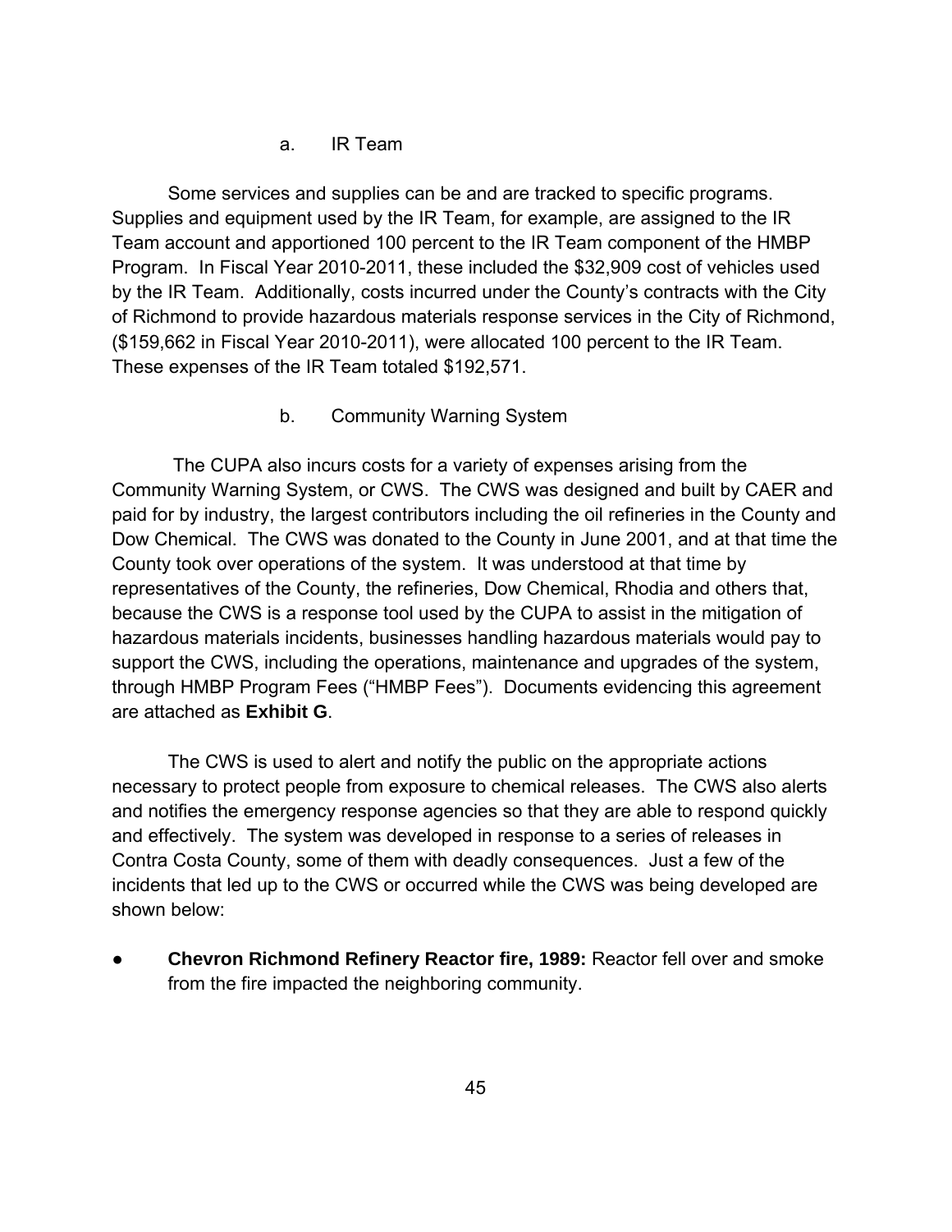a. IR Team

Some services and supplies can be and are tracked to specific programs. Supplies and equipment used by the IR Team, for example, are assigned to the IR Team account and apportioned 100 percent to the IR Team component of the HMBP Program. In Fiscal Year 2010-2011, these included the $32,909 cost of vehicles used by the IR Team. Additionally, costs incurred under the County's contracts with the City of Richmond to provide hazardous materials response services in the City of Richmond, ($159,662 in Fiscal Year 2010-2011), were allocated 100 percent to the IR Team. These expenses of the IR Team totaled $192,571.

b. Community Warning System

The CUPA also incurs costs for a variety of expenses arising from the Community Warning System, or CWS. The CWS was designed and built by CAER and paid for by industry, the largest contributors including the oil refineries in the County and Dow Chemical. The CWS was donated to the County in June 2001, and at that time the County took over operations of the system. It was understood at that time by representatives of the County, the refineries, Dow Chemical, Rhodia and others that, because the CWS is a response tool used by the CUPA to assist in the mitigation of hazardous materials incidents, businesses handling hazardous materials would pay to support the CWS, including the operations, maintenance and upgrades of the system, through HMBP Program Fees ("HMBP Fees"). Documents evidencing this agreement are attached as **Exhibit G**.

The CWS is used to alert and notify the public on the appropriate actions necessary to protect people from exposure to chemical releases. The CWS also alerts and notifies the emergency response agencies so that they are able to respond quickly and effectively. The system was developed in response to a series of releases in Contra Costa County, some of them with deadly consequences. Just a few of the incidents that led up to the CWS or occurred while the CWS was being developed are shown below:

- **Chevron Richmond Refinery Reactor fire, 1989:** Reactor fell over and smoke from the fire impacted the neighboring community.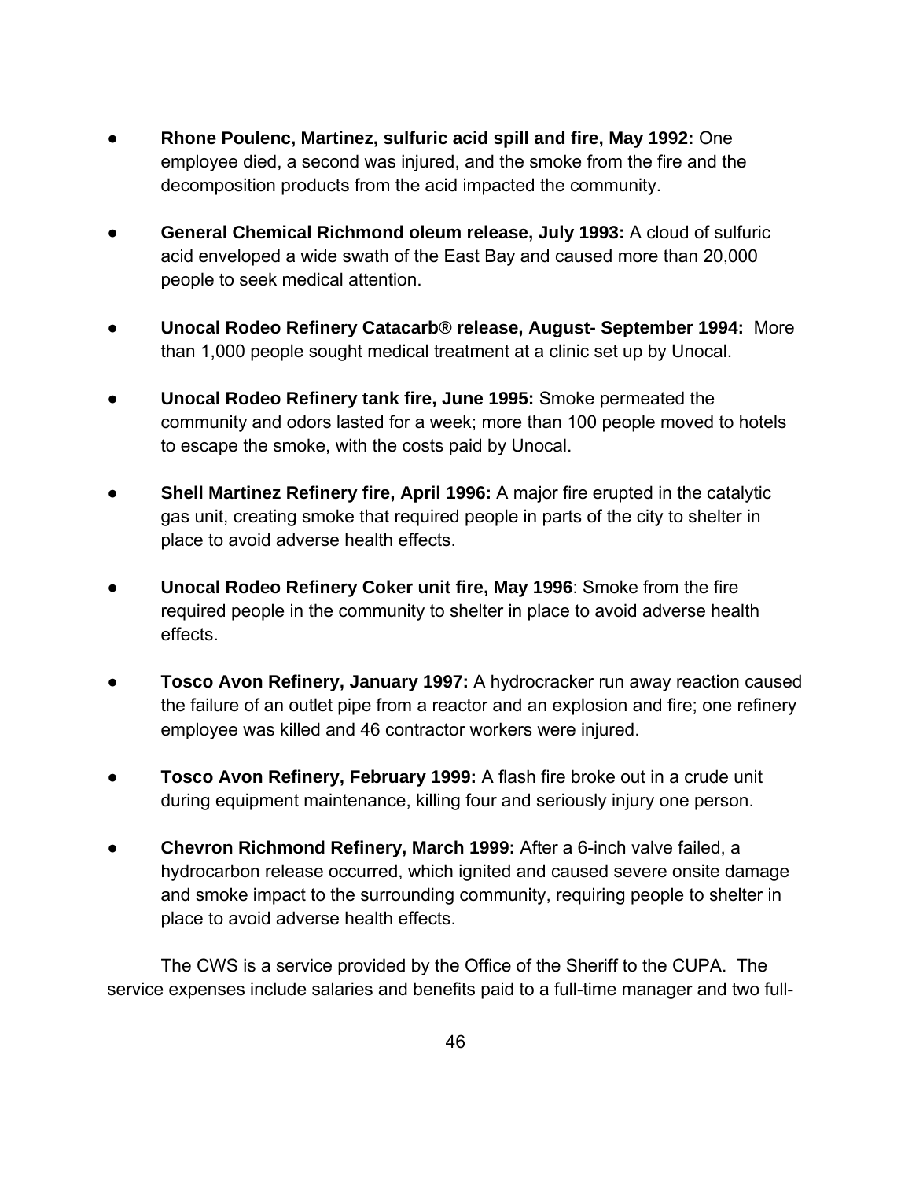- **Rhone Poulenc, Martinez, sulfuric acid spill and fire, May 1992:** One employee died, a second was injured, and the smoke from the fire and the decomposition products from the acid impacted the community.

- **General Chemical Richmond oleum release, July 1993:** A cloud of sulfuric acid enveloped a wide swath of the East Bay and caused more than 20,000 people to seek medical attention.

- **Unocal Rodeo Refinery Catacarb® release, August- September 1994:** More than 1,000 people sought medical treatment at a clinic set up by Unocal.

- **Unocal Rodeo Refinery tank fire, June 1995:** Smoke permeated the community and odors lasted for a week; more than 100 people moved to hotels to escape the smoke, with the costs paid by Unocal.

- **Shell Martinez Refinery fire, April 1996:** A major fire erupted in the catalytic gas unit, creating smoke that required people in parts of the city to shelter in place to avoid adverse health effects.

- **Unocal Rodeo Refinery Coker unit fire, May 1996**: Smoke from the fire required people in the community to shelter in place to avoid adverse health effects.

- **Tosco Avon Refinery, January 1997:** A hydrocracker run away reaction caused the failure of an outlet pipe from a reactor and an explosion and fire; one refinery employee was killed and 46 contractor workers were injured.

- **Tosco Avon Refinery, February 1999:** A flash fire broke out in a crude unit during equipment maintenance, killing four and seriously injury one person.

- **Chevron Richmond Refinery, March 1999:** After a 6-inch valve failed, a hydrocarbon release occurred, which ignited and caused severe onsite damage and smoke impact to the surrounding community, requiring people to shelter in place to avoid adverse health effects.

The CWS is a service provided by the Office of the Sheriff to the CUPA. The service expenses include salaries and benefits paid to a full-time manager and two full-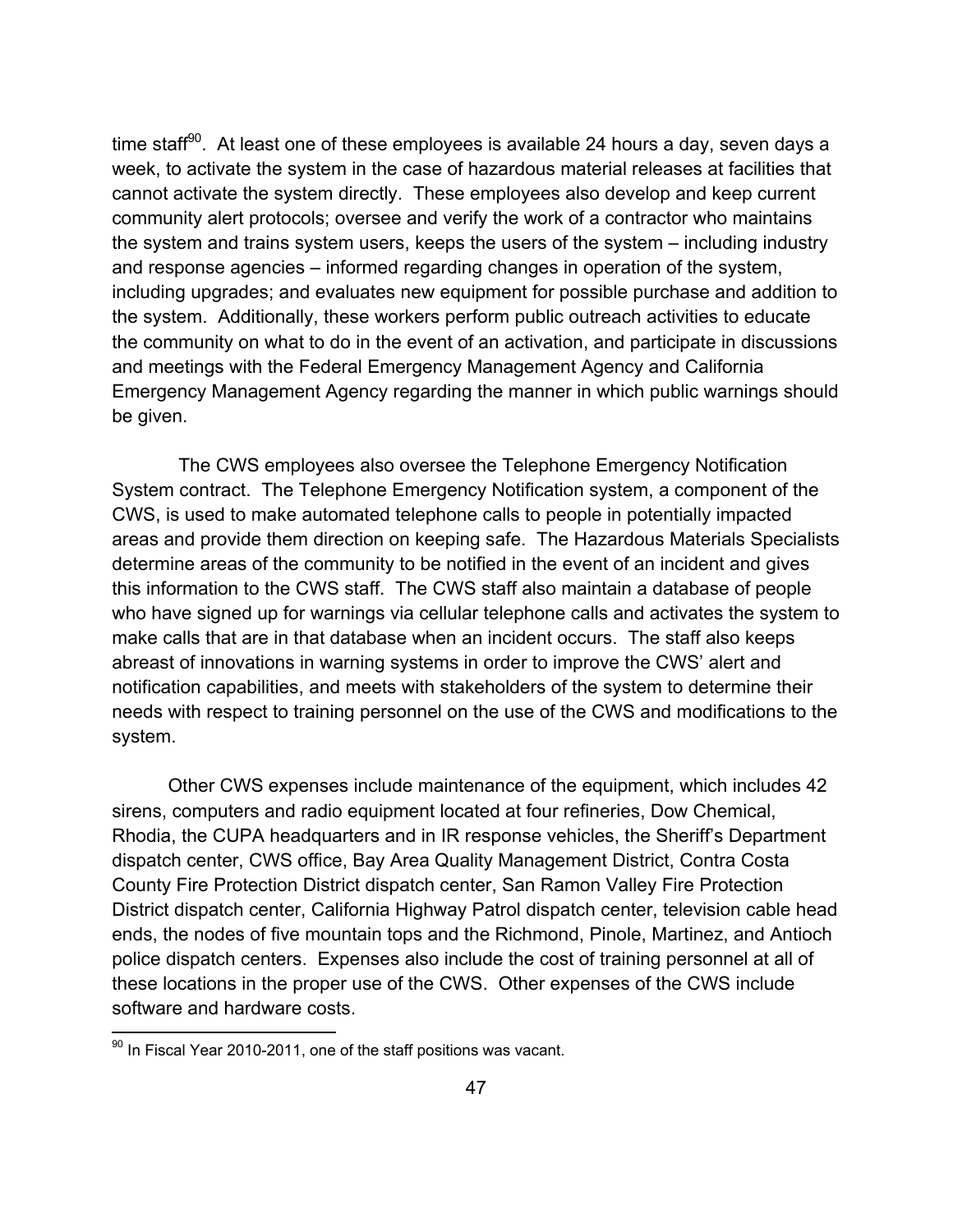time staff[90]. At least one of these employees is available 24 hours a day, seven days a week, to activate the system in the case of hazardous material releases at facilities that cannot activate the system directly. These employees also develop and keep current community alert protocols; oversee and verify the work of a contractor who maintains the system and trains system users, keeps the users of the system – including industry and response agencies – informed regarding changes in operation of the system, including upgrades; and evaluates new equipment for possible purchase and addition to the system. Additionally, these workers perform public outreach activities to educate the community on what to do in the event of an activation, and participate in discussions and meetings with the Federal Emergency Management Agency and California Emergency Management Agency regarding the manner in which public warnings should be given.

The CWS employees also oversee the Telephone Emergency Notification System contract. The Telephone Emergency Notification system, a component of the CWS, is used to make automated telephone calls to people in potentially impacted areas and provide them direction on keeping safe. The Hazardous Materials Specialists determine areas of the community to be notified in the event of an incident and gives this information to the CWS staff. The CWS staff also maintain a database of people who have signed up for warnings via cellular telephone calls and activates the system to make calls that are in that database when an incident occurs. The staff also keeps abreast of innovations in warning systems in order to improve the CWS' alert and notification capabilities, and meets with stakeholders of the system to determine their needs with respect to training personnel on the use of the CWS and modifications to the system.

Other CWS expenses include maintenance of the equipment, which includes 42 sirens, computers and radio equipment located at four refineries, Dow Chemical, Rhodia, the CUPA headquarters and in IR response vehicles, the Sheriff's Department dispatch center, CWS office, Bay Area Quality Management District, Contra Costa County Fire Protection District dispatch center, San Ramon Valley Fire Protection District dispatch center, California Highway Patrol dispatch center, television cable head ends, the nodes of five mountain tops and the Richmond, Pinole, Martinez, and Antioch police dispatch centers. Expenses also include the cost of training personnel at all of these locations in the proper use of the CWS. Other expenses of the CWS include software and hardware costs.

[90] In Fiscal Year 2010-2011, one of the staff positions was vacant.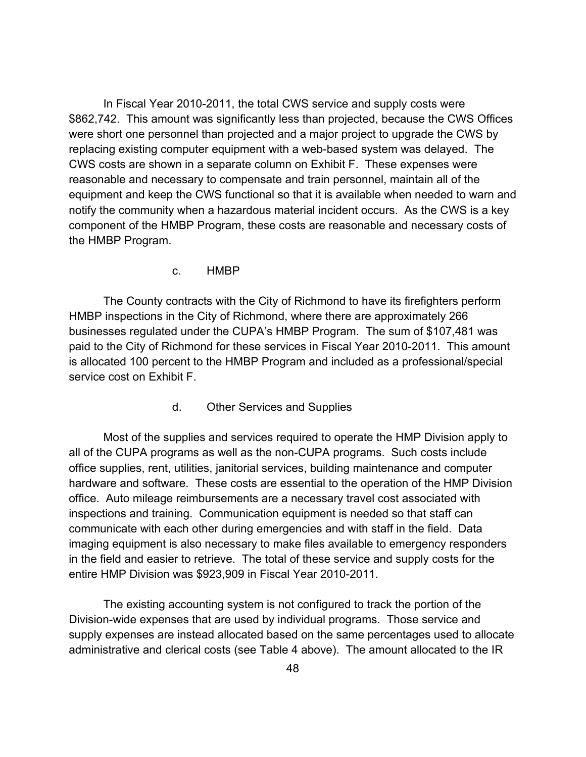In Fiscal Year 2010-2011, the total CWS service and supply costs were $862,742. This amount was significantly less than projected, because the CWS Offices were short one personnel than projected and a major project to upgrade the CWS by replacing existing computer equipment with a web-based system was delayed. The CWS costs are shown in a separate column on Exhibit F. These expenses were reasonable and necessary to compensate and train personnel, maintain all of the equipment and keep the CWS functional so that it is available when needed to warn and notify the community when a hazardous material incident occurs. As the CWS is a key component of the HMBP Program, these costs are reasonable and necessary costs of the HMBP Program.

c. HMBP

The County contracts with the City of Richmond to have its firefighters perform HMBP inspections in the City of Richmond, where there are approximately 266 businesses regulated under the CUPA's HMBP Program. The sum of $107,481 was paid to the City of Richmond for these services in Fiscal Year 2010-2011. This amount is allocated 100 percent to the HMBP Program and included as a professional/special service cost on Exhibit F.

d. Other Services and Supplies

Most of the supplies and services required to operate the HMP Division apply to all of the CUPA programs as well as the non-CUPA programs. Such costs include office supplies, rent, utilities, janitorial services, building maintenance and computer hardware and software. These costs are essential to the operation of the HMP Division office. Auto mileage reimbursements are a necessary travel cost associated with inspections and training. Communication equipment is needed so that staff can communicate with each other during emergencies and with staff in the field. Data imaging equipment is also necessary to make files available to emergency responders in the field and easier to retrieve. The total of these service and supply costs for the entire HMP Division was $923,909 in Fiscal Year 2010-2011.

The existing accounting system is not configured to track the portion of the Division-wide expenses that are used by individual programs. Those service and supply expenses are instead allocated based on the same percentages used to allocate administrative and clerical costs (see Table 4 above). The amount allocated to the IR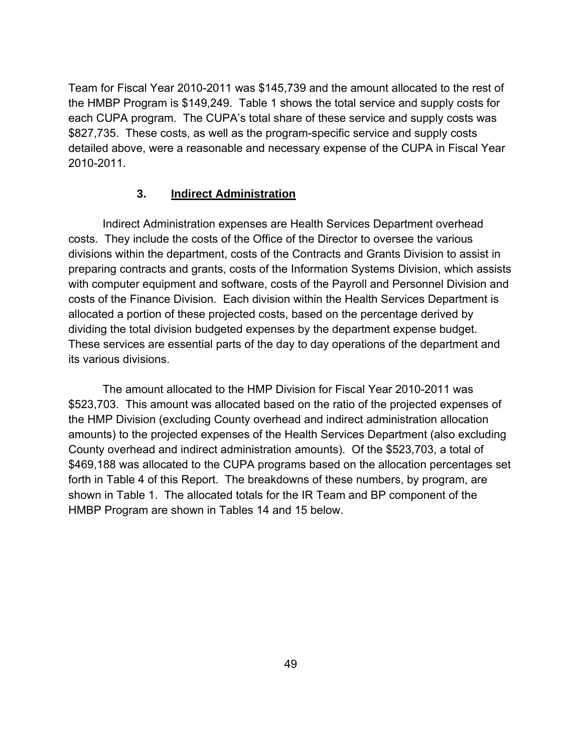Team for Fiscal Year 2010-2011 was $145,739 and the amount allocated to the rest of the HMBP Program is $149,249. Table 1 shows the total service and supply costs for each CUPA program. The CUPA's total share of these service and supply costs was $827,735. These costs, as well as the program-specific service and supply costs detailed above, were a reasonable and necessary expense of the CUPA in Fiscal Year 2010-2011.

### 3. Indirect Administration

Indirect Administration expenses are Health Services Department overhead costs. They include the costs of the Office of the Director to oversee the various divisions within the department, costs of the Contracts and Grants Division to assist in preparing contracts and grants, costs of the Information Systems Division, which assists with computer equipment and software, costs of the Payroll and Personnel Division and costs of the Finance Division. Each division within the Health Services Department is allocated a portion of these projected costs, based on the percentage derived by dividing the total division budgeted expenses by the department expense budget. These services are essential parts of the day to day operations of the department and its various divisions.

The amount allocated to the HMP Division for Fiscal Year 2010-2011 was $523,703. This amount was allocated based on the ratio of the projected expenses of the HMP Division (excluding County overhead and indirect administration allocation amounts) to the projected expenses of the Health Services Department (also excluding County overhead and indirect administration amounts). Of the $523,703, a total of $469,188 was allocated to the CUPA programs based on the allocation percentages set forth in Table 4 of this Report. The breakdowns of these numbers, by program, are shown in Table 1. The allocated totals for the IR Team and BP component of the HMBP Program are shown in Tables 14 and 15 below.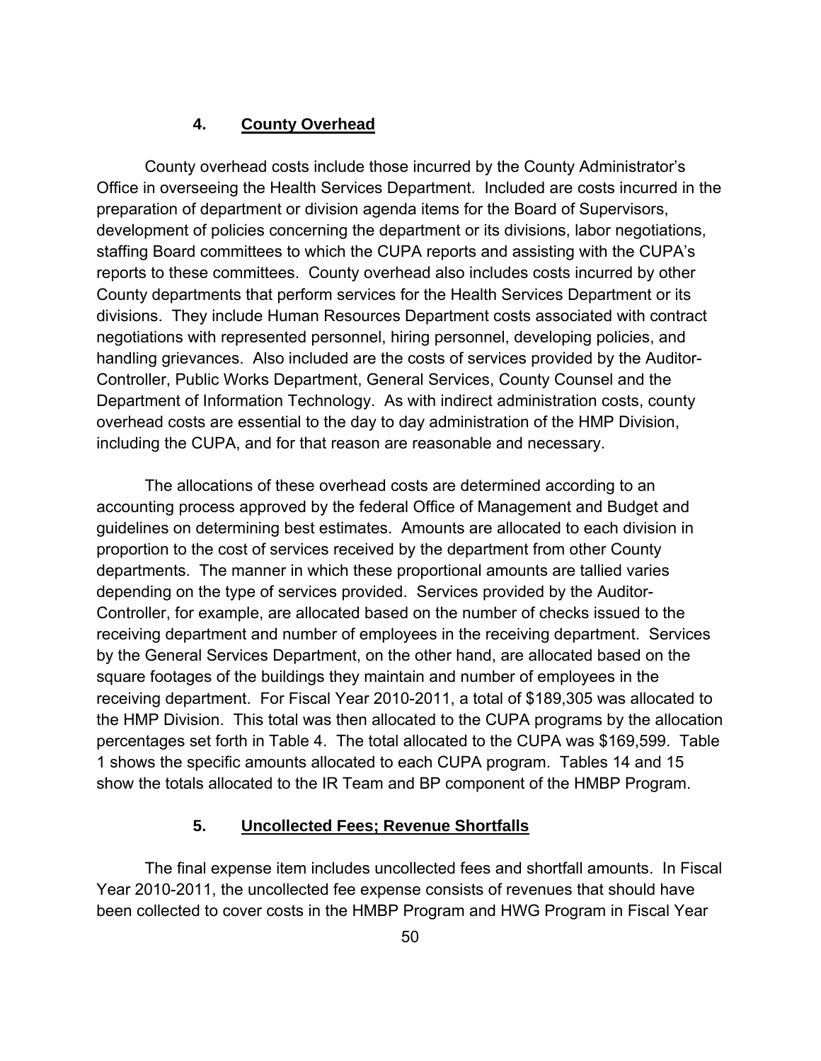### 4. County Overhead

County overhead costs include those incurred by the County Administrator's Office in overseeing the Health Services Department. Included are costs incurred in the preparation of department or division agenda items for the Board of Supervisors, development of policies concerning the department or its divisions, labor negotiations, staffing Board committees to which the CUPA reports and assisting with the CUPA's reports to these committees. County overhead also includes costs incurred by other County departments that perform services for the Health Services Department or its divisions. They include Human Resources Department costs associated with contract negotiations with represented personnel, hiring personnel, developing policies, and handling grievances. Also included are the costs of services provided by the Auditor-Controller, Public Works Department, General Services, County Counsel and the Department of Information Technology. As with indirect administration costs, county overhead costs are essential to the day to day administration of the HMP Division, including the CUPA, and for that reason are reasonable and necessary.

The allocations of these overhead costs are determined according to an accounting process approved by the federal Office of Management and Budget and guidelines on determining best estimates. Amounts are allocated to each division in proportion to the cost of services received by the department from other County departments. The manner in which these proportional amounts are tallied varies depending on the type of services provided. Services provided by the Auditor-Controller, for example, are allocated based on the number of checks issued to the receiving department and number of employees in the receiving department. Services by the General Services Department, on the other hand, are allocated based on the square footages of the buildings they maintain and number of employees in the receiving department. For Fiscal Year 2010-2011, a total of $189,305 was allocated to the HMP Division. This total was then allocated to the CUPA programs by the allocation percentages set forth in Table 4. The total allocated to the CUPA was $169,599. Table 1 shows the specific amounts allocated to each CUPA program. Tables 14 and 15 show the totals allocated to the IR Team and BP component of the HMBP Program.

### 5. Uncollected Fees; Revenue Shortfalls

The final expense item includes uncollected fees and shortfall amounts. In Fiscal Year 2010-2011, the uncollected fee expense consists of revenues that should have been collected to cover costs in the HMBP Program and HWG Program in Fiscal Year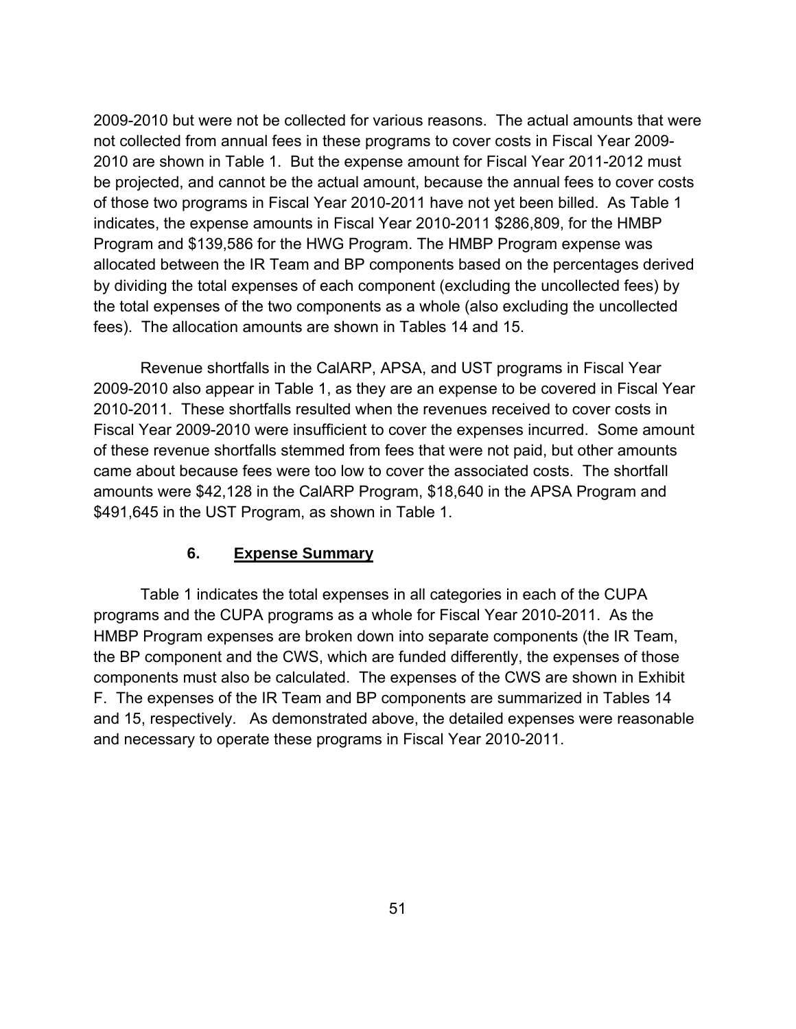2009-2010 but were not be collected for various reasons. The actual amounts that were not collected from annual fees in these programs to cover costs in Fiscal Year 2009-2010 are shown in Table 1. But the expense amount for Fiscal Year 2011-2012 must be projected, and cannot be the actual amount, because the annual fees to cover costs of those two programs in Fiscal Year 2010-2011 have not yet been billed. As Table 1 indicates, the expense amounts in Fiscal Year 2010-2011 $286,809, for the HMBP Program and $139,586 for the HWG Program. The HMBP Program expense was allocated between the IR Team and BP components based on the percentages derived by dividing the total expenses of each component (excluding the uncollected fees) by the total expenses of the two components as a whole (also excluding the uncollected fees). The allocation amounts are shown in Tables 14 and 15.

Revenue shortfalls in the CalARP, APSA, and UST programs in Fiscal Year 2009-2010 also appear in Table 1, as they are an expense to be covered in Fiscal Year 2010-2011. These shortfalls resulted when the revenues received to cover costs in Fiscal Year 2009-2010 were insufficient to cover the expenses incurred. Some amount of these revenue shortfalls stemmed from fees that were not paid, but other amounts came about because fees were too low to cover the associated costs. The shortfall amounts were $42,128 in the CalARP Program, $18,640 in the APSA Program and $491,645 in the UST Program, as shown in Table 1.

### 6. Expense Summary

Table 1 indicates the total expenses in all categories in each of the CUPA programs and the CUPA programs as a whole for Fiscal Year 2010-2011. As the HMBP Program expenses are broken down into separate components (the IR Team, the BP component and the CWS, which are funded differently, the expenses of those components must also be calculated. The expenses of the CWS are shown in Exhibit F. The expenses of the IR Team and BP components are summarized in Tables 14 and 15, respectively. As demonstrated above, the detailed expenses were reasonable and necessary to operate these programs in Fiscal Year 2010-2011.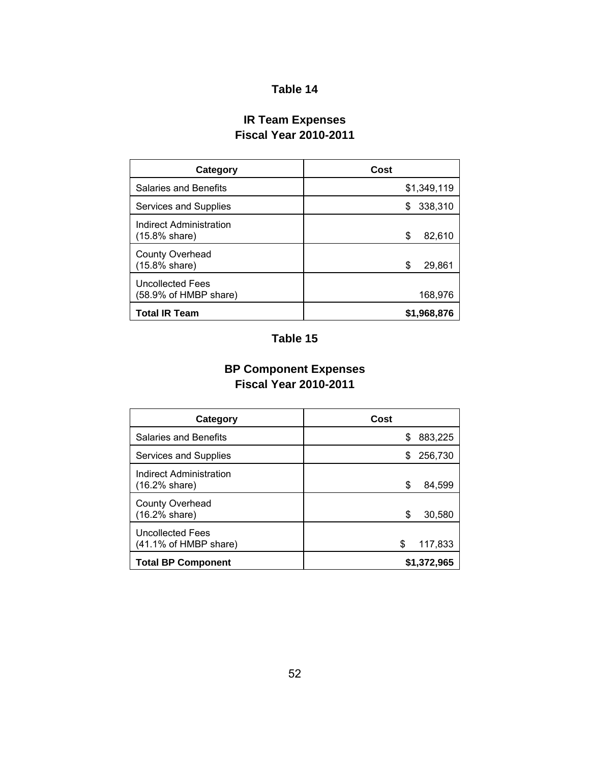## Table 14

### IR Team Expenses
### Fiscal Year 2010-2011

| Category | Cost |
|---|---|
| Salaries and Benefits | $1,349,119 |
| Services and Supplies | $ 338,310 |
| Indirect Administration (15.8% share) | $ 82,610 |
| County Overhead (15.8% share) | $ 29,861 |
| Uncollected Fees (58.9% of HMBP share) | 168,976 |
| **Total IR Team** | **$1,968,876** |

## Table 15

### BP Component Expenses
### Fiscal Year 2010-2011

| Category | Cost |
|---|---|
| Salaries and Benefits | $ 883,225 |
| Services and Supplies | $ 256,730 |
| Indirect Administration (16.2% share) | $ 84,599 |
| County Overhead (16.2% share) | $ 30,580 |
| Uncollected Fees (41.1% of HMBP share) | $ 117,833 |
| **Total BP Component** | **$1,372,965** |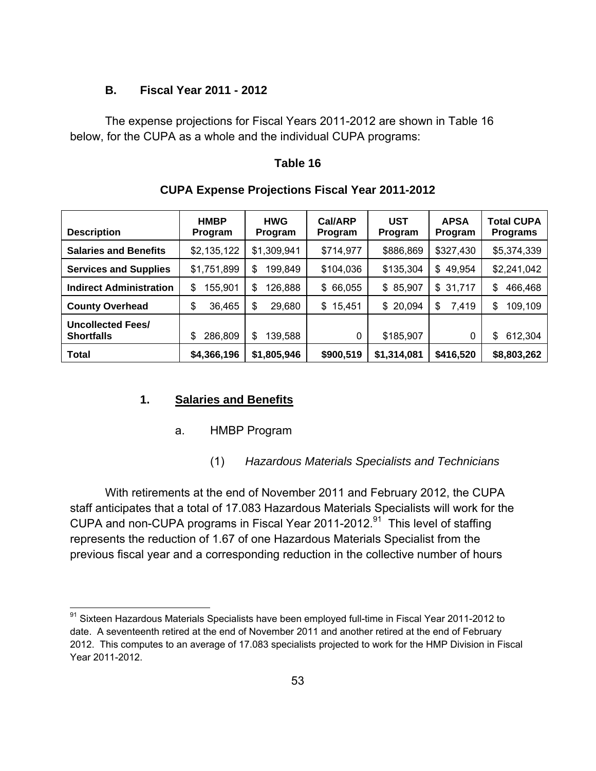### B. Fiscal Year 2011 - 2012

The expense projections for Fiscal Years 2011-2012 are shown in Table 16 below, for the CUPA as a whole and the individual CUPA programs:

**Table 16**

**CUPA Expense Projections Fiscal Year 2011-2012**

| Description | HMBP Program | HWG Program | Cal/ARP Program | UST Program | APSA Program | Total CUPA Programs |
|---|---|---|---|---|---|---|
| **Salaries and Benefits** | $2,135,122 | $1,309,941 | $714,977 | $886,869 | $327,430 | $5,374,339 |
| **Services and Supplies** | $1,751,899 | $ 199,849 | $104,036 | $135,304 | $ 49,954 | $2,241,042 |
| **Indirect Administration** | $ 155,901 | $ 126,888 | $ 66,055 | $ 85,907 | $ 31,717 | $ 466,468 |
| **County Overhead** | $ 36,465 | $ 29,680 | $ 15,451 | $ 20,094 | $ 7,419 | $ 109,109 |
| **Uncollected Fees/ Shortfalls** | $ 286,809 | $ 139,588 | 0 | $185,907 | 0 | $ 612,304 |
| **Total** | **$4,366,196** | **$1,805,946** | **$900,519** | **$1,314,081** | **$416,520** | **$8,803,262** |

#### 1. Salaries and Benefits

a. HMBP Program

(1) *Hazardous Materials Specialists and Technicians*

With retirements at the end of November 2011 and February 2012, the CUPA staff anticipates that a total of 17.083 Hazardous Materials Specialists will work for the CUPA and non-CUPA programs in Fiscal Year 2011-2012.[91] This level of staffing represents the reduction of 1.67 of one Hazardous Materials Specialist from the previous fiscal year and a corresponding reduction in the collective number of hours

[91] Sixteen Hazardous Materials Specialists have been employed full-time in Fiscal Year 2011-2012 to date. A seventeenth retired at the end of November 2011 and another retired at the end of February 2012. This computes to an average of 17.083 specialists projected to work for the HMP Division in Fiscal Year 2011-2012.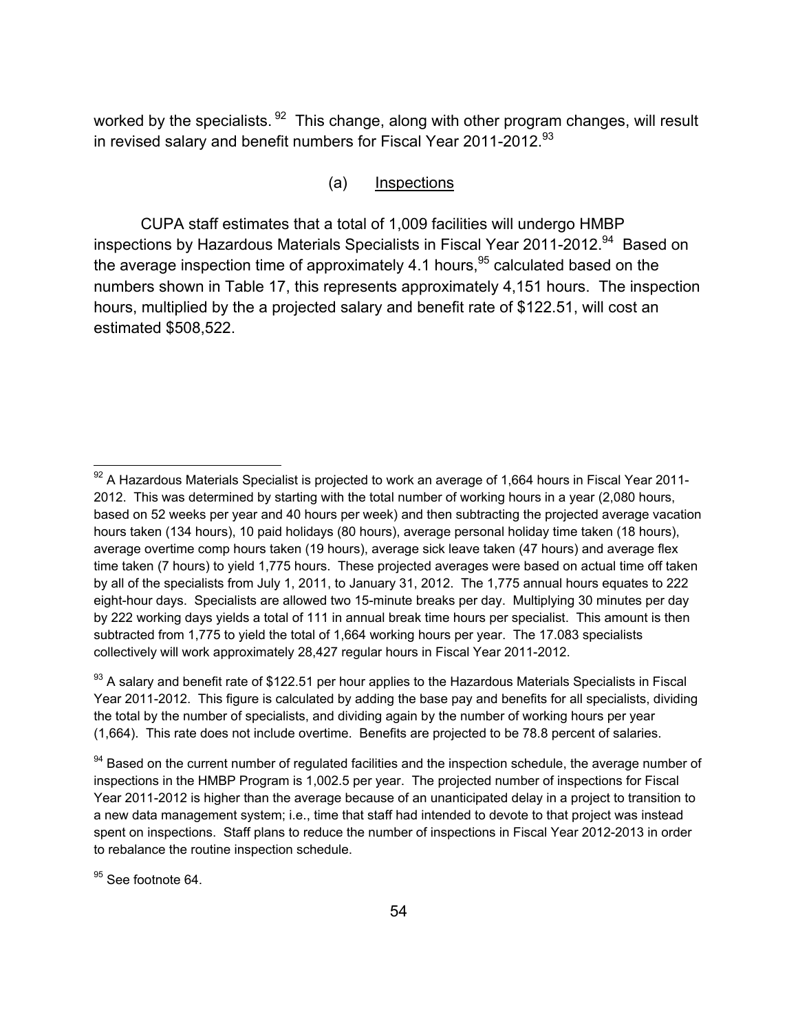worked by the specialists. [92] This change, along with other program changes, will result in revised salary and benefit numbers for Fiscal Year 2011-2012.[93]

### (a) Inspections

CUPA staff estimates that a total of 1,009 facilities will undergo HMBP inspections by Hazardous Materials Specialists in Fiscal Year 2011-2012.[94] Based on the average inspection time of approximately 4.1 hours,[95] calculated based on the numbers shown in Table 17, this represents approximately 4,151 hours. The inspection hours, multiplied by the a projected salary and benefit rate of $122.51, will cost an estimated $508,522.

---

[92] A Hazardous Materials Specialist is projected to work an average of 1,664 hours in Fiscal Year 2011-2012. This was determined by starting with the total number of working hours in a year (2,080 hours, based on 52 weeks per year and 40 hours per week) and then subtracting the projected average vacation hours taken (134 hours), 10 paid holidays (80 hours), average personal holiday time taken (18 hours), average overtime comp hours taken (19 hours), average sick leave taken (47 hours) and average flex time taken (7 hours) to yield 1,775 hours. These projected averages were based on actual time off taken by all of the specialists from July 1, 2011, to January 31, 2012. The 1,775 annual hours equates to 222 eight-hour days. Specialists are allowed two 15-minute breaks per day. Multiplying 30 minutes per day by 222 working days yields a total of 111 in annual break time hours per specialist. This amount is then subtracted from 1,775 to yield the total of 1,664 working hours per year. The 17.083 specialists collectively will work approximately 28,427 regular hours in Fiscal Year 2011-2012.

[93] A salary and benefit rate of $122.51 per hour applies to the Hazardous Materials Specialists in Fiscal Year 2011-2012. This figure is calculated by adding the base pay and benefits for all specialists, dividing the total by the number of specialists, and dividing again by the number of working hours per year (1,664). This rate does not include overtime. Benefits are projected to be 78.8 percent of salaries.

[94] Based on the current number of regulated facilities and the inspection schedule, the average number of inspections in the HMBP Program is 1,002.5 per year. The projected number of inspections for Fiscal Year 2011-2012 is higher than the average because of an unanticipated delay in a project to transition to a new data management system; i.e., time that staff had intended to devote to that project was instead spent on inspections. Staff plans to reduce the number of inspections in Fiscal Year 2012-2013 in order to rebalance the routine inspection schedule.

[95] See footnote 64.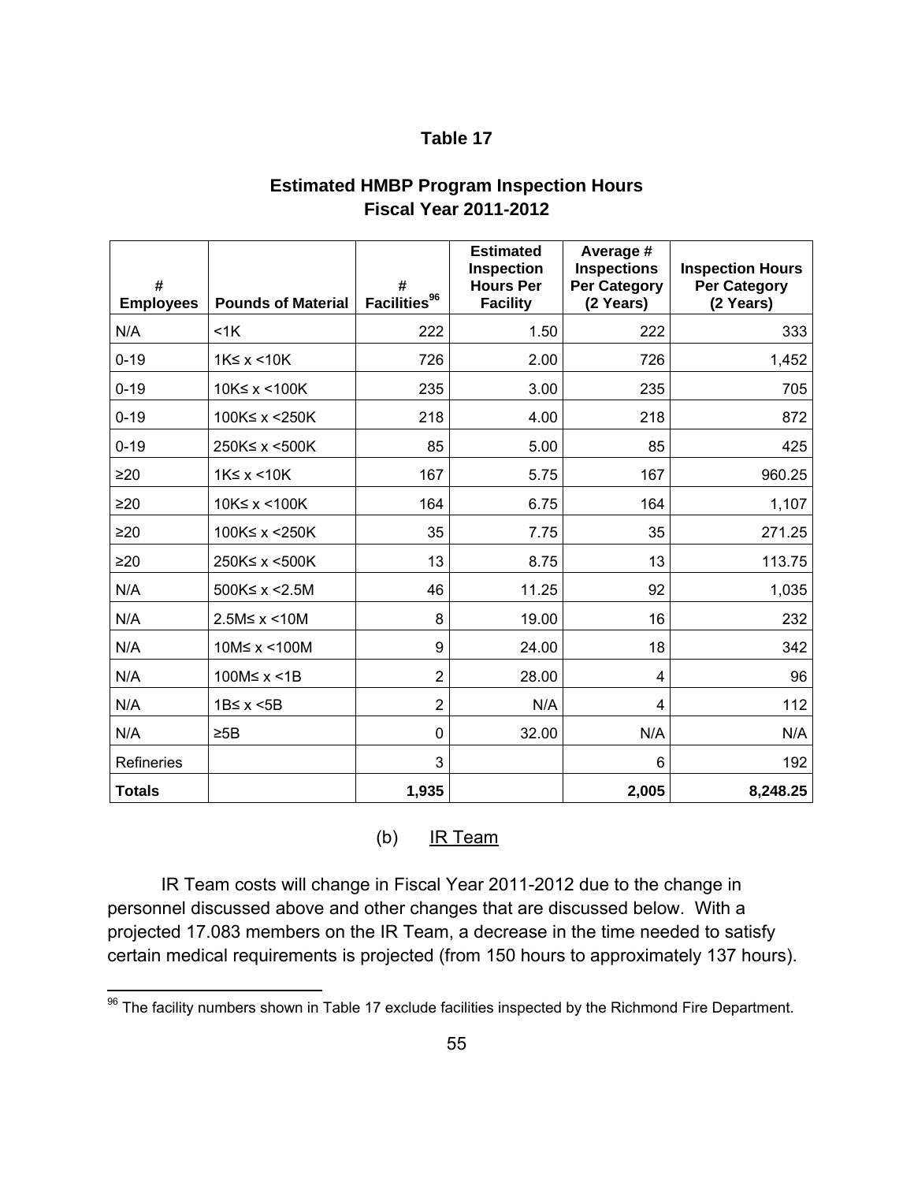**Table 17**

**Estimated HMBP Program Inspection Hours**
**Fiscal Year 2011-2012**

| # Employees | Pounds of Material | # Facilities[96] | Estimated Inspection Hours Per Facility | Average # Inspections Per Category (2 Years) | Inspection Hours Per Category (2 Years) |
|---|---|---|---|---|---|
| N/A | <1K | 222 | 1.50 | 222 | 333 |
| 0-19 | 1K≤ x <10K | 726 | 2.00 | 726 | 1,452 |
| 0-19 | 10K≤ x <100K | 235 | 3.00 | 235 | 705 |
| 0-19 | 100K≤ x <250K | 218 | 4.00 | 218 | 872 |
| 0-19 | 250K≤ x <500K | 85 | 5.00 | 85 | 425 |
| ≥20 | 1K≤ x <10K | 167 | 5.75 | 167 | 960.25 |
| ≥20 | 10K≤ x <100K | 164 | 6.75 | 164 | 1,107 |
| ≥20 | 100K≤ x <250K | 35 | 7.75 | 35 | 271.25 |
| ≥20 | 250K≤ x <500K | 13 | 8.75 | 13 | 113.75 |
| N/A | 500K≤ x <2.5M | 46 | 11.25 | 92 | 1,035 |
| N/A | 2.5M≤ x <10M | 8 | 19.00 | 16 | 232 |
| N/A | 10M≤ x <100M | 9 | 24.00 | 18 | 342 |
| N/A | 100M≤ x <1B | 2 | 28.00 | 4 | 96 |
| N/A | 1B≤ x <5B | 2 | N/A | 4 | 112 |
| N/A | ≥5B | 0 | 32.00 | N/A | N/A |
| Refineries | | 3 | | 6 | 192 |
| **Totals** | | **1,935** | | **2,005** | **8,248.25** |

(b) IR Team

IR Team costs will change in Fiscal Year 2011-2012 due to the change in personnel discussed above and other changes that are discussed below. With a projected 17.083 members on the IR Team, a decrease in the time needed to satisfy certain medical requirements is projected (from 150 hours to approximately 137 hours).

[96] The facility numbers shown in Table 17 exclude facilities inspected by the Richmond Fire Department.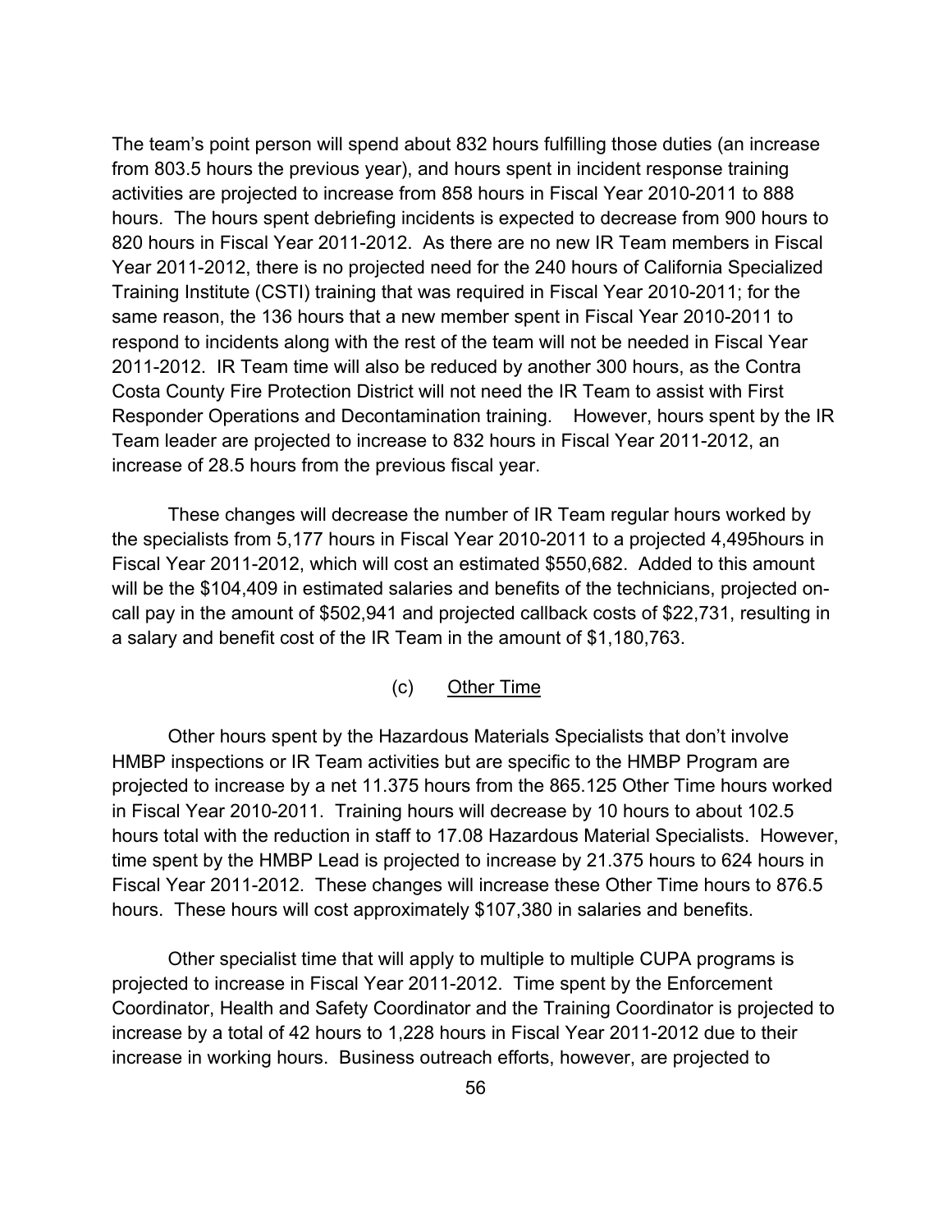The team's point person will spend about 832 hours fulfilling those duties (an increase from 803.5 hours the previous year), and hours spent in incident response training activities are projected to increase from 858 hours in Fiscal Year 2010-2011 to 888 hours. The hours spent debriefing incidents is expected to decrease from 900 hours to 820 hours in Fiscal Year 2011-2012. As there are no new IR Team members in Fiscal Year 2011-2012, there is no projected need for the 240 hours of California Specialized Training Institute (CSTI) training that was required in Fiscal Year 2010-2011; for the same reason, the 136 hours that a new member spent in Fiscal Year 2010-2011 to respond to incidents along with the rest of the team will not be needed in Fiscal Year 2011-2012. IR Team time will also be reduced by another 300 hours, as the Contra Costa County Fire Protection District will not need the IR Team to assist with First Responder Operations and Decontamination training. However, hours spent by the IR Team leader are projected to increase to 832 hours in Fiscal Year 2011-2012, an increase of 28.5 hours from the previous fiscal year.

These changes will decrease the number of IR Team regular hours worked by the specialists from 5,177 hours in Fiscal Year 2010-2011 to a projected 4,495hours in Fiscal Year 2011-2012, which will cost an estimated $550,682. Added to this amount will be the $104,409 in estimated salaries and benefits of the technicians, projected on-call pay in the amount of $502,941 and projected callback costs of $22,731, resulting in a salary and benefit cost of the IR Team in the amount of $1,180,763.

(c) Other Time

Other hours spent by the Hazardous Materials Specialists that don't involve HMBP inspections or IR Team activities but are specific to the HMBP Program are projected to increase by a net 11.375 hours from the 865.125 Other Time hours worked in Fiscal Year 2010-2011. Training hours will decrease by 10 hours to about 102.5 hours total with the reduction in staff to 17.08 Hazardous Material Specialists. However, time spent by the HMBP Lead is projected to increase by 21.375 hours to 624 hours in Fiscal Year 2011-2012. These changes will increase these Other Time hours to 876.5 hours. These hours will cost approximately $107,380 in salaries and benefits.

Other specialist time that will apply to multiple to multiple CUPA programs is projected to increase in Fiscal Year 2011-2012. Time spent by the Enforcement Coordinator, Health and Safety Coordinator and the Training Coordinator is projected to increase by a total of 42 hours to 1,228 hours in Fiscal Year 2011-2012 due to their increase in working hours. Business outreach efforts, however, are projected to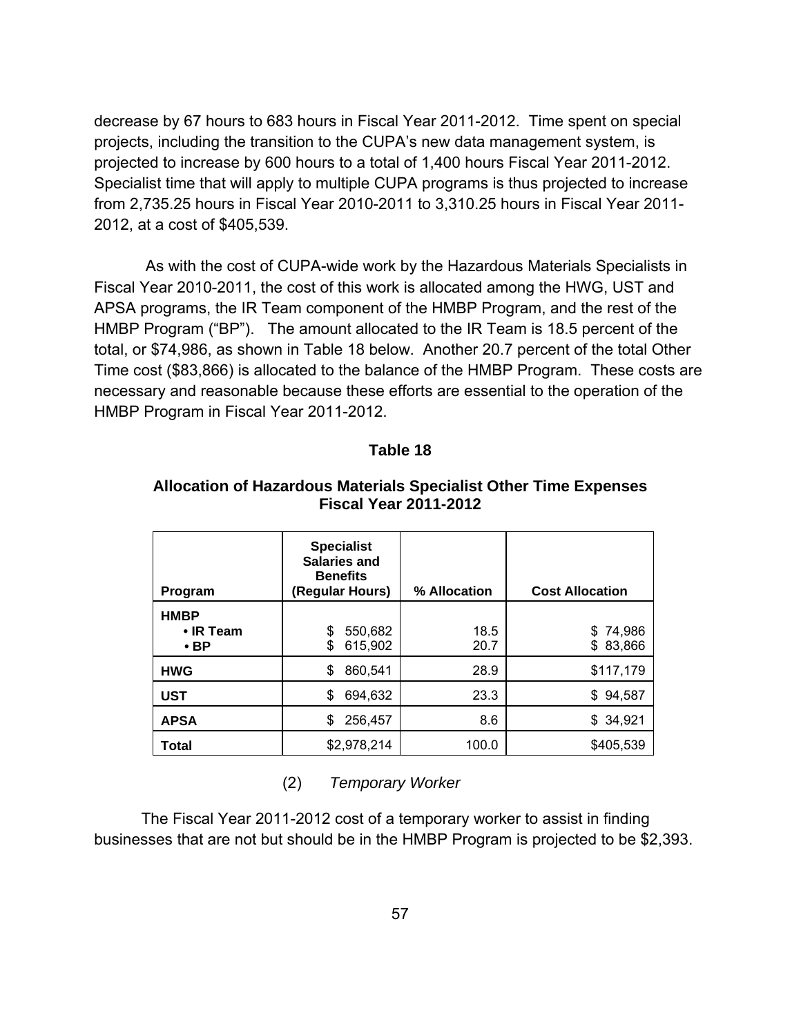decrease by 67 hours to 683 hours in Fiscal Year 2011-2012. Time spent on special projects, including the transition to the CUPA's new data management system, is projected to increase by 600 hours to a total of 1,400 hours Fiscal Year 2011-2012. Specialist time that will apply to multiple CUPA programs is thus projected to increase from 2,735.25 hours in Fiscal Year 2010-2011 to 3,310.25 hours in Fiscal Year 2011-2012, at a cost of $405,539.

As with the cost of CUPA-wide work by the Hazardous Materials Specialists in Fiscal Year 2010-2011, the cost of this work is allocated among the HWG, UST and APSA programs, the IR Team component of the HMBP Program, and the rest of the HMBP Program ("BP"). The amount allocated to the IR Team is 18.5 percent of the total, or $74,986, as shown in Table 18 below. Another 20.7 percent of the total Other Time cost ($83,866) is allocated to the balance of the HMBP Program. These costs are necessary and reasonable because these efforts are essential to the operation of the HMBP Program in Fiscal Year 2011-2012.

**Table 18**

**Allocation of Hazardous Materials Specialist Other Time Expenses Fiscal Year 2011-2012**

| Program | Specialist Salaries and Benefits (Regular Hours) | % Allocation | Cost Allocation |
|---|---|---|---|
| **HMBP** | | | |
| **• IR Team** | $ 550,682 | 18.5 | $ 74,986 |
| **• BP** | $ 615,902 | 20.7 | $ 83,866 |
| **HWG** | $ 860,541 | 28.9 | $117,179 |
| **UST** | $ 694,632 | 23.3 | $ 94,587 |
| **APSA** | $ 256,457 | 8.6 | $ 34,921 |
| **Total** | $2,978,214 | 100.0 | $405,539 |

(2) *Temporary Worker*

The Fiscal Year 2011-2012 cost of a temporary worker to assist in finding businesses that are not but should be in the HMBP Program is projected to be $2,393.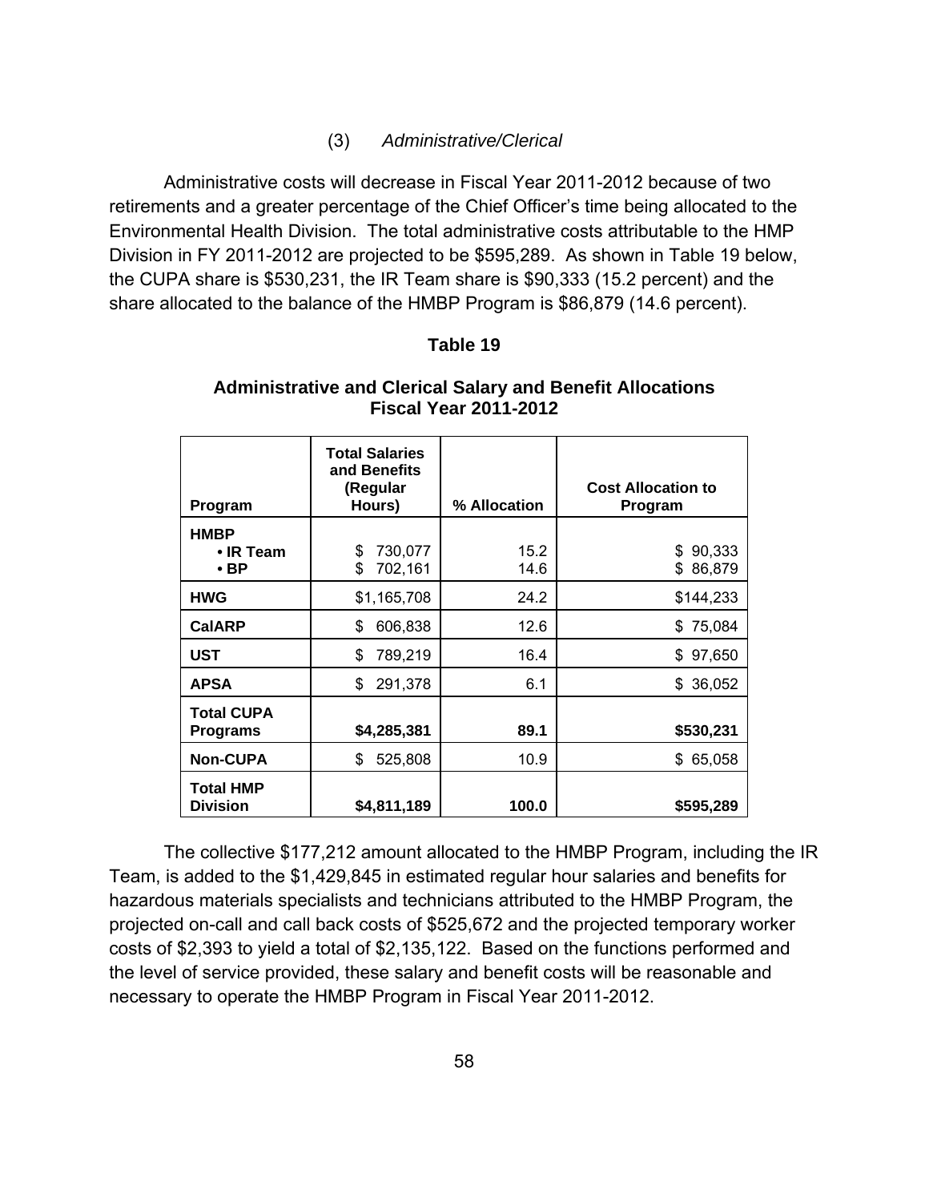### (3) *Administrative/Clerical*

Administrative costs will decrease in Fiscal Year 2011-2012 because of two retirements and a greater percentage of the Chief Officer's time being allocated to the Environmental Health Division. The total administrative costs attributable to the HMP Division in FY 2011-2012 are projected to be $595,289. As shown in Table 19 below, the CUPA share is $530,231, the IR Team share is $90,333 (15.2 percent) and the share allocated to the balance of the HMBP Program is $86,879 (14.6 percent).

**Table 19**

**Administrative and Clerical Salary and Benefit Allocations**
**Fiscal Year 2011-2012**

| Program | Total Salaries and Benefits (Regular Hours) | % Allocation | Cost Allocation to Program |
|---|---|---|---|
| **HMBP** | | | |
| **• IR Team** | $ 730,077 | 15.2 | $ 90,333 |
| **• BP** | $ 702,161 | 14.6 | $ 86,879 |
| **HWG** | $1,165,708 | 24.2 | $144,233 |
| **CalARP** | $ 606,838 | 12.6 | $ 75,084 |
| **UST** | $ 789,219 | 16.4 | $ 97,650 |
| **APSA** | $ 291,378 | 6.1 | $ 36,052 |
| **Total CUPA Programs** | **$4,285,381** | **89.1** | **$530,231** |
| **Non-CUPA** | $ 525,808 | 10.9 | $ 65,058 |
| **Total HMP Division** | **$4,811,189** | **100.0** | **$595,289** |

The collective $177,212 amount allocated to the HMBP Program, including the IR Team, is added to the $1,429,845 in estimated regular hour salaries and benefits for hazardous materials specialists and technicians attributed to the HMBP Program, the projected on-call and call back costs of $525,672 and the projected temporary worker costs of $2,393 to yield a total of $2,135,122. Based on the functions performed and the level of service provided, these salary and benefit costs will be reasonable and necessary to operate the HMBP Program in Fiscal Year 2011-2012.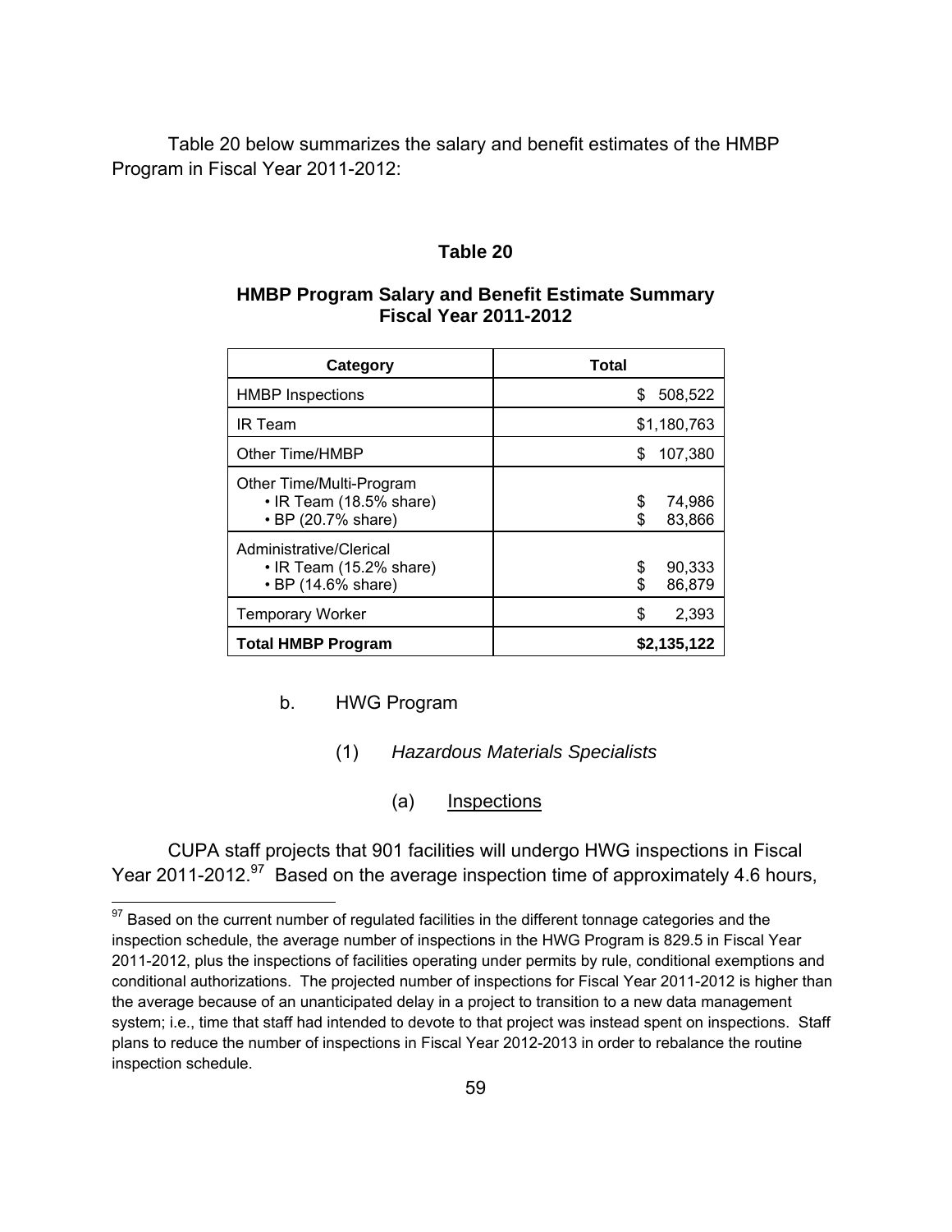Table 20 below summarizes the salary and benefit estimates of the HMBP Program in Fiscal Year 2011-2012:

**Table 20**

**HMBP Program Salary and Benefit Estimate Summary Fiscal Year 2011-2012**

| Category | Total |
|---|---|
| HMBP Inspections | $ 508,522 |
| IR Team | $1,180,763 |
| Other Time/HMBP | $ 107,380 |
| Other Time/Multi-Program<br>• IR Team (18.5% share)<br>• BP (20.7% share) | <br>$ 74,986<br>$ 83,866 |
| Administrative/Clerical<br>• IR Team (15.2% share)<br>• BP (14.6% share) | <br>$ 90,333<br>$ 86,879 |
| Temporary Worker | $ 2,393 |
| **Total HMBP Program** | **$2,135,122** |

b. HWG Program

(1) *Hazardous Materials Specialists*

(a) Inspections

CUPA staff projects that 901 facilities will undergo HWG inspections in Fiscal Year 2011-2012.[97] Based on the average inspection time of approximately 4.6 hours,

[97] Based on the current number of regulated facilities in the different tonnage categories and the inspection schedule, the average number of inspections in the HWG Program is 829.5 in Fiscal Year 2011-2012, plus the inspections of facilities operating under permits by rule, conditional exemptions and conditional authorizations. The projected number of inspections for Fiscal Year 2011-2012 is higher than the average because of an unanticipated delay in a project to transition to a new data management system; i.e., time that staff had intended to devote to that project was instead spent on inspections. Staff plans to reduce the number of inspections in Fiscal Year 2012-2013 in order to rebalance the routine inspection schedule.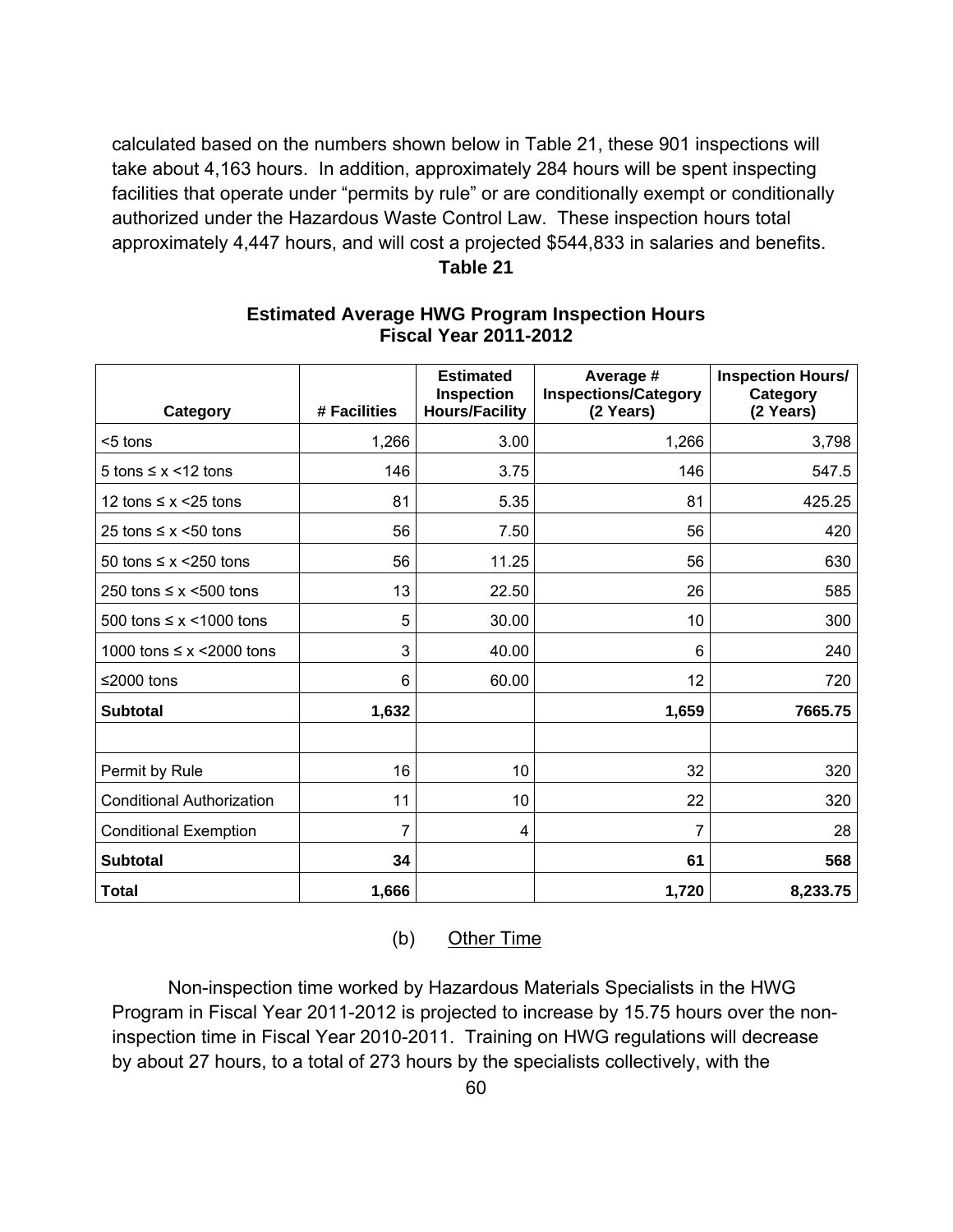calculated based on the numbers shown below in Table 21, these 901 inspections will take about 4,163 hours. In addition, approximately 284 hours will be spent inspecting facilities that operate under "permits by rule" or are conditionally exempt or conditionally authorized under the Hazardous Waste Control Law. These inspection hours total approximately 4,447 hours, and will cost a projected $544,833 in salaries and benefits.

**Table 21**

**Estimated Average HWG Program Inspection Hours Fiscal Year 2011-2012**

| Category | # Facilities | Estimated Inspection Hours/Facility | Average # Inspections/Category (2 Years) | Inspection Hours/ Category (2 Years) |
|---|---|---|---|---|
| <5 tons | 1,266 | 3.00 | 1,266 | 3,798 |
| 5 tons ≤ x <12 tons | 146 | 3.75 | 146 | 547.5 |
| 12 tons ≤ x <25 tons | 81 | 5.35 | 81 | 425.25 |
| 25 tons ≤ x <50 tons | 56 | 7.50 | 56 | 420 |
| 50 tons ≤ x <250 tons | 56 | 11.25 | 56 | 630 |
| 250 tons ≤ x <500 tons | 13 | 22.50 | 26 | 585 |
| 500 tons ≤ x <1000 tons | 5 | 30.00 | 10 | 300 |
| 1000 tons ≤ x <2000 tons | 3 | 40.00 | 6 | 240 |
| ≤2000 tons | 6 | 60.00 | 12 | 720 |
| **Subtotal** | **1,632** | | **1,659** | **7665.75** |
| | | | | |
| Permit by Rule | 16 | 10 | 32 | 320 |
| Conditional Authorization | 11 | 10 | 22 | 320 |
| Conditional Exemption | 7 | 4 | 7 | 28 |
| **Subtotal** | **34** | | **61** | **568** |
| **Total** | **1,666** | | **1,720** | **8,233.75** |

(b) Other Time

Non-inspection time worked by Hazardous Materials Specialists in the HWG Program in Fiscal Year 2011-2012 is projected to increase by 15.75 hours over the non-inspection time in Fiscal Year 2010-2011. Training on HWG regulations will decrease by about 27 hours, to a total of 273 hours by the specialists collectively, with the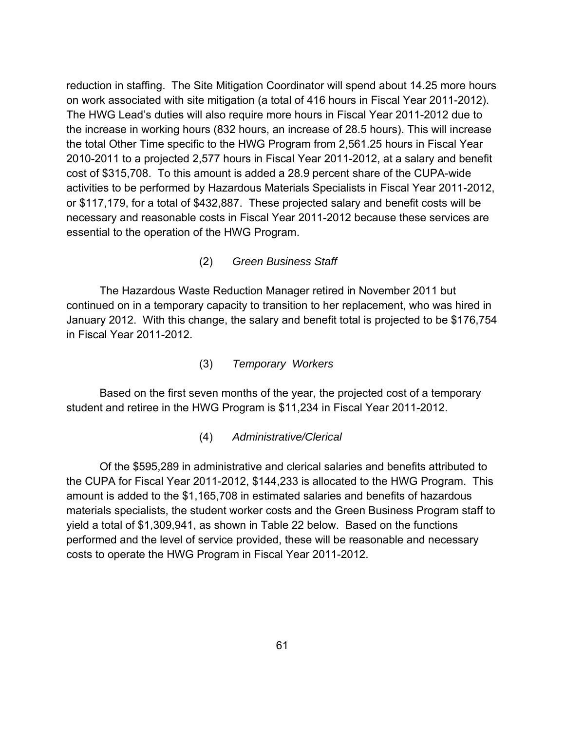reduction in staffing. The Site Mitigation Coordinator will spend about 14.25 more hours on work associated with site mitigation (a total of 416 hours in Fiscal Year 2011-2012). The HWG Lead's duties will also require more hours in Fiscal Year 2011-2012 due to the increase in working hours (832 hours, an increase of 28.5 hours). This will increase the total Other Time specific to the HWG Program from 2,561.25 hours in Fiscal Year 2010-2011 to a projected 2,577 hours in Fiscal Year 2011-2012, at a salary and benefit cost of $315,708. To this amount is added a 28.9 percent share of the CUPA-wide activities to be performed by Hazardous Materials Specialists in Fiscal Year 2011-2012, or $117,179, for a total of $432,887. These projected salary and benefit costs will be necessary and reasonable costs in Fiscal Year 2011-2012 because these services are essential to the operation of the HWG Program.

(2) *Green Business Staff*

The Hazardous Waste Reduction Manager retired in November 2011 but continued on in a temporary capacity to transition to her replacement, who was hired in January 2012. With this change, the salary and benefit total is projected to be $176,754 in Fiscal Year 2011-2012.

(3) *Temporary Workers*

Based on the first seven months of the year, the projected cost of a temporary student and retiree in the HWG Program is $11,234 in Fiscal Year 2011-2012.

(4) *Administrative/Clerical*

Of the $595,289 in administrative and clerical salaries and benefits attributed to the CUPA for Fiscal Year 2011-2012, $144,233 is allocated to the HWG Program. This amount is added to the $1,165,708 in estimated salaries and benefits of hazardous materials specialists, the student worker costs and the Green Business Program staff to yield a total of $1,309,941, as shown in Table 22 below. Based on the functions performed and the level of service provided, these will be reasonable and necessary costs to operate the HWG Program in Fiscal Year 2011-2012.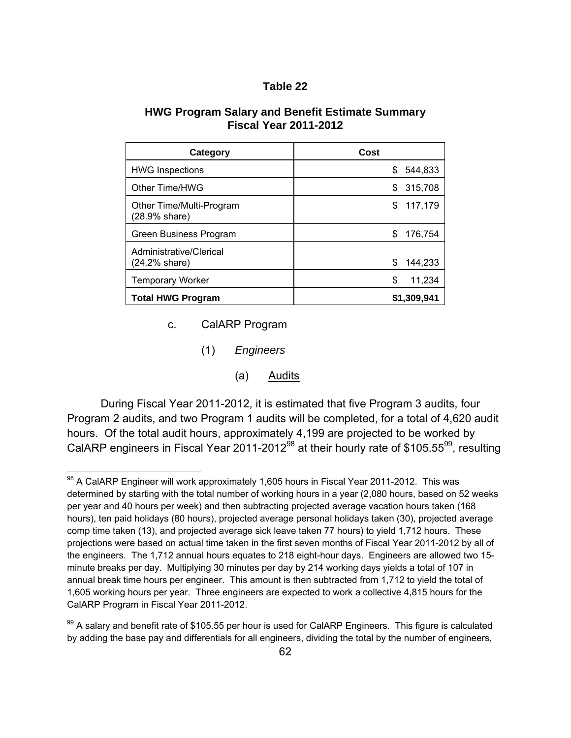**Table 22**

**HWG Program Salary and Benefit Estimate Summary Fiscal Year 2011-2012**

| Category | Cost |
|---|---|
| HWG Inspections | $ 544,833 |
| Other Time/HWG | $ 315,708 |
| Other Time/Multi-Program (28.9% share) | $ 117,179 |
| Green Business Program | $ 176,754 |
| Administrative/Clerical (24.2% share) | $ 144,233 |
| Temporary Worker | $ 11,234 |
| **Total HWG Program** | **$1,309,941** |

c. CalARP Program

(1) *Engineers*

(a) Audits

During Fiscal Year 2011-2012, it is estimated that five Program 3 audits, four Program 2 audits, and two Program 1 audits will be completed, for a total of 4,620 audit hours. Of the total audit hours, approximately 4,199 are projected to be worked by CalARP engineers in Fiscal Year 2011-2012[98] at their hourly rate of $105.55[99], resulting

[98] A CalARP Engineer will work approximately 1,605 hours in Fiscal Year 2011-2012. This was determined by starting with the total number of working hours in a year (2,080 hours, based on 52 weeks per year and 40 hours per week) and then subtracting projected average vacation hours taken (168 hours), ten paid holidays (80 hours), projected average personal holidays taken (30), projected average comp time taken (13), and projected average sick leave taken 77 hours) to yield 1,712 hours. These projections were based on actual time taken in the first seven months of Fiscal Year 2011-2012 by all of the engineers. The 1,712 annual hours equates to 218 eight-hour days. Engineers are allowed two 15-minute breaks per day. Multiplying 30 minutes per day by 214 working days yields a total of 107 in annual break time hours per engineer. This amount is then subtracted from 1,712 to yield the total of 1,605 working hours per year. Three engineers are expected to work a collective 4,815 hours for the CalARP Program in Fiscal Year 2011-2012.

[99] A salary and benefit rate of $105.55 per hour is used for CalARP Engineers. This figure is calculated by adding the base pay and differentials for all engineers, dividing the total by the number of engineers,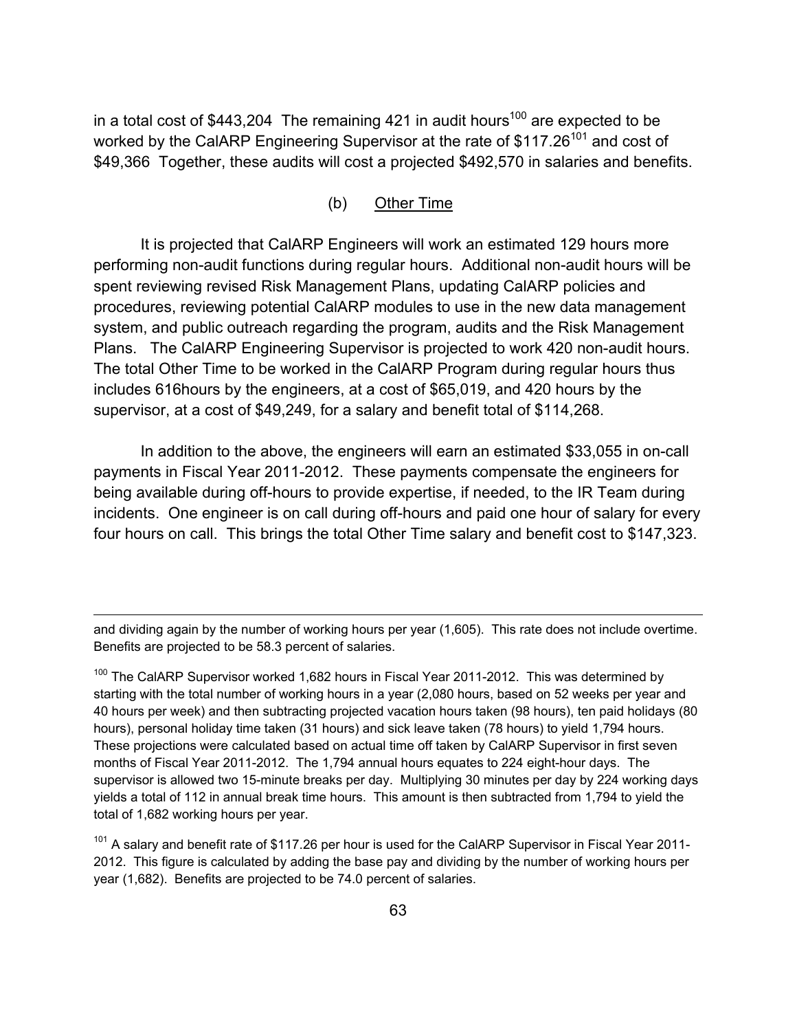in a total cost of $443,204 The remaining 421 in audit hours[100] are expected to be worked by the CalARP Engineering Supervisor at the rate of $117.26[101] and cost of $49,366 Together, these audits will cost a projected $492,570 in salaries and benefits.

(b) Other Time

It is projected that CalARP Engineers will work an estimated 129 hours more performing non-audit functions during regular hours. Additional non-audit hours will be spent reviewing revised Risk Management Plans, updating CalARP policies and procedures, reviewing potential CalARP modules to use in the new data management system, and public outreach regarding the program, audits and the Risk Management Plans. The CalARP Engineering Supervisor is projected to work 420 non-audit hours. The total Other Time to be worked in the CalARP Program during regular hours thus includes 616hours by the engineers, at a cost of $65,019, and 420 hours by the supervisor, at a cost of $49,249, for a salary and benefit total of $114,268.

In addition to the above, the engineers will earn an estimated $33,055 in on-call payments in Fiscal Year 2011-2012. These payments compensate the engineers for being available during off-hours to provide expertise, if needed, to the IR Team during incidents. One engineer is on call during off-hours and paid one hour of salary for every four hours on call. This brings the total Other Time salary and benefit cost to $147,323.

---

and dividing again by the number of working hours per year (1,605). This rate does not include overtime. Benefits are projected to be 58.3 percent of salaries.

[100] The CalARP Supervisor worked 1,682 hours in Fiscal Year 2011-2012. This was determined by starting with the total number of working hours in a year (2,080 hours, based on 52 weeks per year and 40 hours per week) and then subtracting projected vacation hours taken (98 hours), ten paid holidays (80 hours), personal holiday time taken (31 hours) and sick leave taken (78 hours) to yield 1,794 hours. These projections were calculated based on actual time off taken by CalARP Supervisor in first seven months of Fiscal Year 2011-2012. The 1,794 annual hours equates to 224 eight-hour days. The supervisor is allowed two 15-minute breaks per day. Multiplying 30 minutes per day by 224 working days yields a total of 112 in annual break time hours. This amount is then subtracted from 1,794 to yield the total of 1,682 working hours per year.

[101] A salary and benefit rate of $117.26 per hour is used for the CalARP Supervisor in Fiscal Year 2011-2012. This figure is calculated by adding the base pay and dividing by the number of working hours per year (1,682). Benefits are projected to be 74.0 percent of salaries.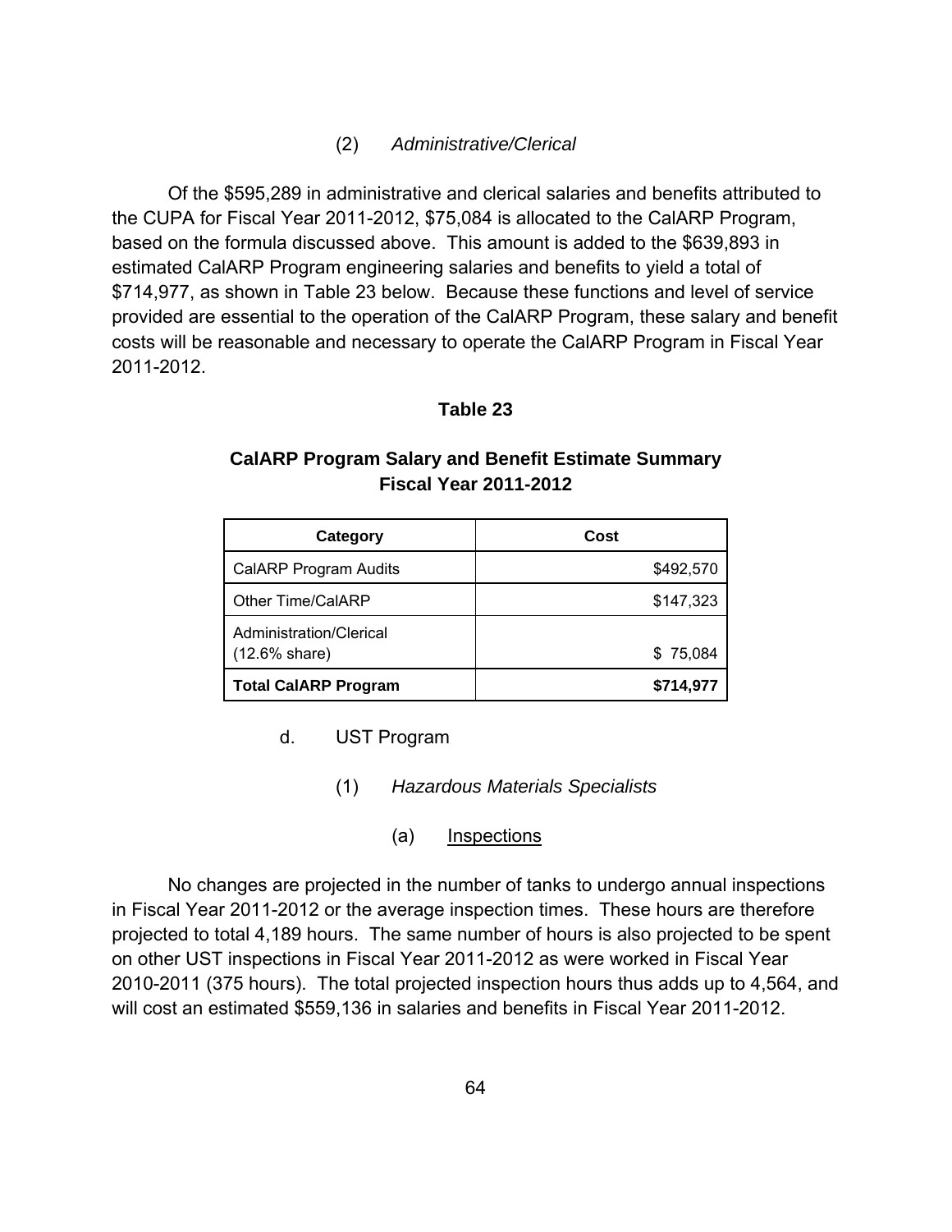(2) *Administrative/Clerical*

Of the $595,289 in administrative and clerical salaries and benefits attributed to the CUPA for Fiscal Year 2011-2012, $75,084 is allocated to the CalARP Program, based on the formula discussed above. This amount is added to the $639,893 in estimated CalARP Program engineering salaries and benefits to yield a total of $714,977, as shown in Table 23 below. Because these functions and level of service provided are essential to the operation of the CalARP Program, these salary and benefit costs will be reasonable and necessary to operate the CalARP Program in Fiscal Year 2011-2012.

**Table 23**

**CalARP Program Salary and Benefit Estimate Summary**
**Fiscal Year 2011-2012**

| Category | Cost |
|---|---|
| CalARP Program Audits | $492,570 |
| Other Time/CalARP | $147,323 |
| Administration/Clerical (12.6% share) | $ 75,084 |
| **Total CalARP Program** | **$714,977** |

d. UST Program

(1) *Hazardous Materials Specialists*

(a) Inspections

No changes are projected in the number of tanks to undergo annual inspections in Fiscal Year 2011-2012 or the average inspection times. These hours are therefore projected to total 4,189 hours. The same number of hours is also projected to be spent on other UST inspections in Fiscal Year 2011-2012 as were worked in Fiscal Year 2010-2011 (375 hours). The total projected inspection hours thus adds up to 4,564, and will cost an estimated $559,136 in salaries and benefits in Fiscal Year 2011-2012.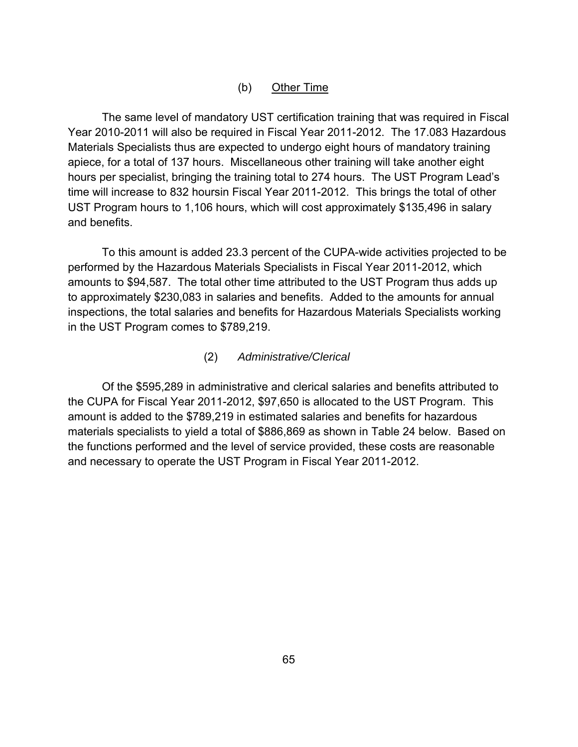#### (b) Other Time

The same level of mandatory UST certification training that was required in Fiscal Year 2010-2011 will also be required in Fiscal Year 2011-2012. The 17.083 Hazardous Materials Specialists thus are expected to undergo eight hours of mandatory training apiece, for a total of 137 hours. Miscellaneous other training will take another eight hours per specialist, bringing the training total to 274 hours. The UST Program Lead's time will increase to 832 hoursin Fiscal Year 2011-2012. This brings the total of other UST Program hours to 1,106 hours, which will cost approximately $135,496 in salary and benefits.

To this amount is added 23.3 percent of the CUPA-wide activities projected to be performed by the Hazardous Materials Specialists in Fiscal Year 2011-2012, which amounts to $94,587. The total other time attributed to the UST Program thus adds up to approximately $230,083 in salaries and benefits. Added to the amounts for annual inspections, the total salaries and benefits for Hazardous Materials Specialists working in the UST Program comes to $789,219.

#### (2) *Administrative/Clerical*

Of the $595,289 in administrative and clerical salaries and benefits attributed to the CUPA for Fiscal Year 2011-2012, $97,650 is allocated to the UST Program. This amount is added to the $789,219 in estimated salaries and benefits for hazardous materials specialists to yield a total of $886,869 as shown in Table 24 below. Based on the functions performed and the level of service provided, these costs are reasonable and necessary to operate the UST Program in Fiscal Year 2011-2012.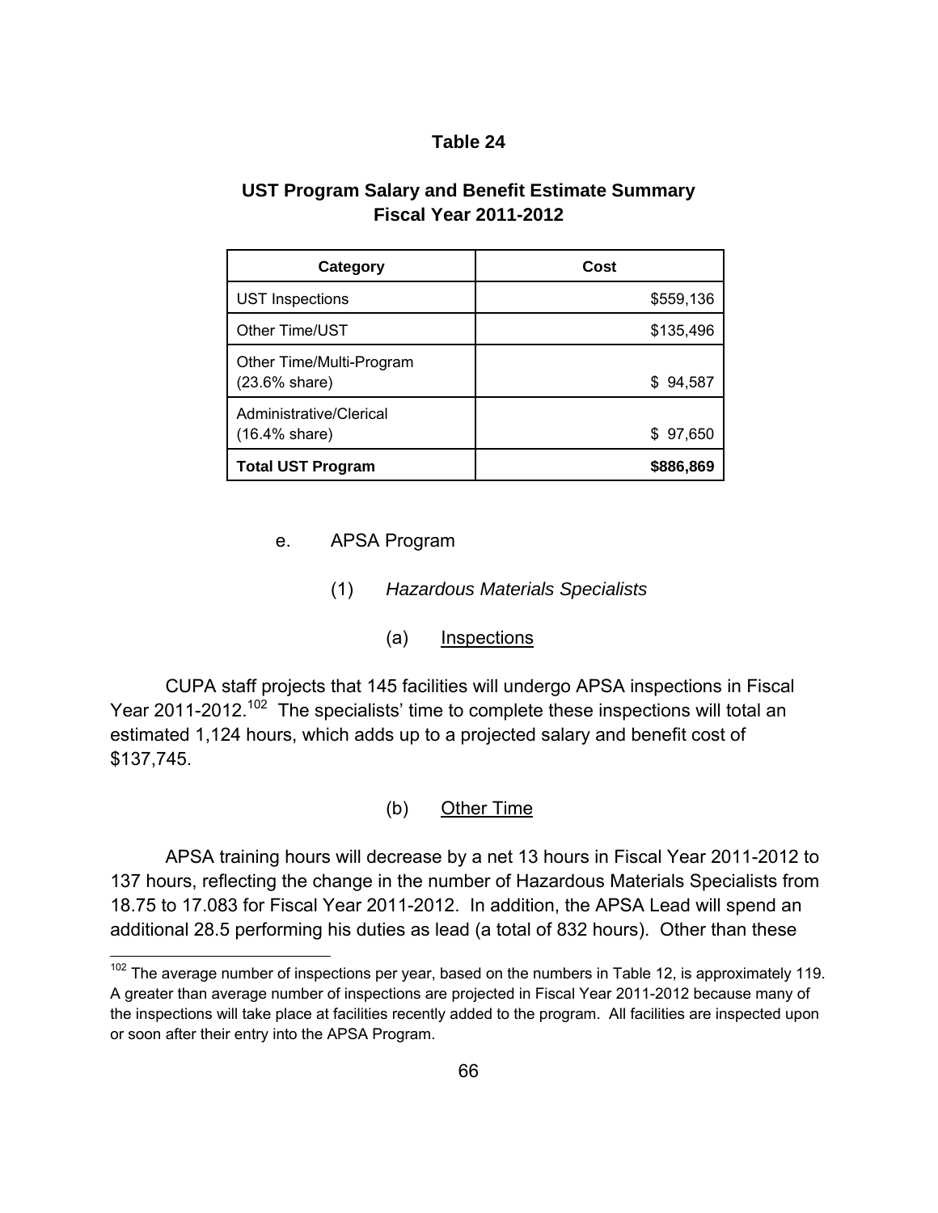**Table 24**

**UST Program Salary and Benefit Estimate Summary**
**Fiscal Year 2011-2012**

| Category | Cost |
|---|---|
| UST Inspections | $559,136 |
| Other Time/UST | $135,496 |
| Other Time/Multi-Program (23.6% share) | $ 94,587 |
| Administrative/Clerical (16.4% share) | $ 97,650 |
| **Total UST Program** | **$886,869** |

e. APSA Program

(1) *Hazardous Materials Specialists*

(a) Inspections

CUPA staff projects that 145 facilities will undergo APSA inspections in Fiscal Year 2011-2012.[102] The specialists' time to complete these inspections will total an estimated 1,124 hours, which adds up to a projected salary and benefit cost of $137,745.

(b) Other Time

APSA training hours will decrease by a net 13 hours in Fiscal Year 2011-2012 to 137 hours, reflecting the change in the number of Hazardous Materials Specialists from 18.75 to 17.083 for Fiscal Year 2011-2012. In addition, the APSA Lead will spend an additional 28.5 performing his duties as lead (a total of 832 hours). Other than these

[102] The average number of inspections per year, based on the numbers in Table 12, is approximately 119. A greater than average number of inspections are projected in Fiscal Year 2011-2012 because many of the inspections will take place at facilities recently added to the program. All facilities are inspected upon or soon after their entry into the APSA Program.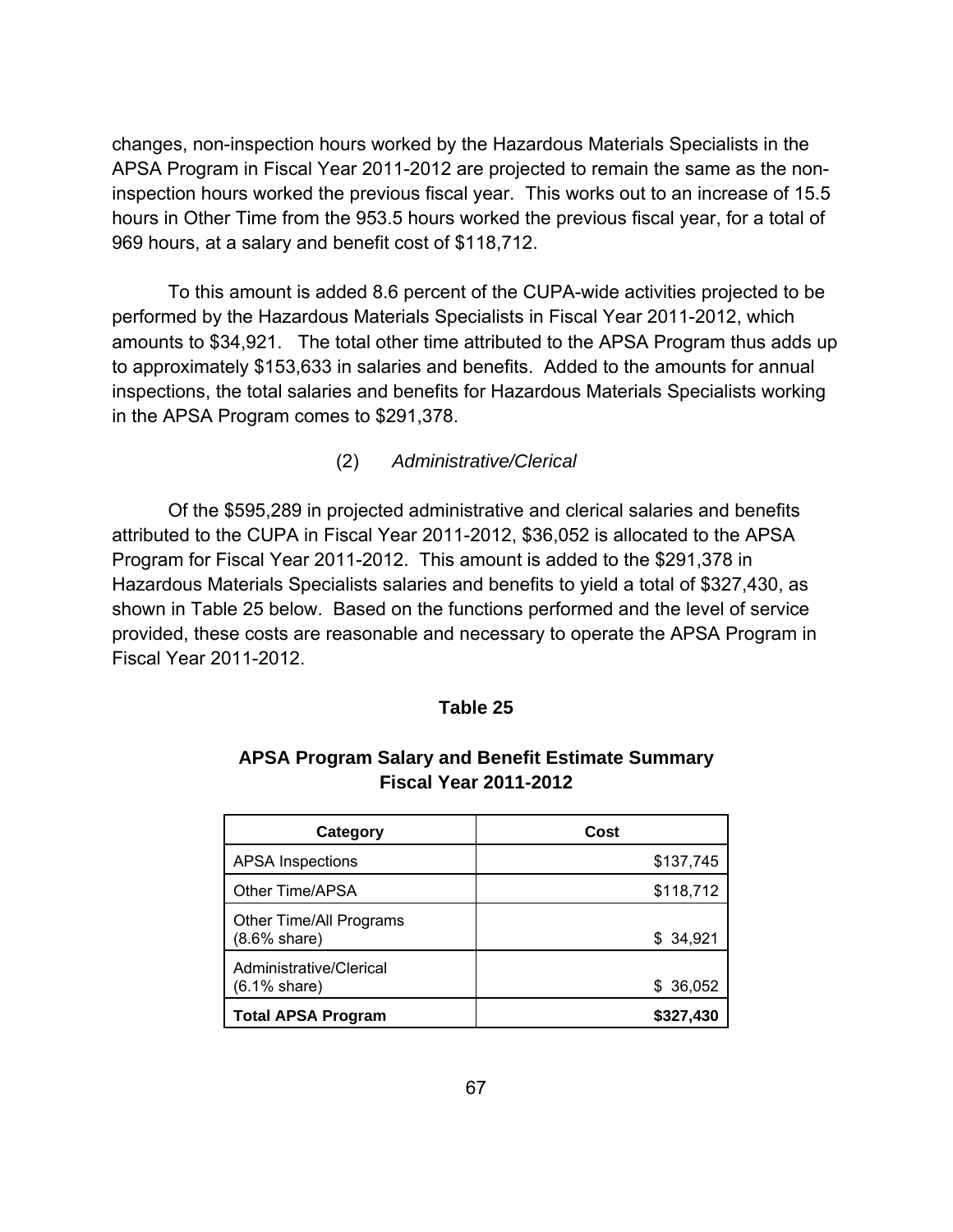changes, non-inspection hours worked by the Hazardous Materials Specialists in the APSA Program in Fiscal Year 2011-2012 are projected to remain the same as the non-inspection hours worked the previous fiscal year. This works out to an increase of 15.5 hours in Other Time from the 953.5 hours worked the previous fiscal year, for a total of 969 hours, at a salary and benefit cost of $118,712.

To this amount is added 8.6 percent of the CUPA-wide activities projected to be performed by the Hazardous Materials Specialists in Fiscal Year 2011-2012, which amounts to $34,921. The total other time attributed to the APSA Program thus adds up to approximately $153,633 in salaries and benefits. Added to the amounts for annual inspections, the total salaries and benefits for Hazardous Materials Specialists working in the APSA Program comes to $291,378.

(2) *Administrative/Clerical*

Of the $595,289 in projected administrative and clerical salaries and benefits attributed to the CUPA in Fiscal Year 2011-2012, $36,052 is allocated to the APSA Program for Fiscal Year 2011-2012. This amount is added to the $291,378 in Hazardous Materials Specialists salaries and benefits to yield a total of $327,430, as shown in Table 25 below. Based on the functions performed and the level of service provided, these costs are reasonable and necessary to operate the APSA Program in Fiscal Year 2011-2012.

**Table 25**

**APSA Program Salary and Benefit Estimate Summary**
**Fiscal Year 2011-2012**

| Category | Cost |
|---|---|
| APSA Inspections | $137,745 |
| Other Time/APSA | $118,712 |
| Other Time/All Programs (8.6% share) | $ 34,921 |
| Administrative/Clerical (6.1% share) | $ 36,052 |
| **Total APSA Program** | **$327,430** |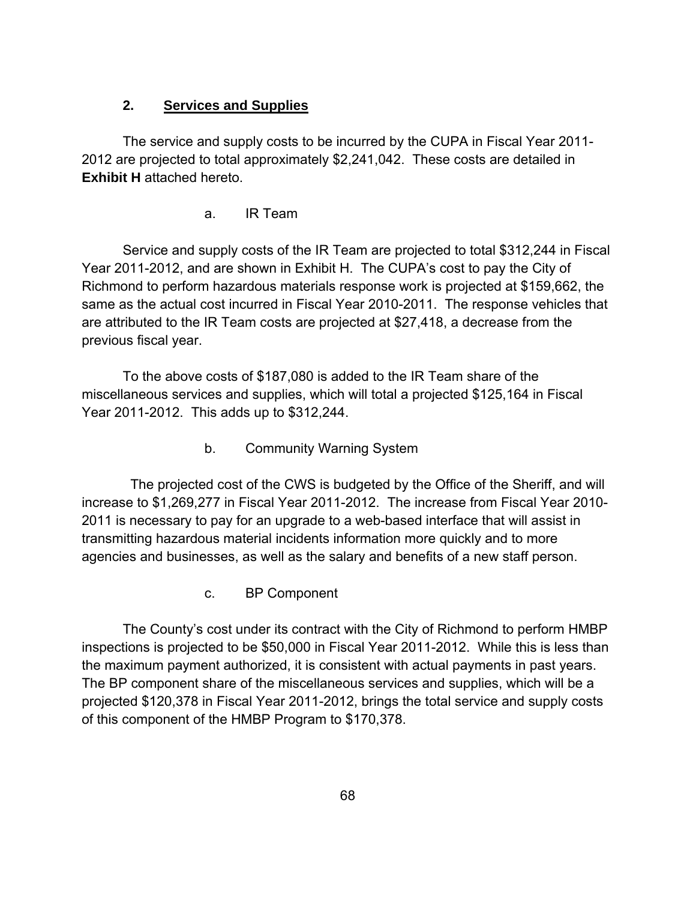## 2. **Services and Supplies**

The service and supply costs to be incurred by the CUPA in Fiscal Year 2011-2012 are projected to total approximately $2,241,042. These costs are detailed in **Exhibit H** attached hereto.

### a. IR Team

Service and supply costs of the IR Team are projected to total $312,244 in Fiscal Year 2011-2012, and are shown in Exhibit H. The CUPA's cost to pay the City of Richmond to perform hazardous materials response work is projected at $159,662, the same as the actual cost incurred in Fiscal Year 2010-2011. The response vehicles that are attributed to the IR Team costs are projected at $27,418, a decrease from the previous fiscal year.

To the above costs of $187,080 is added to the IR Team share of the miscellaneous services and supplies, which will total a projected $125,164 in Fiscal Year 2011-2012. This adds up to $312,244.

### b. Community Warning System

The projected cost of the CWS is budgeted by the Office of the Sheriff, and will increase to $1,269,277 in Fiscal Year 2011-2012. The increase from Fiscal Year 2010-2011 is necessary to pay for an upgrade to a web-based interface that will assist in transmitting hazardous material incidents information more quickly and to more agencies and businesses, as well as the salary and benefits of a new staff person.

### c. BP Component

The County's cost under its contract with the City of Richmond to perform HMBP inspections is projected to be $50,000 in Fiscal Year 2011-2012. While this is less than the maximum payment authorized, it is consistent with actual payments in past years. The BP component share of the miscellaneous services and supplies, which will be a projected $120,378 in Fiscal Year 2011-2012, brings the total service and supply costs of this component of the HMBP Program to $170,378.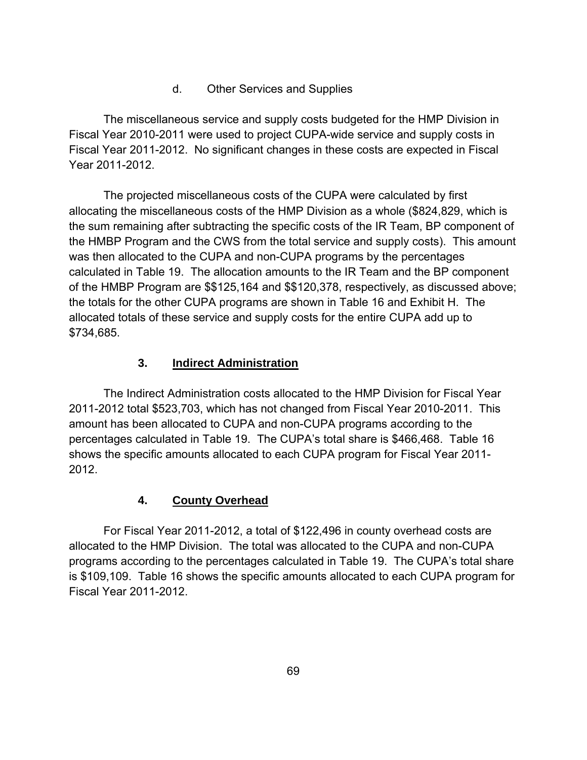#### d. Other Services and Supplies

The miscellaneous service and supply costs budgeted for the HMP Division in Fiscal Year 2010-2011 were used to project CUPA-wide service and supply costs in Fiscal Year 2011-2012. No significant changes in these costs are expected in Fiscal Year 2011-2012.

The projected miscellaneous costs of the CUPA were calculated by first allocating the miscellaneous costs of the HMP Division as a whole ($824,829, which is the sum remaining after subtracting the specific costs of the IR Team, BP component of the HMBP Program and the CWS from the total service and supply costs). This amount was then allocated to the CUPA and non-CUPA programs by the percentages calculated in Table 19. The allocation amounts to the IR Team and the BP component of the HMBP Program are $$125,164 and $$120,378, respectively, as discussed above; the totals for the other CUPA programs are shown in Table 16 and Exhibit H. The allocated totals of these service and supply costs for the entire CUPA add up to $734,685.

### 3. Indirect Administration

The Indirect Administration costs allocated to the HMP Division for Fiscal Year 2011-2012 total $523,703, which has not changed from Fiscal Year 2010-2011. This amount has been allocated to CUPA and non-CUPA programs according to the percentages calculated in Table 19. The CUPA's total share is $466,468. Table 16 shows the specific amounts allocated to each CUPA program for Fiscal Year 2011-2012.

### 4. County Overhead

For Fiscal Year 2011-2012, a total of $122,496 in county overhead costs are allocated to the HMP Division. The total was allocated to the CUPA and non-CUPA programs according to the percentages calculated in Table 19. The CUPA's total share is $109,109. Table 16 shows the specific amounts allocated to each CUPA program for Fiscal Year 2011-2012.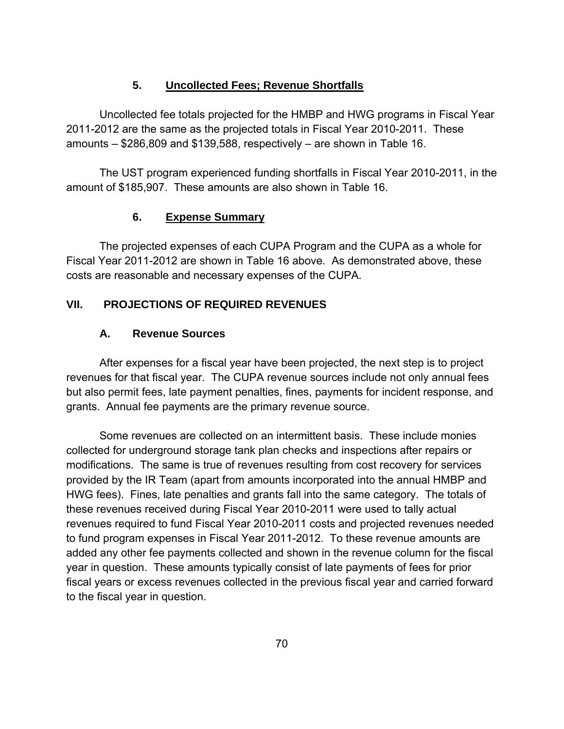### 5. Uncollected Fees; Revenue Shortfalls

Uncollected fee totals projected for the HMBP and HWG programs in Fiscal Year 2011-2012 are the same as the projected totals in Fiscal Year 2010-2011. These amounts – \$286,809 and \$139,588, respectively – are shown in Table 16.

The UST program experienced funding shortfalls in Fiscal Year 2010-2011, in the amount of \$185,907. These amounts are also shown in Table 16.

### 6. Expense Summary

The projected expenses of each CUPA Program and the CUPA as a whole for Fiscal Year 2011-2012 are shown in Table 16 above. As demonstrated above, these costs are reasonable and necessary expenses of the CUPA.

## VII. PROJECTIONS OF REQUIRED REVENUES

### A. Revenue Sources

After expenses for a fiscal year have been projected, the next step is to project revenues for that fiscal year. The CUPA revenue sources include not only annual fees but also permit fees, late payment penalties, fines, payments for incident response, and grants. Annual fee payments are the primary revenue source.

Some revenues are collected on an intermittent basis. These include monies collected for underground storage tank plan checks and inspections after repairs or modifications. The same is true of revenues resulting from cost recovery for services provided by the IR Team (apart from amounts incorporated into the annual HMBP and HWG fees). Fines, late penalties and grants fall into the same category. The totals of these revenues received during Fiscal Year 2010-2011 were used to tally actual revenues required to fund Fiscal Year 2010-2011 costs and projected revenues needed to fund program expenses in Fiscal Year 2011-2012. To these revenue amounts are added any other fee payments collected and shown in the revenue column for the fiscal year in question. These amounts typically consist of late payments of fees for prior fiscal years or excess revenues collected in the previous fiscal year and carried forward to the fiscal year in question.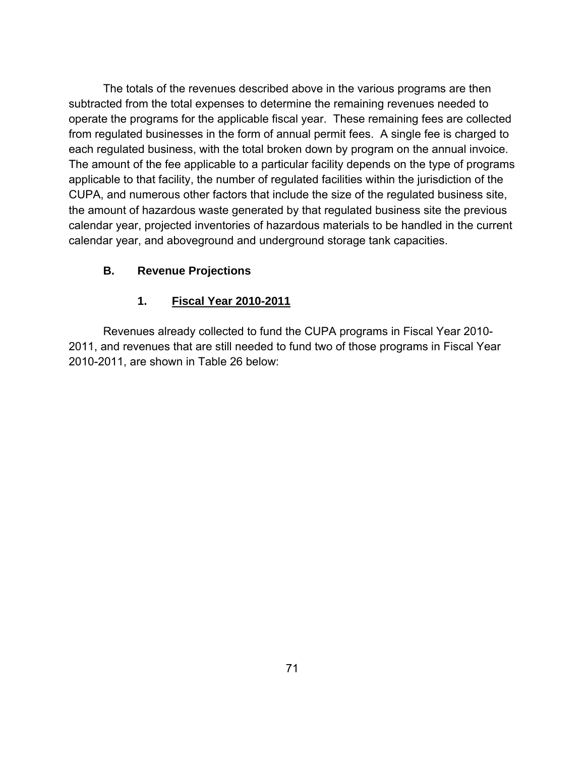The totals of the revenues described above in the various programs are then subtracted from the total expenses to determine the remaining revenues needed to operate the programs for the applicable fiscal year. These remaining fees are collected from regulated businesses in the form of annual permit fees. A single fee is charged to each regulated business, with the total broken down by program on the annual invoice. The amount of the fee applicable to a particular facility depends on the type of programs applicable to that facility, the number of regulated facilities within the jurisdiction of the CUPA, and numerous other factors that include the size of the regulated business site, the amount of hazardous waste generated by that regulated business site the previous calendar year, projected inventories of hazardous materials to be handled in the current calendar year, and aboveground and underground storage tank capacities.

### B. Revenue Projections

#### 1. <u>Fiscal Year 2010-2011</u>

Revenues already collected to fund the CUPA programs in Fiscal Year 2010-2011, and revenues that are still needed to fund two of those programs in Fiscal Year 2010-2011, are shown in Table 26 below: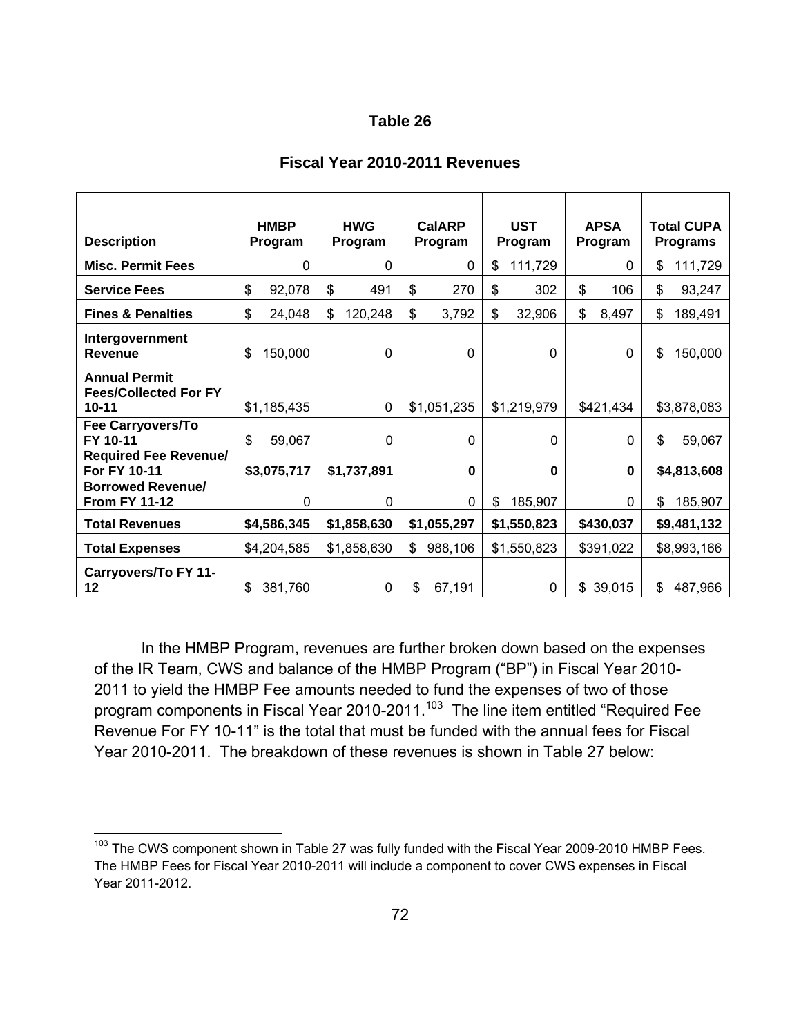**Table 26**

**Fiscal Year 2010-2011 Revenues**

| Description | HMBP Program | HWG Program | CalARP Program | UST Program | APSA Program | Total CUPA Programs |
|---|---|---|---|---|---|---|
| **Misc. Permit Fees** | 0 | 0 | 0 | $ 111,729 | 0 | $ 111,729 |
| **Service Fees** | $ 92,078 | $ 491 | $ 270 | $ 302 | $ 106 | $ 93,247 |
| **Fines & Penalties** | $ 24,048 | $ 120,248 | $ 3,792 | $ 32,906 | $ 8,497 | $ 189,491 |
| **Intergovernment Revenue** | $ 150,000 | 0 | 0 | 0 | 0 | $ 150,000 |
| **Annual Permit Fees/Collected For FY 10-11** | $1,185,435 | 0 | $1,051,235 | $1,219,979 | $421,434 | $3,878,083 |
| **Fee Carryovers/To FY 10-11** | $ 59,067 | 0 | 0 | 0 | 0 | $ 59,067 |
| **Required Fee Revenue/ For FY 10-11** | **$3,075,717** | **$1,737,891** | **0** | **0** | **0** | **$4,813,608** |
| **Borrowed Revenue/ From FY 11-12** | 0 | 0 | 0 | $ 185,907 | 0 | $ 185,907 |
| **Total Revenues** | **$4,586,345** | **$1,858,630** | **$1,055,297** | **$1,550,823** | **$430,037** | **$9,481,132** |
| **Total Expenses** | $4,204,585 | $1,858,630 | $ 988,106 | $1,550,823 | $391,022 | $8,993,166 |
| **Carryovers/To FY 11-12** | $ 381,760 | 0 | $ 67,191 | 0 | $ 39,015 | $ 487,966 |

In the HMBP Program, revenues are further broken down based on the expenses of the IR Team, CWS and balance of the HMBP Program ("BP") in Fiscal Year 2010-2011 to yield the HMBP Fee amounts needed to fund the expenses of two of those program components in Fiscal Year 2010-2011.[103] The line item entitled "Required Fee Revenue For FY 10-11" is the total that must be funded with the annual fees for Fiscal Year 2010-2011. The breakdown of these revenues is shown in Table 27 below:

[103] The CWS component shown in Table 27 was fully funded with the Fiscal Year 2009-2010 HMBP Fees. The HMBP Fees for Fiscal Year 2010-2011 will include a component to cover CWS expenses in Fiscal Year 2011-2012.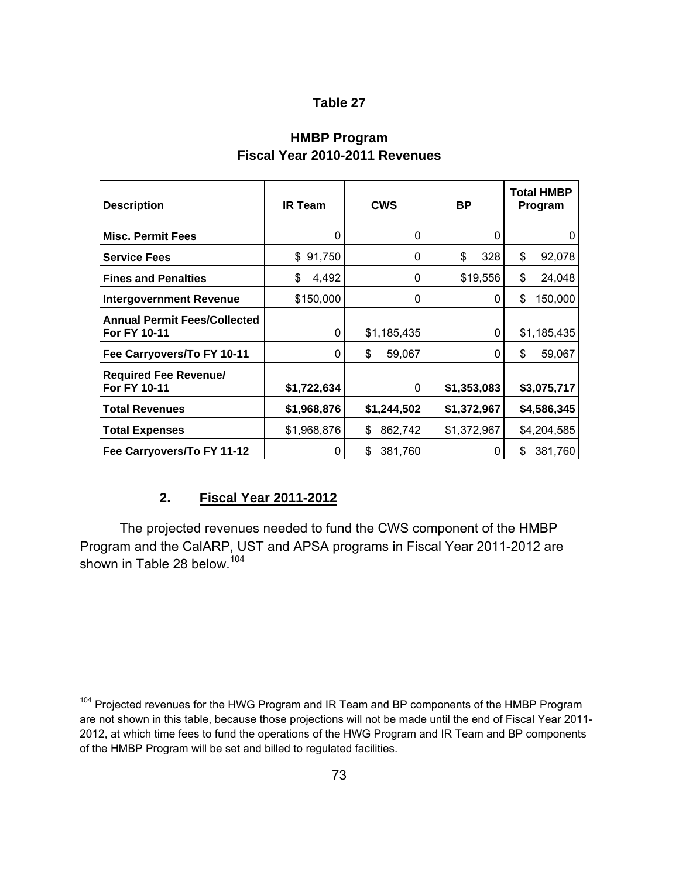**Table 27**

**HMBP Program**
**Fiscal Year 2010-2011 Revenues**

| Description | IR Team | CWS | BP | Total HMBP Program |
|---|---|---|---|---|
| **Misc. Permit Fees** | 0 | 0 | 0 | 0 |
| **Service Fees** | $ 91,750 | 0 | $ 328 | $ 92,078 |
| **Fines and Penalties** | $ 4,492 | 0 | $19,556 | $ 24,048 |
| **Intergovernment Revenue** | $150,000 | 0 | 0 | $ 150,000 |
| **Annual Permit Fees/Collected For FY 10-11** | 0 | $1,185,435 | 0 | $1,185,435 |
| **Fee Carryovers/To FY 10-11** | 0 | $ 59,067 | 0 | $ 59,067 |
| **Required Fee Revenue/ For FY 10-11** | **$1,722,634** | 0 | **$1,353,083** | **$3,075,717** |
| **Total Revenues** | **$1,968,876** | **$1,244,502** | **$1,372,967** | **$4,586,345** |
| **Total Expenses** | $1,968,876 | $ 862,742 | $1,372,967 | $4,204,585 |
| **Fee Carryovers/To FY 11-12** | 0 | $ 381,760 | 0 | $ 381,760 |

### 2. Fiscal Year 2011-2012

The projected revenues needed to fund the CWS component of the HMBP Program and the CalARP, UST and APSA programs in Fiscal Year 2011-2012 are shown in Table 28 below.[104]

[104] Projected revenues for the HWG Program and IR Team and BP components of the HMBP Program are not shown in this table, because those projections will not be made until the end of Fiscal Year 2011-2012, at which time fees to fund the operations of the HWG Program and IR Team and BP components of the HMBP Program will be set and billed to regulated facilities.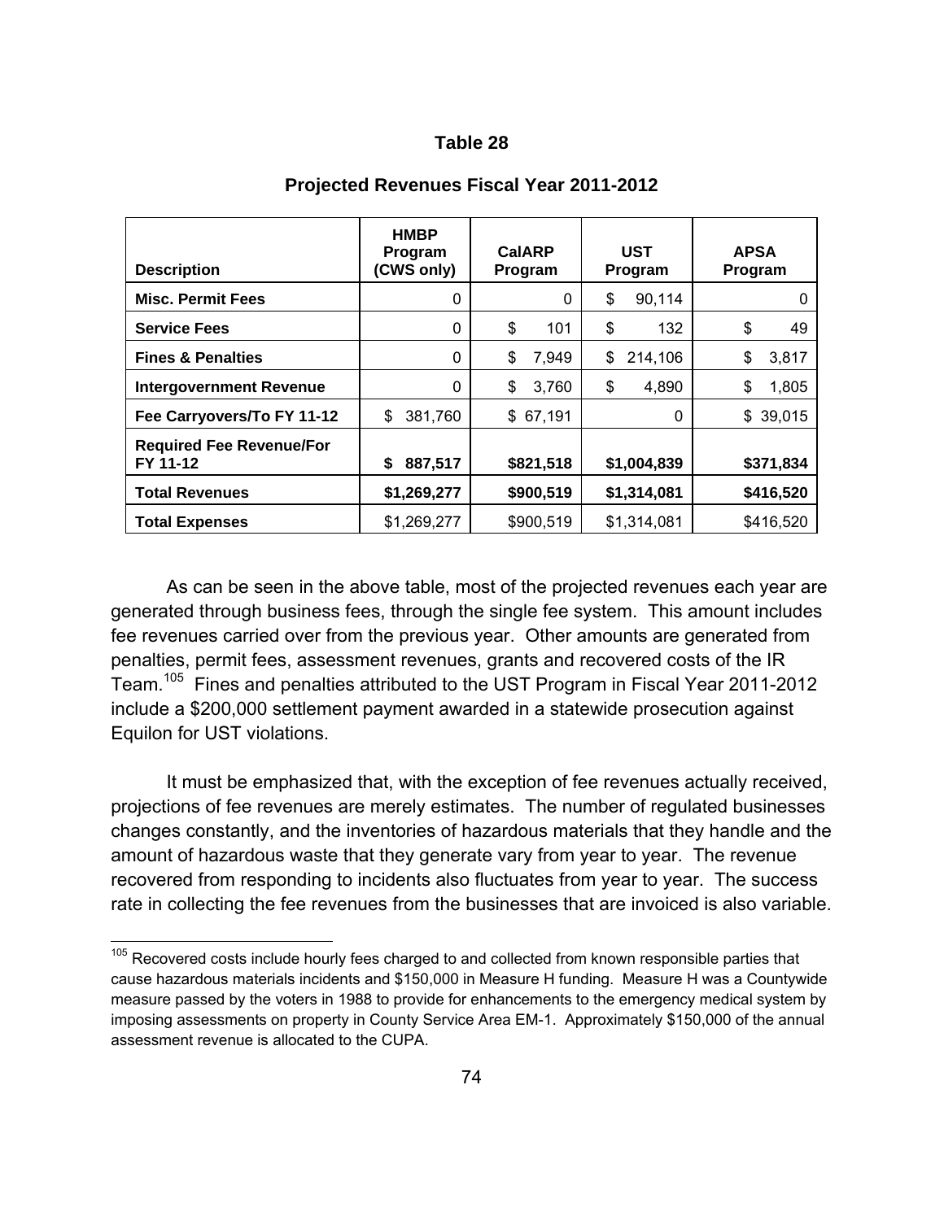**Table 28**

**Projected Revenues Fiscal Year 2011-2012**

| **Description** | **HMBP Program (CWS only)** | **CalARP Program** | **UST Program** | **APSA Program** |
|---|---|---|---|---|
| **Misc. Permit Fees** | 0 | 0 | $ 90,114 | 0 |
| **Service Fees** | 0 | $ 101 | $ 132 | $ 49 |
| **Fines & Penalties** | 0 | $ 7,949 | $ 214,106 | $ 3,817 |
| **Intergovernment Revenue** | 0 | $ 3,760 | $ 4,890 | $ 1,805 |
| **Fee Carryovers/To FY 11-12** | $ 381,760 | $ 67,191 | 0 | $ 39,015 |
| **Required Fee Revenue/For FY 11-12** | **$ 887,517** | **$821,518** | **$1,004,839** | **$371,834** |
| **Total Revenues** | **$1,269,277** | **$900,519** | **$1,314,081** | **$416,520** |
| **Total Expenses** | $1,269,277 | $900,519 | $1,314,081 | $416,520 |

As can be seen in the above table, most of the projected revenues each year are generated through business fees, through the single fee system. This amount includes fee revenues carried over from the previous year. Other amounts are generated from penalties, permit fees, assessment revenues, grants and recovered costs of the IR Team.[105] Fines and penalties attributed to the UST Program in Fiscal Year 2011-2012 include a $200,000 settlement payment awarded in a statewide prosecution against Equilon for UST violations.

It must be emphasized that, with the exception of fee revenues actually received, projections of fee revenues are merely estimates. The number of regulated businesses changes constantly, and the inventories of hazardous materials that they handle and the amount of hazardous waste that they generate vary from year to year. The revenue recovered from responding to incidents also fluctuates from year to year. The success rate in collecting the fee revenues from the businesses that are invoiced is also variable.

[105] Recovered costs include hourly fees charged to and collected from known responsible parties that cause hazardous materials incidents and $150,000 in Measure H funding. Measure H was a Countywide measure passed by the voters in 1988 to provide for enhancements to the emergency medical system by imposing assessments on property in County Service Area EM-1. Approximately $150,000 of the annual assessment revenue is allocated to the CUPA.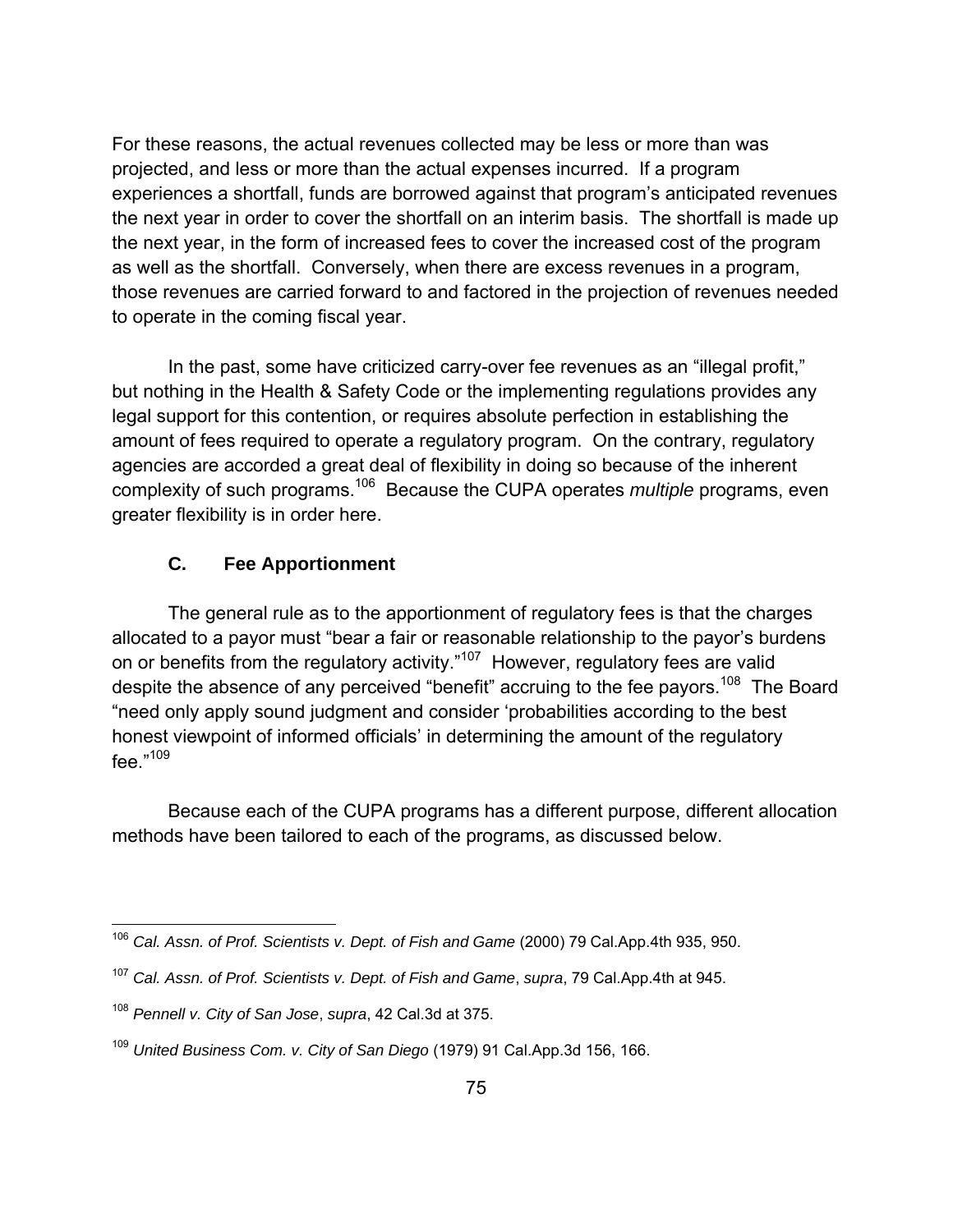For these reasons, the actual revenues collected may be less or more than was projected, and less or more than the actual expenses incurred. If a program experiences a shortfall, funds are borrowed against that program's anticipated revenues the next year in order to cover the shortfall on an interim basis. The shortfall is made up the next year, in the form of increased fees to cover the increased cost of the program as well as the shortfall. Conversely, when there are excess revenues in a program, those revenues are carried forward to and factored in the projection of revenues needed to operate in the coming fiscal year.

In the past, some have criticized carry-over fee revenues as an "illegal profit," but nothing in the Health & Safety Code or the implementing regulations provides any legal support for this contention, or requires absolute perfection in establishing the amount of fees required to operate a regulatory program. On the contrary, regulatory agencies are accorded a great deal of flexibility in doing so because of the inherent complexity of such programs.[106] Because the CUPA operates *multiple* programs, even greater flexibility is in order here.

### C. Fee Apportionment

The general rule as to the apportionment of regulatory fees is that the charges allocated to a payor must "bear a fair or reasonable relationship to the payor's burdens on or benefits from the regulatory activity."[107] However, regulatory fees are valid despite the absence of any perceived "benefit" accruing to the fee payors.[108] The Board "need only apply sound judgment and consider 'probabilities according to the best honest viewpoint of informed officials' in determining the amount of the regulatory fee."[109]

Because each of the CUPA programs has a different purpose, different allocation methods have been tailored to each of the programs, as discussed below.

---

[106] *Cal. Assn. of Prof. Scientists v. Dept. of Fish and Game* (2000) 79 Cal.App.4th 935, 950.

[107] *Cal. Assn. of Prof. Scientists v. Dept. of Fish and Game*, *supra*, 79 Cal.App.4th at 945.

[108] *Pennell v. City of San Jose*, *supra*, 42 Cal.3d at 375.

[109] *United Business Com. v. City of San Diego* (1979) 91 Cal.App.3d 156, 166.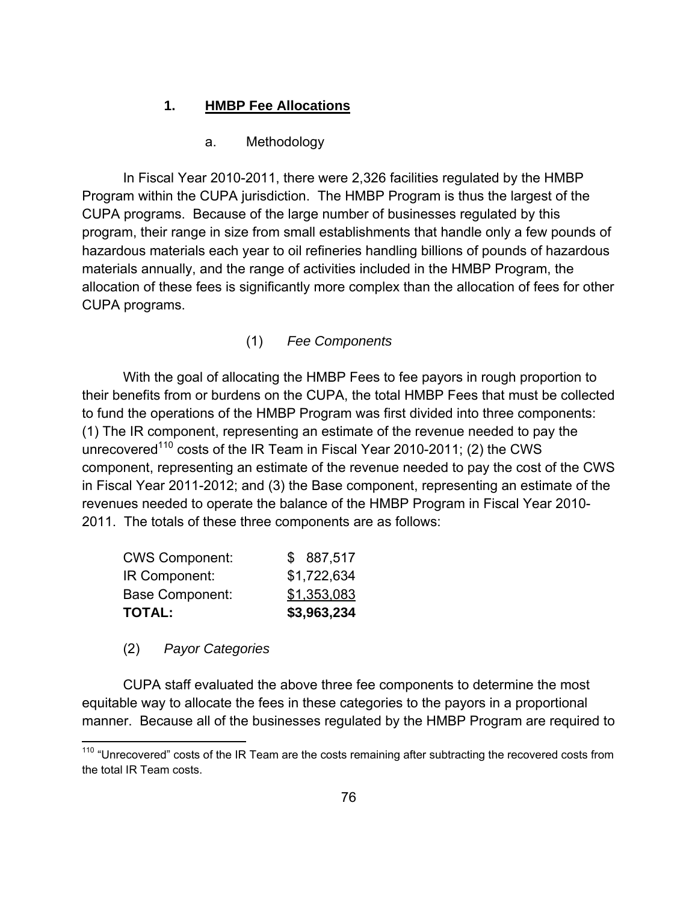### 1. **HMBP Fee Allocations**

a. Methodology

In Fiscal Year 2010-2011, there were 2,326 facilities regulated by the HMBP Program within the CUPA jurisdiction. The HMBP Program is thus the largest of the CUPA programs. Because of the large number of businesses regulated by this program, their range in size from small establishments that handle only a few pounds of hazardous materials each year to oil refineries handling billions of pounds of hazardous materials annually, and the range of activities included in the HMBP Program, the allocation of these fees is significantly more complex than the allocation of fees for other CUPA programs.

(1) *Fee Components*

With the goal of allocating the HMBP Fees to fee payors in rough proportion to their benefits from or burdens on the CUPA, the total HMBP Fees that must be collected to fund the operations of the HMBP Program was first divided into three components: (1) The IR component, representing an estimate of the revenue needed to pay the unrecovered[110] costs of the IR Team in Fiscal Year 2010-2011; (2) the CWS component, representing an estimate of the revenue needed to pay the cost of the CWS in Fiscal Year 2011-2012; and (3) the Base component, representing an estimate of the revenues needed to operate the balance of the HMBP Program in Fiscal Year 2010-2011. The totals of these three components are as follows:

| | |
|---|---|
| CWS Component: | $ 887,517 |
| IR Component: | $1,722,634 |
| Base Component: | $1,353,083 |
| **TOTAL:** | **$3,963,234** |

(2) *Payor Categories*

CUPA staff evaluated the above three fee components to determine the most equitable way to allocate the fees in these categories to the payors in a proportional manner. Because all of the businesses regulated by the HMBP Program are required to

---

[110] "Unrecovered" costs of the IR Team are the costs remaining after subtracting the recovered costs from the total IR Team costs.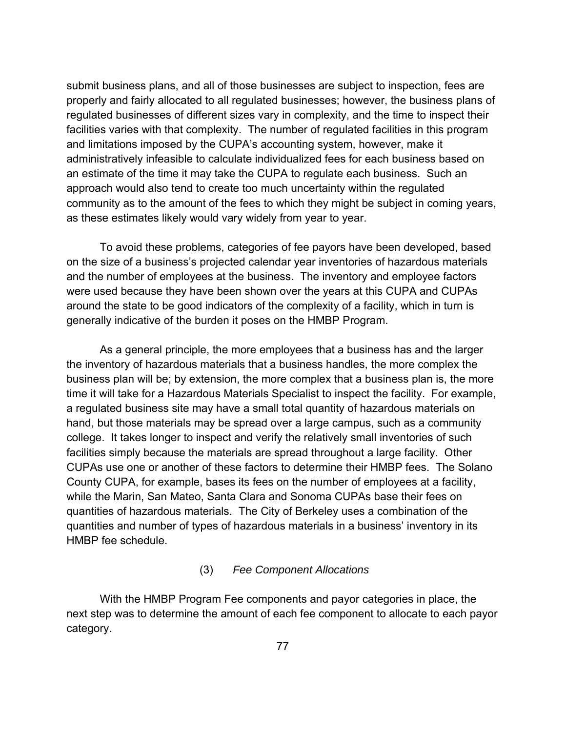submit business plans, and all of those businesses are subject to inspection, fees are properly and fairly allocated to all regulated businesses; however, the business plans of regulated businesses of different sizes vary in complexity, and the time to inspect their facilities varies with that complexity. The number of regulated facilities in this program and limitations imposed by the CUPA's accounting system, however, make it administratively infeasible to calculate individualized fees for each business based on an estimate of the time it may take the CUPA to regulate each business. Such an approach would also tend to create too much uncertainty within the regulated community as to the amount of the fees to which they might be subject in coming years, as these estimates likely would vary widely from year to year.

To avoid these problems, categories of fee payors have been developed, based on the size of a business's projected calendar year inventories of hazardous materials and the number of employees at the business. The inventory and employee factors were used because they have been shown over the years at this CUPA and CUPAs around the state to be good indicators of the complexity of a facility, which in turn is generally indicative of the burden it poses on the HMBP Program.

As a general principle, the more employees that a business has and the larger the inventory of hazardous materials that a business handles, the more complex the business plan will be; by extension, the more complex that a business plan is, the more time it will take for a Hazardous Materials Specialist to inspect the facility. For example, a regulated business site may have a small total quantity of hazardous materials on hand, but those materials may be spread over a large campus, such as a community college. It takes longer to inspect and verify the relatively small inventories of such facilities simply because the materials are spread throughout a large facility. Other CUPAs use one or another of these factors to determine their HMBP fees. The Solano County CUPA, for example, bases its fees on the number of employees at a facility, while the Marin, San Mateo, Santa Clara and Sonoma CUPAs base their fees on quantities of hazardous materials. The City of Berkeley uses a combination of the quantities and number of types of hazardous materials in a business' inventory in its HMBP fee schedule.

### (3) *Fee Component Allocations*

With the HMBP Program Fee components and payor categories in place, the next step was to determine the amount of each fee component to allocate to each payor category.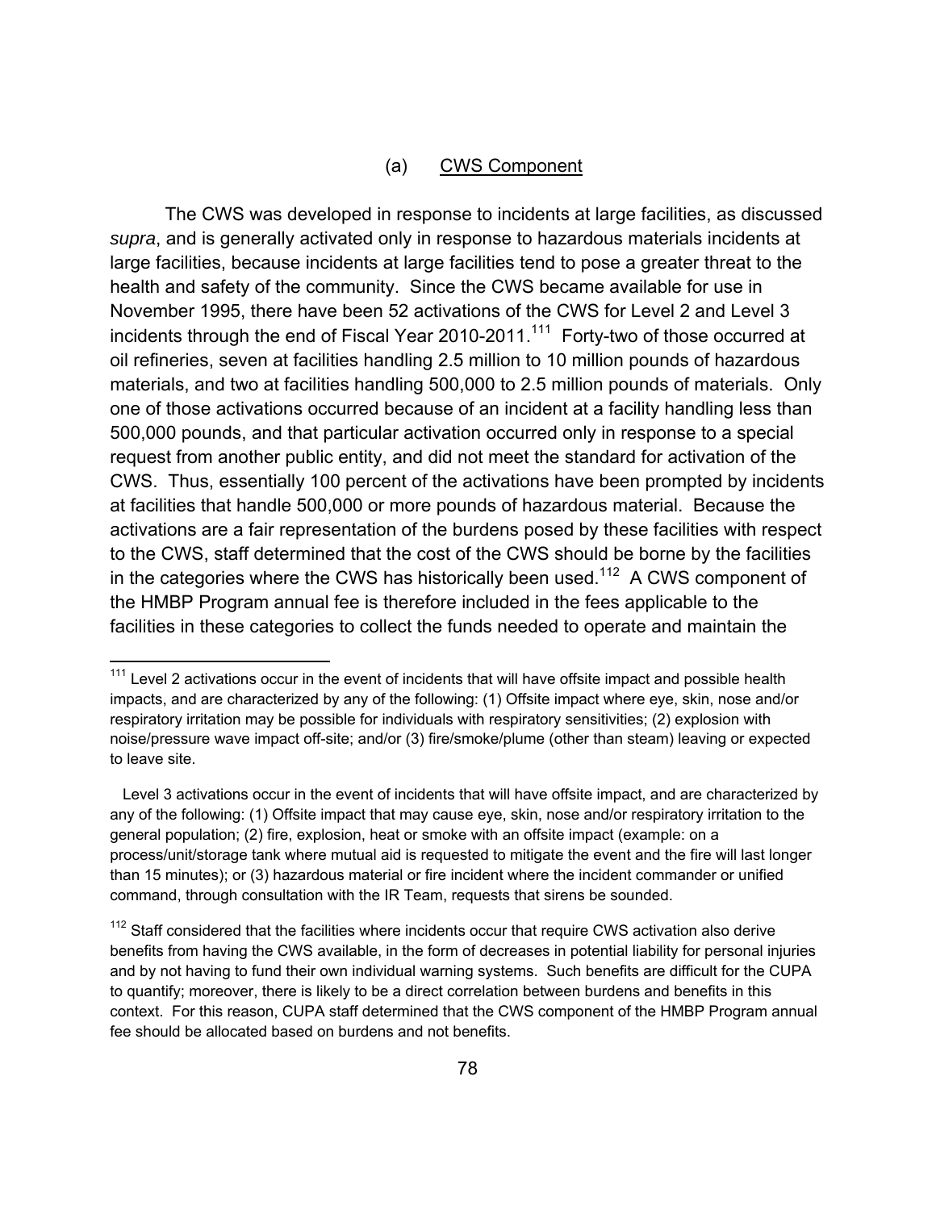### (a) CWS Component

The CWS was developed in response to incidents at large facilities, as discussed *supra*, and is generally activated only in response to hazardous materials incidents at large facilities, because incidents at large facilities tend to pose a greater threat to the health and safety of the community. Since the CWS became available for use in November 1995, there have been 52 activations of the CWS for Level 2 and Level 3 incidents through the end of Fiscal Year 2010-2011.[111] Forty-two of those occurred at oil refineries, seven at facilities handling 2.5 million to 10 million pounds of hazardous materials, and two at facilities handling 500,000 to 2.5 million pounds of materials. Only one of those activations occurred because of an incident at a facility handling less than 500,000 pounds, and that particular activation occurred only in response to a special request from another public entity, and did not meet the standard for activation of the CWS. Thus, essentially 100 percent of the activations have been prompted by incidents at facilities that handle 500,000 or more pounds of hazardous material. Because the activations are a fair representation of the burdens posed by these facilities with respect to the CWS, staff determined that the cost of the CWS should be borne by the facilities in the categories where the CWS has historically been used.[112] A CWS component of the HMBP Program annual fee is therefore included in the fees applicable to the facilities in these categories to collect the funds needed to operate and maintain the

---

[111] Level 2 activations occur in the event of incidents that will have offsite impact and possible health impacts, and are characterized by any of the following: (1) Offsite impact where eye, skin, nose and/or respiratory irritation may be possible for individuals with respiratory sensitivities; (2) explosion with noise/pressure wave impact off-site; and/or (3) fire/smoke/plume (other than steam) leaving or expected to leave site.

Level 3 activations occur in the event of incidents that will have offsite impact, and are characterized by any of the following: (1) Offsite impact that may cause eye, skin, nose and/or respiratory irritation to the general population; (2) fire, explosion, heat or smoke with an offsite impact (example: on a process/unit/storage tank where mutual aid is requested to mitigate the event and the fire will last longer than 15 minutes); or (3) hazardous material or fire incident where the incident commander or unified command, through consultation with the IR Team, requests that sirens be sounded.

[112] Staff considered that the facilities where incidents occur that require CWS activation also derive benefits from having the CWS available, in the form of decreases in potential liability for personal injuries and by not having to fund their own individual warning systems. Such benefits are difficult for the CUPA to quantify; moreover, there is likely to be a direct correlation between burdens and benefits in this context. For this reason, CUPA staff determined that the CWS component of the HMBP Program annual fee should be allocated based on burdens and not benefits.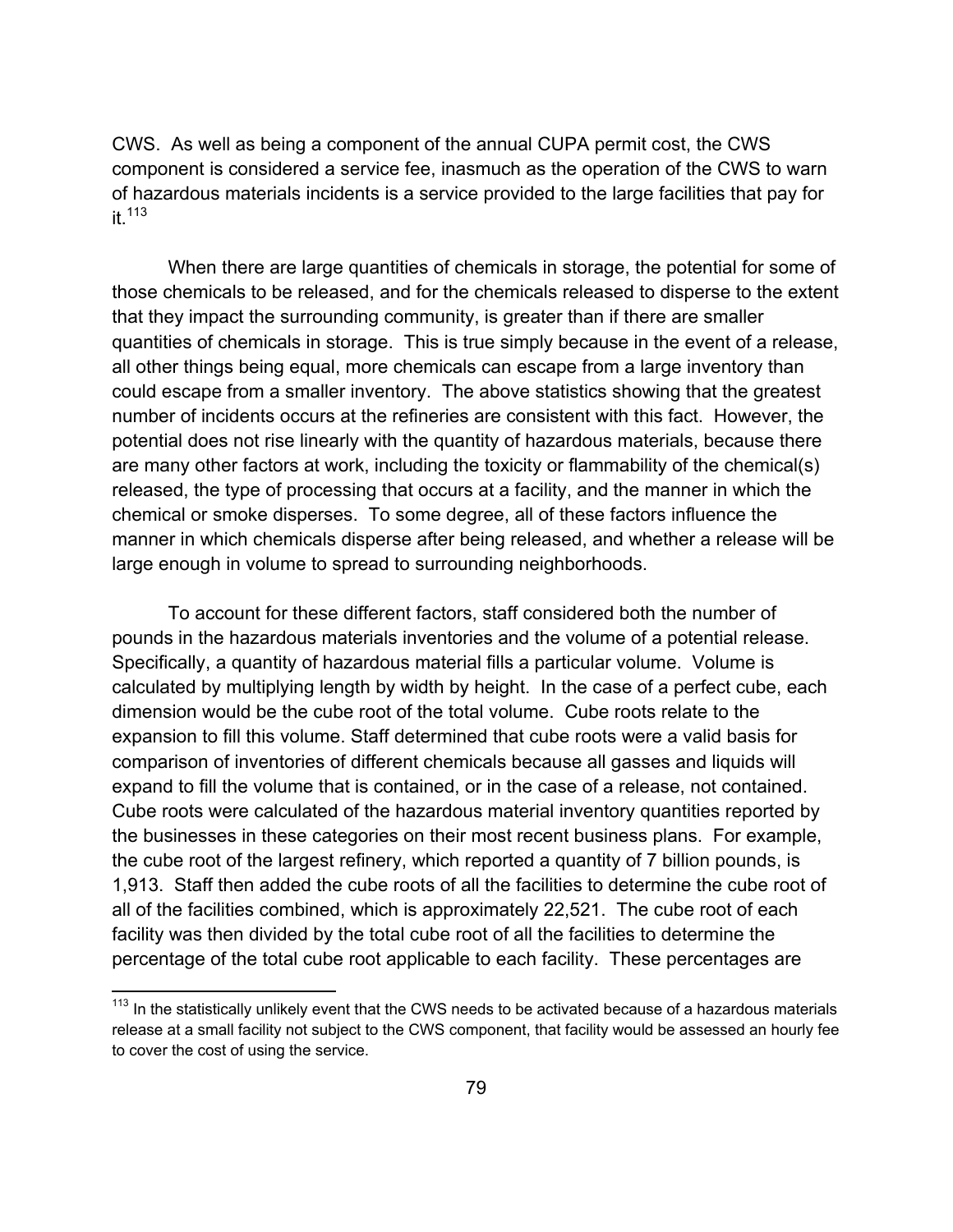CWS. As well as being a component of the annual CUPA permit cost, the CWS component is considered a service fee, inasmuch as the operation of the CWS to warn of hazardous materials incidents is a service provided to the large facilities that pay for it.[113]

When there are large quantities of chemicals in storage, the potential for some of those chemicals to be released, and for the chemicals released to disperse to the extent that they impact the surrounding community, is greater than if there are smaller quantities of chemicals in storage. This is true simply because in the event of a release, all other things being equal, more chemicals can escape from a large inventory than could escape from a smaller inventory. The above statistics showing that the greatest number of incidents occurs at the refineries are consistent with this fact. However, the potential does not rise linearly with the quantity of hazardous materials, because there are many other factors at work, including the toxicity or flammability of the chemical(s) released, the type of processing that occurs at a facility, and the manner in which the chemical or smoke disperses. To some degree, all of these factors influence the manner in which chemicals disperse after being released, and whether a release will be large enough in volume to spread to surrounding neighborhoods.

To account for these different factors, staff considered both the number of pounds in the hazardous materials inventories and the volume of a potential release. Specifically, a quantity of hazardous material fills a particular volume. Volume is calculated by multiplying length by width by height. In the case of a perfect cube, each dimension would be the cube root of the total volume. Cube roots relate to the expansion to fill this volume. Staff determined that cube roots were a valid basis for comparison of inventories of different chemicals because all gasses and liquids will expand to fill the volume that is contained, or in the case of a release, not contained. Cube roots were calculated of the hazardous material inventory quantities reported by the businesses in these categories on their most recent business plans. For example, the cube root of the largest refinery, which reported a quantity of 7 billion pounds, is 1,913. Staff then added the cube roots of all the facilities to determine the cube root of all of the facilities combined, which is approximately 22,521. The cube root of each facility was then divided by the total cube root of all the facilities to determine the percentage of the total cube root applicable to each facility. These percentages are

[113] In the statistically unlikely event that the CWS needs to be activated because of a hazardous materials release at a small facility not subject to the CWS component, that facility would be assessed an hourly fee to cover the cost of using the service.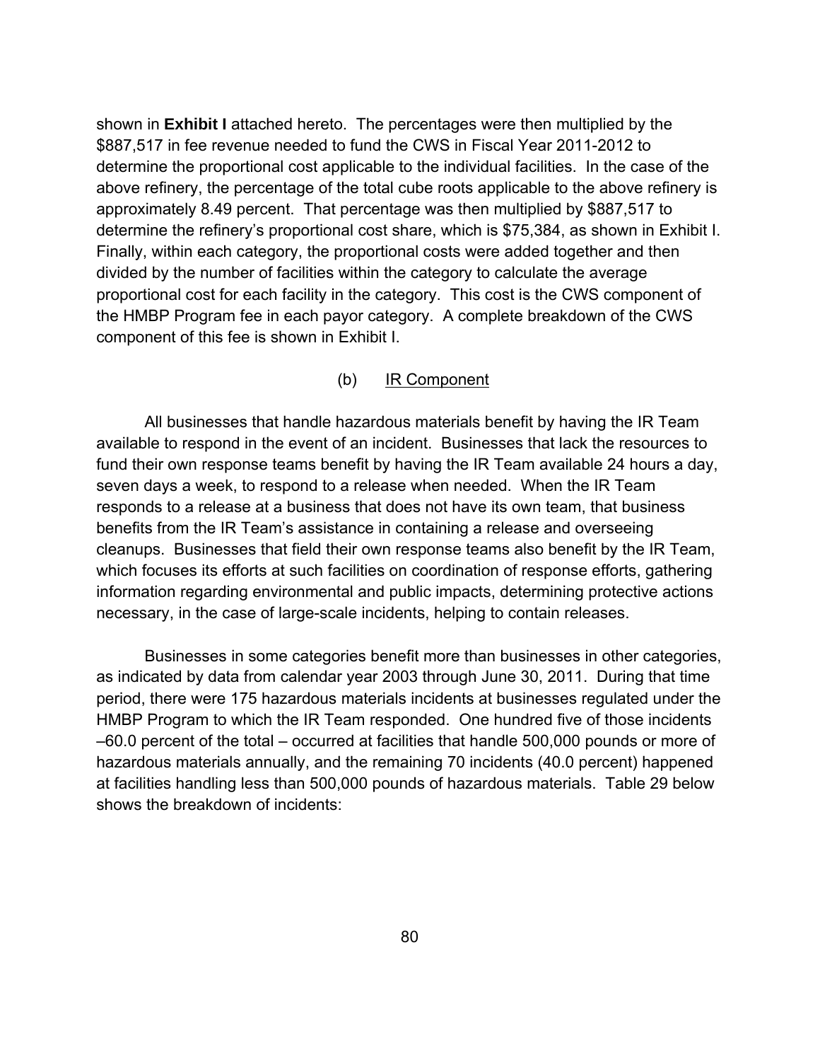shown in **Exhibit I** attached hereto. The percentages were then multiplied by the $887,517 in fee revenue needed to fund the CWS in Fiscal Year 2011-2012 to determine the proportional cost applicable to the individual facilities. In the case of the above refinery, the percentage of the total cube roots applicable to the above refinery is approximately 8.49 percent. That percentage was then multiplied by $887,517 to determine the refinery's proportional cost share, which is $75,384, as shown in Exhibit I. Finally, within each category, the proportional costs were added together and then divided by the number of facilities within the category to calculate the average proportional cost for each facility in the category. This cost is the CWS component of the HMBP Program fee in each payor category. A complete breakdown of the CWS component of this fee is shown in Exhibit I.

(b) <u>IR Component</u>

All businesses that handle hazardous materials benefit by having the IR Team available to respond in the event of an incident. Businesses that lack the resources to fund their own response teams benefit by having the IR Team available 24 hours a day, seven days a week, to respond to a release when needed. When the IR Team responds to a release at a business that does not have its own team, that business benefits from the IR Team's assistance in containing a release and overseeing cleanups. Businesses that field their own response teams also benefit by the IR Team, which focuses its efforts at such facilities on coordination of response efforts, gathering information regarding environmental and public impacts, determining protective actions necessary, in the case of large-scale incidents, helping to contain releases.

Businesses in some categories benefit more than businesses in other categories, as indicated by data from calendar year 2003 through June 30, 2011. During that time period, there were 175 hazardous materials incidents at businesses regulated under the HMBP Program to which the IR Team responded. One hundred five of those incidents –60.0 percent of the total – occurred at facilities that handle 500,000 pounds or more of hazardous materials annually, and the remaining 70 incidents (40.0 percent) happened at facilities handling less than 500,000 pounds of hazardous materials. Table 29 below shows the breakdown of incidents: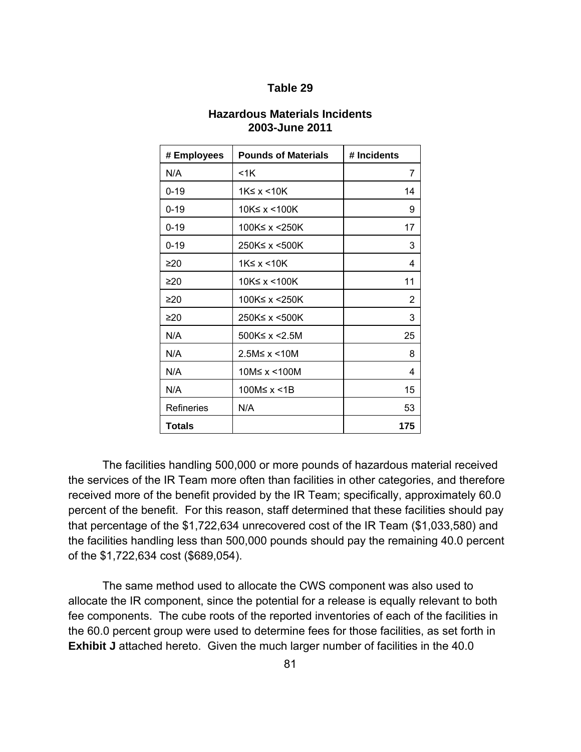**Table 29**

**Hazardous Materials Incidents**
**2003-June 2011**

| # Employees | Pounds of Materials | # Incidents |
|---|---|---|
| N/A | <1K | 7 |
| 0-19 | 1K≤ x <10K | 14 |
| 0-19 | 10K≤ x <100K | 9 |
| 0-19 | 100K≤ x <250K | 17 |
| 0-19 | 250K≤ x <500K | 3 |
| ≥20 | 1K≤ x <10K | 4 |
| ≥20 | 10K≤ x <100K | 11 |
| ≥20 | 100K≤ x <250K | 2 |
| ≥20 | 250K≤ x <500K | 3 |
| N/A | 500K≤ x <2.5M | 25 |
| N/A | 2.5M≤ x <10M | 8 |
| N/A | 10M≤ x <100M | 4 |
| N/A | 100M≤ x <1B | 15 |
| Refineries | N/A | 53 |
| **Totals** | | **175** |

The facilities handling 500,000 or more pounds of hazardous material received the services of the IR Team more often than facilities in other categories, and therefore received more of the benefit provided by the IR Team; specifically, approximately 60.0 percent of the benefit. For this reason, staff determined that these facilities should pay that percentage of the $1,722,634 unrecovered cost of the IR Team ($1,033,580) and the facilities handling less than 500,000 pounds should pay the remaining 40.0 percent of the $1,722,634 cost ($689,054).

The same method used to allocate the CWS component was also used to allocate the IR component, since the potential for a release is equally relevant to both fee components. The cube roots of the reported inventories of each of the facilities in the 60.0 percent group were used to determine fees for those facilities, as set forth in **Exhibit J** attached hereto. Given the much larger number of facilities in the 40.0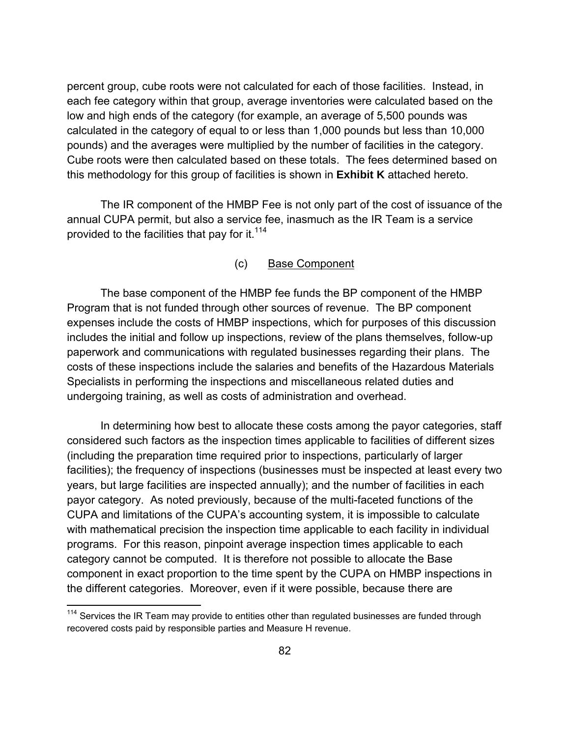percent group, cube roots were not calculated for each of those facilities. Instead, in each fee category within that group, average inventories were calculated based on the low and high ends of the category (for example, an average of 5,500 pounds was calculated in the category of equal to or less than 1,000 pounds but less than 10,000 pounds) and the averages were multiplied by the number of facilities in the category. Cube roots were then calculated based on these totals. The fees determined based on this methodology for this group of facilities is shown in **Exhibit K** attached hereto.

The IR component of the HMBP Fee is not only part of the cost of issuance of the annual CUPA permit, but also a service fee, inasmuch as the IR Team is a service provided to the facilities that pay for it.[114]

### (c) Base Component

The base component of the HMBP fee funds the BP component of the HMBP Program that is not funded through other sources of revenue. The BP component expenses include the costs of HMBP inspections, which for purposes of this discussion includes the initial and follow up inspections, review of the plans themselves, follow-up paperwork and communications with regulated businesses regarding their plans. The costs of these inspections include the salaries and benefits of the Hazardous Materials Specialists in performing the inspections and miscellaneous related duties and undergoing training, as well as costs of administration and overhead.

In determining how best to allocate these costs among the payor categories, staff considered such factors as the inspection times applicable to facilities of different sizes (including the preparation time required prior to inspections, particularly of larger facilities); the frequency of inspections (businesses must be inspected at least every two years, but large facilities are inspected annually); and the number of facilities in each payor category. As noted previously, because of the multi-faceted functions of the CUPA and limitations of the CUPA's accounting system, it is impossible to calculate with mathematical precision the inspection time applicable to each facility in individual programs. For this reason, pinpoint average inspection times applicable to each category cannot be computed. It is therefore not possible to allocate the Base component in exact proportion to the time spent by the CUPA on HMBP inspections in the different categories. Moreover, even if it were possible, because there are

---

[114] Services the IR Team may provide to entities other than regulated businesses are funded through recovered costs paid by responsible parties and Measure H revenue.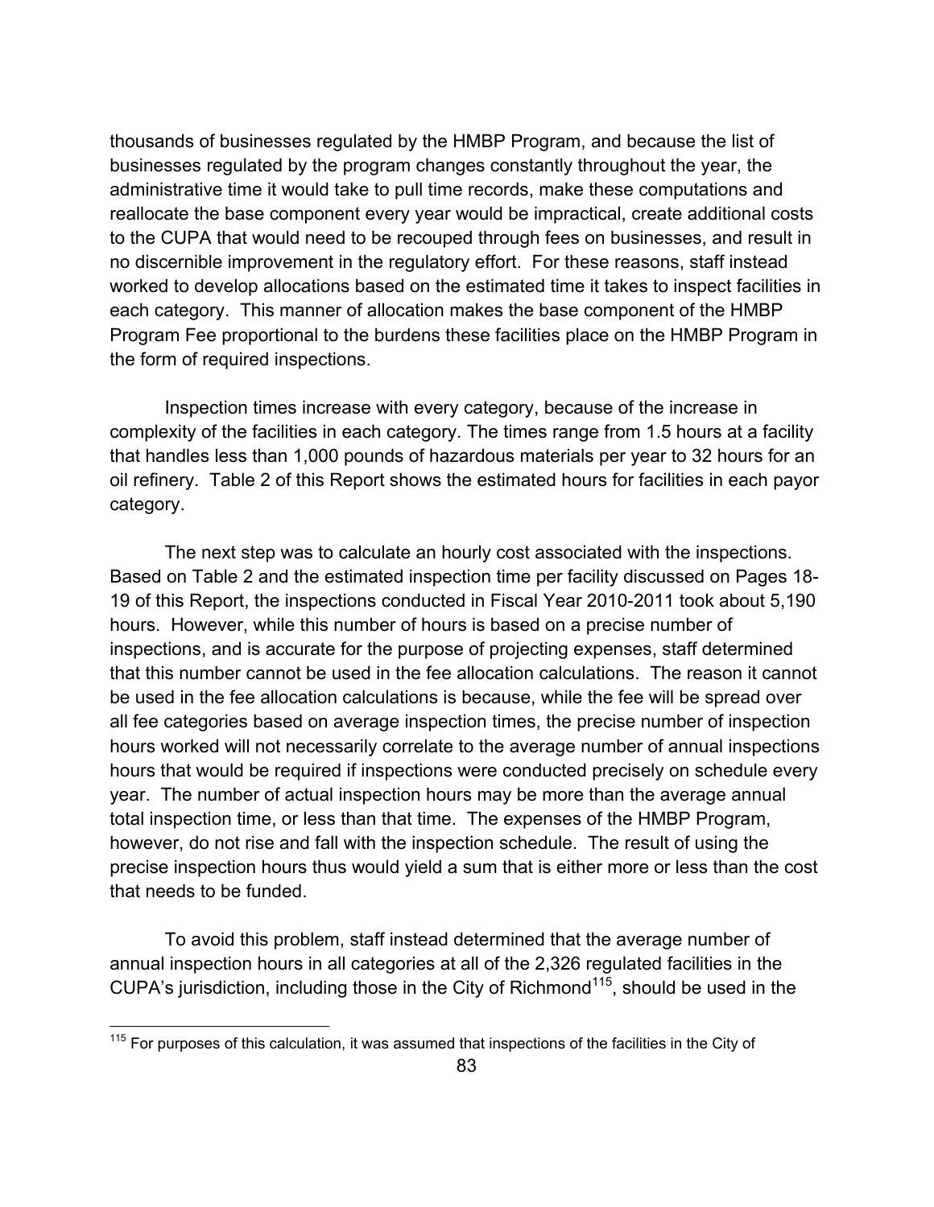thousands of businesses regulated by the HMBP Program, and because the list of businesses regulated by the program changes constantly throughout the year, the administrative time it would take to pull time records, make these computations and reallocate the base component every year would be impractical, create additional costs to the CUPA that would need to be recouped through fees on businesses, and result in no discernible improvement in the regulatory effort. For these reasons, staff instead worked to develop allocations based on the estimated time it takes to inspect facilities in each category. This manner of allocation makes the base component of the HMBP Program Fee proportional to the burdens these facilities place on the HMBP Program in the form of required inspections.

Inspection times increase with every category, because of the increase in complexity of the facilities in each category. The times range from 1.5 hours at a facility that handles less than 1,000 pounds of hazardous materials per year to 32 hours for an oil refinery. Table 2 of this Report shows the estimated hours for facilities in each payor category.

The next step was to calculate an hourly cost associated with the inspections. Based on Table 2 and the estimated inspection time per facility discussed on Pages 18-19 of this Report, the inspections conducted in Fiscal Year 2010-2011 took about 5,190 hours. However, while this number of hours is based on a precise number of inspections, and is accurate for the purpose of projecting expenses, staff determined that this number cannot be used in the fee allocation calculations. The reason it cannot be used in the fee allocation calculations is because, while the fee will be spread over all fee categories based on average inspection times, the precise number of inspection hours worked will not necessarily correlate to the average number of annual inspections hours that would be required if inspections were conducted precisely on schedule every year. The number of actual inspection hours may be more than the average annual total inspection time, or less than that time. The expenses of the HMBP Program, however, do not rise and fall with the inspection schedule. The result of using the precise inspection hours thus would yield a sum that is either more or less than the cost that needs to be funded.

To avoid this problem, staff instead determined that the average number of annual inspection hours in all categories at all of the 2,326 regulated facilities in the CUPA's jurisdiction, including those in the City of Richmond[115], should be used in the

[115] For purposes of this calculation, it was assumed that inspections of the facilities in the City of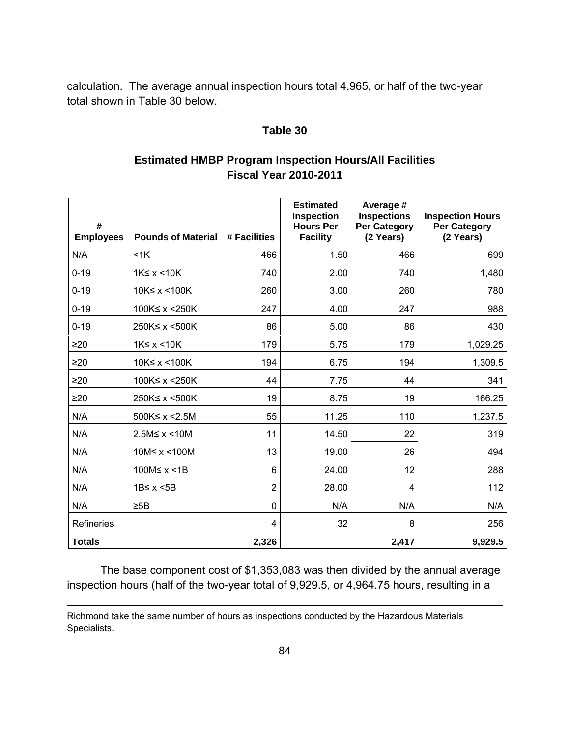calculation. The average annual inspection hours total 4,965, or half of the two-year total shown in Table 30 below.

**Table 30**

**Estimated HMBP Program Inspection Hours/All Facilities**
**Fiscal Year 2010-2011**

| # Employees | Pounds of Material | # Facilities | Estimated Inspection Hours Per Facility | Average # Inspections Per Category (2 Years) | Inspection Hours Per Category (2 Years) |
|---|---|---|---|---|---|
| N/A | <1K | 466 | 1.50 | 466 | 699 |
| 0-19 | 1K≤ x <10K | 740 | 2.00 | 740 | 1,480 |
| 0-19 | 10K≤ x <100K | 260 | 3.00 | 260 | 780 |
| 0-19 | 100K≤ x <250K | 247 | 4.00 | 247 | 988 |
| 0-19 | 250K≤ x <500K | 86 | 5.00 | 86 | 430 |
| ≥20 | 1K≤ x <10K | 179 | 5.75 | 179 | 1,029.25 |
| ≥20 | 10K≤ x <100K | 194 | 6.75 | 194 | 1,309.5 |
| ≥20 | 100K≤ x <250K | 44 | 7.75 | 44 | 341 |
| ≥20 | 250K≤ x <500K | 19 | 8.75 | 19 | 166.25 |
| N/A | 500K≤ x <2.5M | 55 | 11.25 | 110 | 1,237.5 |
| N/A | 2.5M≤ x <10M | 11 | 14.50 | 22 | 319 |
| N/A | 10M≤ x <100M | 13 | 19.00 | 26 | 494 |
| N/A | 100M≤ x <1B | 6 | 24.00 | 12 | 288 |
| N/A | 1B≤ x <5B | 2 | 28.00 | 4 | 112 |
| N/A | ≥5B | 0 | N/A | N/A | N/A |
| Refineries | | 4 | 32 | 8 | 256 |
| **Totals** | | **2,326** | | **2,417** | **9,929.5** |

The base component cost of $1,353,083 was then divided by the annual average inspection hours (half of the two-year total of 9,929.5, or 4,964.75 hours, resulting in a

Richmond take the same number of hours as inspections conducted by the Hazardous Materials Specialists.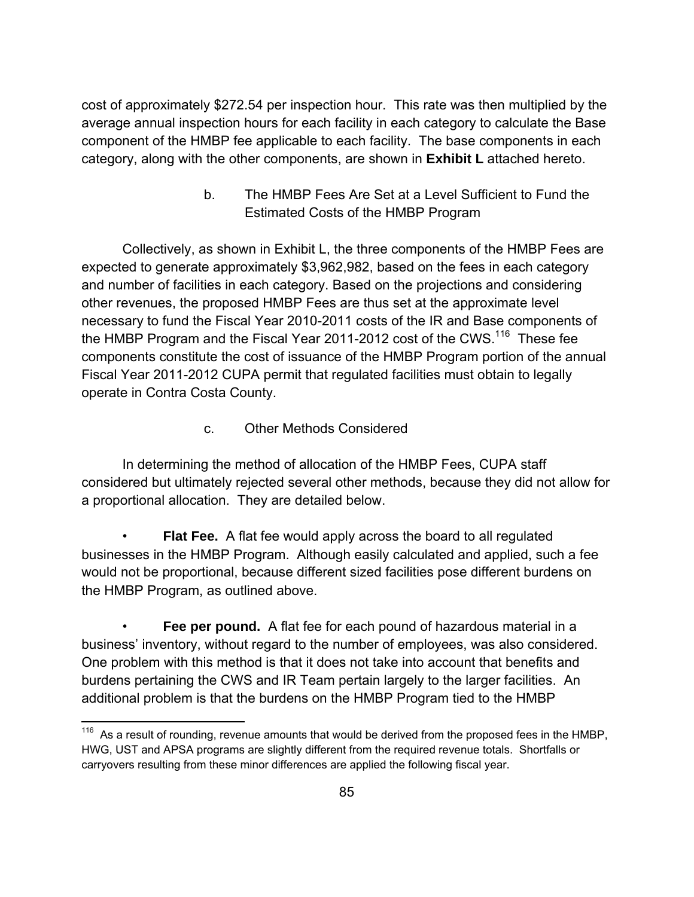cost of approximately $272.54 per inspection hour. This rate was then multiplied by the average annual inspection hours for each facility in each category to calculate the Base component of the HMBP fee applicable to each facility. The base components in each category, along with the other components, are shown in **Exhibit L** attached hereto.

#### b. The HMBP Fees Are Set at a Level Sufficient to Fund the Estimated Costs of the HMBP Program

Collectively, as shown in Exhibit L, the three components of the HMBP Fees are expected to generate approximately $3,962,982, based on the fees in each category and number of facilities in each category. Based on the projections and considering other revenues, the proposed HMBP Fees are thus set at the approximate level necessary to fund the Fiscal Year 2010-2011 costs of the IR and Base components of the HMBP Program and the Fiscal Year 2011-2012 cost of the CWS.[116] These fee components constitute the cost of issuance of the HMBP Program portion of the annual Fiscal Year 2011-2012 CUPA permit that regulated facilities must obtain to legally operate in Contra Costa County.

#### c. Other Methods Considered

In determining the method of allocation of the HMBP Fees, CUPA staff considered but ultimately rejected several other methods, because they did not allow for a proportional allocation. They are detailed below.

- **Flat Fee.** A flat fee would apply across the board to all regulated businesses in the HMBP Program. Although easily calculated and applied, such a fee would not be proportional, because different sized facilities pose different burdens on the HMBP Program, as outlined above.

- **Fee per pound.** A flat fee for each pound of hazardous material in a business' inventory, without regard to the number of employees, was also considered. One problem with this method is that it does not take into account that benefits and burdens pertaining the CWS and IR Team pertain largely to the larger facilities. An additional problem is that the burdens on the HMBP Program tied to the HMBP

---

[116] As a result of rounding, revenue amounts that would be derived from the proposed fees in the HMBP, HWG, UST and APSA programs are slightly different from the required revenue totals. Shortfalls or carryovers resulting from these minor differences are applied the following fiscal year.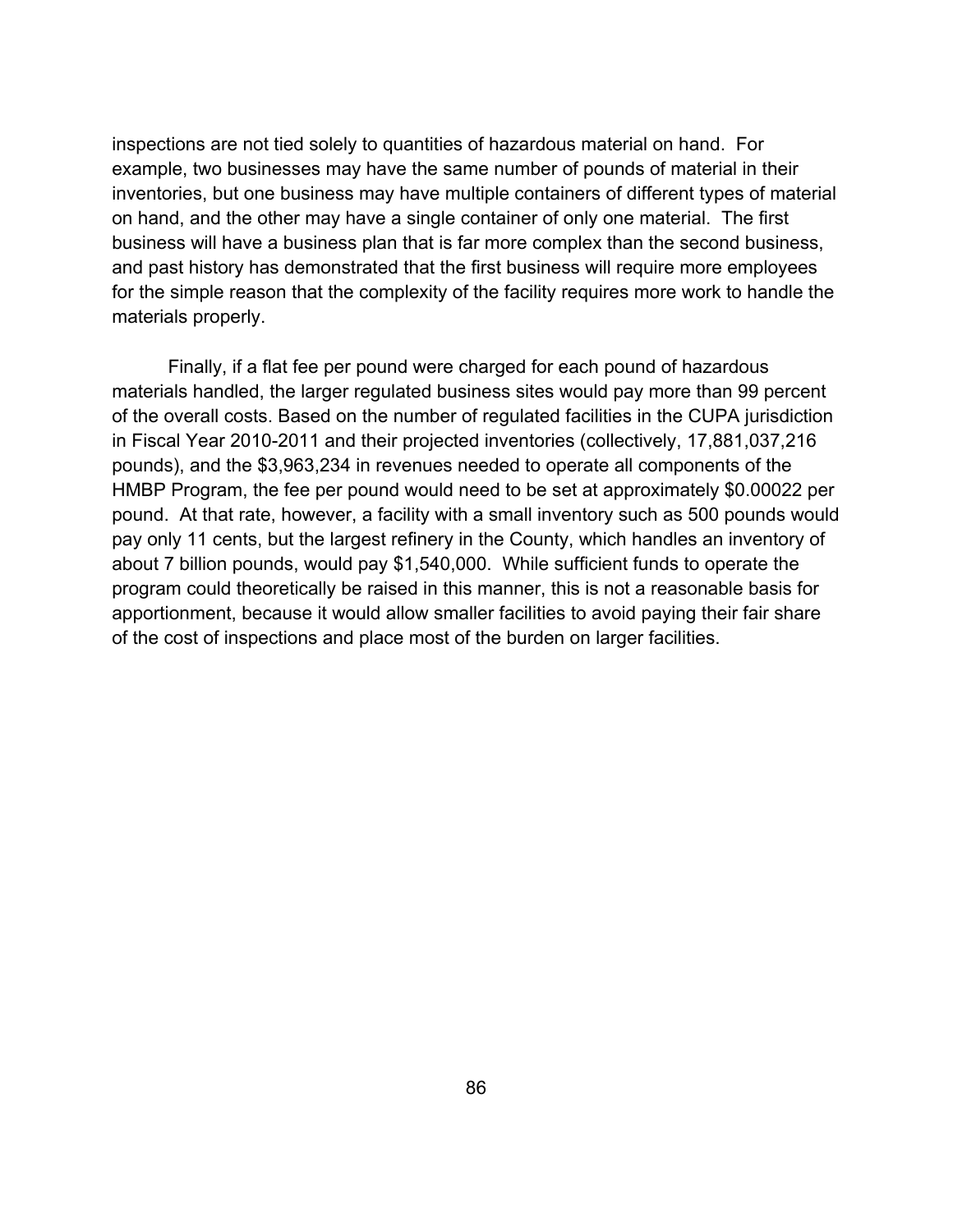inspections are not tied solely to quantities of hazardous material on hand. For example, two businesses may have the same number of pounds of material in their inventories, but one business may have multiple containers of different types of material on hand, and the other may have a single container of only one material. The first business will have a business plan that is far more complex than the second business, and past history has demonstrated that the first business will require more employees for the simple reason that the complexity of the facility requires more work to handle the materials properly.

Finally, if a flat fee per pound were charged for each pound of hazardous materials handled, the larger regulated business sites would pay more than 99 percent of the overall costs. Based on the number of regulated facilities in the CUPA jurisdiction in Fiscal Year 2010-2011 and their projected inventories (collectively, 17,881,037,216 pounds), and the $3,963,234 in revenues needed to operate all components of the HMBP Program, the fee per pound would need to be set at approximately $0.00022 per pound. At that rate, however, a facility with a small inventory such as 500 pounds would pay only 11 cents, but the largest refinery in the County, which handles an inventory of about 7 billion pounds, would pay $1,540,000. While sufficient funds to operate the program could theoretically be raised in this manner, this is not a reasonable basis for apportionment, because it would allow smaller facilities to avoid paying their fair share of the cost of inspections and place most of the burden on larger facilities.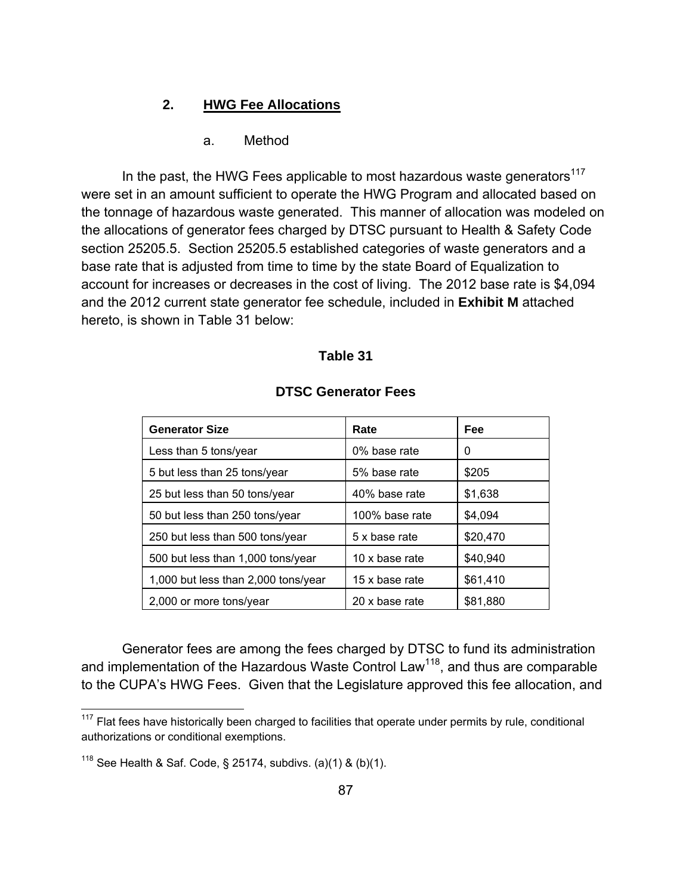### 2. HWG Fee Allocations

a. Method

In the past, the HWG Fees applicable to most hazardous waste generators[117] were set in an amount sufficient to operate the HWG Program and allocated based on the tonnage of hazardous waste generated. This manner of allocation was modeled on the allocations of generator fees charged by DTSC pursuant to Health & Safety Code section 25205.5. Section 25205.5 established categories of waste generators and a base rate that is adjusted from time to time by the state Board of Equalization to account for increases or decreases in the cost of living. The 2012 base rate is $4,094 and the 2012 current state generator fee schedule, included in **Exhibit M** attached hereto, is shown in Table 31 below:

**Table 31**

**DTSC Generator Fees**

| Generator Size | Rate | Fee |
|---|---|---|
| Less than 5 tons/year | 0% base rate | 0 |
| 5 but less than 25 tons/year | 5% base rate | $205 |
| 25 but less than 50 tons/year | 40% base rate | $1,638 |
| 50 but less than 250 tons/year | 100% base rate | $4,094 |
| 250 but less than 500 tons/year | 5 x base rate | $20,470 |
| 500 but less than 1,000 tons/year | 10 x base rate | $40,940 |
| 1,000 but less than 2,000 tons/year | 15 x base rate | $61,410 |
| 2,000 or more tons/year | 20 x base rate | $81,880 |

Generator fees are among the fees charged by DTSC to fund its administration and implementation of the Hazardous Waste Control Law[118], and thus are comparable to the CUPA's HWG Fees. Given that the Legislature approved this fee allocation, and

[117] Flat fees have historically been charged to facilities that operate under permits by rule, conditional authorizations or conditional exemptions.

[118] See Health & Saf. Code, § 25174, subdivs. (a)(1) & (b)(1).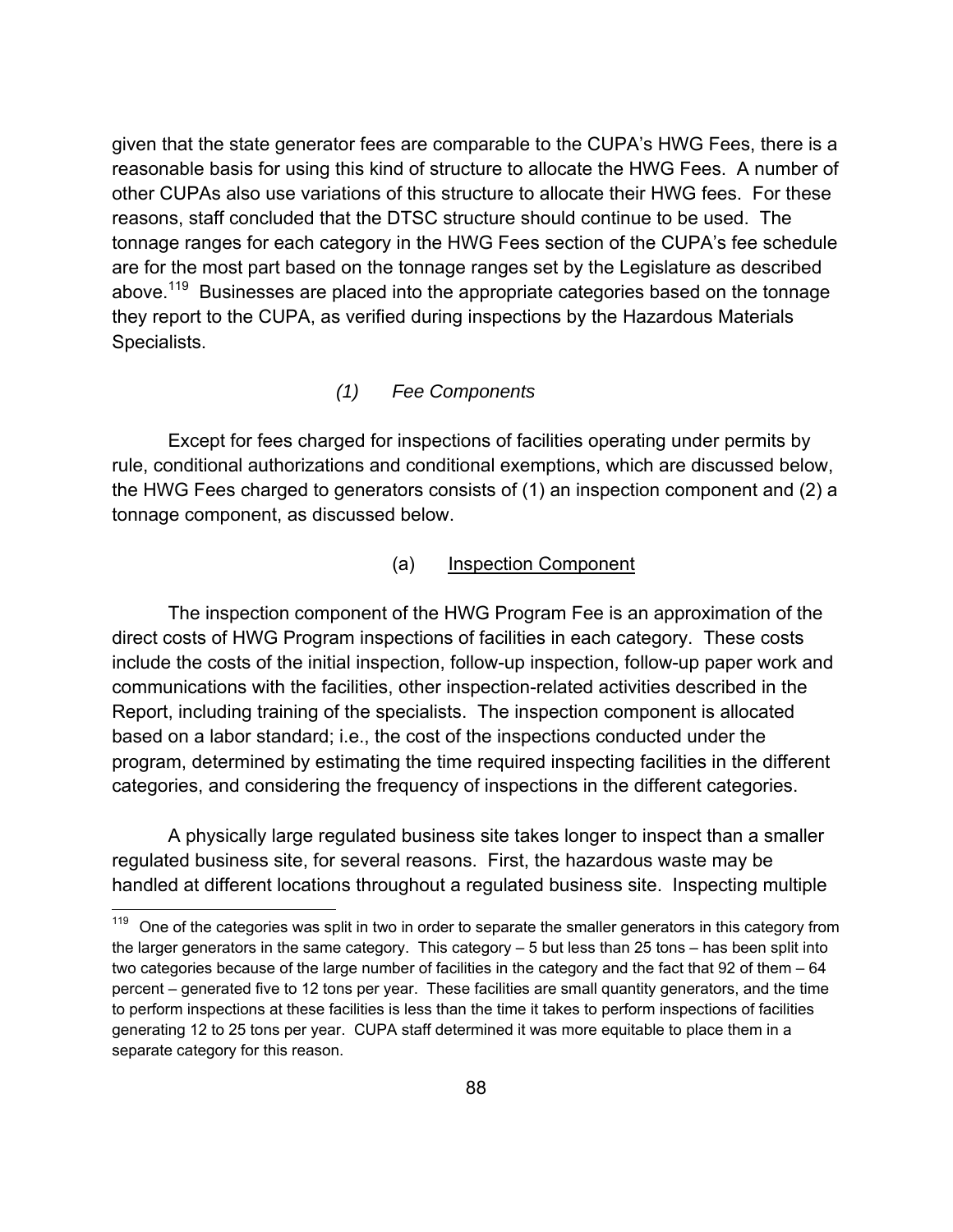given that the state generator fees are comparable to the CUPA's HWG Fees, there is a reasonable basis for using this kind of structure to allocate the HWG Fees. A number of other CUPAs also use variations of this structure to allocate their HWG fees. For these reasons, staff concluded that the DTSC structure should continue to be used. The tonnage ranges for each category in the HWG Fees section of the CUPA's fee schedule are for the most part based on the tonnage ranges set by the Legislature as described above.[119] Businesses are placed into the appropriate categories based on the tonnage they report to the CUPA, as verified during inspections by the Hazardous Materials Specialists.

*(1) Fee Components*

Except for fees charged for inspections of facilities operating under permits by rule, conditional authorizations and conditional exemptions, which are discussed below, the HWG Fees charged to generators consists of (1) an inspection component and (2) a tonnage component, as discussed below.

(a) <u>Inspection Component</u>

The inspection component of the HWG Program Fee is an approximation of the direct costs of HWG Program inspections of facilities in each category. These costs include the costs of the initial inspection, follow-up inspection, follow-up paper work and communications with the facilities, other inspection-related activities described in the Report, including training of the specialists. The inspection component is allocated based on a labor standard; i.e., the cost of the inspections conducted under the program, determined by estimating the time required inspecting facilities in the different categories, and considering the frequency of inspections in the different categories.

A physically large regulated business site takes longer to inspect than a smaller regulated business site, for several reasons. First, the hazardous waste may be handled at different locations throughout a regulated business site. Inspecting multiple

---

[119] One of the categories was split in two in order to separate the smaller generators in this category from the larger generators in the same category. This category – 5 but less than 25 tons – has been split into two categories because of the large number of facilities in the category and the fact that 92 of them – 64 percent – generated five to 12 tons per year. These facilities are small quantity generators, and the time to perform inspections at these facilities is less than the time it takes to perform inspections of facilities generating 12 to 25 tons per year. CUPA staff determined it was more equitable to place them in a separate category for this reason.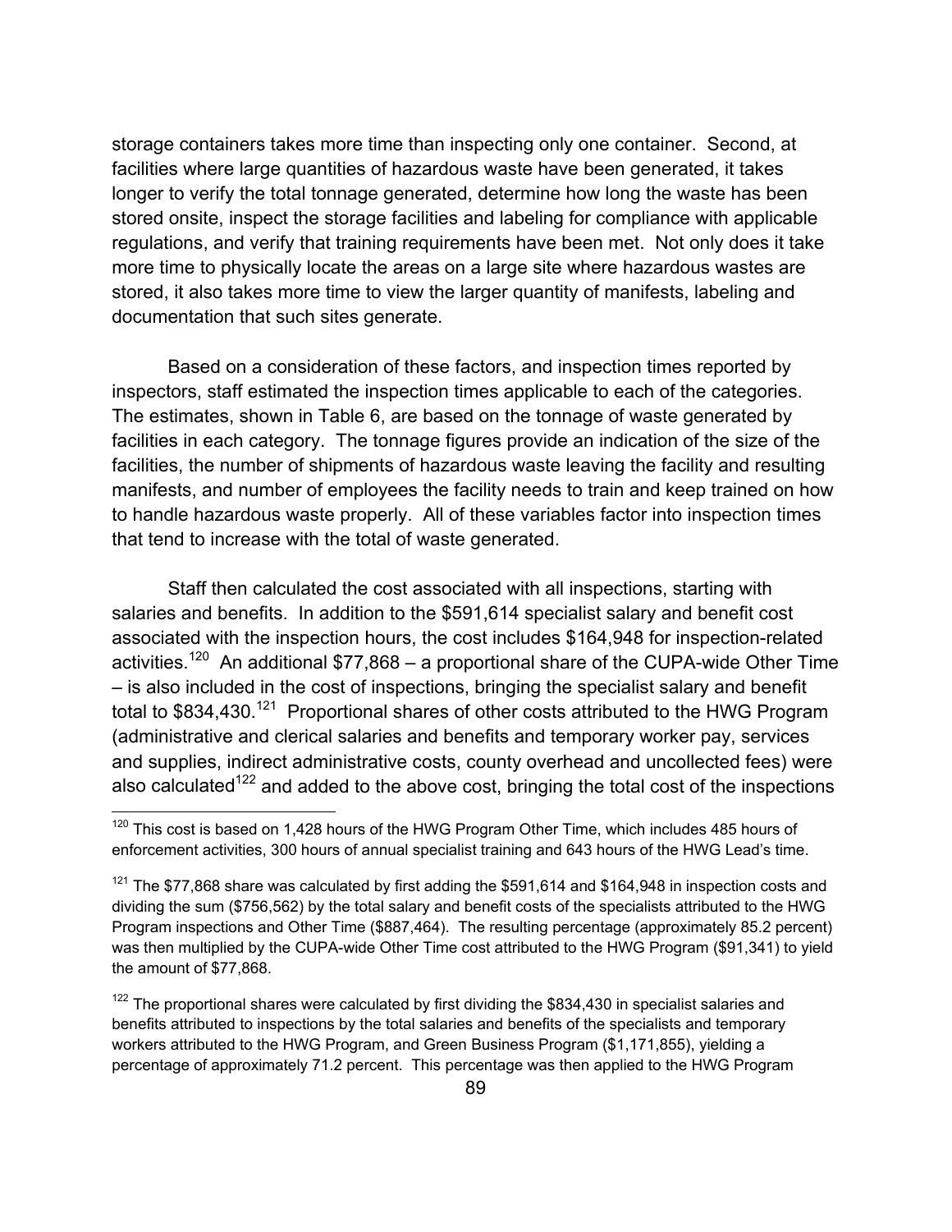storage containers takes more time than inspecting only one container. Second, at facilities where large quantities of hazardous waste have been generated, it takes longer to verify the total tonnage generated, determine how long the waste has been stored onsite, inspect the storage facilities and labeling for compliance with applicable regulations, and verify that training requirements have been met. Not only does it take more time to physically locate the areas on a large site where hazardous wastes are stored, it also takes more time to view the larger quantity of manifests, labeling and documentation that such sites generate.

Based on a consideration of these factors, and inspection times reported by inspectors, staff estimated the inspection times applicable to each of the categories. The estimates, shown in Table 6, are based on the tonnage of waste generated by facilities in each category. The tonnage figures provide an indication of the size of the facilities, the number of shipments of hazardous waste leaving the facility and resulting manifests, and number of employees the facility needs to train and keep trained on how to handle hazardous waste properly. All of these variables factor into inspection times that tend to increase with the total of waste generated.

Staff then calculated the cost associated with all inspections, starting with salaries and benefits. In addition to the $591,614 specialist salary and benefit cost associated with the inspection hours, the cost includes $164,948 for inspection-related activities.[120] An additional $77,868 – a proportional share of the CUPA-wide Other Time – is also included in the cost of inspections, bringing the specialist salary and benefit total to $834,430.[121] Proportional shares of other costs attributed to the HWG Program (administrative and clerical salaries and benefits and temporary worker pay, services and supplies, indirect administrative costs, county overhead and uncollected fees) were also calculated[122] and added to the above cost, bringing the total cost of the inspections

---

[120] This cost is based on 1,428 hours of the HWG Program Other Time, which includes 485 hours of enforcement activities, 300 hours of annual specialist training and 643 hours of the HWG Lead's time.

[121] The $77,868 share was calculated by first adding the $591,614 and $164,948 in inspection costs and dividing the sum ($756,562) by the total salary and benefit costs of the specialists attributed to the HWG Program inspections and Other Time ($887,464). The resulting percentage (approximately 85.2 percent) was then multiplied by the CUPA-wide Other Time cost attributed to the HWG Program ($91,341) to yield the amount of $77,868.

[122] The proportional shares were calculated by first dividing the $834,430 in specialist salaries and benefits attributed to inspections by the total salaries and benefits of the specialists and temporary workers attributed to the HWG Program, and Green Business Program ($1,171,855), yielding a percentage of approximately 71.2 percent. This percentage was then applied to the HWG Program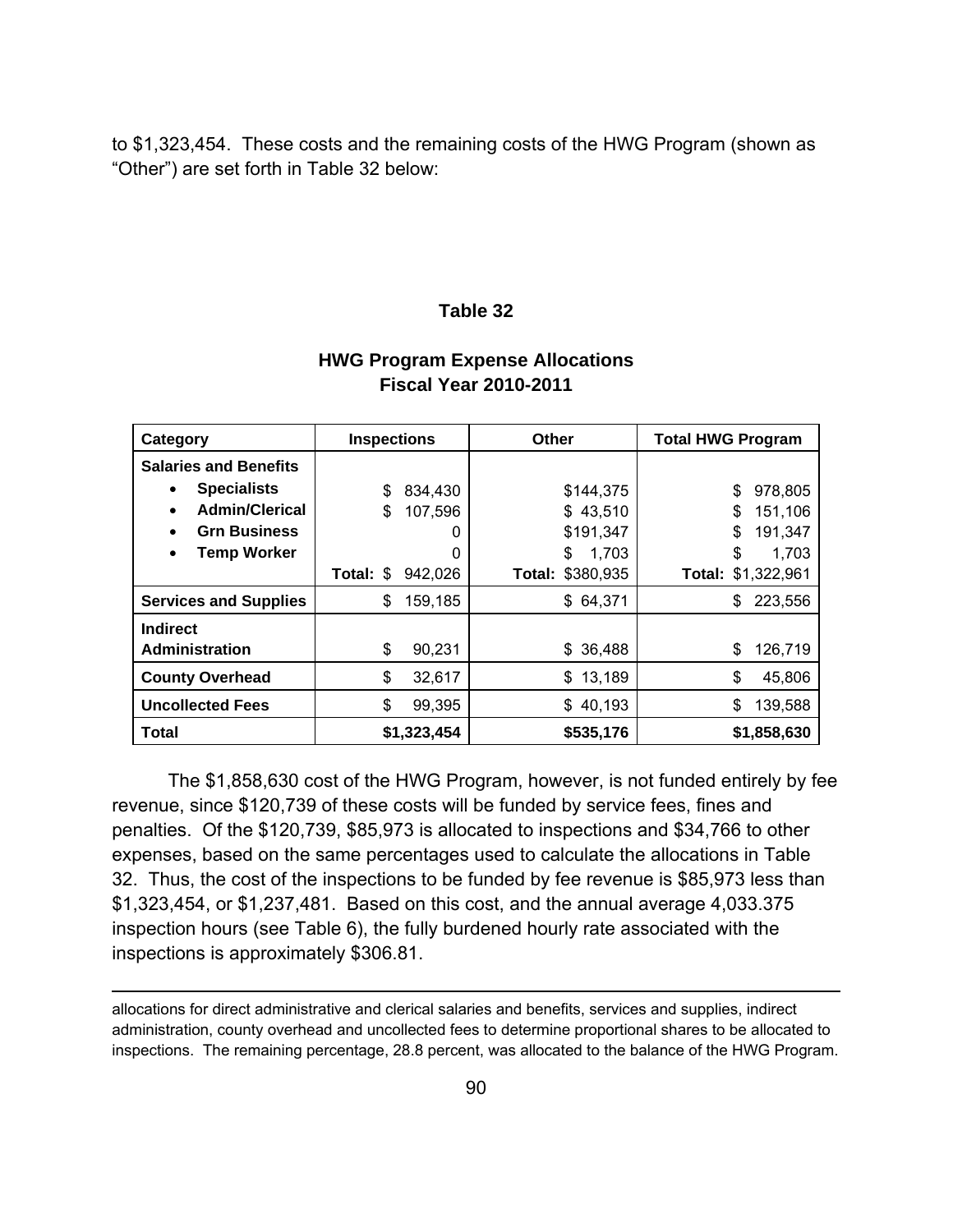to $1,323,454. These costs and the remaining costs of the HWG Program (shown as "Other") are set forth in Table 32 below:

**Table 32**

**HWG Program Expense Allocations**
**Fiscal Year 2010-2011**

| Category | Inspections | Other | Total HWG Program |
|---|---|---|---|
| **Salaries and Benefits** | | | |
| • **Specialists** | $ 834,430 | $144,375 | $ 978,805 |
| • **Admin/Clerical** | $ 107,596 | $ 43,510 | $ 151,106 |
| • **Grn Business** | 0 | $191,347 | $ 191,347 |
| • **Temp Worker** | 0 | $ 1,703 | $ 1,703 |
| | **Total:** $ 942,026 | **Total:** $380,935 | **Total:** $1,322,961 |
| **Services and Supplies** | $ 159,185 | $ 64,371 | $ 223,556 |
| **Indirect Administration** | $ 90,231 | $ 36,488 | $ 126,719 |
| **County Overhead** | $ 32,617 | $ 13,189 | $ 45,806 |
| **Uncollected Fees** | $ 99,395 | $ 40,193 | $ 139,588 |
| **Total** | **$1,323,454** | **$535,176** | **$1,858,630** |

The $1,858,630 cost of the HWG Program, however, is not funded entirely by fee revenue, since $120,739 of these costs will be funded by service fees, fines and penalties. Of the $120,739, $85,973 is allocated to inspections and $34,766 to other expenses, based on the same percentages used to calculate the allocations in Table 32. Thus, the cost of the inspections to be funded by fee revenue is $85,973 less than $1,323,454, or $1,237,481. Based on this cost, and the annual average 4,033.375 inspection hours (see Table 6), the fully burdened hourly rate associated with the inspections is approximately $306.81.

---

allocations for direct administrative and clerical salaries and benefits, services and supplies, indirect administration, county overhead and uncollected fees to determine proportional shares to be allocated to inspections. The remaining percentage, 28.8 percent, was allocated to the balance of the HWG Program.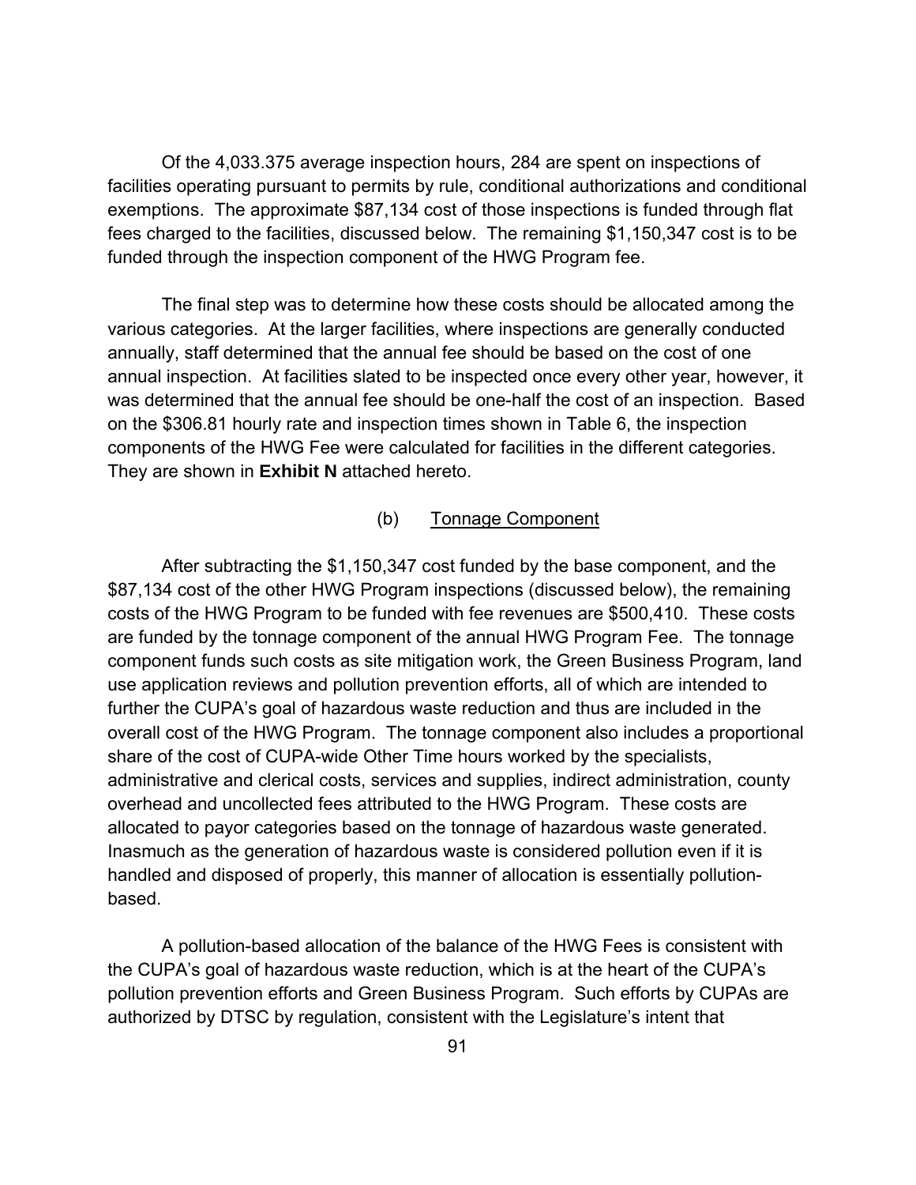Of the 4,033.375 average inspection hours, 284 are spent on inspections of facilities operating pursuant to permits by rule, conditional authorizations and conditional exemptions. The approximate $87,134 cost of those inspections is funded through flat fees charged to the facilities, discussed below. The remaining $1,150,347 cost is to be funded through the inspection component of the HWG Program fee.

The final step was to determine how these costs should be allocated among the various categories. At the larger facilities, where inspections are generally conducted annually, staff determined that the annual fee should be based on the cost of one annual inspection. At facilities slated to be inspected once every other year, however, it was determined that the annual fee should be one-half the cost of an inspection. Based on the $306.81 hourly rate and inspection times shown in Table 6, the inspection components of the HWG Fee were calculated for facilities in the different categories. They are shown in **Exhibit N** attached hereto.

(b) Tonnage Component

After subtracting the $1,150,347 cost funded by the base component, and the $87,134 cost of the other HWG Program inspections (discussed below), the remaining costs of the HWG Program to be funded with fee revenues are $500,410. These costs are funded by the tonnage component of the annual HWG Program Fee. The tonnage component funds such costs as site mitigation work, the Green Business Program, land use application reviews and pollution prevention efforts, all of which are intended to further the CUPA's goal of hazardous waste reduction and thus are included in the overall cost of the HWG Program. The tonnage component also includes a proportional share of the cost of CUPA-wide Other Time hours worked by the specialists, administrative and clerical costs, services and supplies, indirect administration, county overhead and uncollected fees attributed to the HWG Program. These costs are allocated to payor categories based on the tonnage of hazardous waste generated. Inasmuch as the generation of hazardous waste is considered pollution even if it is handled and disposed of properly, this manner of allocation is essentially pollution-based.

A pollution-based allocation of the balance of the HWG Fees is consistent with the CUPA's goal of hazardous waste reduction, which is at the heart of the CUPA's pollution prevention efforts and Green Business Program. Such efforts by CUPAs are authorized by DTSC by regulation, consistent with the Legislature's intent that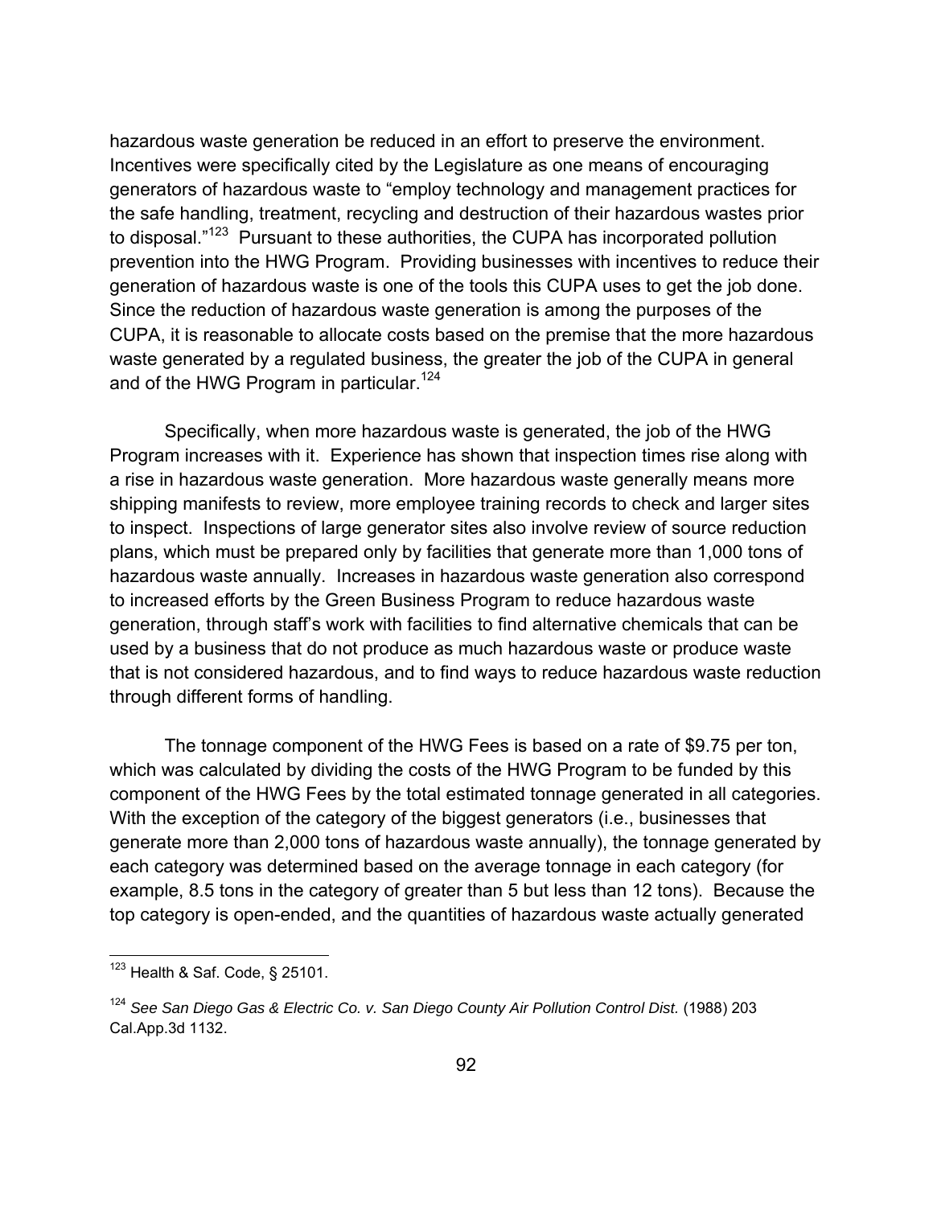hazardous waste generation be reduced in an effort to preserve the environment. Incentives were specifically cited by the Legislature as one means of encouraging generators of hazardous waste to "employ technology and management practices for the safe handling, treatment, recycling and destruction of their hazardous wastes prior to disposal."[123] Pursuant to these authorities, the CUPA has incorporated pollution prevention into the HWG Program. Providing businesses with incentives to reduce their generation of hazardous waste is one of the tools this CUPA uses to get the job done. Since the reduction of hazardous waste generation is among the purposes of the CUPA, it is reasonable to allocate costs based on the premise that the more hazardous waste generated by a regulated business, the greater the job of the CUPA in general and of the HWG Program in particular.[124]

Specifically, when more hazardous waste is generated, the job of the HWG Program increases with it. Experience has shown that inspection times rise along with a rise in hazardous waste generation. More hazardous waste generally means more shipping manifests to review, more employee training records to check and larger sites to inspect. Inspections of large generator sites also involve review of source reduction plans, which must be prepared only by facilities that generate more than 1,000 tons of hazardous waste annually. Increases in hazardous waste generation also correspond to increased efforts by the Green Business Program to reduce hazardous waste generation, through staff's work with facilities to find alternative chemicals that can be used by a business that do not produce as much hazardous waste or produce waste that is not considered hazardous, and to find ways to reduce hazardous waste reduction through different forms of handling.

The tonnage component of the HWG Fees is based on a rate of $9.75 per ton, which was calculated by dividing the costs of the HWG Program to be funded by this component of the HWG Fees by the total estimated tonnage generated in all categories. With the exception of the category of the biggest generators (i.e., businesses that generate more than 2,000 tons of hazardous waste annually), the tonnage generated by each category was determined based on the average tonnage in each category (for example, 8.5 tons in the category of greater than 5 but less than 12 tons). Because the top category is open-ended, and the quantities of hazardous waste actually generated

---

[123] Health & Saf. Code, § 25101.

[124] *See San Diego Gas & Electric Co. v. San Diego County Air Pollution Control Dist.* (1988) 203 Cal.App.3d 1132.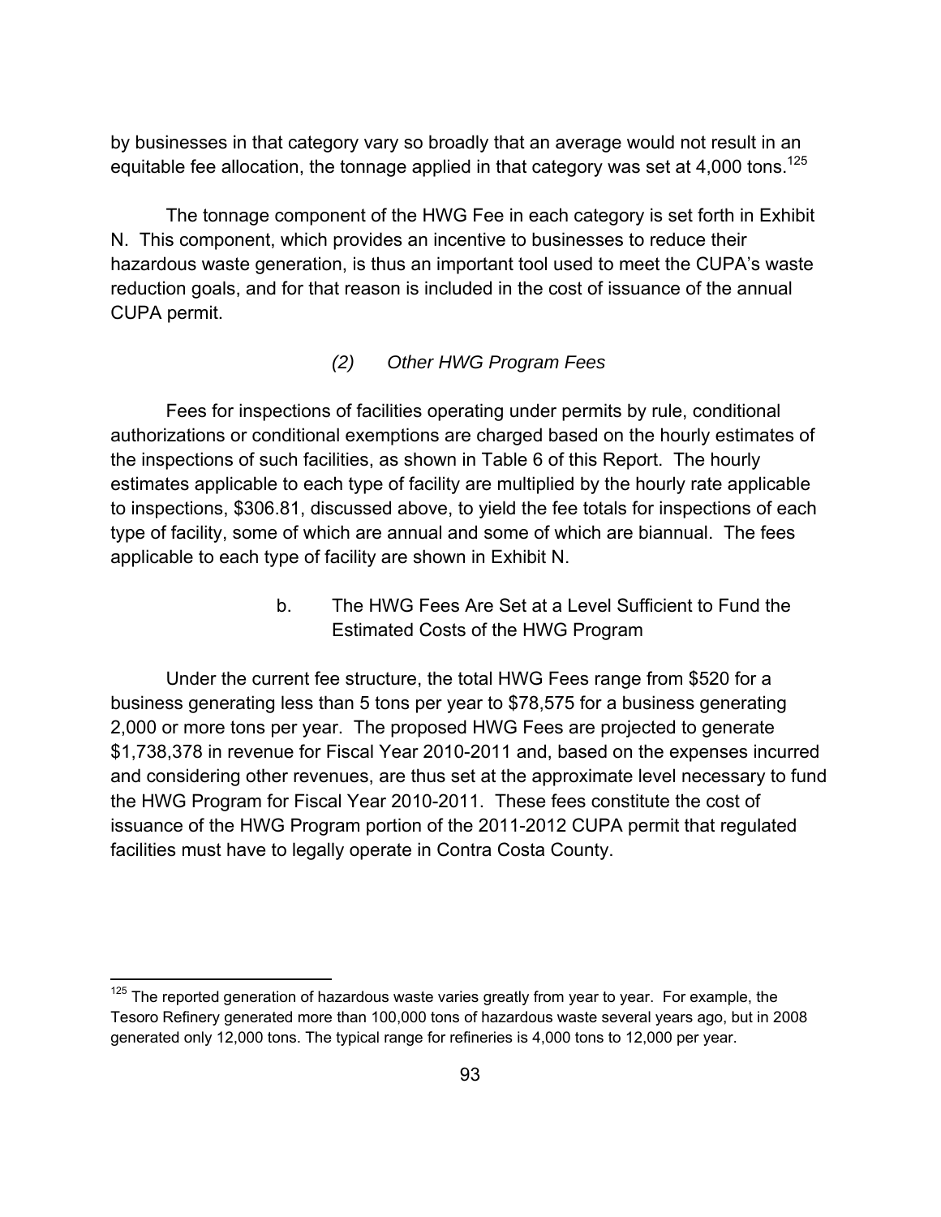by businesses in that category vary so broadly that an average would not result in an equitable fee allocation, the tonnage applied in that category was set at 4,000 tons.[125]

The tonnage component of the HWG Fee in each category is set forth in Exhibit N. This component, which provides an incentive to businesses to reduce their hazardous waste generation, is thus an important tool used to meet the CUPA's waste reduction goals, and for that reason is included in the cost of issuance of the annual CUPA permit.

*(2) Other HWG Program Fees*

Fees for inspections of facilities operating under permits by rule, conditional authorizations or conditional exemptions are charged based on the hourly estimates of the inspections of such facilities, as shown in Table 6 of this Report. The hourly estimates applicable to each type of facility are multiplied by the hourly rate applicable to inspections, $306.81, discussed above, to yield the fee totals for inspections of each type of facility, some of which are annual and some of which are biannual. The fees applicable to each type of facility are shown in Exhibit N.

b. The HWG Fees Are Set at a Level Sufficient to Fund the Estimated Costs of the HWG Program

Under the current fee structure, the total HWG Fees range from $520 for a business generating less than 5 tons per year to $78,575 for a business generating 2,000 or more tons per year. The proposed HWG Fees are projected to generate $1,738,378 in revenue for Fiscal Year 2010-2011 and, based on the expenses incurred and considering other revenues, are thus set at the approximate level necessary to fund the HWG Program for Fiscal Year 2010-2011. These fees constitute the cost of issuance of the HWG Program portion of the 2011-2012 CUPA permit that regulated facilities must have to legally operate in Contra Costa County.

---

[125] The reported generation of hazardous waste varies greatly from year to year. For example, the Tesoro Refinery generated more than 100,000 tons of hazardous waste several years ago, but in 2008 generated only 12,000 tons. The typical range for refineries is 4,000 tons to 12,000 per year.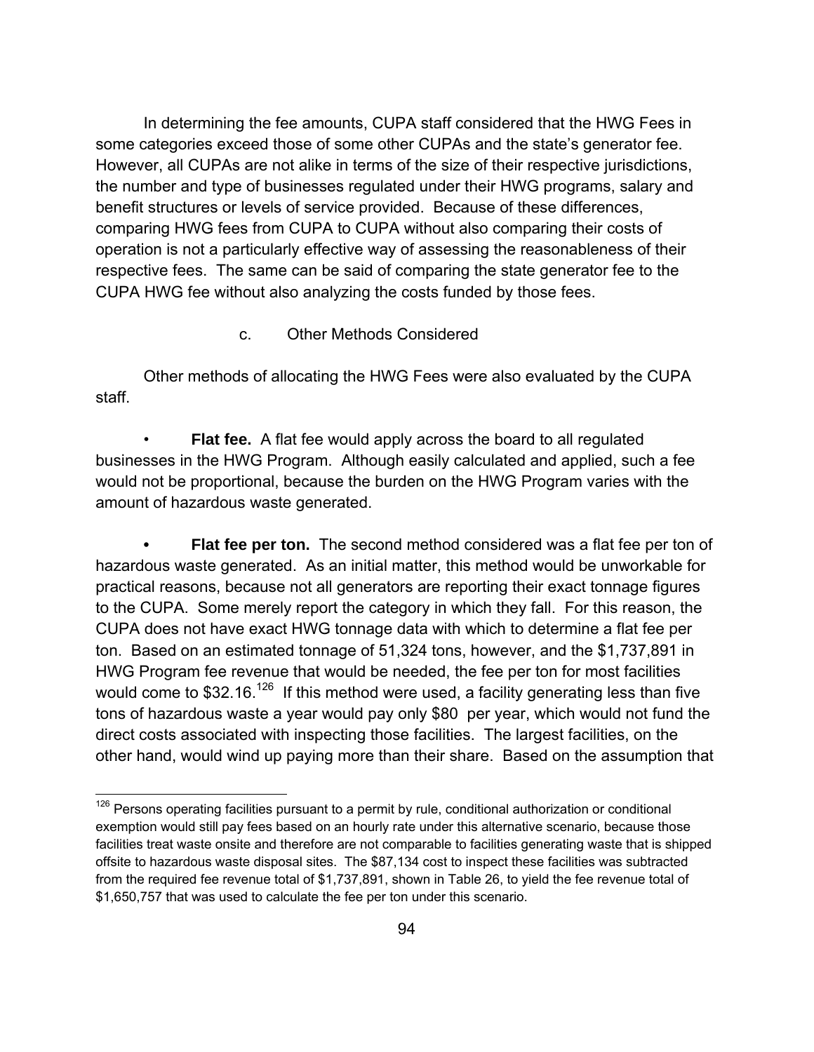In determining the fee amounts, CUPA staff considered that the HWG Fees in some categories exceed those of some other CUPAs and the state's generator fee. However, all CUPAs are not alike in terms of the size of their respective jurisdictions, the number and type of businesses regulated under their HWG programs, salary and benefit structures or levels of service provided. Because of these differences, comparing HWG fees from CUPA to CUPA without also comparing their costs of operation is not a particularly effective way of assessing the reasonableness of their respective fees. The same can be said of comparing the state generator fee to the CUPA HWG fee without also analyzing the costs funded by those fees.

c. Other Methods Considered

Other methods of allocating the HWG Fees were also evaluated by the CUPA staff.

- **Flat fee.** A flat fee would apply across the board to all regulated businesses in the HWG Program. Although easily calculated and applied, such a fee would not be proportional, because the burden on the HWG Program varies with the amount of hazardous waste generated.

- **Flat fee per ton.** The second method considered was a flat fee per ton of hazardous waste generated. As an initial matter, this method would be unworkable for practical reasons, because not all generators are reporting their exact tonnage figures to the CUPA. Some merely report the category in which they fall. For this reason, the CUPA does not have exact HWG tonnage data with which to determine a flat fee per ton. Based on an estimated tonnage of 51,324 tons, however, and the $1,737,891 in HWG Program fee revenue that would be needed, the fee per ton for most facilities would come to $32.16.[126] If this method were used, a facility generating less than five tons of hazardous waste a year would pay only $80 per year, which would not fund the direct costs associated with inspecting those facilities. The largest facilities, on the other hand, would wind up paying more than their share. Based on the assumption that

---

[126] Persons operating facilities pursuant to a permit by rule, conditional authorization or conditional exemption would still pay fees based on an hourly rate under this alternative scenario, because those facilities treat waste onsite and therefore are not comparable to facilities generating waste that is shipped offsite to hazardous waste disposal sites. The $87,134 cost to inspect these facilities was subtracted from the required fee revenue total of $1,737,891, shown in Table 26, to yield the fee revenue total of $1,650,757 that was used to calculate the fee per ton under this scenario.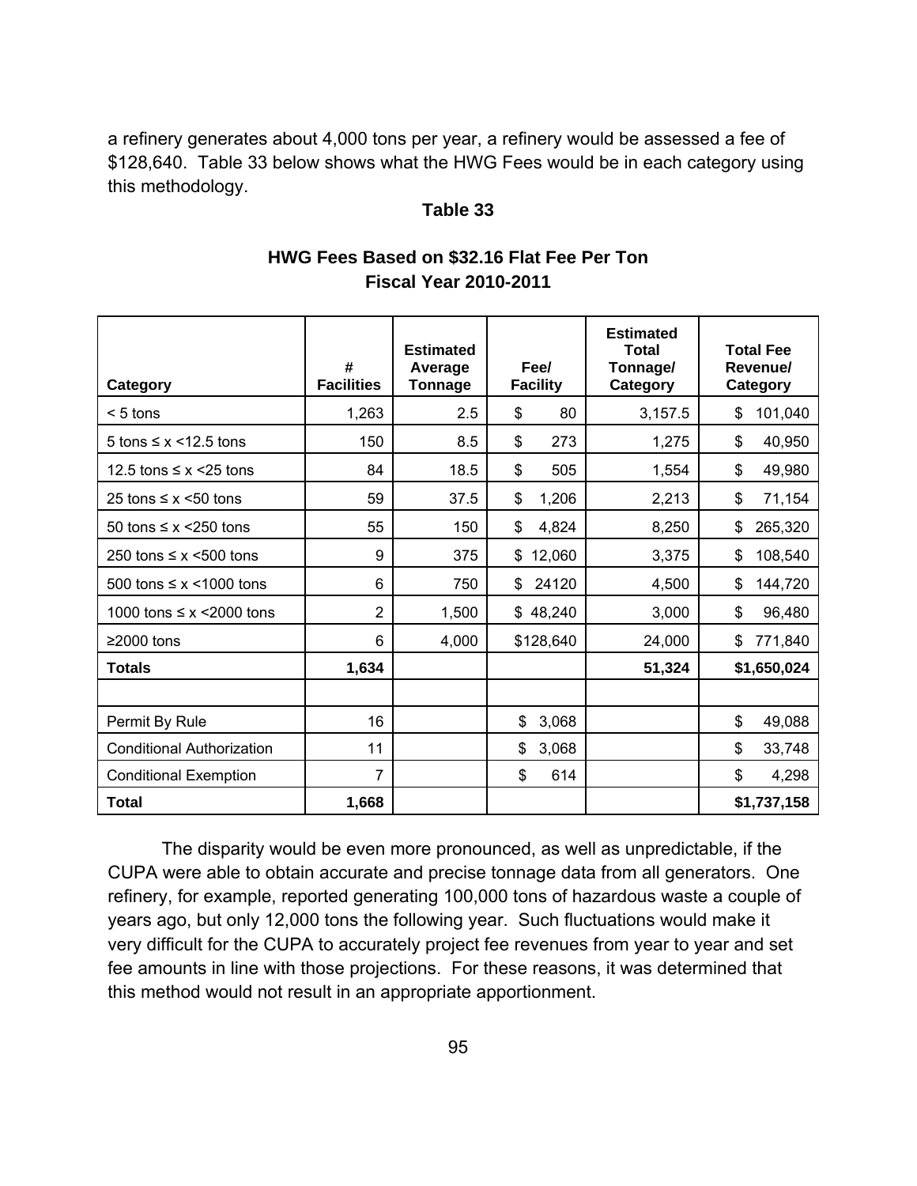a refinery generates about 4,000 tons per year, a refinery would be assessed a fee of $128,640. Table 33 below shows what the HWG Fees would be in each category using this methodology.

**Table 33**

**HWG Fees Based on $32.16 Flat Fee Per Ton**
**Fiscal Year 2010-2011**

| Category | # Facilities | Estimated Average Tonnage | Fee/ Facility | Estimated Total Tonnage/ Category | Total Fee Revenue/ Category |
|---|---|---|---|---|---|
| < 5 tons | 1,263 | 2.5 | $ 80 | 3,157.5 | $ 101,040 |
| 5 tons ≤ x <12.5 tons | 150 | 8.5 | $ 273 | 1,275 | $ 40,950 |
| 12.5 tons ≤ x <25 tons | 84 | 18.5 | $ 505 | 1,554 | $ 49,980 |
| 25 tons ≤ x <50 tons | 59 | 37.5 | $ 1,206 | 2,213 | $ 71,154 |
| 50 tons ≤ x <250 tons | 55 | 150 | $ 4,824 | 8,250 | $ 265,320 |
| 250 tons ≤ x <500 tons | 9 | 375 | $ 12,060 | 3,375 | $ 108,540 |
| 500 tons ≤ x <1000 tons | 6 | 750 | $ 24120 | 4,500 | $ 144,720 |
| 1000 tons ≤ x <2000 tons | 2 | 1,500 | $ 48,240 | 3,000 | $ 96,480 |
| ≥2000 tons | 6 | 4,000 | $128,640 | 24,000 | $ 771,840 |
| **Totals** | **1,634** | | | **51,324** | **$1,650,024** |
| | | | | | |
| Permit By Rule | 16 | | $ 3,068 | | $ 49,088 |
| Conditional Authorization | 11 | | $ 3,068 | | $ 33,748 |
| Conditional Exemption | 7 | | $ 614 | | $ 4,298 |
| **Total** | **1,668** | | | | **$1,737,158** |

The disparity would be even more pronounced, as well as unpredictable, if the CUPA were able to obtain accurate and precise tonnage data from all generators. One refinery, for example, reported generating 100,000 tons of hazardous waste a couple of years ago, but only 12,000 tons the following year. Such fluctuations would make it very difficult for the CUPA to accurately project fee revenues from year to year and set fee amounts in line with those projections. For these reasons, it was determined that this method would not result in an appropriate apportionment.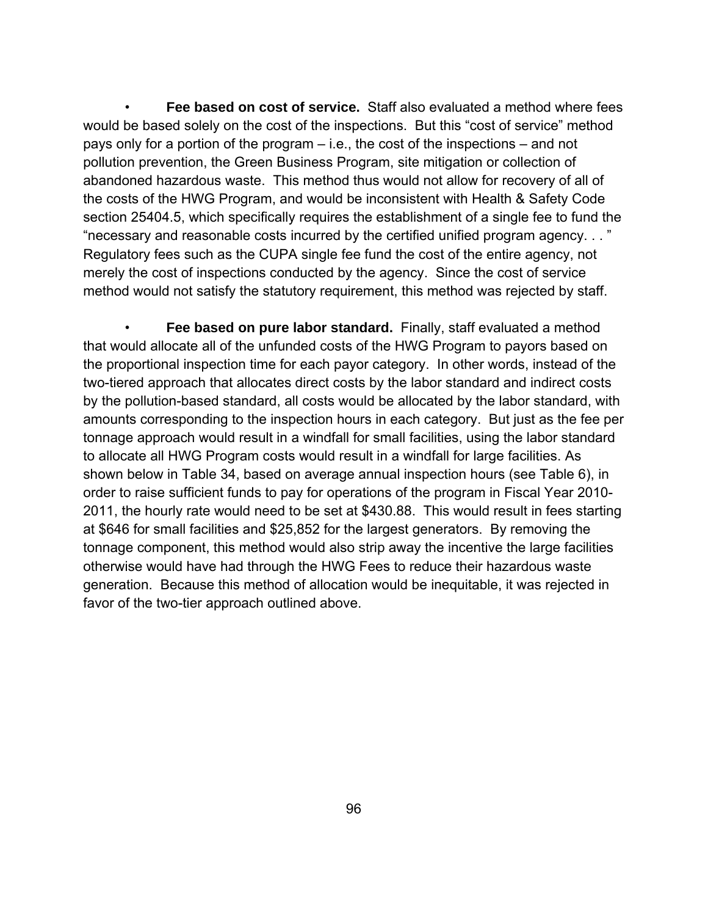- **Fee based on cost of service.** Staff also evaluated a method where fees would be based solely on the cost of the inspections. But this "cost of service" method pays only for a portion of the program – i.e., the cost of the inspections – and not pollution prevention, the Green Business Program, site mitigation or collection of abandoned hazardous waste. This method thus would not allow for recovery of all of the costs of the HWG Program, and would be inconsistent with Health & Safety Code section 25404.5, which specifically requires the establishment of a single fee to fund the "necessary and reasonable costs incurred by the certified unified program agency. . . " Regulatory fees such as the CUPA single fee fund the cost of the entire agency, not merely the cost of inspections conducted by the agency. Since the cost of service method would not satisfy the statutory requirement, this method was rejected by staff.

- **Fee based on pure labor standard.** Finally, staff evaluated a method that would allocate all of the unfunded costs of the HWG Program to payors based on the proportional inspection time for each payor category. In other words, instead of the two-tiered approach that allocates direct costs by the labor standard and indirect costs by the pollution-based standard, all costs would be allocated by the labor standard, with amounts corresponding to the inspection hours in each category. But just as the fee per tonnage approach would result in a windfall for small facilities, using the labor standard to allocate all HWG Program costs would result in a windfall for large facilities. As shown below in Table 34, based on average annual inspection hours (see Table 6), in order to raise sufficient funds to pay for operations of the program in Fiscal Year 2010-2011, the hourly rate would need to be set at $430.88. This would result in fees starting at $646 for small facilities and $25,852 for the largest generators. By removing the tonnage component, this method would also strip away the incentive the large facilities otherwise would have had through the HWG Fees to reduce their hazardous waste generation. Because this method of allocation would be inequitable, it was rejected in favor of the two-tier approach outlined above.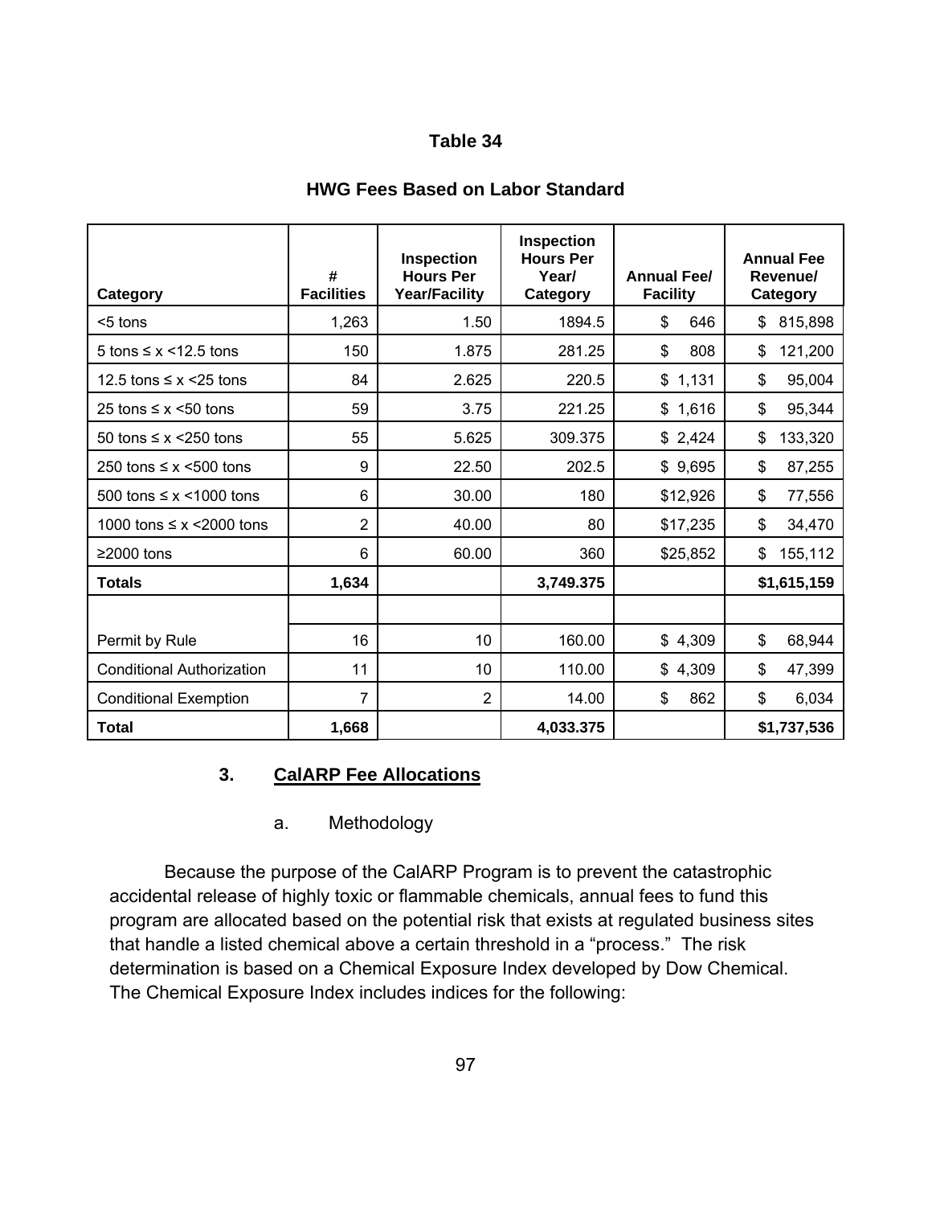**Table 34**

**HWG Fees Based on Labor Standard**

| Category | # Facilities | Inspection Hours Per Year/Facility | Inspection Hours Per Year/ Category | Annual Fee/ Facility | Annual Fee Revenue/ Category |
|---|---|---|---|---|---|
| <5 tons | 1,263 | 1.50 | 1894.5 | $ 646 | $ 815,898 |
| 5 tons ≤ x <12.5 tons | 150 | 1.875 | 281.25 | $ 808 | $ 121,200 |
| 12.5 tons ≤ x <25 tons | 84 | 2.625 | 220.5 | $ 1,131 | $ 95,004 |
| 25 tons ≤ x <50 tons | 59 | 3.75 | 221.25 | $ 1,616 | $ 95,344 |
| 50 tons ≤ x <250 tons | 55 | 5.625 | 309.375 | $ 2,424 | $ 133,320 |
| 250 tons ≤ x <500 tons | 9 | 22.50 | 202.5 | $ 9,695 | $ 87,255 |
| 500 tons ≤ x <1000 tons | 6 | 30.00 | 180 | $12,926 | $ 77,556 |
| 1000 tons ≤ x <2000 tons | 2 | 40.00 | 80 | $17,235 | $ 34,470 |
| ≥2000 tons | 6 | 60.00 | 360 | $25,852 | $ 155,112 |
| **Totals** | **1,634** | | **3,749.375** | | **$1,615,159** |
| | | | | | |
| Permit by Rule | 16 | 10 | 160.00 | $ 4,309 | $ 68,944 |
| Conditional Authorization | 11 | 10 | 110.00 | $ 4,309 | $ 47,399 |
| Conditional Exemption | 7 | 2 | 14.00 | $ 862 | $ 6,034 |
| **Total** | **1,668** | | **4,033.375** | | **$1,737,536** |

### 3. CalARP Fee Allocations

a. Methodology

Because the purpose of the CalARP Program is to prevent the catastrophic accidental release of highly toxic or flammable chemicals, annual fees to fund this program are allocated based on the potential risk that exists at regulated business sites that handle a listed chemical above a certain threshold in a "process." The risk determination is based on a Chemical Exposure Index developed by Dow Chemical. The Chemical Exposure Index includes indices for the following: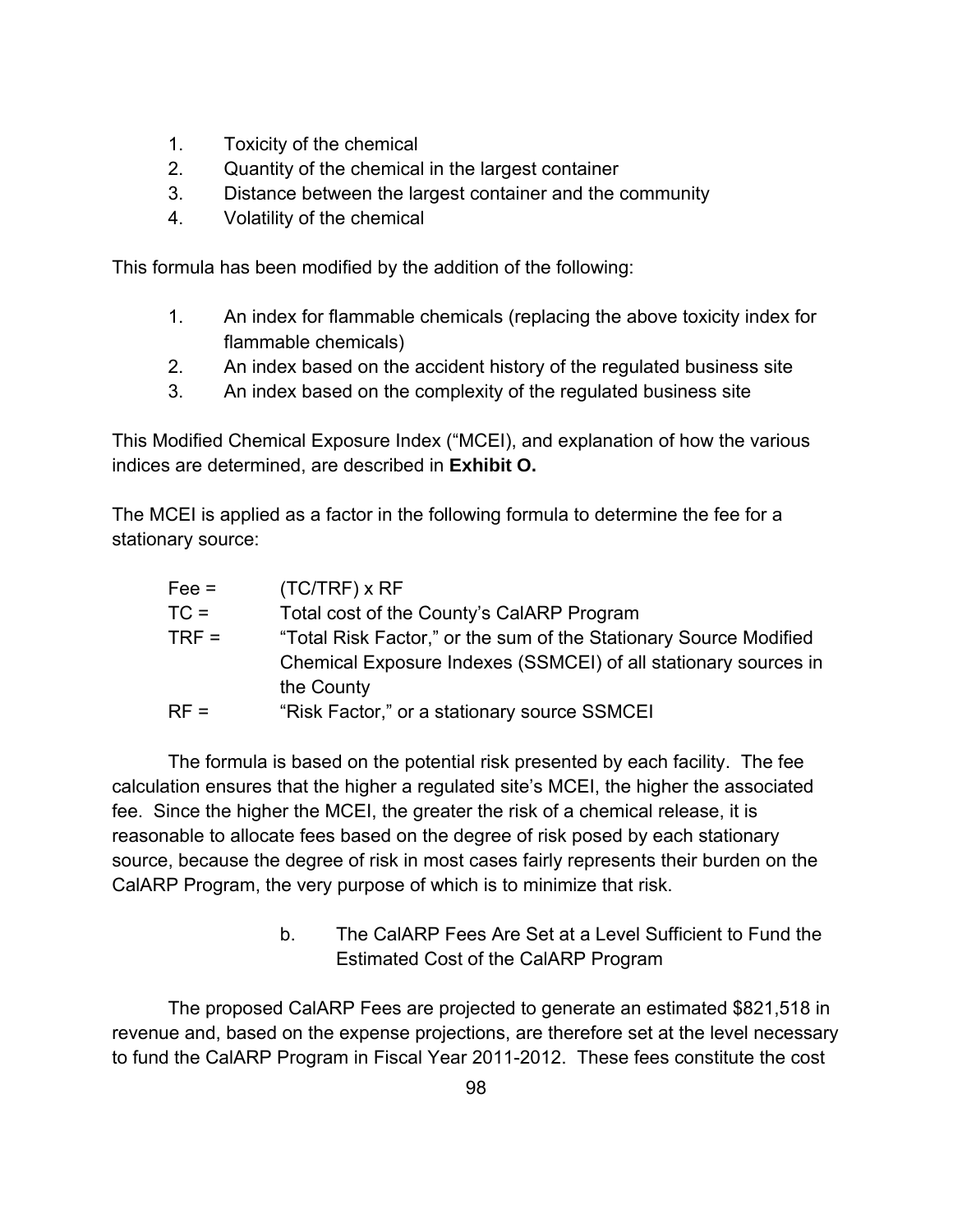1. Toxicity of the chemical
2. Quantity of the chemical in the largest container
3. Distance between the largest container and the community
4. Volatility of the chemical

This formula has been modified by the addition of the following:

1. An index for flammable chemicals (replacing the above toxicity index for flammable chemicals)
2. An index based on the accident history of the regulated business site
3. An index based on the complexity of the regulated business site

This Modified Chemical Exposure Index ("MCEI), and explanation of how the various indices are determined, are described in **Exhibit O.**

The MCEI is applied as a factor in the following formula to determine the fee for a stationary source:

| | |
|---|---|
| Fee = | (TC/TRF) x RF |
| TC = | Total cost of the County's CalARP Program |
| TRF = | "Total Risk Factor," or the sum of the Stationary Source Modified Chemical Exposure Indexes (SSMCEI) of all stationary sources in the County |
| RF = | "Risk Factor," or a stationary source SSMCEI |

The formula is based on the potential risk presented by each facility. The fee calculation ensures that the higher a regulated site's MCEI, the higher the associated fee. Since the higher the MCEI, the greater the risk of a chemical release, it is reasonable to allocate fees based on the degree of risk posed by each stationary source, because the degree of risk in most cases fairly represents their burden on the CalARP Program, the very purpose of which is to minimize that risk.

b. The CalARP Fees Are Set at a Level Sufficient to Fund the Estimated Cost of the CalARP Program

The proposed CalARP Fees are projected to generate an estimated $821,518 in revenue and, based on the expense projections, are therefore set at the level necessary to fund the CalARP Program in Fiscal Year 2011-2012. These fees constitute the cost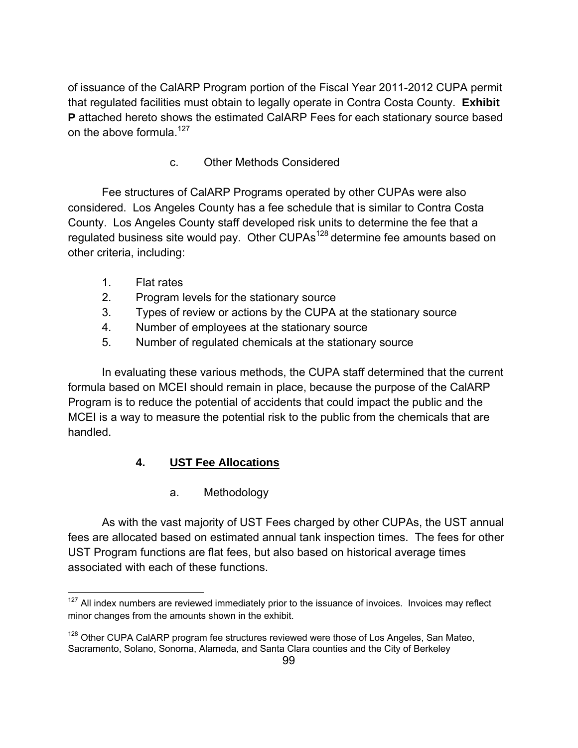of issuance of the CalARP Program portion of the Fiscal Year 2011-2012 CUPA permit that regulated facilities must obtain to legally operate in Contra Costa County. **Exhibit P** attached hereto shows the estimated CalARP Fees for each stationary source based on the above formula.[127]

c. Other Methods Considered

Fee structures of CalARP Programs operated by other CUPAs were also considered. Los Angeles County has a fee schedule that is similar to Contra Costa County. Los Angeles County staff developed risk units to determine the fee that a regulated business site would pay. Other CUPAs[128] determine fee amounts based on other criteria, including:

1. Flat rates
2. Program levels for the stationary source
3. Types of review or actions by the CUPA at the stationary source
4. Number of employees at the stationary source
5. Number of regulated chemicals at the stationary source

In evaluating these various methods, the CUPA staff determined that the current formula based on MCEI should remain in place, because the purpose of the CalARP Program is to reduce the potential of accidents that could impact the public and the MCEI is a way to measure the potential risk to the public from the chemicals that are handled.

### 4. UST Fee Allocations

a. Methodology

As with the vast majority of UST Fees charged by other CUPAs, the UST annual fees are allocated based on estimated annual tank inspection times. The fees for other UST Program functions are flat fees, but also based on historical average times associated with each of these functions.

---

[127] All index numbers are reviewed immediately prior to the issuance of invoices. Invoices may reflect minor changes from the amounts shown in the exhibit.

[128] Other CUPA CalARP program fee structures reviewed were those of Los Angeles, San Mateo, Sacramento, Solano, Sonoma, Alameda, and Santa Clara counties and the City of Berkeley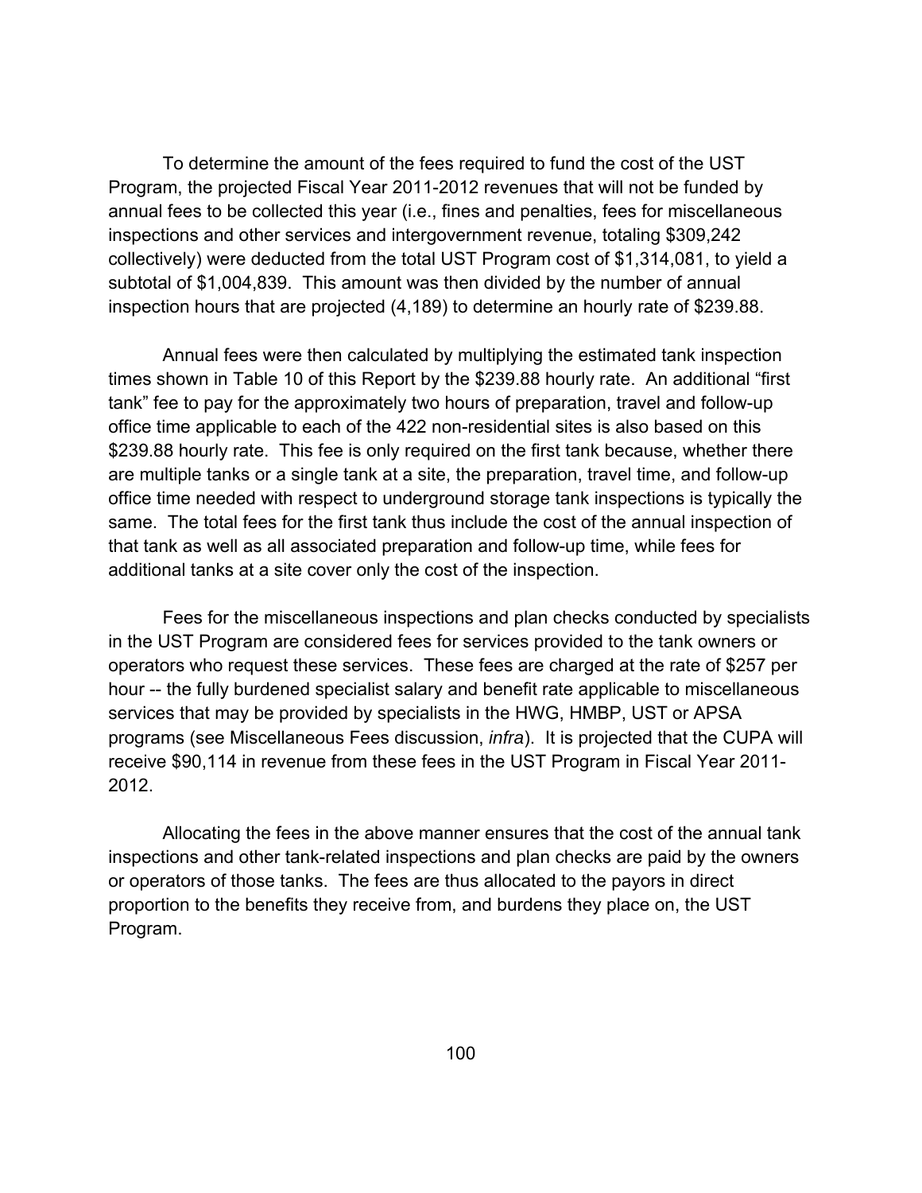To determine the amount of the fees required to fund the cost of the UST Program, the projected Fiscal Year 2011-2012 revenues that will not be funded by annual fees to be collected this year (i.e., fines and penalties, fees for miscellaneous inspections and other services and intergovernment revenue, totaling $309,242 collectively) were deducted from the total UST Program cost of $1,314,081, to yield a subtotal of $1,004,839. This amount was then divided by the number of annual inspection hours that are projected (4,189) to determine an hourly rate of $239.88.

Annual fees were then calculated by multiplying the estimated tank inspection times shown in Table 10 of this Report by the $239.88 hourly rate. An additional "first tank" fee to pay for the approximately two hours of preparation, travel and follow-up office time applicable to each of the 422 non-residential sites is also based on this $239.88 hourly rate. This fee is only required on the first tank because, whether there are multiple tanks or a single tank at a site, the preparation, travel time, and follow-up office time needed with respect to underground storage tank inspections is typically the same. The total fees for the first tank thus include the cost of the annual inspection of that tank as well as all associated preparation and follow-up time, while fees for additional tanks at a site cover only the cost of the inspection.

Fees for the miscellaneous inspections and plan checks conducted by specialists in the UST Program are considered fees for services provided to the tank owners or operators who request these services. These fees are charged at the rate of $257 per hour -- the fully burdened specialist salary and benefit rate applicable to miscellaneous services that may be provided by specialists in the HWG, HMBP, UST or APSA programs (see Miscellaneous Fees discussion, *infra*). It is projected that the CUPA will receive $90,114 in revenue from these fees in the UST Program in Fiscal Year 2011-2012.

Allocating the fees in the above manner ensures that the cost of the annual tank inspections and other tank-related inspections and plan checks are paid by the owners or operators of those tanks. The fees are thus allocated to the payors in direct proportion to the benefits they receive from, and burdens they place on, the UST Program.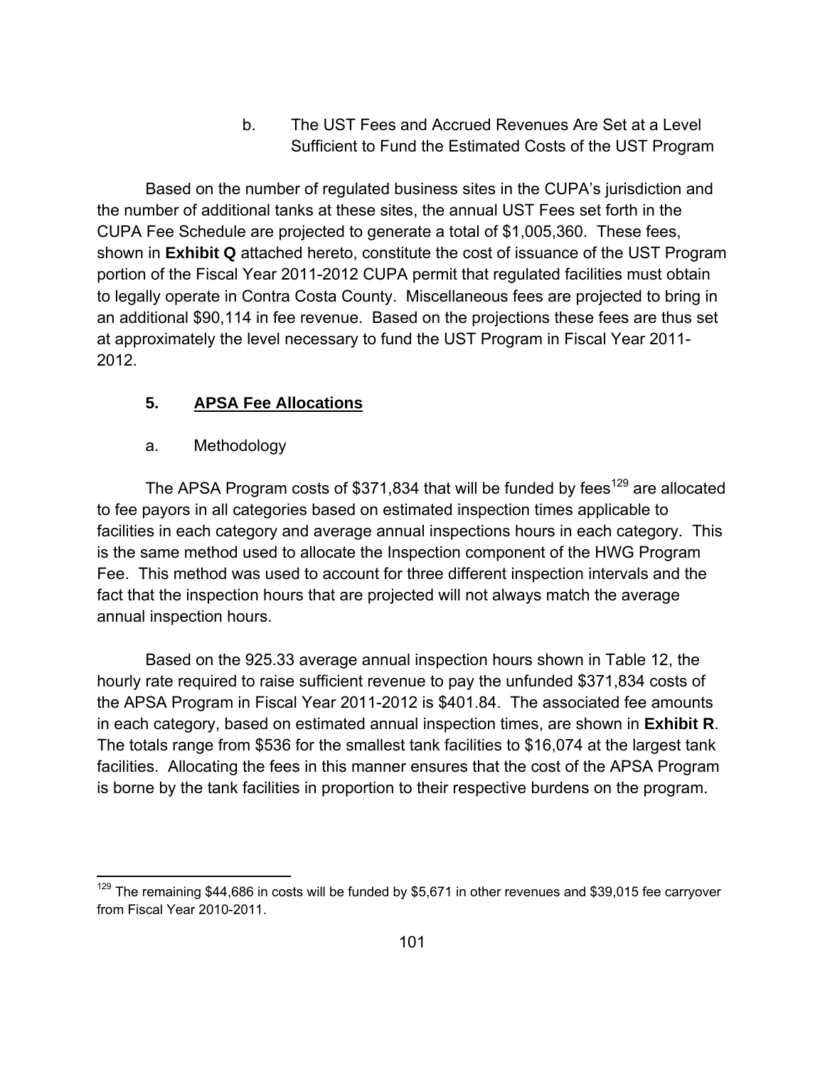b. The UST Fees and Accrued Revenues Are Set at a Level Sufficient to Fund the Estimated Costs of the UST Program

Based on the number of regulated business sites in the CUPA's jurisdiction and the number of additional tanks at these sites, the annual UST Fees set forth in the CUPA Fee Schedule are projected to generate a total of $1,005,360. These fees, shown in **Exhibit Q** attached hereto, constitute the cost of issuance of the UST Program portion of the Fiscal Year 2011-2012 CUPA permit that regulated facilities must obtain to legally operate in Contra Costa County. Miscellaneous fees are projected to bring in an additional $90,114 in fee revenue. Based on the projections these fees are thus set at approximately the level necessary to fund the UST Program in Fiscal Year 2011-2012.

### 5. APSA Fee Allocations

a. Methodology

The APSA Program costs of $371,834 that will be funded by fees[129] are allocated to fee payors in all categories based on estimated inspection times applicable to facilities in each category and average annual inspections hours in each category. This is the same method used to allocate the Inspection component of the HWG Program Fee. This method was used to account for three different inspection intervals and the fact that the inspection hours that are projected will not always match the average annual inspection hours.

Based on the 925.33 average annual inspection hours shown in Table 12, the hourly rate required to raise sufficient revenue to pay the unfunded $371,834 costs of the APSA Program in Fiscal Year 2011-2012 is $401.84. The associated fee amounts in each category, based on estimated annual inspection times, are shown in **Exhibit R**. The totals range from $536 for the smallest tank facilities to $16,074 at the largest tank facilities. Allocating the fees in this manner ensures that the cost of the APSA Program is borne by the tank facilities in proportion to their respective burdens on the program.

---

[129] The remaining $44,686 in costs will be funded by $5,671 in other revenues and $39,015 fee carryover from Fiscal Year 2010-2011.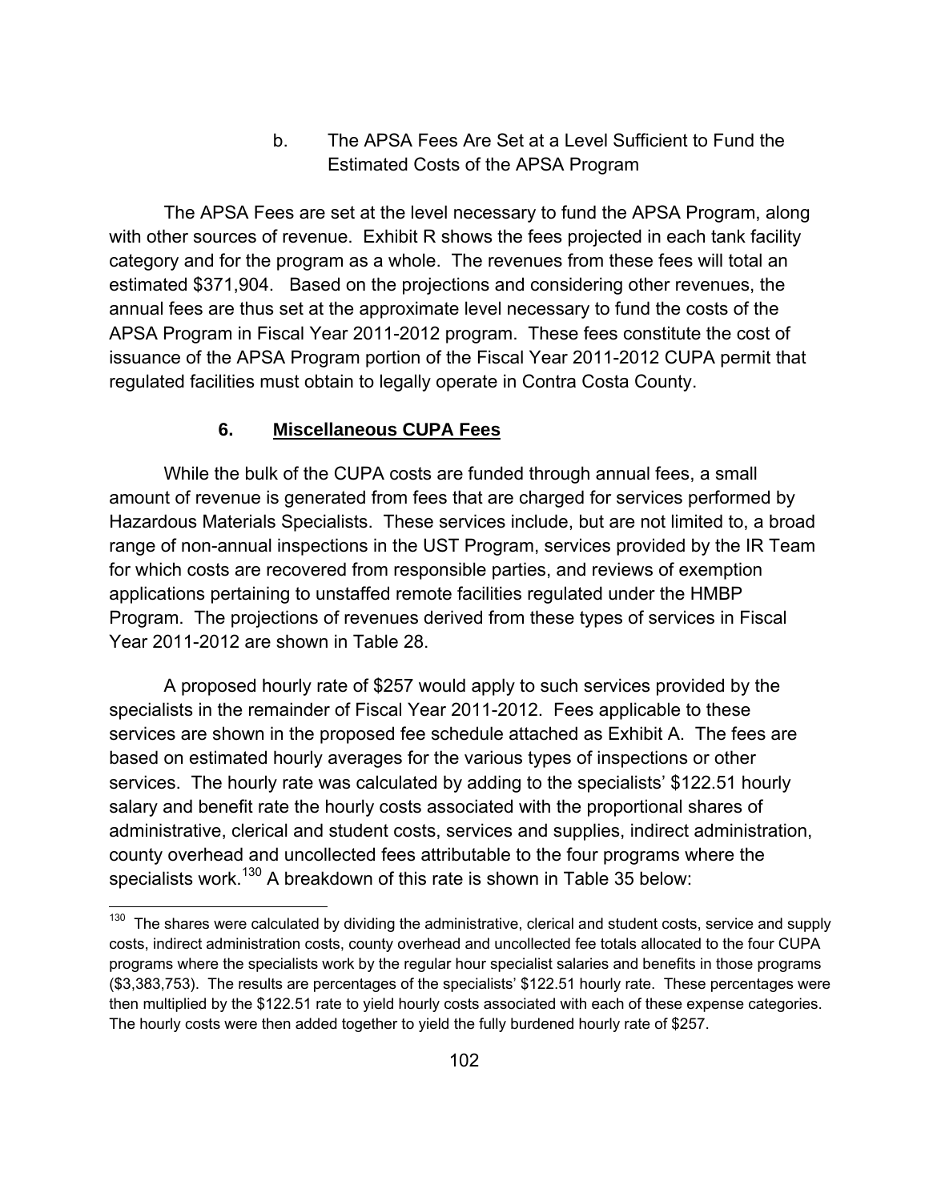#### b. The APSA Fees Are Set at a Level Sufficient to Fund the Estimated Costs of the APSA Program

The APSA Fees are set at the level necessary to fund the APSA Program, along with other sources of revenue. Exhibit R shows the fees projected in each tank facility category and for the program as a whole. The revenues from these fees will total an estimated $371,904. Based on the projections and considering other revenues, the annual fees are thus set at the approximate level necessary to fund the costs of the APSA Program in Fiscal Year 2011-2012 program. These fees constitute the cost of issuance of the APSA Program portion of the Fiscal Year 2011-2012 CUPA permit that regulated facilities must obtain to legally operate in Contra Costa County.

### 6. **Miscellaneous CUPA Fees**

While the bulk of the CUPA costs are funded through annual fees, a small amount of revenue is generated from fees that are charged for services performed by Hazardous Materials Specialists. These services include, but are not limited to, a broad range of non-annual inspections in the UST Program, services provided by the IR Team for which costs are recovered from responsible parties, and reviews of exemption applications pertaining to unstaffed remote facilities regulated under the HMBP Program. The projections of revenues derived from these types of services in Fiscal Year 2011-2012 are shown in Table 28.

A proposed hourly rate of $257 would apply to such services provided by the specialists in the remainder of Fiscal Year 2011-2012. Fees applicable to these services are shown in the proposed fee schedule attached as Exhibit A. The fees are based on estimated hourly averages for the various types of inspections or other services. The hourly rate was calculated by adding to the specialists' $122.51 hourly salary and benefit rate the hourly costs associated with the proportional shares of administrative, clerical and student costs, services and supplies, indirect administration, county overhead and uncollected fees attributable to the four programs where the specialists work.[130] A breakdown of this rate is shown in Table 35 below:

---

[130] The shares were calculated by dividing the administrative, clerical and student costs, service and supply costs, indirect administration costs, county overhead and uncollected fee totals allocated to the four CUPA programs where the specialists work by the regular hour specialist salaries and benefits in those programs ($3,383,753). The results are percentages of the specialists' $122.51 hourly rate. These percentages were then multiplied by the $122.51 rate to yield hourly costs associated with each of these expense categories. The hourly costs were then added together to yield the fully burdened hourly rate of $257.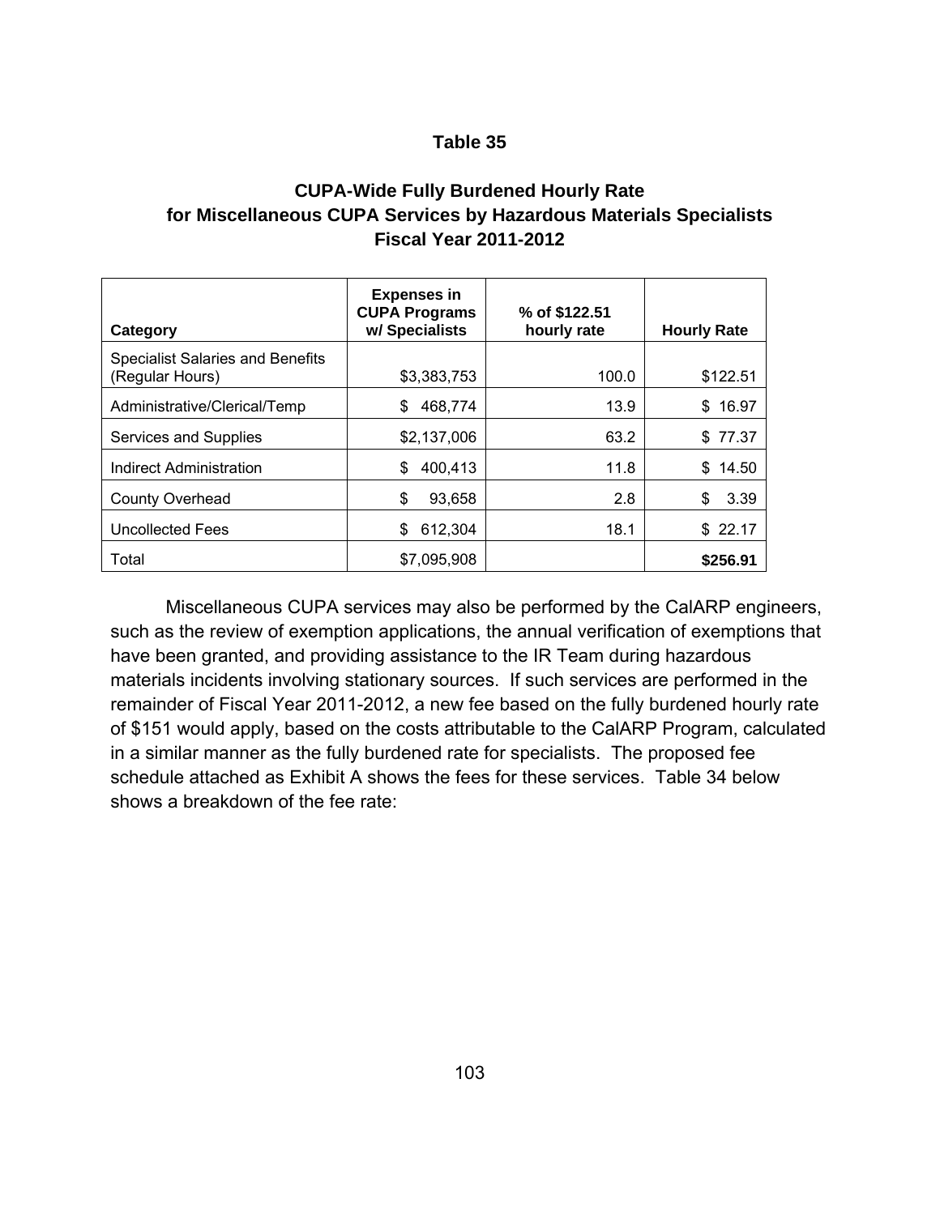**Table 35**

**CUPA-Wide Fully Burdened Hourly Rate for Miscellaneous CUPA Services by Hazardous Materials Specialists Fiscal Year 2011-2012**

| Category | Expenses in CUPA Programs w/ Specialists | % of $122.51 hourly rate | Hourly Rate |
|---|---|---|---|
| Specialist Salaries and Benefits (Regular Hours) | $3,383,753 | 100.0 | $122.51 |
| Administrative/Clerical/Temp | $ 468,774 | 13.9 | $ 16.97 |
| Services and Supplies | $2,137,006 | 63.2 | $ 77.37 |
| Indirect Administration | $ 400,413 | 11.8 | $ 14.50 |
| County Overhead | $ 93,658 | 2.8 | $ 3.39 |
| Uncollected Fees | $ 612,304 | 18.1 | $ 22.17 |
| Total | $7,095,908 | | **$256.91** |

Miscellaneous CUPA services may also be performed by the CalARP engineers, such as the review of exemption applications, the annual verification of exemptions that have been granted, and providing assistance to the IR Team during hazardous materials incidents involving stationary sources. If such services are performed in the remainder of Fiscal Year 2011-2012, a new fee based on the fully burdened hourly rate of $151 would apply, based on the costs attributable to the CalARP Program, calculated in a similar manner as the fully burdened rate for specialists. The proposed fee schedule attached as Exhibit A shows the fees for these services. Table 34 below shows a breakdown of the fee rate: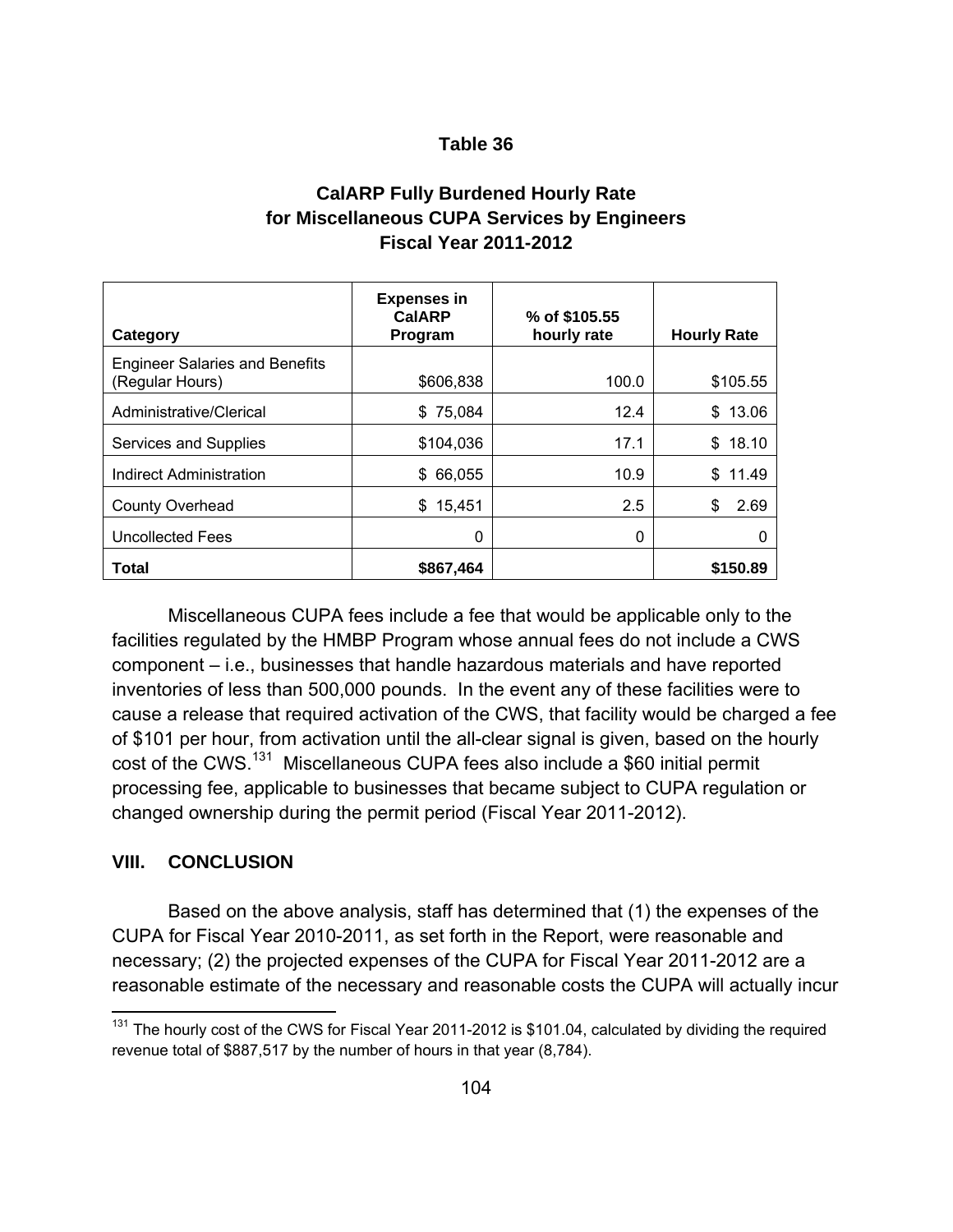**Table 36**

**CalARP Fully Burdened Hourly Rate for Miscellaneous CUPA Services by Engineers Fiscal Year 2011-2012**

| Category | Expenses in CalARP Program | % of $105.55 hourly rate | Hourly Rate |
|---|---|---|---|
| Engineer Salaries and Benefits (Regular Hours) | $606,838 | 100.0 | $105.55 |
| Administrative/Clerical | $ 75,084 | 12.4 | $ 13.06 |
| Services and Supplies | $104,036 | 17.1 | $ 18.10 |
| Indirect Administration | $ 66,055 | 10.9 | $ 11.49 |
| County Overhead | $ 15,451 | 2.5 | $ 2.69 |
| Uncollected Fees | 0 | 0 | 0 |
| **Total** | **$867,464** | | **$150.89** |

Miscellaneous CUPA fees include a fee that would be applicable only to the facilities regulated by the HMBP Program whose annual fees do not include a CWS component – i.e., businesses that handle hazardous materials and have reported inventories of less than 500,000 pounds. In the event any of these facilities were to cause a release that required activation of the CWS, that facility would be charged a fee of $101 per hour, from activation until the all-clear signal is given, based on the hourly cost of the CWS.[131] Miscellaneous CUPA fees also include a $60 initial permit processing fee, applicable to businesses that became subject to CUPA regulation or changed ownership during the permit period (Fiscal Year 2011-2012).

## VIII. CONCLUSION

Based on the above analysis, staff has determined that (1) the expenses of the CUPA for Fiscal Year 2010-2011, as set forth in the Report, were reasonable and necessary; (2) the projected expenses of the CUPA for Fiscal Year 2011-2012 are a reasonable estimate of the necessary and reasonable costs the CUPA will actually incur

[131] The hourly cost of the CWS for Fiscal Year 2011-2012 is $101.04, calculated by dividing the required revenue total of $887,517 by the number of hours in that year (8,784).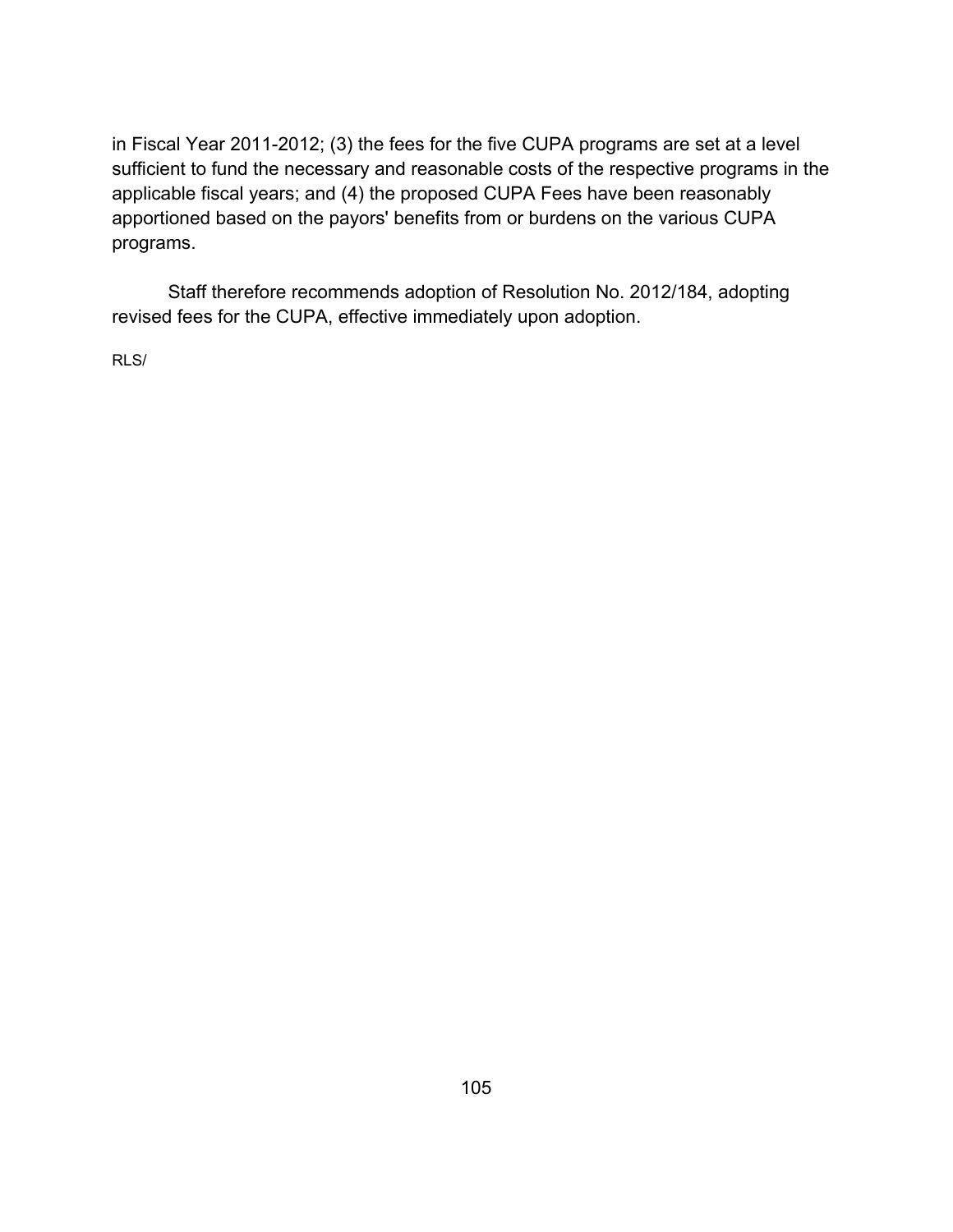in Fiscal Year 2011-2012; (3) the fees for the five CUPA programs are set at a level sufficient to fund the necessary and reasonable costs of the respective programs in the applicable fiscal years; and (4) the proposed CUPA Fees have been reasonably apportioned based on the payors' benefits from or burdens on the various CUPA programs.

Staff therefore recommends adoption of Resolution No. 2012/184, adopting revised fees for the CUPA, effective immediately upon adoption.

RLS/